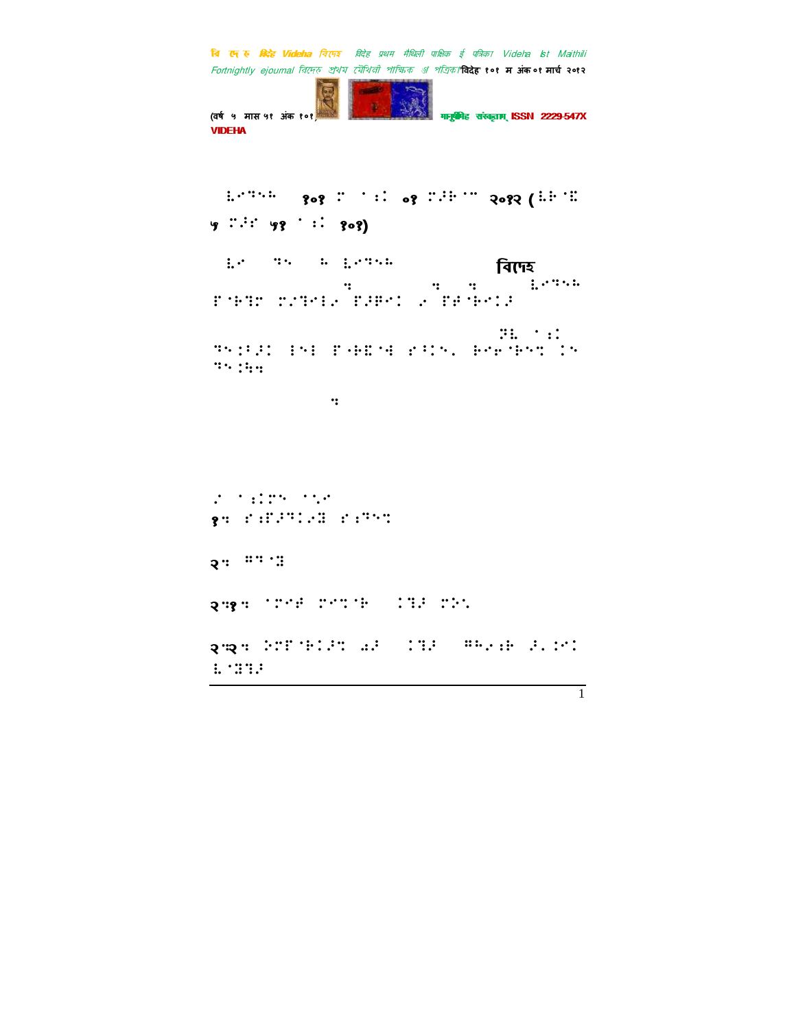⠇⠊⠙⠑⠓⠁ १०१ ⠍ ⠁⠝⠅ ०१ ⠍⠜⠗⠉⠓ २०१२ (⠧⠗⠯ ५ ⠍⠜⠎ ५१ ⠁⠝⠅ १०१)

⠇⠊ ⠙⠑ ⠓ ⠇⠊⠙⠑⠓⠁ **बिদেহ** ⠒ ⠒ ⠒ ⠇⠊⠙⠑⠓⠁ ⠏⠗⠪⠍ ⠍⠌⠹⠊⠇⠊ ⠏⠜⠟⠊⠅ ⠊ ⠏⠣⠗⠊⠅⠜

⠝⠇ ⠁⠝⠅ ⠙⠑⠐⠝⠜⠅ ⠇⠑⠇ ⠏⠗⠷⠽⠚ ⠎⠁⠅⠑⠄ ⠗⠊⠎⠗⠑⠙ ⠅⠑ ⠙⠑⠐⠳⠒

⠒

⠜ ⠁⠝⠅⠍⠑ ⠁⠇⠊
१⠒ ⠎⠝⠏⠜⠙⠅⠊⠽ ⠎⠝⠙⠑⠙

२⠒ ⠛⠙⠽

२⠒१⠒ ⠁⠍⠊⠣ ⠍⠊⠙⠗ ⠅⠹⠜ ⠍⠕⠄

२⠒२⠒ ⠝⠊⠏⠗⠅⠜⠙ ⠡⠜ ⠅⠹⠜ ⠛⠓⠊⠝⠗ ⠜⠄⠅⠊⠅ ⠇⠽⠹⠜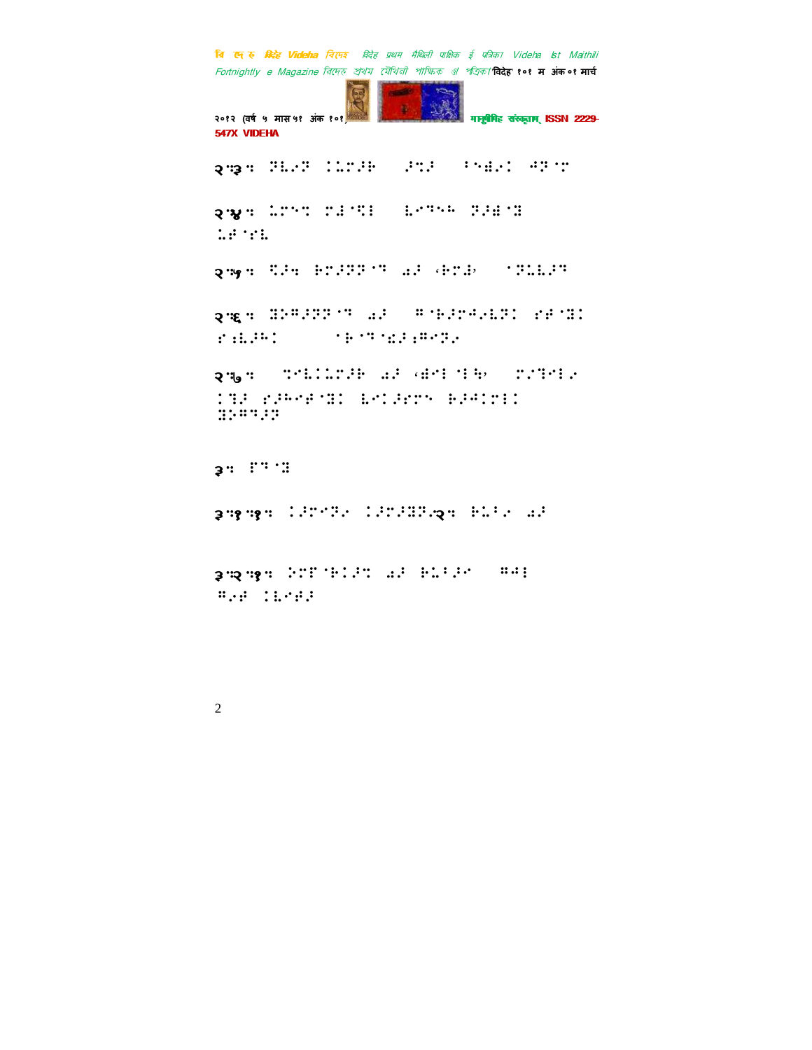२.३. ⠛⠇⠞⠛ ⠅⠥⠍⠂⠗ ⠂⠝⠂ ⠁⠑⠫⠞⠅ ⠚⠛⠈⠍

२.४. ⠥⠍⠑⠝ ⠍⠹⠈⠻⠇ ⠇⠋⠙⠑⠓ ⠛⠂⠻⠈⠿ ⠥⠗⠈⠎⠇

२.५. ⠻⠂⠹ ⠗⠍⠂⠛⠛⠈⠙ ⠔⠂ ⠐⠗⠍⠻⠐ ⠁⠛⠥⠇⠂⠙

२.६. ⠿⠕⠛⠂⠛⠛⠈⠙ ⠔⠂ ⠛⠈⠗⠂⠍⠚⠞⠇⠛⠅ ⠎⠗⠈⠿⠅ ⠎⠆⠇⠂⠓⠅ ⠁⠗⠈⠙⠈⠫⠂⠆⠛⠋⠛⠞

२.७. ⠝⠋⠇⠅⠥⠍⠂⠗ ⠔⠂ ⠐⠻⠋⠇⠈⠇⠓⠐ ⠍⠎⠙⠋⠇⠞ ⠅⠙⠂ ⠎⠂⠓⠋⠗⠈⠿⠅ ⠇⠋⠅⠂⠎⠍⠑ ⠗⠂⠚⠅⠍⠇⠅ ⠿⠕⠛⠙⠂⠛

३. ⠋⠙⠈⠿

३.१.१. ⠅⠂⠍⠋⠛⠞ ⠅⠂⠍⠂⠿⠛⠞२. ⠗⠥⠁⠞ ⠔⠂

३.२.१. ⠕⠍⠋⠈⠗⠅⠂⠝ ⠔⠂ ⠗⠥⠁⠂⠋ ⠛⠚⠇ ⠛⠞⠗ ⠅⠇⠋⠗⠂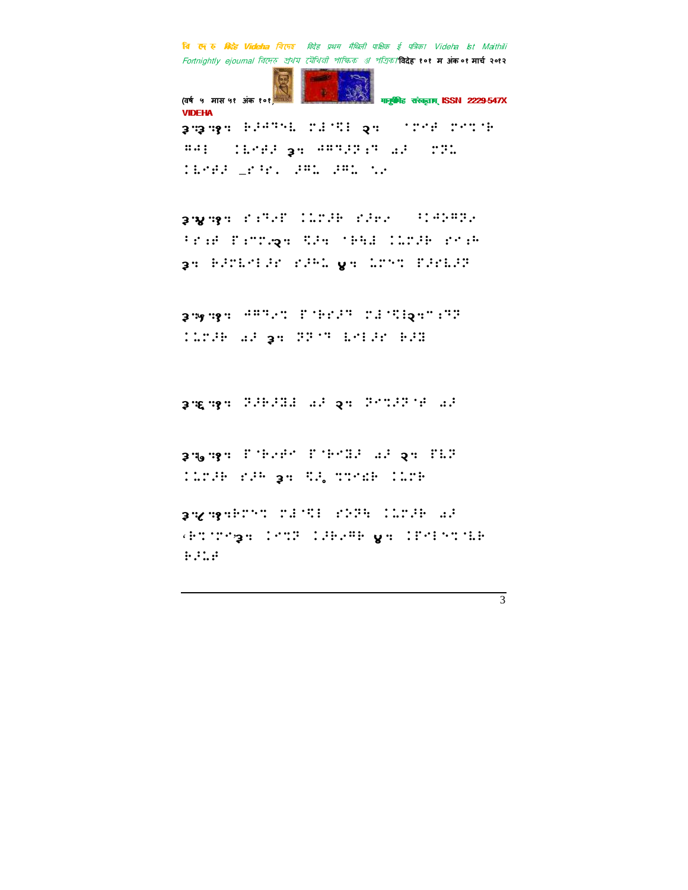३.३.१. ⠗⠜⠙⠝⠑⠇ ⠍�万⠙⠣⠇ २. ⠁⠍⠑⠋ ⠍⠑⠉⠁⠗
⠛⠙⠇ ⠀⠇⠇⠑⠗⠜ ३. ⠙⠛⠝⠜⠝⠻⠝ ⠩⠜ ⠀⠍⠝⠅
⠇⠇⠑⠗⠜ ⠤⠎⠋⠎⠂ ⠜⠛⠅ ⠜⠛⠅ ⠡⠂

३.४.१. ⠎⠻⠝⠂⠋ ⠇⠅⠍⠜⠗ ⠎⠜⠗⠂ ⠀⠋⠇⠙⠕⠛⠝⠂
⠋⠎⠻⠋ ⠋⠻⠍⠍⠂२. ⠝⠜. ⠁⠗⠓⠙ ⠇⠅⠍⠜⠗ ⠎⠑⠻⠓
३. ⠗⠜⠍⠇⠑⠇⠜⠎ ⠎⠜⠓⠅ ४. ⠅⠍⠕⠉ ⠋⠜⠎⠇⠜⠝

३.५.१. ⠙⠛⠝⠂⠉ ⠋⠁⠗⠎⠜⠝ ⠍⠙⠁⠙⠇२.⠁⠻⠝⠝
⠇⠅⠍⠜⠗ ⠩⠜ ३. ⠝⠝⠁⠝ ⠇⠑⠇⠜⠎ ⠗⠜⠝

३.६.१. ⠝⠜⠗⠜⠝⠙ ⠩⠜ २. ⠝⠑⠉⠜⠝⠁⠋ ⠩⠜

३.७.१. ⠋⠁⠗⠂⠋⠑ ⠋⠁⠗⠑⠝⠜ ⠩⠜ २. ⠋⠇⠝
⠇⠅⠍⠜⠗ ⠎⠜⠓ ३. ⠝⠜ ⠉⠉⠑⠭⠗ ⠇⠅⠍⠗

३.८.१.⠗⠍⠑⠉ ⠍⠙⠁⠝⠇ ⠎⠕⠝⠓ ⠇⠅⠍⠜⠗ ⠩⠜
⠐⠗⠉⠁⠍⠑३. ⠇⠑⠉⠝ ⠇⠜⠗⠂⠛⠗ ४. ⠇⠋⠑⠇⠕⠉⠁⠇⠗
⠗⠜⠅⠋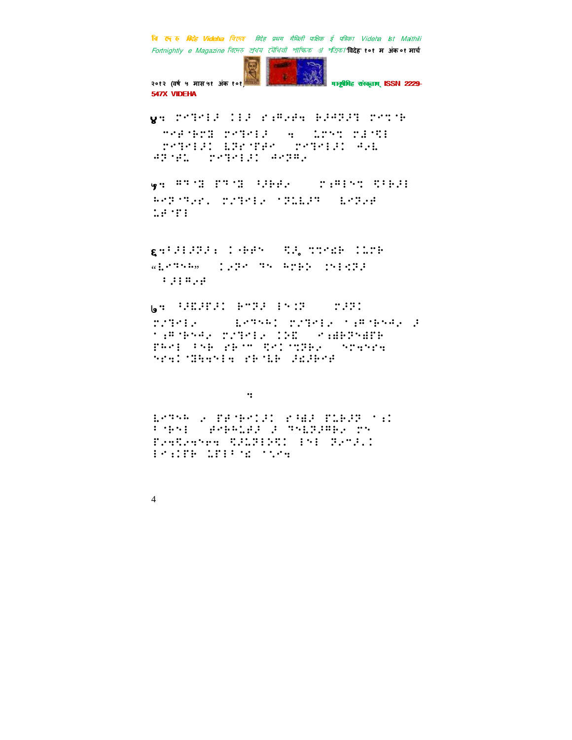४ः

५ः

६ः

७ः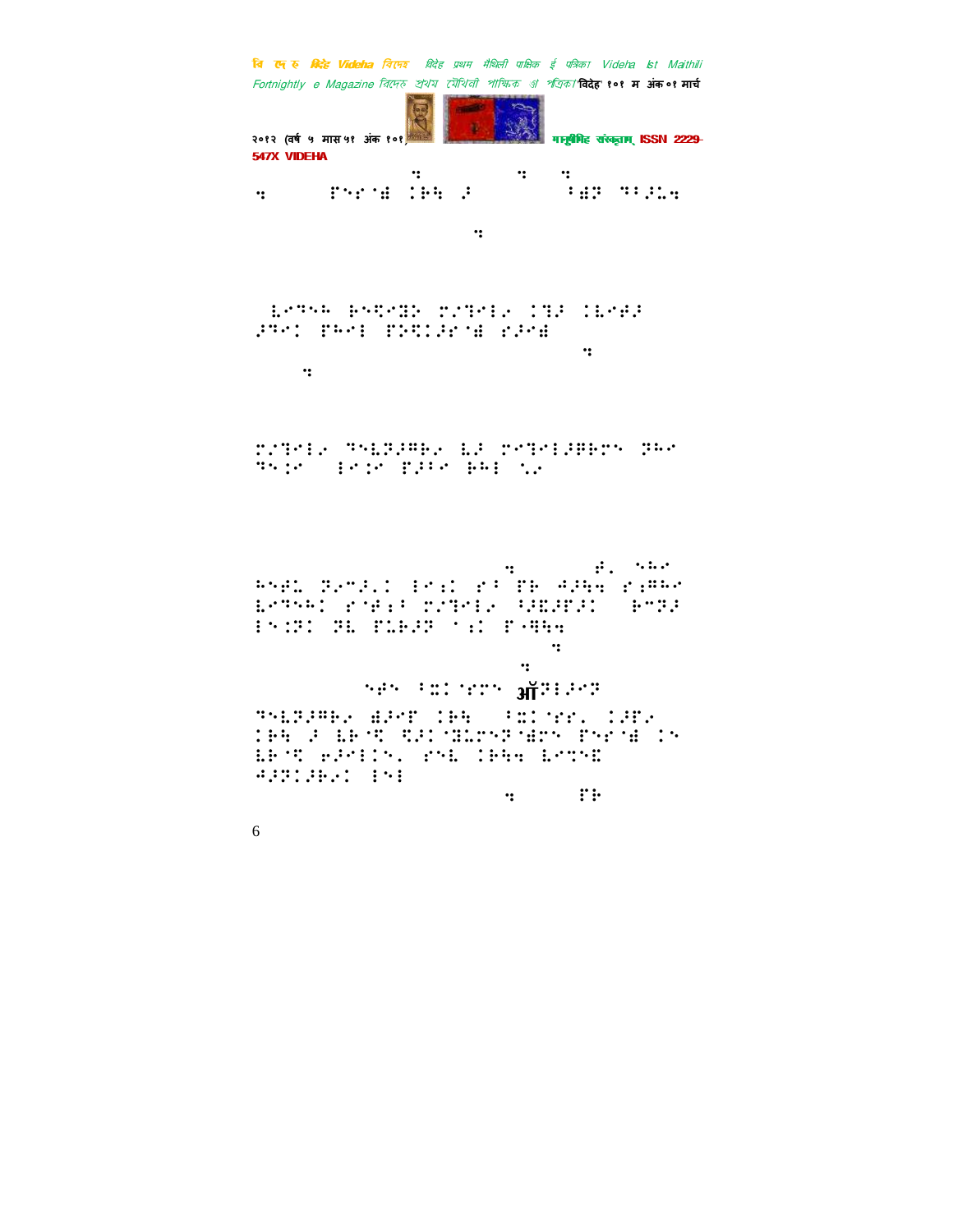⠒ ⠒ ⠒
⠒ ⠏⠝⠗⠊⠛ ⠊⠗⠓ ⠼ ⠃⠛⠝ ⠙⠃⠼⠥⠒

⠒

⠇⠊⠙⠝⠓ ⠗⠝⠻⠊⠟⠗ ⠍⠌⠙⠊⠇⠐ ⠊⠙⠼ ⠊⠇⠊⠫⠼ ⠼⠙⠊⠁ ⠏⠓⠊⠁ ⠏⠕⠻⠁⠼⠗⠊⠛ ⠗⠼⠊⠛
⠒
⠒

⠍⠌⠙⠊⠇⠐ ⠙⠝⠇⠕⠼⠛⠗⠐ ⠇⠼ ⠗⠊⠙⠊⠇⠼⠛⠗⠍⠝ ⠕⠓⠊
⠙⠝⠅⠊ ⠁⠊⠅⠊ ⠏⠼⠃⠊ ⠗⠓⠁ ⠡⠐

⠒ ⠫⠂ ⠝⠓⠊
⠓⠝⠫⠥ ⠕⠐⠉⠼⠂⠁ ⠁⠊⠆⠁ ⠗⠃ ⠏⠗ ⠙⠼⠓⠹ ⠗⠆⠛⠓⠊
⠇⠊⠙⠝⠓⠁ ⠗⠊⠋⠆⠃ ⠍⠌⠙⠊⠇⠐ ⠃⠼⠻⠼⠏⠼⠁ ⠗⠉⠕⠼
⠁⠝⠅⠕⠁ ⠕⠇ ⠏⠥⠗⠼⠕ ⠂⠆⠁ ⠏⠤⠛⠓⠹
⠒
⠒
⠝⠫⠝ ⠃⠭⠁⠌⠗⠍⠝ ऑ⠕⠁⠼⠊⠕
⠙⠝⠇⠕⠼⠛⠗⠐ ⠫⠼⠊⠋ ⠊⠗⠓ ⠃⠭⠁⠌⠗⠂ ⠁⠼⠋⠐
⠊⠗⠓ ⠼ ⠇⠗⠌⠻ ⠻⠼⠁⠌⠕⠥⠍⠝⠕⠌⠫⠍⠝ ⠏⠝⠗⠊⠛ ⠁⠝
⠇⠗⠌⠻ ⠢⠼⠊⠁⠁⠝⠂ ⠗⠝⠇ ⠊⠗⠓⠹ ⠇⠊⠍⠝⠻
⠙⠼⠕⠁⠼⠗⠐⠁ ⠁⠝⠁
⠒ ⠏⠃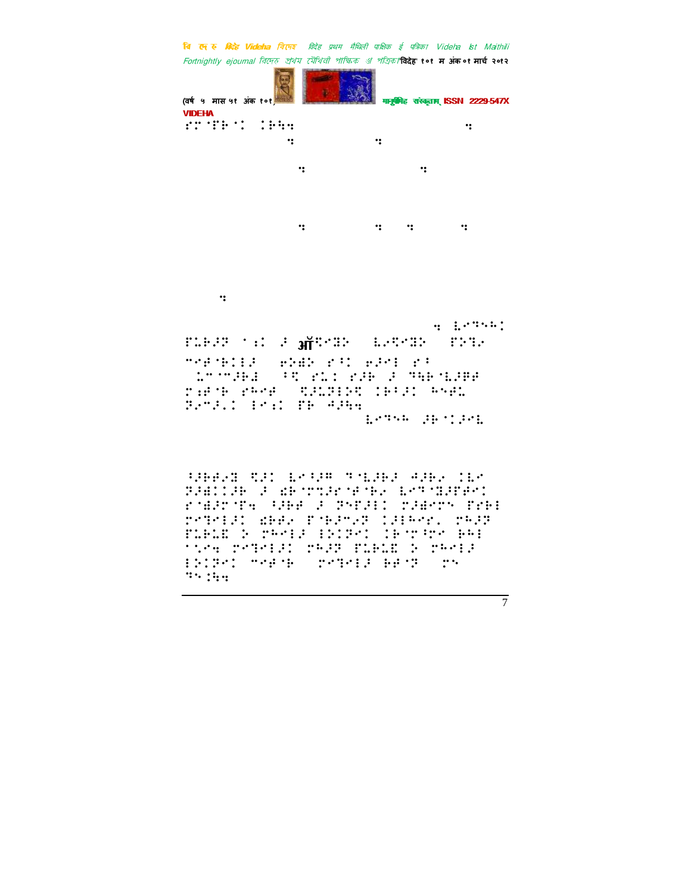VIDEHA

⠎⠍⠁⠗⠼⠁ ⠅⠗⠔⠲

⠲ ⠇⠑⠙⠓⠅

⠋⠥⠗⠼⠙ ⠁⠱ ⠼ ऑ⠩⠑⠛⠕ ⠇⠑⠩⠑⠛⠕ ⠋⠕⠙⠑

⠉⠊⠋⠃⠅⠇⠼ ⠢⠕⠛⠕ ⠎⠂⠅ ⠢⠼⠑⠇ ⠎⠂

⠥⠉⠉⠼⠗⠩ ⠂⠩ ⠎⠥⠅ ⠎⠼⠗ ⠼ ⠙⠓⠗⠇⠼⠗⠋

⠍⠪⠋⠃ ⠎⠓⠑⠋ ⠩⠼⠥⠼⠇⠕⠩ ⠅⠗⠂⠼⠅ ⠓⠑⠋⠥

⠙⠑⠉⠼⠂⠅ ⠇⠑⠱ ⠋⠗ ⠙⠼⠓⠲

⠇⠑⠙⠓⠗ ⠼⠗⠅⠼⠑⠇

⠂⠼⠗⠋⠑⠛ ⠩⠼⠅ ⠇⠑⠂⠼⠍ ⠙⠇⠼⠗⠼ ⠙⠼⠗⠑ ⠅⠇⠑

⠙⠼⠩⠅⠅⠼⠗ ⠼ ⠫⠃⠉⠥⠼⠑⠋⠃⠑ ⠇⠑⠙⠛⠼⠋⠋⠑⠅

⠎⠺⠼⠍⠋⠲ ⠂⠼⠗⠋ ⠼ ⠙⠑⠋⠼⠇⠅ ⠍⠼⠺⠑⠍⠑ ⠋⠎⠗⠇

⠍⠑⠙⠑⠇⠼⠅ ⠫⠗⠋⠑ ⠋⠃⠗⠼⠉⠑⠙ ⠅⠼⠇⠓⠑⠎⠂ ⠍⠓⠼⠙

⠋⠥⠗⠥⠩ ⠕ ⠍⠓⠑⠇⠼ ⠇⠕⠅⠙⠑⠅ ⠅⠗⠍⠂⠍⠑ ⠗⠓⠇

⠁⠅⠑⠲ ⠍⠑⠙⠑⠇⠼⠅ ⠍⠓⠼⠙ ⠋⠥⠗⠥⠩ ⠕ ⠍⠓⠑⠇⠼

⠇⠕⠅⠙⠑⠅ ⠉⠑⠋⠃ ⠍⠑⠙⠑⠇⠼ ⠗⠋⠙ ⠍⠑

⠙⠑⠅⠓⠲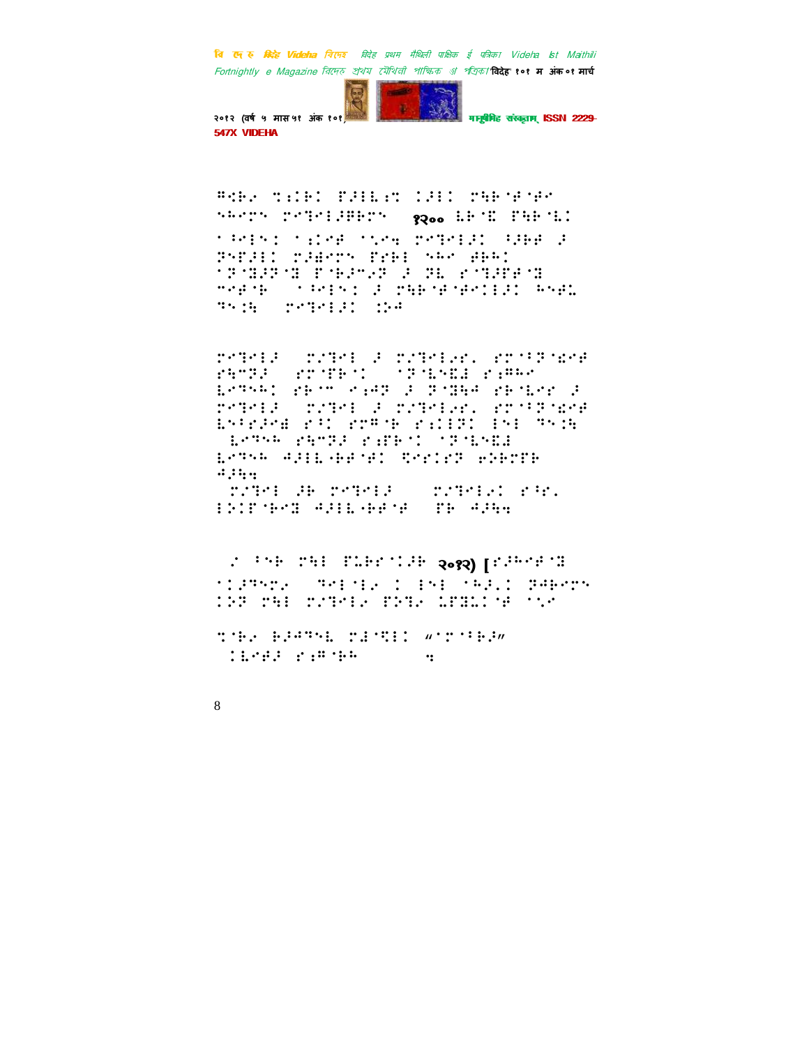⠛⠣⠗⠎⠀⠙⠂⠉⠗⠅⠀⠋⠨⠇⠐⠂⠝⠀⠅⠨⠇⠅⠀⠍⠓⠗⠾⠞⠾⠋⠀⠪⠓⠋⠍⠝⠀⠍⠎⠹⠑⠇⠨⠻⠗⠍⠝⠀⠀१२०० ⠐⠗⠾⠿⠀⠋⠓⠗⠾⠐⠅⠀⠁⠓⠑⠇⠝⠅⠀⠁⠂⠅⠋⠞⠀⠁⠡⠎⠹⠀⠍⠎⠹⠑⠇⠨⠅⠀⠓⠨⠗⠞⠀⠨⠀⠝⠪⠋⠨⠇⠅⠀⠍⠨⠱⠋⠍⠝⠀⠋⠗⠗⠇⠀⠪⠓⠋⠀⠞⠗⠓⠅⠀⠁⠝⠾⠹⠨⠝⠾⠹⠀⠋⠾⠗⠨⠋⠎⠝⠀⠨⠀⠝⠐⠀⠎⠾⠹⠨⠋⠋⠾⠹⠀⠊⠎⠋⠾⠗⠀⠀⠁⠓⠑⠇⠝⠅⠀⠨⠀⠍⠓⠗⠾⠞⠾⠞⠑⠅⠇⠨⠅⠀⠓⠝⠞⠉⠀⠹⠝⠂⠓⠀⠀⠍⠎⠹⠑⠇⠨⠅⠀⠅⠕⠞

⠍⠎⠹⠑⠇⠨⠀⠀⠍⠌⠹⠑⠇⠀⠨⠀⠍⠌⠹⠑⠇⠎⠋⠂⠀⠎⠍⠾⠓⠝⠾⠌⠎⠋⠀⠎⠓⠋⠝⠨⠀⠀⠎⠍⠾⠋⠗⠾⠅⠀⠀⠁⠝⠾⠐⠝⠐⠂⠀⠎⠂⠛⠓⠋⠀⠐⠗⠹⠝⠓⠅⠀⠎⠗⠾⠋⠀⠎⠂⠁⠝⠀⠨⠀⠝⠾⠹⠓⠁⠀⠎⠗⠾⠐⠗⠎⠀⠨⠀⠍⠎⠹⠑⠇⠨⠀⠀⠍⠌⠹⠑⠇⠀⠨⠀⠍⠌⠹⠑⠇⠎⠋⠂⠀⠎⠍⠾⠓⠝⠾⠌⠎⠋⠀⠐⠝⠓⠎⠨⠎⠱⠀⠎⠓⠅⠀⠎⠍⠛⠾⠗⠀⠎⠂⠅⠇⠝⠅⠀⠇⠝⠇⠀⠹⠝⠂⠓⠀⠀⠐⠗⠹⠝⠓⠀⠎⠓⠋⠝⠨⠀⠎⠂⠋⠗⠾⠅⠀⠁⠝⠾⠐⠝⠐⠂⠀⠐⠗⠹⠝⠓⠀⠁⠨⠇⠇⠤⠗⠋⠾⠋⠅⠀⠹⠑⠎⠅⠎⠝⠀⠋⠕⠗⠍⠋⠗⠀⠁⠨⠓⠂⠀⠀⠍⠌⠹⠑⠇⠀⠨⠗⠀⠍⠎⠹⠑⠇⠨⠀⠀⠀⠍⠌⠹⠑⠇⠎⠅⠀⠎⠓⠎⠂⠀⠇⠕⠅⠋⠾⠗⠎⠝⠀⠁⠨⠇⠇⠤⠗⠋⠾⠋⠀⠀⠋⠗⠀⠁⠨⠓⠂

⠀⠌⠀⠓⠝⠗⠀⠍⠓⠇⠀⠋⠐⠗⠎⠾⠅⠨⠗⠀२०१२) [⠎⠨⠓⠋⠋⠾⠹⠀⠁⠅⠨⠹⠝⠉⠎⠀⠀⠹⠑⠇⠾⠇⠎⠀⠅⠀⠇⠝⠇⠀⠾⠓⠨⠂⠅⠀⠝⠁⠗⠑⠍⠝⠀⠅⠕⠝⠀⠍⠓⠇⠀⠍⠌⠹⠑⠇⠎⠀⠋⠕⠹⠎⠀⠐⠋⠹⠉⠅⠾⠋⠀⠁⠡⠌

⠙⠾⠗⠎⠀⠗⠨⠁⠹⠝⠐⠀⠍⠂⠾⠙⠇⠅⠀“⠁⠍⠾⠓⠗⠨”⠀⠀⠅⠐⠑⠋⠨⠀⠎⠂⠛⠾⠗⠓⠀⠀⠀⠀⠀⠀⠂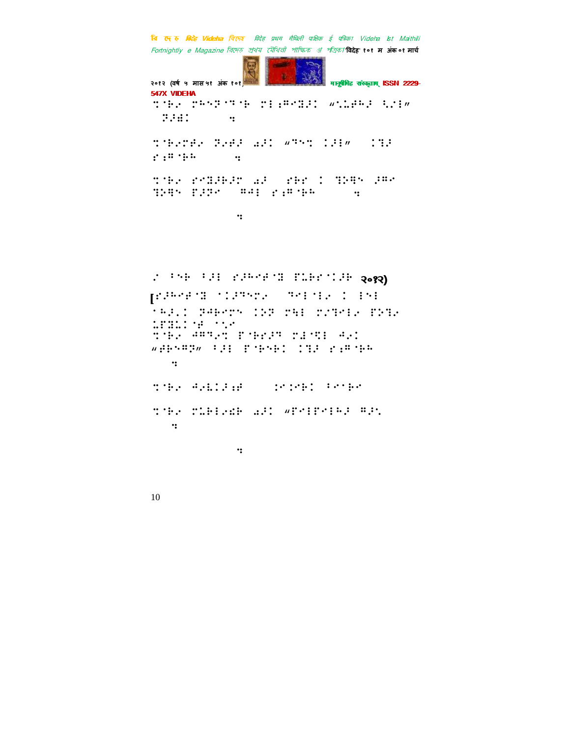⠉⠈⠗⠊ ⠍⠓⠑⠗⠈⠋⠈⠗ ⠍⠇⠔⠛⠑⠹⠜⠅ ⠦⠡⠥⠋⠓⠜ ⠩⠊⠇⠴
⠀⠝⠜⠻⠅ ⠀⠀⠀⠀⠀⠀⠒

⠉⠈⠗⠊⠍⠋⠊ ⠝⠊⠋⠜ ⠪⠜⠅ ⠦⠞⠑⠉ ⠅⠜⠇⠴ ⠀⠀⠅⠹⠜
⠎⠔⠛⠈⠗⠓ ⠀⠀⠀⠀⠀⠀⠒

⠉⠈⠗⠊ ⠎⠑⠹⠜⠗⠜⠍ ⠪⠜ ⠀⠎⠗⠎ ⠅ ⠹⠕⠟⠑ ⠜⠛⠑
⠹⠕⠟⠑ ⠋⠜⠝⠑ ⠀⠛⠙⠇ ⠎⠔⠛⠈⠗⠓ ⠀⠀⠀⠀⠀⠀⠒

⠀⠀⠀⠀⠀⠀⠀⠀⠀⠀⠀⠀⠀⠀⠒

⠊ ⠁⠑⠗ ⠁⠜⠇ ⠎⠜⠓⠑⠋⠈⠹ ⠋⠥⠗⠎⠈⠅⠜⠗ २०१२)

[⠎⠜⠓⠑⠋⠈⠹ ⠈⠅⠜⠞⠑⠍⠊ ⠀⠀⠞⠑⠇⠈⠇⠊ ⠅ ⠇⠑⠇
⠈⠓⠜⠌⠅ ⠝⠜⠙⠗⠑⠍⠑ ⠅⠕⠝ ⠍⠩⠇ ⠍⠌⠹⠑⠇⠊ ⠋⠕⠹⠊
⠥⠋⠹⠥⠅⠈⠋ ⠈⠌⠊
⠉⠈⠗⠊ ⠙⠛⠞⠊⠉ ⠋⠈⠗⠎⠜⠞ ⠍⠩⠈⠻⠇ ⠙⠊⠅
⠦⠋⠗⠑⠛⠝⠴ ⠁⠜⠇ ⠋⠈⠗⠑⠗⠅ ⠅⠹⠜ ⠎⠔⠛⠈⠗⠓
⠀⠀⠒

⠉⠈⠗⠊ ⠙⠊⠱⠅⠜⠔⠋ ⠀⠀⠀⠀⠅⠊⠅⠑⠗⠅ ⠁⠑⠈⠗⠑

⠉⠈⠗⠊ ⠍⠥⠗⠇⠊⠿⠗ ⠪⠜⠅ ⠦⠋⠑⠇⠋⠑⠇⠓⠜ ⠛⠜⠌
⠀⠀⠒

⠀⠀⠀⠀⠀⠀⠀⠀⠀⠀⠀⠀⠀⠀⠒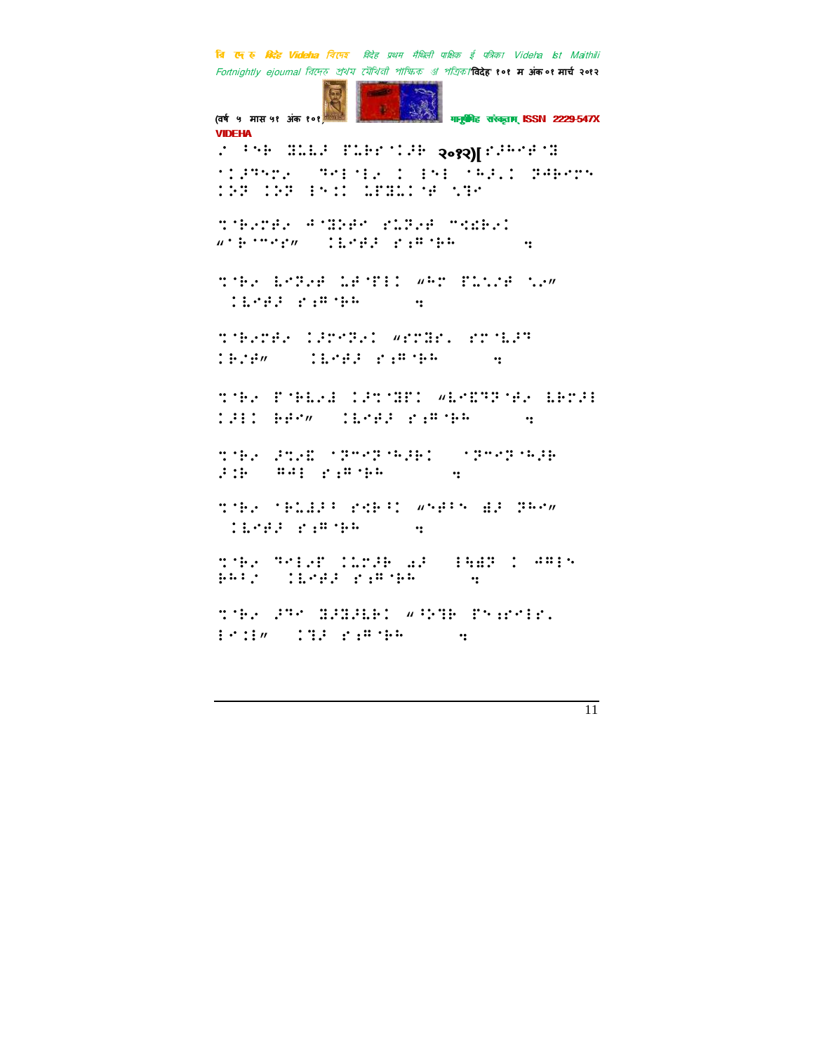⠊⠀⠁⠝⠓⠀⠸⠇⠇⠚⠀⠋⠇⠓⠗⠈⠅⠚⠓⠀२०१२)[⠗⠚⠓⠉⠗⠈⠸

⠁⠅⠚⠻⠝⠉⠴⠀⠀⠻⠑⠇⠈⠇⠴⠀⠅⠀⠇⠝⠇⠀⠈⠓⠚⠂⠅⠀⠻⠚⠓⠑⠉⠝⠀⠅⠕⠻⠀⠅⠕⠻⠀⠇⠝⠅⠅⠀⠥⠋⠸⠇⠅⠈⠗⠀⠩⠻⠉

⠹⠈⠓⠴⠉⠗⠴⠀⠚⠈⠸⠕⠗⠉⠀⠗⠇⠻⠴⠗⠀⠉⠅⠫⠓⠴⠅⠀⠦⠈⠓⠈⠉⠉⠗⠴⠀⠀⠅⠇⠑⠗⠚⠀⠗⠐⠿⠈⠓⠓⠀⠀⠀⠀⠀⠀⠀⠀⠲

⠹⠈⠓⠴⠀⠇⠑⠻⠴⠗⠀⠥⠗⠈⠋⠇⠅⠀⠦⠓⠉⠀⠋⠇⠩⠴⠗⠀⠩⠴⠴⠀⠀⠅⠇⠑⠗⠚⠀⠗⠐⠿⠈⠓⠓⠀⠀⠀⠀⠀⠀⠲

⠹⠈⠓⠴⠉⠗⠴⠀⠅⠚⠉⠑⠻⠴⠅⠀⠦⠗⠉⠸⠗⠂⠀⠗⠉⠈⠇⠚⠻⠀⠅⠓⠴⠗⠴⠀⠀⠀⠅⠇⠑⠗⠚⠀⠗⠐⠿⠈⠓⠓⠀⠀⠀⠀⠀⠀⠲

⠹⠈⠓⠴⠀⠋⠈⠓⠇⠴⠙⠀⠅⠚⠹⠈⠸⠋⠅⠀⠦⠇⠑⠮⠻⠻⠈⠗⠴⠀⠇⠓⠉⠚⠇⠀⠅⠚⠇⠅⠀⠓⠗⠉⠴⠀⠀⠅⠇⠑⠗⠚⠀⠗⠐⠿⠈⠓⠓⠀⠀⠀⠀⠀⠀⠲

⠹⠈⠓⠴⠀⠚⠹⠴⠮⠀⠁⠻⠉⠑⠻⠈⠓⠚⠓⠅⠀⠀⠁⠻⠉⠑⠻⠈⠓⠚⠓⠀⠚⠅⠓⠀⠀⠿⠚⠇⠀⠗⠐⠿⠈⠓⠓⠀⠀⠀⠀⠀⠀⠀⠲

⠹⠈⠓⠴⠀⠈⠓⠇⠙⠚⠁⠀⠗⠫⠓⠁⠅⠀⠦⠝⠗⠁⠝⠀⠙⠚⠀⠻⠓⠉⠴⠀⠀⠅⠇⠑⠗⠚⠀⠗⠐⠿⠈⠓⠓⠀⠀⠀⠀⠀⠀⠲

⠹⠈⠓⠴⠀⠻⠑⠇⠴⠋⠀⠅⠇⠉⠚⠓⠀⠩⠚⠀⠀⠇⠳⠙⠻⠀⠅⠀⠚⠿⠇⠝⠀⠓⠓⠁⠴⠀⠀⠅⠇⠑⠗⠚⠀⠗⠐⠿⠈⠓⠓⠀⠀⠀⠀⠀⠀⠲

⠹⠈⠓⠴⠀⠚⠻⠉⠀⠸⠚⠸⠚⠇⠓⠅⠀⠦⠁⠕⠹⠓⠀⠋⠝⠐⠗⠑⠇⠗⠂⠀⠇⠑⠅⠇⠴⠀⠀⠅⠹⠚⠀⠗⠐⠿⠈⠓⠓⠀⠀⠀⠀⠀⠀⠲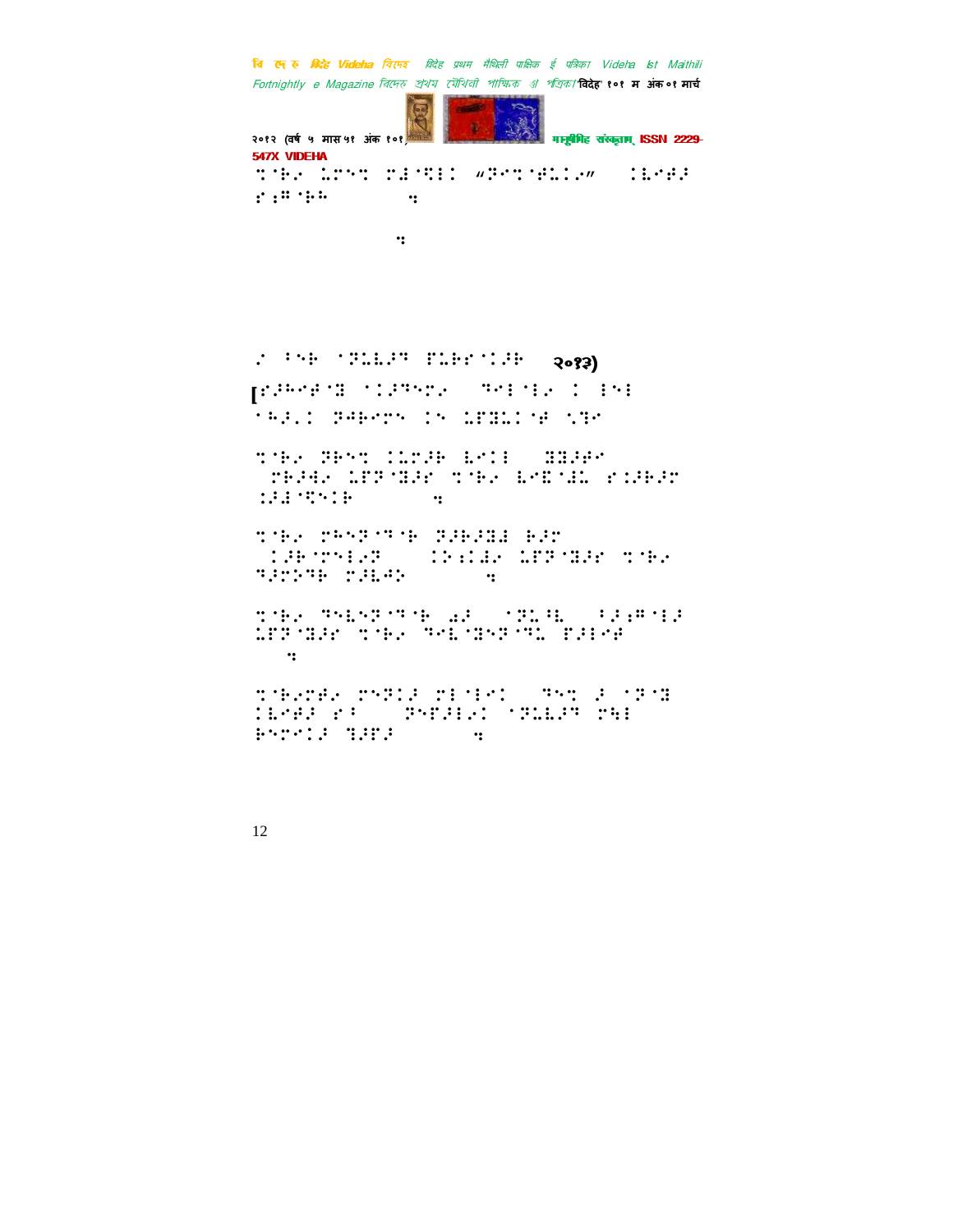⠙⠈⠗�front ⠇⠏⠑⠙ ⠗⠐⠈⠝⠇⠇ "⠝⠊⠙⠈⠋⠇⠇⠢" ⠇⠇⠑⠋⠜ ⠋⠆⠛⠈⠗⠓ ⠲

⠲

⠢ ⠃⠑⠗ ⠈⠝⠥⠇⠜⠛ ⠋⠥⠗⠋⠈⠇⠜⠗ २०१३)

[⠋⠜⠓⠑⠋⠈⠛ ⠈⠇⠜⠛⠑⠉⠢ ⠛⠊⠇⠈⠇⠢ ⠇ ⠃⠑⠇ ⠈⠓⠜⠂⠇ ⠝⠚⠗⠑⠉⠑ ⠇⠑ ⠇⠏⠛⠇⠇⠈⠋ ⠑⠛⠈⠋

⠙⠈⠗⠢ ⠝⠗⠑⠙ ⠇⠇⠉⠜⠗ ⠇⠑⠇⠇ ⠛⠛⠜⠋⠑ ⠉⠗⠜⠚⠢ ⠇⠏⠝⠈⠛⠜⠋ ⠙⠈⠗⠢ ⠇⠑⠛⠈⠚⠇ ⠋⠇⠜⠗⠜⠉ ⠇⠜⠚⠈⠍⠑⠇⠗ ⠲

⠙⠈⠗⠢ ⠉⠓⠑⠝⠈⠛⠈⠗ ⠝⠜⠗⠜⠛⠚ ⠗⠜⠉ ⠇⠜⠗⠈⠉⠑⠇⠢⠝ ⠇⠕⠆⠇⠚⠢ ⠇⠏⠝⠈⠛⠜⠋ ⠙⠈⠗⠢ ⠛⠜⠉⠕⠛⠗ ⠉⠜⠇⠙⠕ ⠲

⠙⠈⠗⠢ ⠛⠑⠇⠑⠝⠈⠛⠈⠗ ⠴⠜ ⠈⠝⠥⠘⠇ ⠃⠜⠆⠛⠈⠇⠜ ⠇⠏⠝⠈⠛⠜⠋ ⠙⠈⠗⠢ ⠛⠑⠇⠈⠛⠑⠝⠈⠛⠇ ⠏⠜⠇⠑⠋ ⠲

⠙⠈⠗⠢⠉⠋⠢ ⠉⠑⠝⠇⠜ ⠉⠇⠈⠇⠑⠇ ⠛⠑⠙ ⠜ ⠈⠝⠈⠛ ⠇⠇⠑⠋⠜ ⠋⠃ ⠝⠑⠏⠜⠇⠢⠇ ⠈⠝⠥⠇⠜⠛ ⠉⠹⠇ ⠗⠑⠉⠈⠇⠜ ⠛⠜⠏⠜ ⠲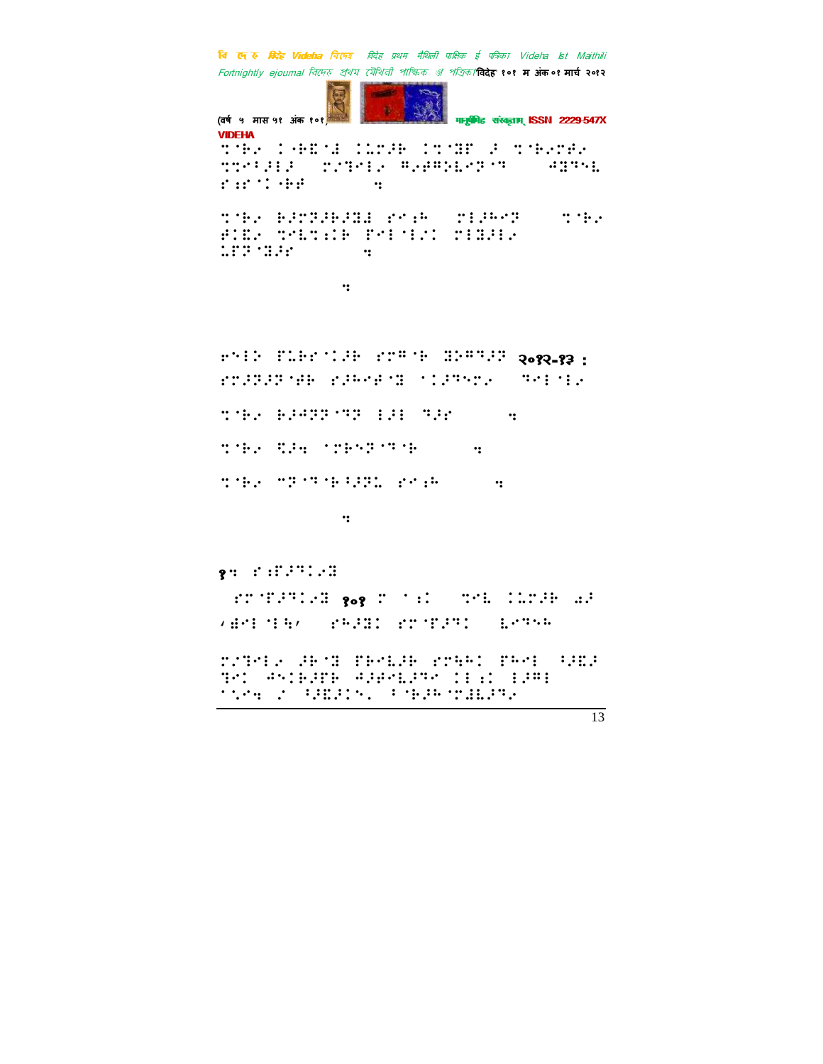२०१२-१३ :

१.

१०१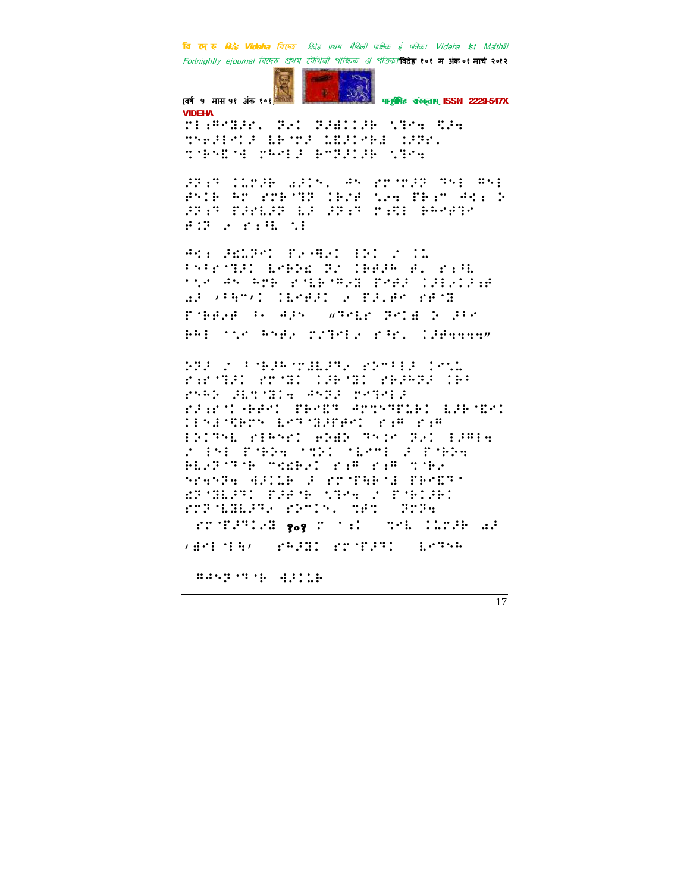⠍⠇⠒⠻⠉⠙⠼⠗⠲⠀⠝⠼⠅⠀⠝⠼⠾⠅⠅⠼⠗⠀⠳⠹⠑⠲⠀⠻⠼⠲
⠹⠢⠓⠼⠇⠑⠅⠼⠀⠇⠗⠊⠝⠼⠀⠅⠾⠼⠅⠑⠗⠾⠀⠅⠼⠝⠗⠲
⠹⠊⠗⠢⠿⠊⠙⠀⠍⠓⠑⠇⠼⠀⠗⠑⠝⠼⠅⠼⠗⠀⠳⠹⠑⠲

⠼⠝⠒⠹⠀⠅⠇⠍⠼⠗⠀⠜⠼⠅⠢⠲⠀⠙⠢⠀⠗⠉⠊⠍⠼⠝⠀⠹⠢⠇⠀⠻⠢⠇
⠿⠢⠅⠗⠀⠓⠉⠀⠗⠉⠗⠊⠹⠝⠀⠅⠗⠌⠿⠀⠳⠢⠲⠀⠏⠗⠒⠉⠀⠙⠅⠒⠀⠕
⠼⠝⠒⠹⠀⠏⠼⠗⠇⠼⠝⠀⠇⠼⠀⠼⠝⠒⠹⠀⠍⠒⠻⠇⠀⠗⠓⠑⠋⠹⠑
⠿⠅⠝⠀⠆⠀⠗⠒⠳⠇⠀⠳⠇

⠙⠅⠒⠀⠼⠫⠇⠝⠅⠀⠏⠆⠊⠻⠅⠀⠇⠕⠅⠀⠌⠀⠅⠇
⠃⠢⠃⠗⠊⠹⠼⠅⠀⠇⠑⠗⠕⠫⠀⠝⠌⠀⠅⠗⠿⠼⠗⠀⠿⠲⠀⠗⠒⠳⠇
⠁⠳⠑⠀⠙⠢⠀⠓⠉⠗⠀⠗⠊⠇⠗⠊⠻⠆⠙⠀⠏⠑⠿⠼⠀⠅⠼⠇⠆⠅⠼⠒⠿
⠜⠼⠀⠌⠃⠳⠉⠌⠅⠀⠅⠇⠑⠿⠼⠅⠀⠆⠀⠏⠼⠲⠿⠑⠀⠗⠿⠊⠙
⠏⠊⠗⠿⠆⠿⠀⠃⠂⠀⠙⠼⠢⠀⠀⠦⠹⠑⠇⠗⠀⠝⠑⠅⠫⠀⠕⠀⠼⠃⠑
⠗⠓⠇⠀⠁⠳⠑⠀⠓⠢⠿⠆⠀⠍⠌⠹⠑⠇⠆⠀⠗⠃⠗⠲⠀⠅⠼⠿⠹⠹⠹⠴

⠝⠝⠼⠀⠌⠀⠃⠊⠗⠼⠗⠊⠍⠫⠇⠝⠹⠆⠀⠗⠝⠉⠃⠇⠼⠀⠅⠑⠌⠇
⠗⠒⠗⠊⠹⠼⠅⠀⠗⠉⠊⠙⠅⠀⠅⠼⠗⠊⠙⠅⠀⠗⠗⠼⠗⠝⠼⠀⠅⠗⠃
⠗⠢⠓⠕⠀⠼⠇⠹⠊⠙⠅⠹⠀⠙⠢⠝⠼⠀⠍⠑⠹⠑⠇⠼
⠗⠼⠒⠗⠊⠅⠤⠗⠿⠑⠅⠀⠏⠗⠑⠿⠹⠀⠙⠍⠹⠢⠹⠏⠇⠗⠅⠀⠇⠼⠗⠊⠿⠑⠅
⠅⠇⠢⠙⠳⠗⠉⠢⠀⠇⠑⠹⠊⠙⠼⠏⠿⠑⠅⠀⠗⠒⠻⠀⠗⠒⠻
⠇⠕⠅⠹⠢⠇⠀⠗⠇⠓⠢⠑⠅⠀⠑⠕⠫⠕⠀⠹⠢⠅⠑⠀⠝⠼⠅⠀⠇⠼⠻⠇⠹
⠌⠀⠇⠢⠇⠀⠏⠊⠗⠕⠹⠀⠁⠹⠕⠅⠀⠁⠇⠑⠍⠇⠀⠼⠀⠏⠊⠗⠕⠹
⠗⠇⠆⠝⠊⠹⠊⠗⠀⠍⠹⠫⠗⠆⠅⠀⠗⠒⠻⠀⠗⠒⠻⠀⠹⠊⠗⠆
⠢⠗⠹⠢⠝⠹⠀⠙⠼⠅⠇⠗⠀⠼⠀⠗⠉⠊⠏⠳⠗⠊⠙⠀⠏⠗⠑⠿⠹⠂
⠫⠝⠊⠙⠇⠼⠹⠅⠀⠏⠼⠿⠊⠗⠀⠳⠹⠑⠀⠌⠀⠏⠊⠗⠅⠼⠗⠅
⠗⠉⠝⠊⠇⠙⠙⠇⠼⠹⠆⠀⠗⠝⠉⠅⠢⠲⠀⠹⠿⠅⠀⠀⠝⠝⠼⠹
⠀⠗⠉⠊⠏⠼⠹⠅⠆⠙⠀१०१⠀⠍⠀⠁⠒⠅⠀⠀⠹⠑⠇⠀⠅⠇⠍⠼⠗⠀⠜⠼
⠌⠫⠑⠇⠊⠇⠳⠌⠀⠀⠗⠓⠼⠙⠅⠀⠗⠉⠊⠏⠼⠹⠅⠀⠀⠇⠑⠹⠢⠓

⠀⠻⠙⠢⠝⠊⠹⠊⠗⠀⠙⠼⠅⠇⠗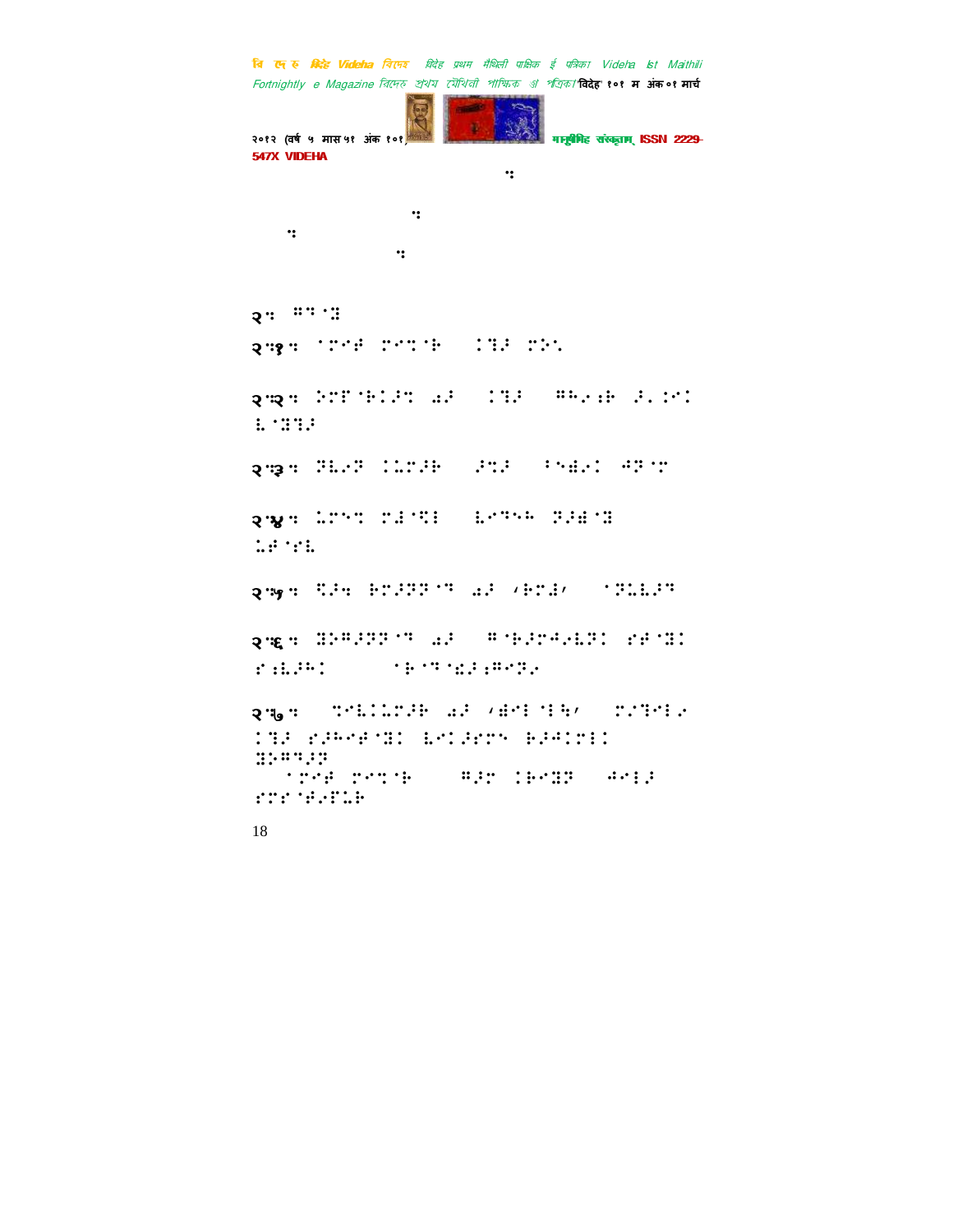२ ⠅⠝⠊⠌

२.१ ⠁⠗⠑⠞ ⠗⠑⠉⠊⠓ ⠅⠳⠜ ⠗⠕⠡

२.२ ⠕⠗⠋⠊⠓⠅⠜⠉ ⠔⠜ ⠅⠳⠜ ⠍⠓⠑⠰⠓ ⠜⠄⠅⠑⠅ ⠇⠊⠌⠳⠜

२.३ ⠝⠇⠑⠝ ⠅⠥⠗⠜⠓ ⠜⠉⠜ ⠃⠕⠫⠑⠅ ⠙⠝⠊⠗

२.४ ⠥⠗⠑⠉ ⠗⠜⠊⠩⠇ ⠇⠑⠙⠓⠓ ⠝⠜⠫⠊⠌ ⠥⠋⠊⠎⠇

२.५ ⠩⠜⠒ ⠓⠗⠜⠝⠝⠊⠙ ⠔⠜ ‘⠓⠗⠜’ ⠊⠝⠥⠇⠜⠙

२.६ ⠌⠕⠍⠜⠝⠝⠊⠙ ⠔⠜ ⠍⠊⠓⠜⠗⠙⠑⠇⠝⠅ ⠎⠋⠊⠌⠅ ⠎⠒⠇⠜⠓⠅ ⠊⠓⠊⠙⠊⠫⠜⠒⠍⠑⠝⠑

२.७ ⠉⠑⠇⠅⠅⠥⠗⠜⠓ ⠔⠜ ‘⠫⠑⠇⠊⠇⠧’ ⠗⠑⠙⠑⠇⠑ ⠅⠳⠜ ⠎⠜⠓⠑⠋⠊⠌⠅ ⠇⠑⠅⠜⠋⠗⠑ ⠓⠜⠙⠅⠗⠇⠅ ⠌⠕⠍⠙⠜⠝ ⠁⠗⠑⠋ ⠗⠑⠉⠊⠓ ⠍⠜⠗ ⠅⠓⠑⠌⠝ ⠙⠑⠇⠜ ⠎⠗⠎⠊⠋⠑⠋⠥⠓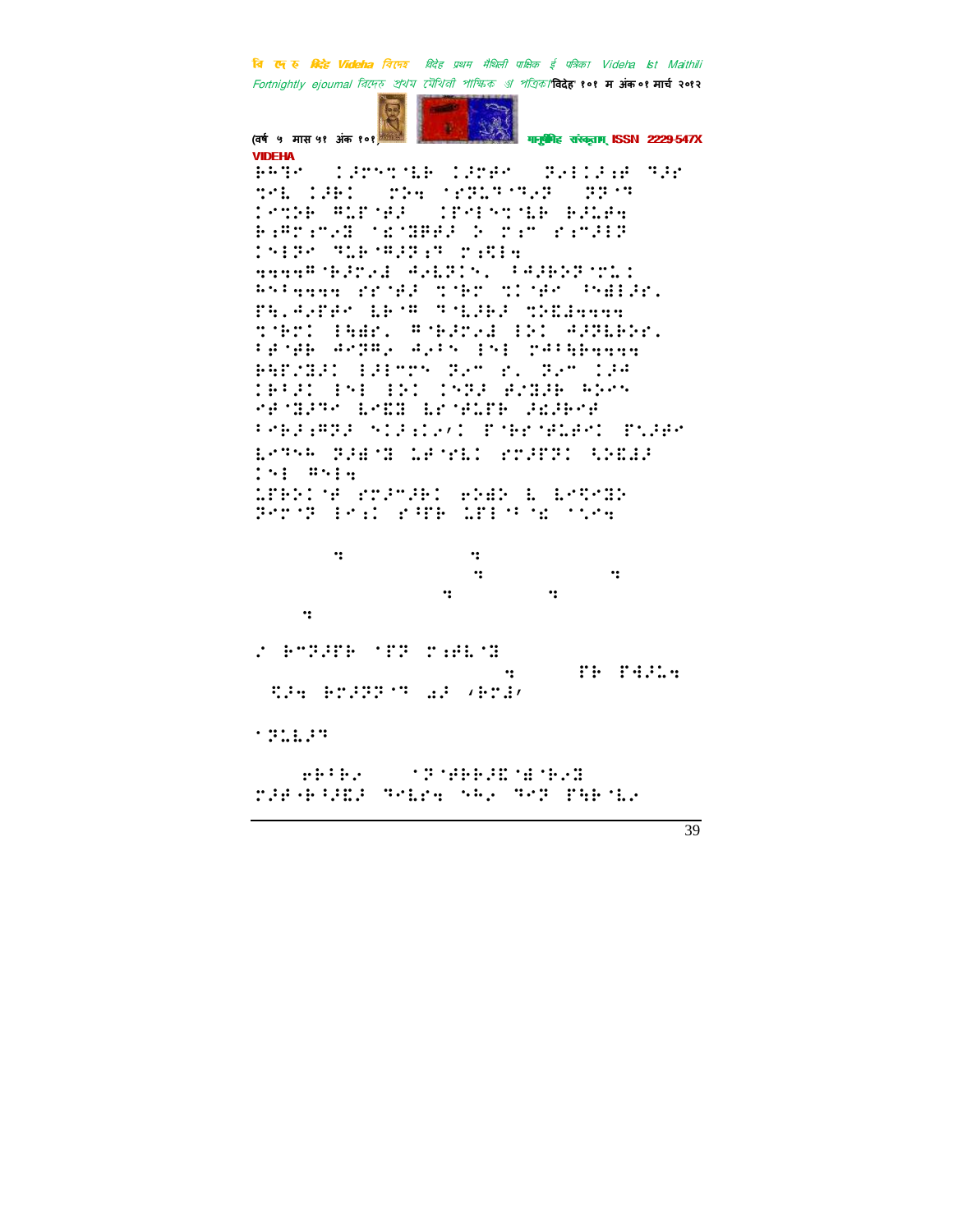VIDEHA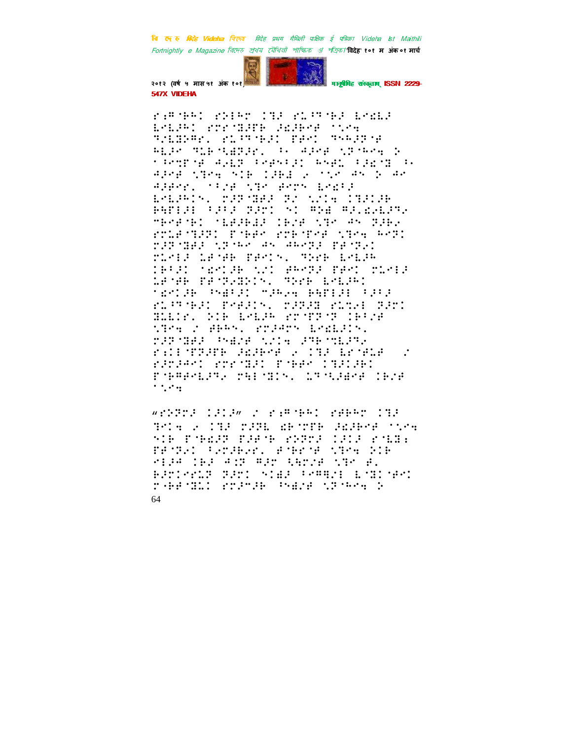ri⁴ ⁴·⁴ ⁴·⁴ ⁴·⁴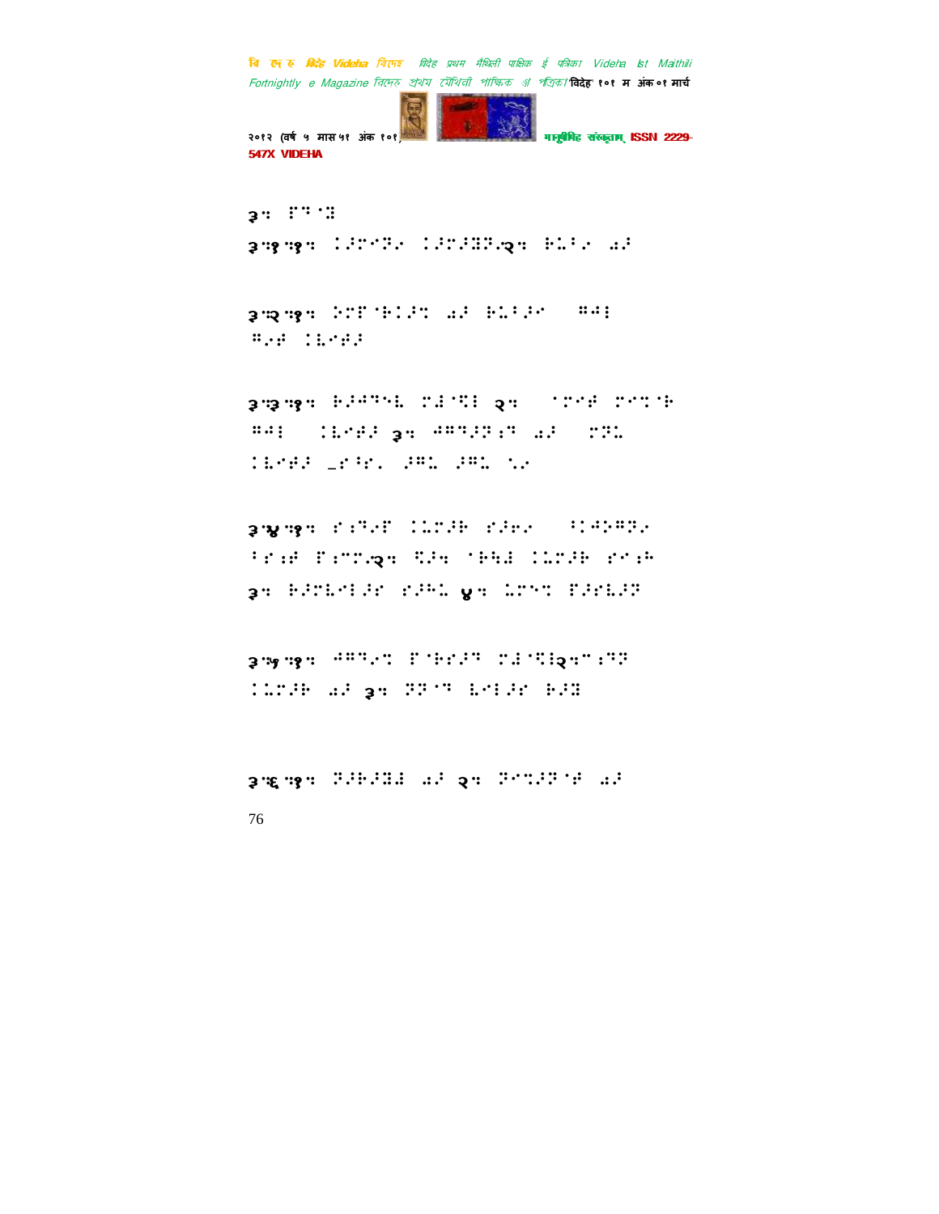३. ⠏⠹⠈⠻

३.१.१. ⠅⠔⠍⠊⠝⠢ ⠅⠔⠍⠔⠻⠝⠢⠒२. ⠗⠥⠃⠢ ⠐⠔

३.२.१. ⠕⠍⠏⠈⠗⠅⠔⠩ ⠐⠔ ⠗⠥⠃⠔⠊ ⠀⠛⠙⠇
⠛⠢⠋ ⠅⠇⠊⠋⠔

३.३.१. ⠗⠔⠙⠹⠑⠇ ⠍⠜⠈⠻⠇ २. ⠀⠈⠍⠊⠋ ⠍⠊⠩⠈⠗
⠛⠙⠇ ⠀⠅⠇⠊⠋⠔ ३. ⠙⠛⠹⠔⠝⠯⠹ ⠐⠔ ⠀⠍⠝⠥
⠅⠇⠊⠋⠔ ⠤⠎⠃⠎⠂ ⠔⠛⠥ ⠔⠛⠥ ⠡⠢

३.४.१. ⠎⠯⠹⠢⠏ ⠅⠥⠍⠔⠗ ⠎⠔⠛⠢ ⠀⠃⠅⠙⠕⠛⠝⠢
⠃⠎⠯⠋ ⠏⠯⠍⠍⠢२. ⠻⠔. ⠈⠗⠓⠜ ⠅⠥⠍⠔⠗ ⠎⠊⠯⠓
३. ⠗⠔⠍⠇⠊⠇⠔⠎ ⠎⠔⠗⠥ ४. ⠥⠍⠑⠩ ⠏⠔⠎⠇⠔⠝

३.५.१. ⠙⠛⠹⠢⠩ ⠏⠈⠗⠎⠔⠹ ⠍⠜⠈⠻⠇२.⠉⠯⠹⠝
⠅⠥⠍⠔⠗ ⠐⠔ ३. ⠝⠝⠈⠹ ⠇⠊⠇⠔⠎ ⠗⠔⠻

३.६.१. ⠝⠔⠗⠔⠻⠜ ⠐⠔ २. ⠝⠊⠩⠔⠝⠈⠋ ⠐⠔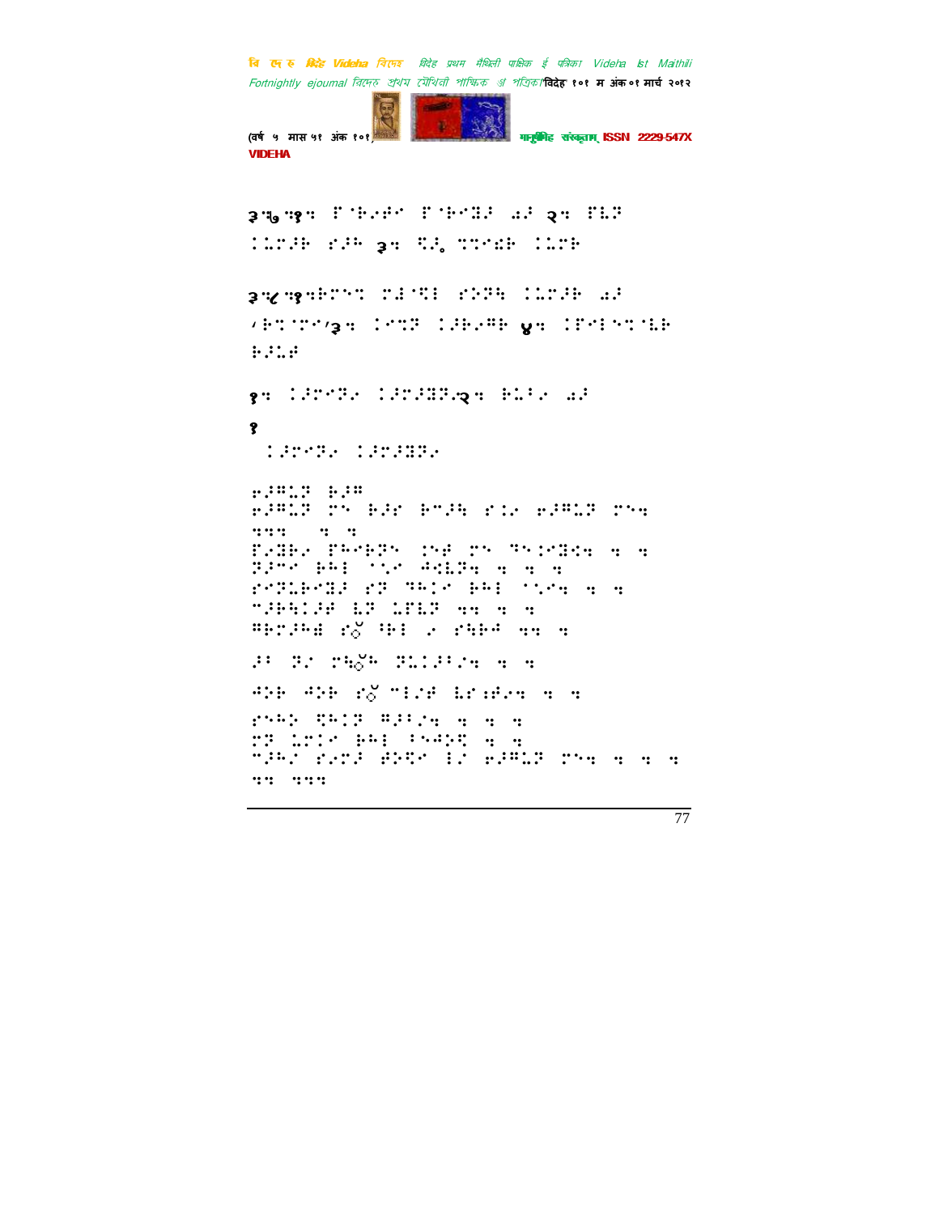३.७.१. ^!brfn ^!bn]f ➔f २. ^Lb !!Lf ... ३. ... !!Lb

३.८.१.bn ... ४. ...

१. ... २. bL ... ➔f

१

!!fn ... !!f ...

...

...
...
...
...
...
...

...

...

...
...
...
...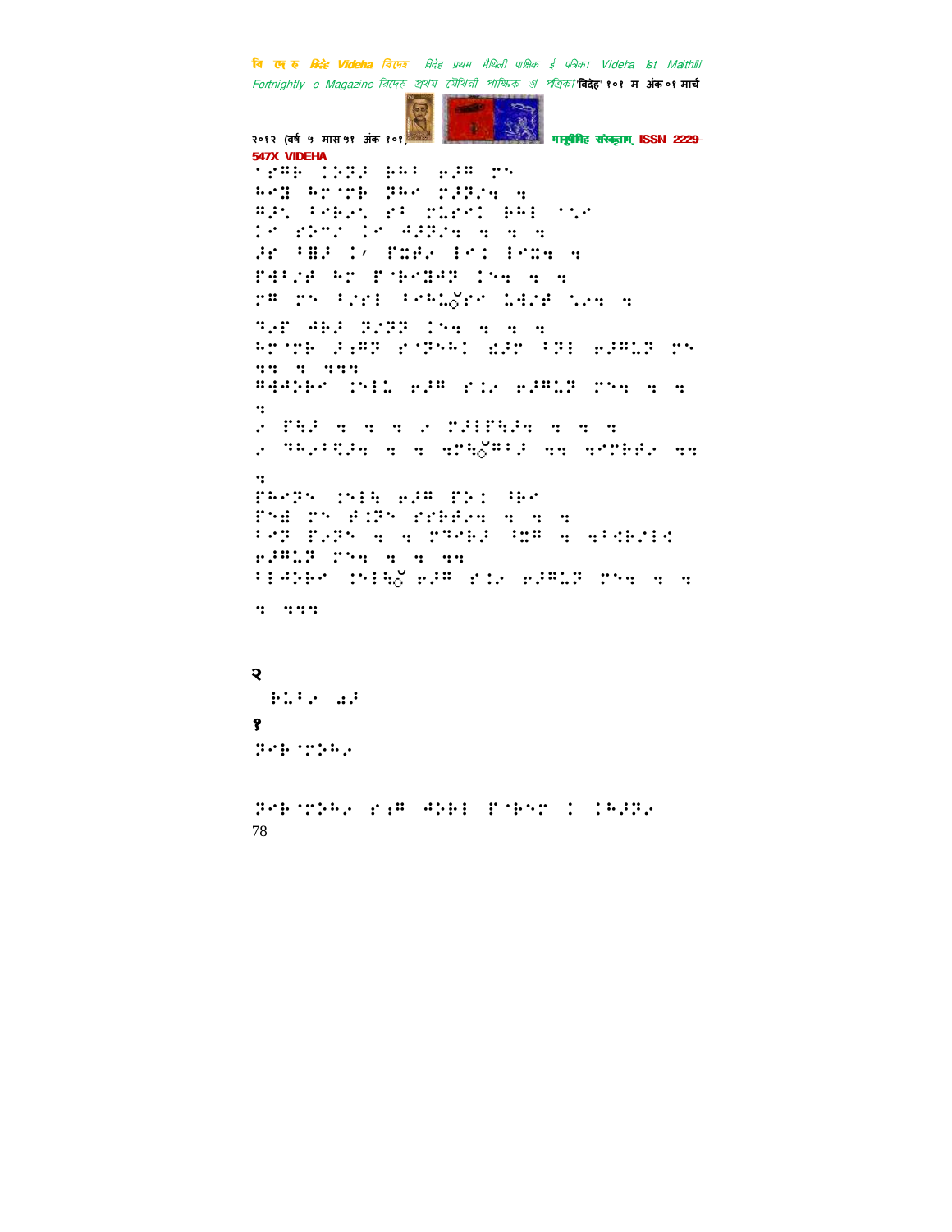⠁⠗⠻⠗ ⠇⠕⠝⠚ ⠗⠓⠁ ⠎⠚⠻ ⠗⠎

⠓⠑⠿ ⠓⠗⠈⠍⠗ ⠝⠓⠑ ⠍⠚⠝⠌⠹ ⠹

⠻⠚⠣ ⠁⠑⠗⠜⠣ ⠗⠁ ⠍⠥⠗⠑⠇ ⠗⠓⠇ ⠁⠣⠑

⠇⠑ ⠗⠕⠍⠌ ⠇⠑ ⠙⠚⠝⠌⠹ ⠹ ⠹ ⠹

⠚⠗ ⠁⠻⠚ ⠇⠌ ⠋⠭⠋⠜ ⠃⠑⠇ ⠃⠑⠭⠹ ⠹

⠋⠙⠁⠌⠋ ⠓⠗ ⠋⠈⠗⠑⠿⠙⠝ ⠇⠎⠹ ⠹ ⠹

⠗⠻ ⠗⠎ ⠁⠌⠗⠇ ⠁⠑⠓⠥⠗⠑ ⠥⠙⠌⠋ ⠣⠜⠹ ⠹

⠹⠜⠋ ⠙⠗⠚ ⠝⠌⠝⠝ ⠇⠎⠹ ⠹ ⠹ ⠹

⠓⠗⠈⠍⠗ ⠚⠡⠻⠝ ⠗⠈⠝⠎⠓⠇ ⠫⠚⠗ ⠁⠝⠇ ⠜⠚⠻⠥⠝ ⠗⠎

⠹⠹ ⠹ ⠹⠹⠹

⠻⠙⠙⠕⠗⠑ ⠇⠎⠇⠥ ⠜⠚⠻ ⠗⠨⠜ ⠜⠚⠻⠥⠝ ⠍⠎⠹ ⠹ ⠹

⠹

⠜ ⠋⠳⠚ ⠹ ⠹ ⠹ ⠜ ⠍⠚⠇⠋⠳⠚⠹ ⠹ ⠹ ⠹

⠜ ⠹⠓⠜⠁⠻⠚⠹ ⠹ ⠹ ⠹⠗⠳⠻⠁⠚ ⠹⠹ ⠹⠑⠍⠗⠗⠜ ⠹⠹

⠹

⠋⠓⠑⠝⠎ ⠇⠎⠇⠳ ⠜⠚⠻ ⠋⠕⠇ ⠹⠗⠑

⠋⠎⠿ ⠍⠎ ⠙⠨⠝⠎ ⠗⠗⠗⠗⠜⠹ ⠹ ⠹ ⠹

⠁⠑⠝ ⠋⠜⠝⠎ ⠹ ⠹ ⠍⠹⠑⠗⠚ ⠹⠭⠻ ⠹ ⠹⠁⠹⠗⠌⠇⠹

⠜⠚⠻⠥⠝ ⠍⠎⠹ ⠹ ⠹ ⠹⠹

⠁⠇⠙⠕⠗⠑ ⠇⠎⠇⠳ ⠜⠚⠻ ⠗⠨⠜ ⠜⠚⠻⠥⠝ ⠍⠎⠹ ⠹ ⠹

⠹ ⠹⠹⠹

२

⠗⠥⠁⠜ ⠡⠚

१

⠝⠑⠗⠈⠍⠕⠓⠜

⠝⠑⠗⠈⠍⠕⠓⠜ ⠗⠡⠻ ⠙⠕⠗⠇ ⠋⠈⠗⠎⠗ ⠇ ⠇⠓⠚⠝⠜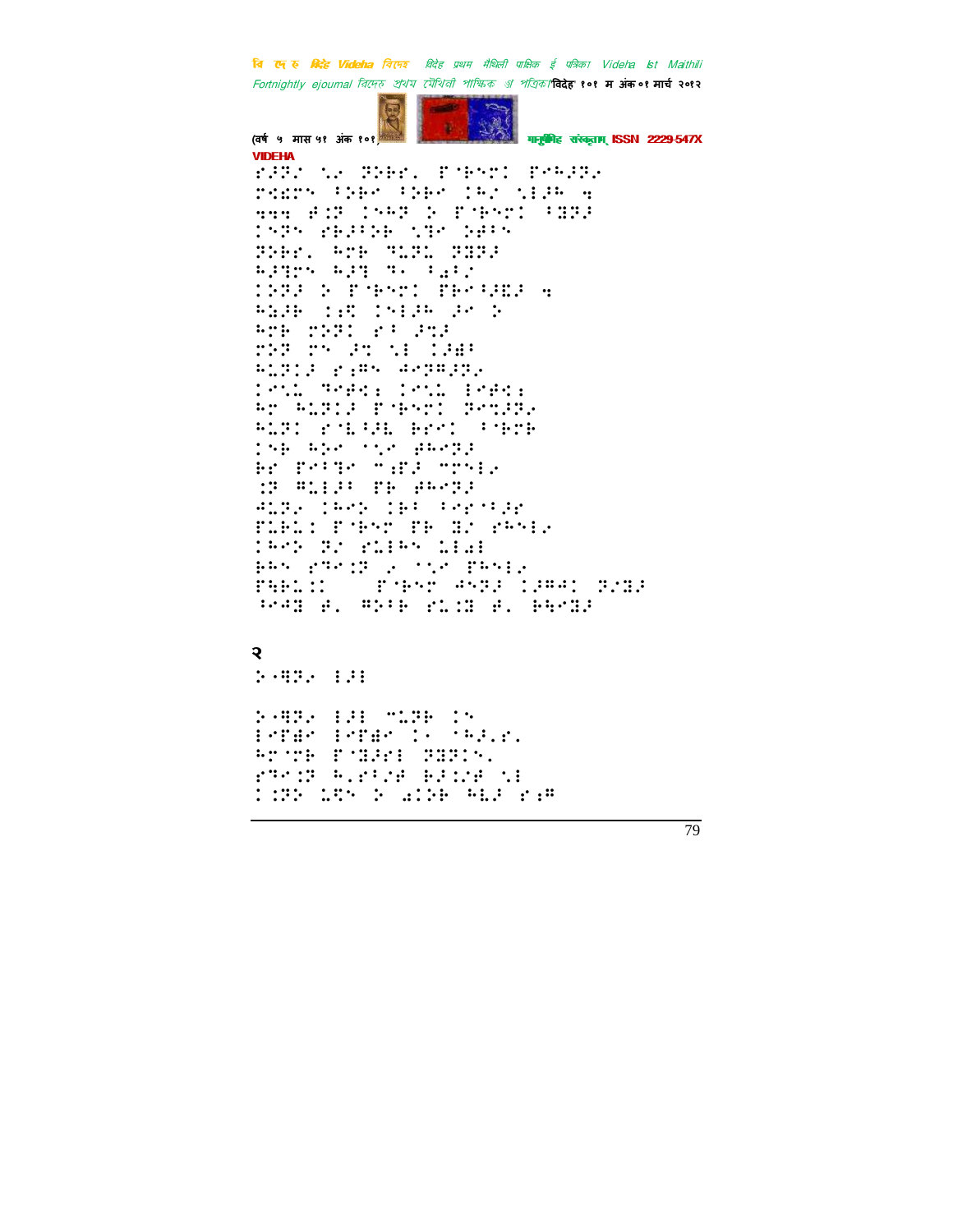२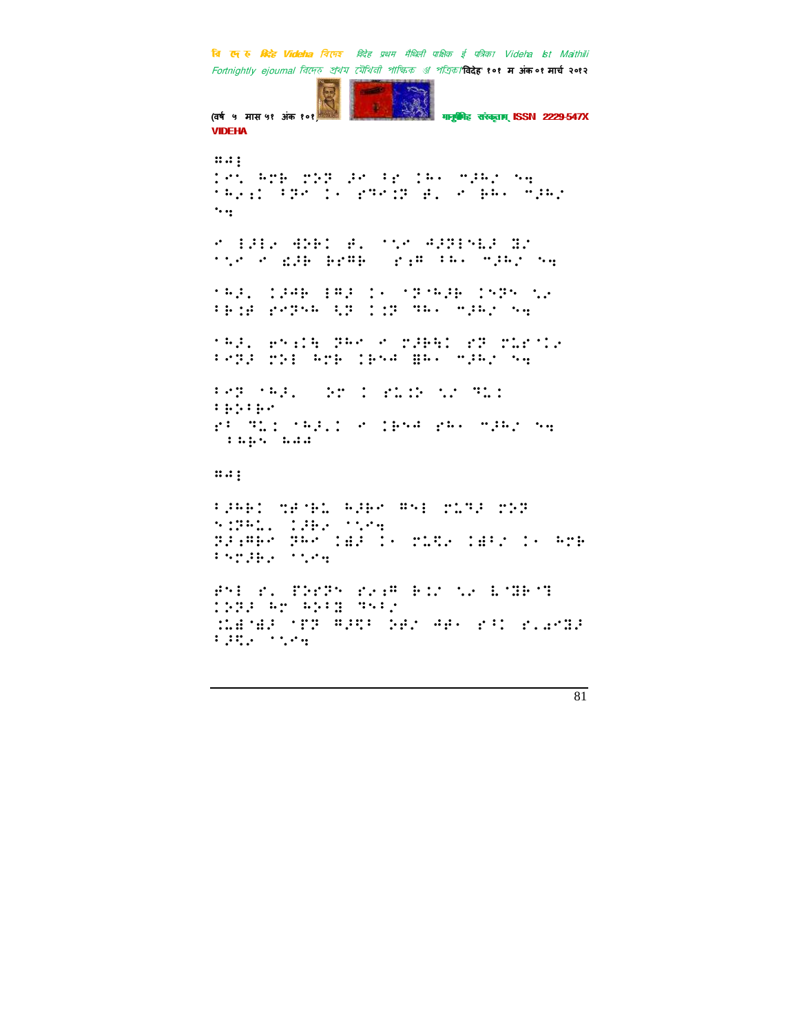⠛⠙⠇
⠇⠉⠲⠀⠓⠍⠗⠀⠍⠕⠝⠀⠚⠉⠀⠃⠗⠀⠇⠓⠄⠀⠉⠼⠓⠎⠀⠎⠹
⠈⠓⠎⠆⠇⠀⠃⠝⠉⠀⠇⠄⠀⠗⠞⠉⠇⠝⠀�fair⠲⠀⠉⠀⠗⠓⠄⠀⠉⠼⠓⠎⠀
⠎⠹

⠉⠀⠇⠼⠇⠎⠀⠙⠕⠗⠇⠀⠋⠲⠀⠈⠣⠉⠀⠙⠼⠝⠇⠑⠧⠼⠀⠛⠎
⠈⠣⠉⠀⠉⠀⠫⠼⠗⠀⠗⠗⠛⠗⠀⠀⠗⠆⠛⠀⠃⠓⠄⠀⠉⠼⠓⠎⠀⠎⠹

⠈⠓⠼⠲⠀⠇⠼⠙⠗⠀⠇⠛⠼⠀⠇⠄⠀⠈⠝⠈⠓⠼⠗⠀⠇⠎⠝⠑⠀⠣⠎
⠃⠗⠇⠋⠀⠗⠉⠝⠑⠓⠀⠳⠝⠀⠇⠇⠝⠀⠞⠓⠄⠀⠉⠼⠓⠎⠀⠎⠹

⠈⠓⠼⠲⠀⠗⠑⠆⠇⠹⠀⠝⠓⠉⠀⠉⠀⠍⠼⠗⠹⠇⠀⠗⠝⠀⠍⠧⠗⠈⠇⠎
⠃⠉⠝⠼⠀⠍⠕⠇⠀⠓⠍⠗⠀⠇⠗⠑⠙⠀⠿⠓⠄⠀⠉⠼⠓⠎⠀⠎⠹

⠃⠉⠝⠀⠈⠓⠼⠲⠀⠀⠕⠍⠀⠇⠀⠗⠧⠇⠕⠀⠣⠎⠀⠞⠧⠇
⠃⠗⠕⠃⠗⠉
⠗⠃⠀⠞⠧⠇⠀⠈⠓⠼⠲⠇⠀⠉⠀⠇⠗⠑⠙⠀⠗⠓⠄⠀⠉⠼⠓⠎⠀⠎⠹
⠀⠃⠓⠗⠑⠀⠓⠙⠙

⠛⠙⠇

⠃⠼⠓⠗⠇⠀⠹⠋⠈⠗⠧⠀⠓⠼⠗⠉⠀⠛⠑⠇⠀⠍⠧⠞⠼⠀⠍⠕⠝
⠑⠇⠝⠓⠧⠲⠀⠇⠼⠗⠎⠀⠈⠣⠉⠹
⠝⠼⠆⠛⠗⠉⠀⠝⠓⠉⠀⠇⠿⠼⠀⠇⠄⠀⠍⠧⠻⠎⠀⠇⠿⠃⠎⠀⠇⠄⠀⠓⠍⠗
⠃⠑⠍⠼⠗⠎⠀⠈⠣⠉⠹

⠋⠑⠇⠀⠗⠲⠀⠏⠕⠗⠝⠑⠀⠗⠆⠆⠛⠀⠗⠇⠎⠀⠣⠎⠀⠧⠈⠛⠗⠈⠞
⠇⠝⠼⠀⠓⠍⠀⠓⠕⠃⠛⠀⠞⠑⠃⠎
⠡⠿⠈⠿⠼⠀⠈⠏⠝⠀⠛⠼⠻⠃⠀⠕⠼⠎⠀⠙⠼⠄⠀⠗⠃⠇⠀⠗⠲⠩⠉⠛⠼
⠃⠼⠻⠎⠀⠈⠣⠉⠹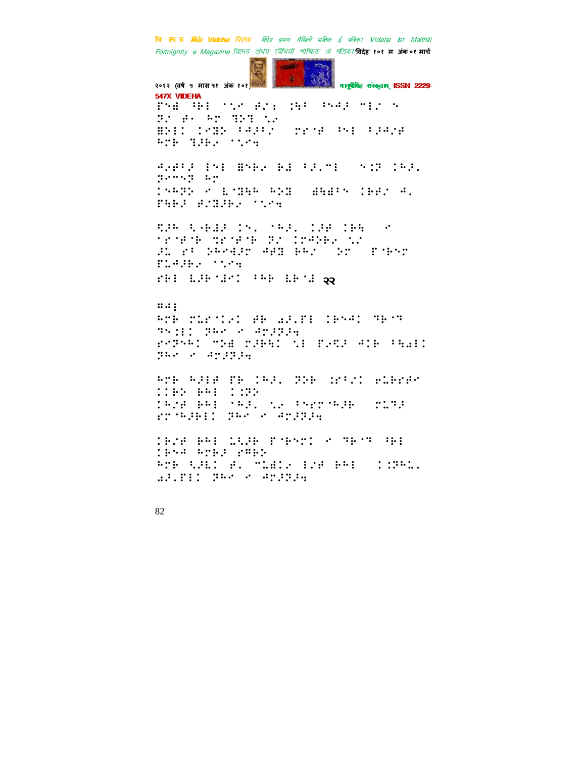⠏⠝⠿⠀⠛⠗⠇⠀⠁⠣⠉⠀⠋⠎⠆⠀⠫⠻⠀⠓⠝⠚⠏⠀⠉⠇⠎⠀⠝⠀⠝⠎⠀⠋⠂⠀⠓⠉⠀⠹⠕⠹⠀⠣⠎⠀⠿⠕⠇⠅⠀⠅⠉⠿⠕⠀⠂⠚⠏⠂⠎⠀⠀⠍⠗⠁⠋⠀⠓⠝⠇⠀⠂⠏⠚⠎⠋⠀⠓⠉⠗⠀⠹⠏⠗⠢⠀⠁⠣⠉⠲

⠚⠢⠋⠂⠏⠀⠇⠝⠇⠀⠿⠝⠗⠢⠀⠗⠮⠀⠂⠏⠄⠉⠇⠀⠀⠝⠒⠝⠀⠅⠓⠏⠄⠀⠝⠉⠉⠝⠝⠀⠓⠉⠀⠅⠝⠓⠝⠕⠀⠊⠀⠧⠁⠹⠳⠗⠀⠓⠕⠹⠀⠀⠻⠳⠻⠂⠝⠀⠅⠗⠗⠎⠀⠚⠄⠀⠏⠳⠗⠏⠀⠋⠎⠹⠏⠗⠢⠀⠁⠣⠉⠲

⠩⠏⠗⠀⠩⠐⠗⠮⠏⠀⠅⠝⠄⠀⠁⠓⠏⠄⠀⠅⠏⠋⠀⠅⠗⠳⠀⠀⠊⠀⠁⠗⠁⠋⠁⠗⠀⠹⠗⠁⠋⠁⠗⠀⠝⠎⠀⠅⠗⠚⠕⠗⠢⠀⠣⠎⠀⠏⠡⠀⠗⠂⠀⠕⠓⠗⠚⠮⠏⠉⠀⠚⠋⠹⠀⠗⠓⠎⠀⠀⠕⠉⠀⠀⠏⠁⠗⠝⠉⠀⠏⠡⠚⠏⠗⠢⠀⠁⠣⠉⠲⠀⠗⠗⠇⠀⠧⠏⠗⠁⠮⠉⠅⠀⠂⠓⠗⠀⠧⠗⠁⠮⠀२२

⠿⠚⠇⠀⠓⠉⠗⠀⠍⠡⠗⠁⠅⠢⠅⠀⠋⠗⠀⠜⠏⠄⠏⠇⠀⠅⠗⠝⠚⠅⠀⠹⠗⠁⠹⠀⠹⠝⠒⠇⠅⠀⠝⠓⠑⠀⠊⠀⠚⠉⠏⠝⠏⠲⠀⠗⠑⠝⠝⠓⠅⠀⠉⠕⠿⠀⠍⠏⠗⠳⠅⠀⠎⠇⠀⠏⠢⠩⠏⠀⠚⠅⠗⠀⠂⠳⠜⠇⠅⠀⠝⠓⠑⠀⠊⠀⠚⠉⠏⠝⠏⠲

⠓⠉⠗⠀⠓⠏⠇⠋⠀⠏⠗⠀⠅⠓⠏⠄⠀⠝⠕⠗⠀⠒⠗⠂⠎⠅⠀⠖⠡⠗⠗⠋⠑⠀⠅⠅⠗⠕⠀⠗⠓⠇⠀⠅⠒⠝⠕⠀⠅⠓⠎⠋⠀⠗⠓⠇⠀⠁⠓⠏⠄⠀⠎⠢⠀⠂⠝⠗⠉⠁⠓⠏⠗⠀⠀⠍⠡⠹⠏⠀⠗⠉⠁⠓⠏⠗⠇⠅⠀⠝⠓⠑⠀⠊⠀⠚⠉⠏⠝⠏⠲

⠅⠗⠎⠋⠀⠗⠓⠇⠀⠡⠩⠏⠗⠀⠏⠁⠗⠝⠉⠅⠀⠊⠀⠹⠗⠁⠹⠀⠫⠗⠇⠀⠅⠗⠝⠚⠀⠓⠉⠗⠏⠀⠗⠿⠗⠕⠀⠓⠉⠗⠀⠩⠏⠇⠅⠀⠋⠄⠀⠉⠡⠜⠅⠢⠀⠇⠎⠋⠀⠗⠓⠇⠀⠀⠅⠒⠝⠓⠡⠄⠀⠜⠏⠄⠏⠇⠅⠀⠝⠓⠑⠀⠊⠀⠚⠉⠏⠝⠏⠲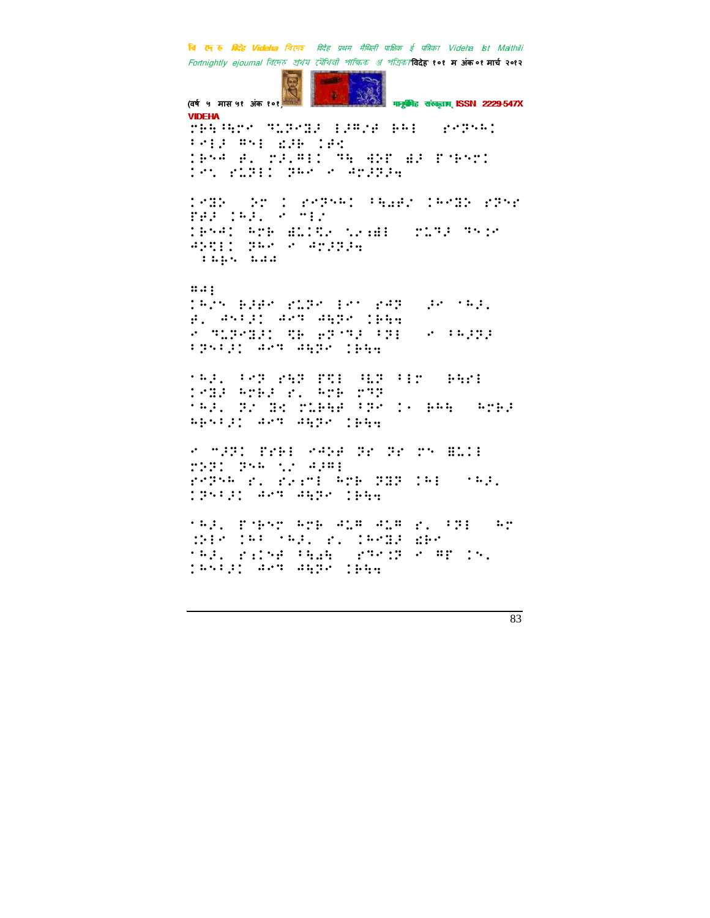VIDEHA

⠗⠓⠹⠓⠗⠊ ⠹⠥⠗⠊⠽⠜ ⠇⠜⠍⠌⠋ ⠃⠓⠇ ⠀⠎⠊⠗⠑⠓⠅
⠃⠊⠇⠜ ⠍⠑⠇ ⠫⠜⠃ ⠅⠋⠅
⠅⠃⠑⠙ ⠋⠄ ⠗⠜⠄⠍⠇⠅ ⠹⠓ ⠙⠕⠏ ⠱⠜ ⠏⠈⠃⠑⠗⠅
⠅⠊⠡ ⠎⠥⠗⠇⠅ ⠗⠓⠊ ⠊ ⠙⠗⠜⠗⠜⠲

⠅⠊⠽⠕ ⠀⠕⠗ ⠅ ⠎⠊⠗⠑⠓⠅ ⠁⠓⠩⠋⠌ ⠅⠓⠊⠽⠕ ⠎⠗⠑⠎
⠏⠋⠜ ⠅⠓⠜⠄ ⠊ ⠉⠇⠌
⠅⠃⠑⠙⠅ ⠓⠗⠃ ⠻⠥⠅⠹⠊ ⠡⠌⠆⠻⠇ ⠀⠗⠥⠹⠜ ⠹⠑⠅⠊
⠙⠕⠹⠇⠅ ⠗⠓⠊ ⠊ ⠙⠗⠜⠗⠜⠲
⠀⠁⠓⠃⠡ ⠣⠙⠙

⠍⠙⠇
⠅⠓⠌⠡ ⠃⠜⠋⠊ ⠎⠥⠗⠊ ⠇⠊⠀⠎⠙⠗ ⠀⠜⠊ ⠈⠓⠜⠄
⠋⠄ ⠙⠑⠁⠜⠅ ⠙⠊⠹ ⠙⠓⠗⠊ ⠅⠃⠓⠲
⠊ ⠹⠥⠗⠊⠽⠜⠅ ⠹⠃ ⠖⠗⠈⠹⠜ ⠁⠗⠇ ⠀⠊ ⠁⠓⠜⠗⠜
⠁⠗⠑⠁⠜⠅ ⠙⠊⠹ ⠙⠓⠗⠊ ⠅⠃⠓⠲

⠈⠓⠜⠄ ⠁⠊⠗ ⠎⠹⠗ ⠏⠹⠇ ⠈⠥⠗ ⠁⠇⠗ ⠀⠃⠓⠗⠇
⠅⠊⠽⠜ ⠓⠗⠃⠜ ⠎⠄ ⠓⠗⠃ ⠗⠹⠗
⠈⠓⠜⠄ ⠗⠌ ⠽⠅ ⠗⠥⠃⠓⠋ ⠁⠗⠊ ⠅⠂ ⠃⠓⠓ ⠀⠓⠗⠃⠜
⠓⠃⠑⠁⠜⠅ ⠙⠊⠹ ⠙⠓⠗⠊ ⠅⠃⠓⠲

⠊ ⠉⠜⠗⠅ ⠏⠗⠃⠇ ⠊⠙⠕⠋ ⠗⠎ ⠗⠎ ⠗⠡ ⠻⠥⠅⠇
⠗⠕⠗⠅ ⠗⠑⠓ ⠡⠌ ⠙⠜⠍⠇
⠎⠊⠗⠑⠓ ⠎⠄ ⠎⠌⠆⠉⠇ ⠓⠗⠃ ⠗⠽⠗ ⠅⠓⠇ ⠀⠈⠓⠜⠄
⠅⠗⠑⠁⠜⠅ ⠙⠊⠹ ⠙⠓⠗⠊ ⠅⠃⠓⠲

⠈⠓⠜⠄ ⠏⠈⠃⠑⠗ ⠓⠗⠃ ⠙⠥⠍ ⠙⠥⠍ ⠎⠄ ⠁⠗⠇ ⠀⠓⠗
⠱⠇⠊ ⠅⠓⠁ ⠈⠓⠜⠄ ⠎⠄ ⠅⠓⠊⠽⠜ ⠫⠃⠊
⠈⠓⠜⠄ ⠎⠆⠅⠕⠋ ⠁⠓⠩⠓ ⠀⠎⠹⠑⠅⠗ ⠊ ⠍⠏ ⠅⠡⠄
⠅⠓⠑⠁⠜⠅ ⠙⠊⠹ ⠙⠓⠗⠊ ⠅⠃⠓⠲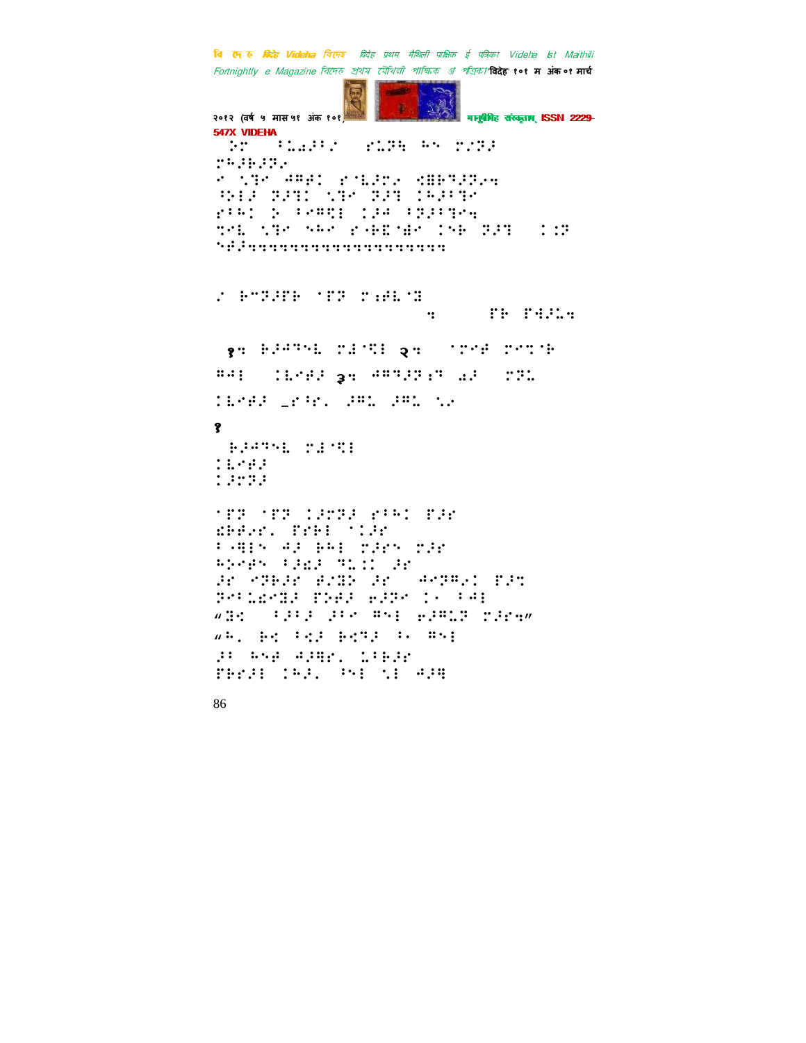⠵⠗ ⠀⠇⠀⠄⠂⠄⠀⠀⠗⠄⠂⠀⠓⠀⠗⠄⠂⠀

⠗⠓⠂⠃⠂⠗⠂

⠊ ⠀⠇⠀ ⠀⠀⠀⠀⠀⠀⠀ ⠀⠀⠀⠀⠀⠀⠀

⠀⠀⠀⠀⠀⠀⠀⠀⠀⠀⠀⠀⠀⠀⠀⠀⠀⠀⠀⠀⠀⠀⠀⠀⠀⠀

१⠲ ⠀⠀⠀⠀⠀ ⠀⠀⠀ २⠲ ⠀⠀⠀⠀⠀⠀⠀

⠀⠀⠀ ⠀⠀⠀⠀ ३⠲ ⠀⠀⠀⠀⠀⠀ ⠀⠀ ⠀⠀⠀

⠀⠀⠀⠀ ⠀⠀⠀⠀ ⠀⠀⠀ ⠀⠀⠀ ⠀⠀

१

⠀⠀⠀⠀⠀⠀ ⠀⠀⠀⠀

⠀⠀⠀⠀

⠀⠀⠀⠀

⠀⠀⠀ ⠀⠀⠀ ⠀⠀⠀⠀⠀ ⠀⠀⠀ ⠀⠀⠀

⠀⠀⠀⠀⠀ ⠀⠀⠀⠀ ⠀⠀⠀

“⠀⠀ ⠀⠀⠀⠀ ⠀⠀⠀ ⠀⠀⠀ ⠀⠀⠀⠀⠀ ⠀⠀⠀⠀⠲”

“⠀⠀ ⠀⠀ ⠀⠀⠀ ⠀⠀⠀⠀ ⠀⠀ ⠀⠀⠀

⠀⠀ ⠀⠀⠀ ⠀⠀⠀⠀⠀ ⠀⠀⠀⠀⠀

⠀⠀⠀⠀⠀ ⠀⠀⠀⠀ ⠀⠀⠀ ⠀⠀ ⠀⠀⠀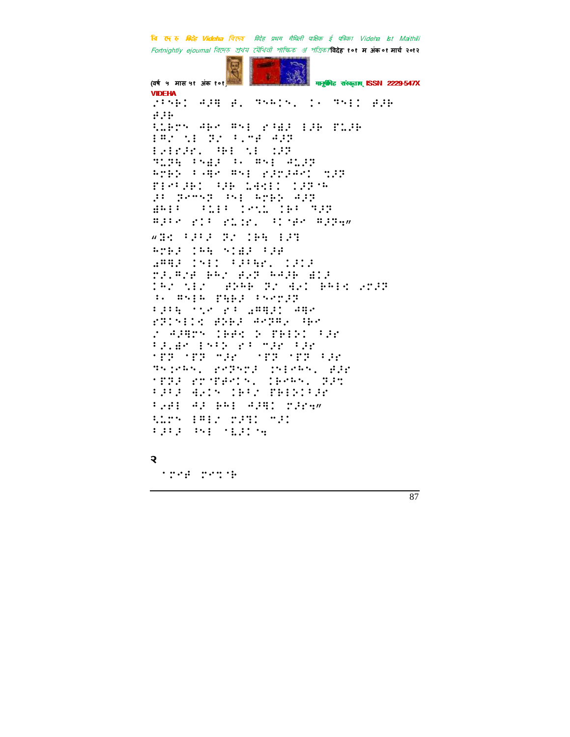⠶⠃⠝⠃⠅⠀⠚⠼⠛⠀⠿⠂⠀⠹⠓⠁⠅⠝⠂⠀⠅⠄⠀⠹⠝⠇⠅⠀⠿⠼⠋
⠿⠼⠋
⠳⠥⠃⠗⠝⠀⠚⠃⠗⠀⠛⠝⠇⠀⠗⠃⠫⠼⠀⠇⠼⠋⠀⠏⠥⠼⠋
⠇⠛⠶⠀⠎⠇⠀⠽⠶⠀⠃⠂⠍⠿⠀⠚⠼⠽
⠇⠐⠇⠗⠼⠗⠂⠀⠓⠃⠇⠀⠎⠇⠀⠅⠼⠽
⠹⠥⠽⠻⠀⠃⠝⠫⠼⠀⠃⠂⠀⠛⠝⠇⠀⠚⠥⠼⠽
⠓⠗⠃⠕⠀⠃⠤⠛⠗⠀⠛⠝⠇⠀⠗⠼⠗⠼⠚⠗⠅⠀⠹⠼⠽
⠏⠇⠗⠃⠼⠃⠅⠀⠓⠼⠋⠀⠥⠙⠹⠇⠅⠀⠅⠼⠽⠈⠓
⠼⠃⠀⠽⠑⠍⠝⠽⠀⠩⠝⠇⠀⠓⠗⠃⠕⠀⠚⠼⠽
⠫⠓⠇⠃⠀⠀⠃⠥⠇⠃⠀⠅⠑⠎⠥⠀⠅⠃⠃⠀⠹⠼⠽
⠛⠼⠃⠗⠀⠗⠅⠃⠀⠗⠥⠅⠗⠂⠀⠃⠅⠈⠿⠗⠀⠛⠼⠽⠲⠦

⠦⠹⠅⠀⠃⠼⠃⠼⠀⠽⠶⠀⠅⠃⠻⠀⠇⠼⠹
⠓⠗⠃⠼⠀⠅⠓⠻⠀⠝⠅⠫⠼⠀⠃⠼⠋
⠡⠛⠹⠼⠀⠅⠝⠇⠅⠀⠃⠼⠃⠻⠗⠂⠀⠅⠼⠅⠼
⠗⠼⠂⠛⠶⠿⠀⠃⠓⠶⠀⠿⠐⠽⠀⠓⠚⠼⠋⠀⠫⠅⠼
⠅⠓⠶⠀⠎⠇⠶⠀⠀⠿⠕⠓⠃⠀⠽⠶⠀⠹⠐⠅⠀⠃⠓⠇⠅⠀⠐⠗⠼⠽
⠃⠂⠀⠛⠝⠇⠓⠀⠏⠻⠃⠼⠀⠃⠝⠑⠗⠼⠽
⠃⠼⠃⠻⠀⠈⠎⠑⠀⠗⠃⠀⠡⠛⠹⠼⠅⠀⠚⠹⠗
⠗⠽⠅⠝⠇⠅⠅⠀⠿⠕⠃⠼⠀⠚⠑⠽⠛⠂⠀⠓⠃⠑
⠶⠀⠚⠼⠹⠗⠝⠀⠅⠃⠿⠅⠀⠕⠀⠏⠃⠇⠕⠅⠀⠃⠼⠗
⠃⠼⠂⠫⠗⠀⠇⠝⠃⠕⠀⠗⠃⠀⠍⠼⠗⠀⠃⠼⠗
⠈⠏⠽⠀⠈⠏⠽⠀⠍⠼⠗⠀⠀⠈⠏⠽⠀⠈⠏⠽⠀⠃⠼⠗
⠹⠕⠅⠗⠓⠝⠂⠀⠗⠑⠽⠑⠗⠼⠀⠅⠝⠇⠗⠓⠝⠂⠀⠿⠼⠗
⠈⠏⠽⠼⠀⠗⠗⠈⠏⠿⠑⠅⠝⠂⠀⠅⠃⠗⠓⠝⠂⠀⠽⠼⠹
⠃⠼⠃⠼⠀⠹⠐⠅⠝⠀⠅⠃⠃⠶⠀⠏⠃⠇⠕⠅⠃⠼⠗
⠃⠐⠿⠇⠀⠚⠼⠀⠃⠓⠇⠀⠚⠼⠹⠅⠀⠗⠼⠗⠲⠦
⠳⠥⠗⠝⠀⠇⠛⠇⠶⠀⠗⠼⠹⠅⠀⠍⠼⠅
⠃⠼⠃⠼⠀⠩⠝⠇⠀⠈⠧⠼⠅⠈⠲

२

⠀⠈⠗⠑⠿⠀⠗⠑⠹⠈⠃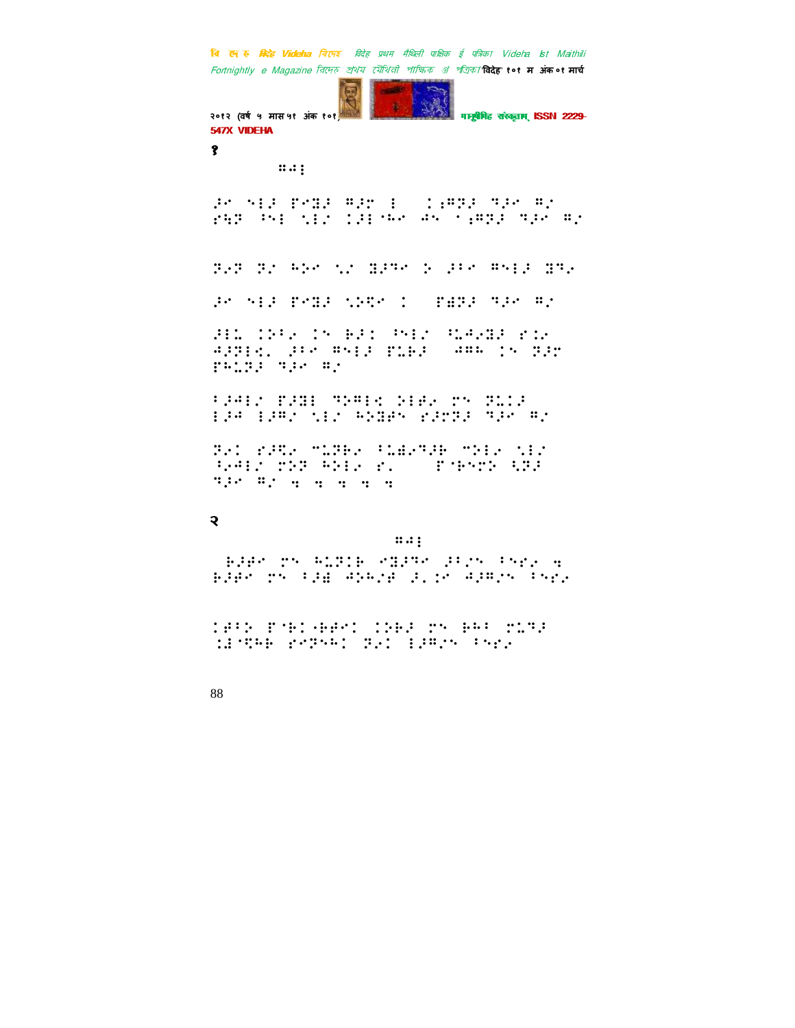१

⠛⠲⠇

⠔⠊ ⠝⠇⠌ ⠏⠊⠽⠌ ⠛⠌⠗ ⠇ ⠀⠅⠯⠛⠝⠌ ⠙⠌⠊ ⠛⠊ ⠗⠩⠝ ⠘⠝⠇ ⠣⠇⠊ ⠅⠌⠇⠈⠓⠊ ⠲⠒ ⠁⠯⠛⠝⠌ ⠙⠌⠊ ⠛⠊

⠝⠢⠝ ⠝⠊ ⠓⠕⠊ ⠣⠊ ⠽⠌⠙⠊ ⠕ ⠔⠘⠊ ⠛⠝⠇⠌ ⠽⠙⠢

⠔⠊ ⠝⠇⠌ ⠏⠊⠽⠌ ⠣⠕⠩⠊ ⠅ ⠀⠏⠫⠝⠌ ⠙⠌⠊ ⠛⠊

⠔⠇⠄ ⠅⠕⠘⠢ ⠅⠒ ⠗⠔⠅ ⠘⠝⠇⠊ ⠩⠄⠲⠢⠽⠌ ⠗⠅⠢ ⠲⠔⠝⠇⠩⠂ ⠔⠘⠊ ⠛⠝⠇⠌ ⠏⠥⠗⠌ ⠀⠲⠛⠓ ⠅⠒ ⠝⠌⠗ ⠏⠓⠄⠝⠌ ⠙⠌⠊ ⠛⠊

⠘⠔⠲⠇⠊ ⠏⠔⠽⠇ ⠙⠕⠛⠇⠩ ⠕⠇⠋⠢ ⠍⠒ ⠝⠥⠅⠌ ⠇⠌⠲ ⠇⠌⠛⠊ ⠣⠇⠊ ⠓⠕⠽⠋⠒ ⠗⠌⠍⠝⠌ ⠙⠌⠊ ⠛⠊

⠝⠢⠅ ⠗⠔⠩⠢ ⠉⠥⠝⠗⠢ ⠘⠥⠫⠢⠙⠌⠗ ⠉⠕⠇⠢ ⠣⠇⠊ ⠩⠢⠲⠇⠊ ⠍⠕⠝ ⠓⠕⠇⠢ ⠗⠄ ⠀⠀⠏⠈⠗⠒⠍⠕ ⠩⠝⠌ ⠙⠌⠊ ⠛⠊ ⠹ ⠹ ⠹ ⠹ ⠹

२

⠛⠲⠇

⠀⠗⠌⠋⠊ ⠍⠒ ⠓⠥⠝⠅⠗ ⠊⠽⠌⠙⠊ ⠔⠘⠊⠒ ⠘⠝⠎⠢ ⠹ ⠗⠌⠋⠊ ⠍⠒ ⠘⠌⠫ ⠲⠕⠓⠊⠋ ⠔⠄⠅⠊ ⠲⠌⠛⠊⠒ ⠘⠝⠎⠢

⠅⠋⠘⠕ ⠏⠈⠗⠅⠈⠗⠋⠊⠅ ⠅⠕⠗⠌ ⠍⠒ ⠗⠓⠘ ⠍⠥⠙⠌ ⠅⠫⠈⠩⠓⠗ ⠗⠊⠝⠒⠓⠅ ⠝⠢⠅ ⠇⠌⠛⠊⠒ ⠘⠝⠎⠢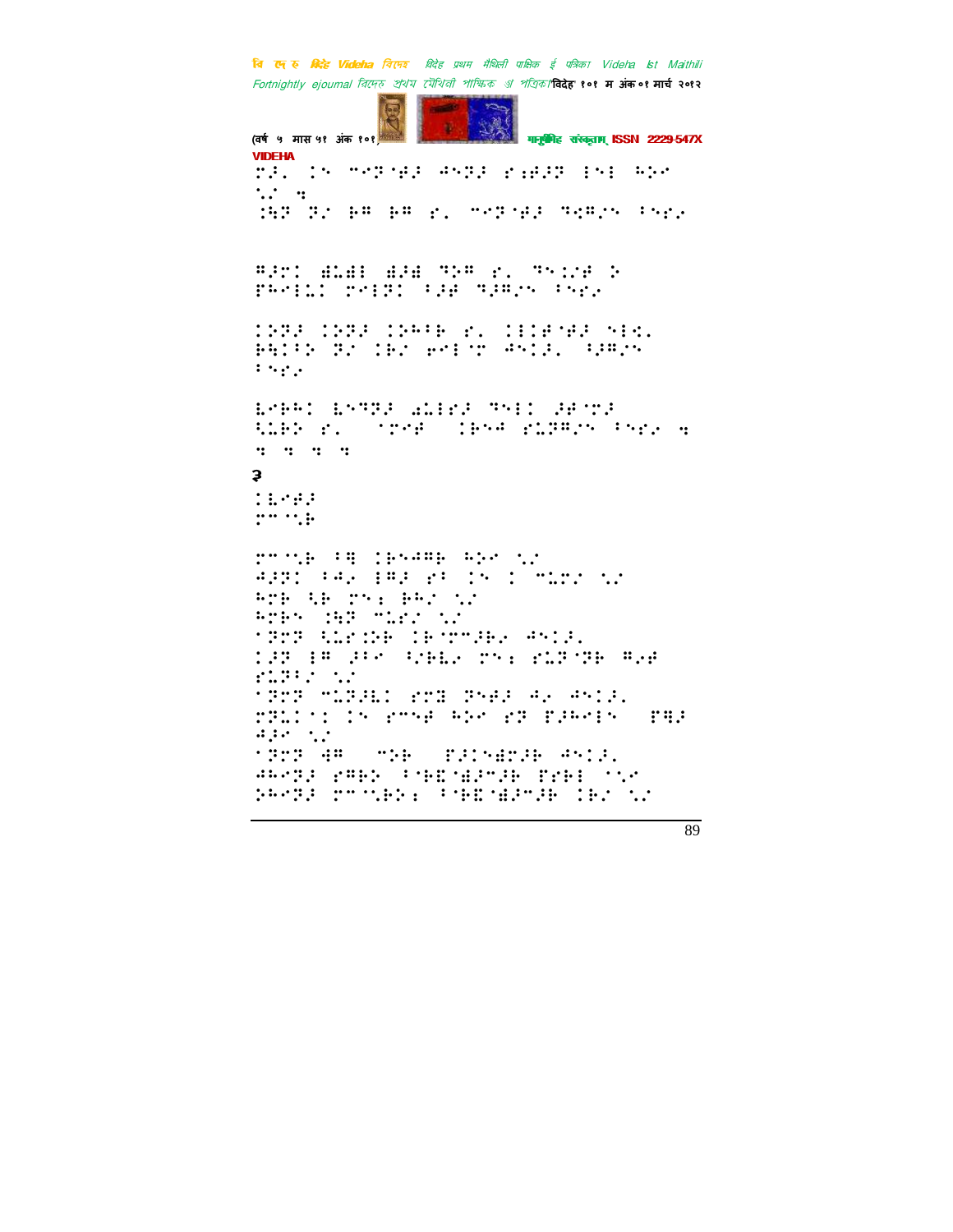३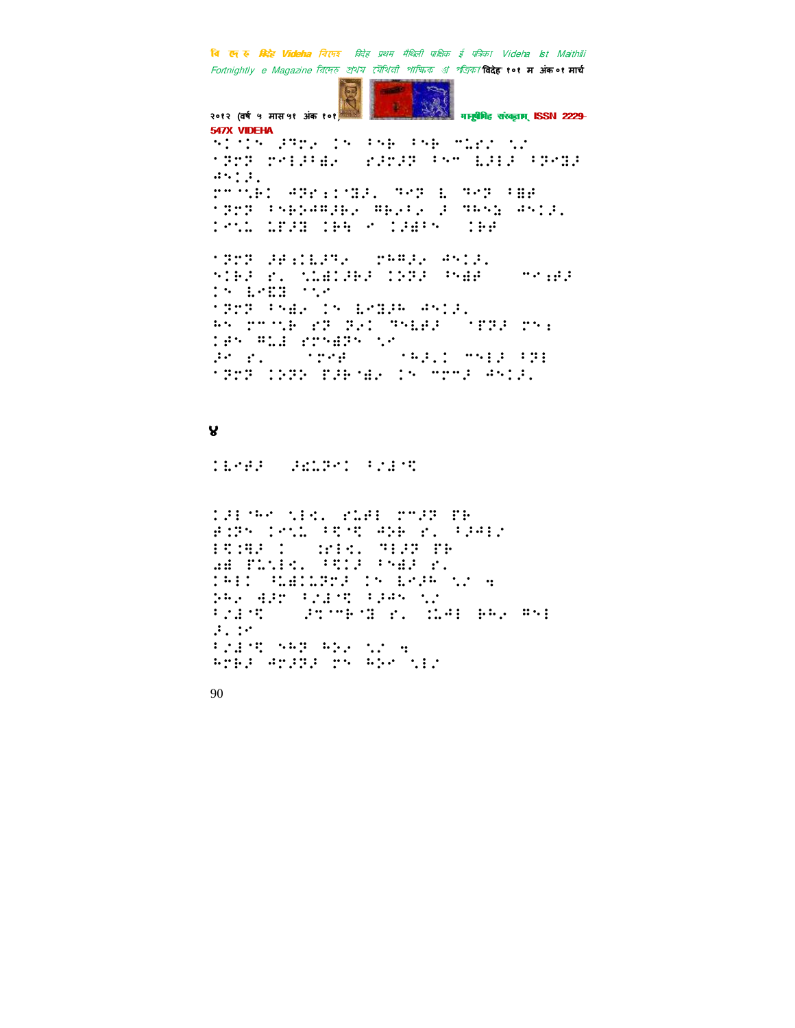४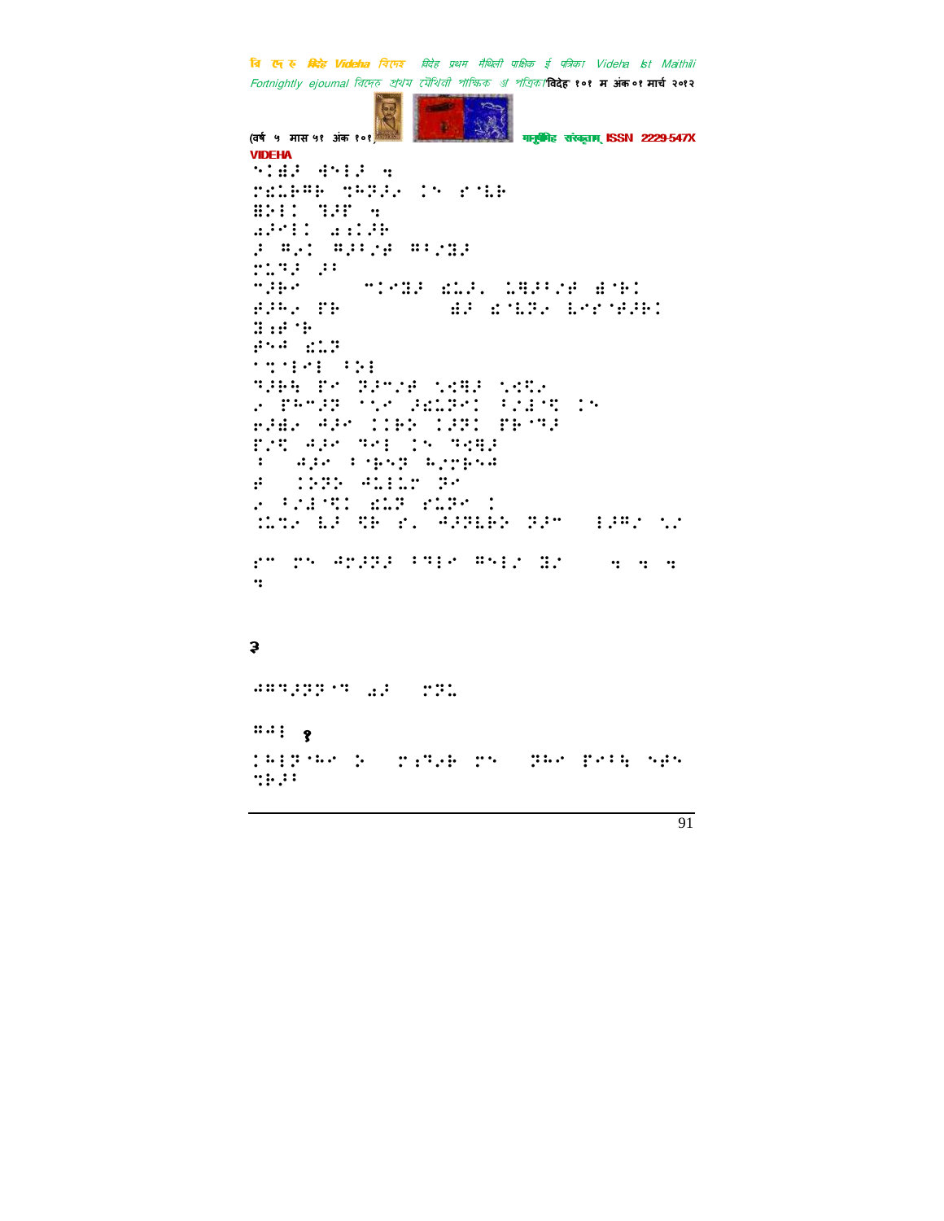२

१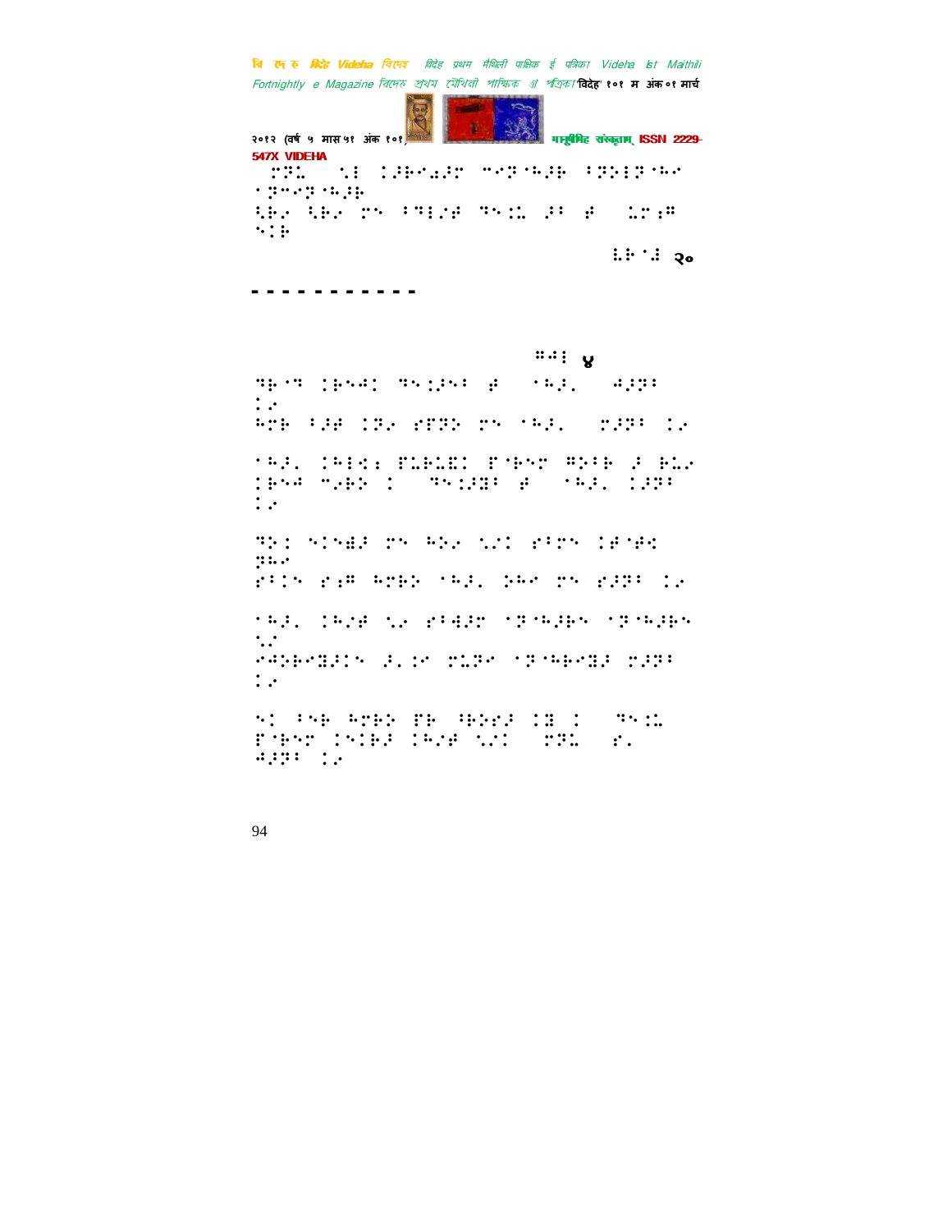⠀⠩⠝⠂⠀⠀⠑⠇⠀⠅⠚⠗⠊⠖⠚⠉⠀⠉⠊⠝⠈⠓⠚⠗⠀⠃⠝⠕⠇⠝⠈⠓⠊
⠂⠝⠉⠊⠝⠈⠓⠚⠗
⠑⠗⠌⠀⠑⠗⠌⠀⠩⠔⠀⠃⠙⠇⠌⠋⠀⠙⠔⠅⠂⠀⠜⠃⠀⠋⠀⠀⠂⠩⠆⠛
⠔⠅⠗

⠇⠗⠈⠌ २०

- - - - - - - - - - -

⠛⠛⠇ ४

⠙⠗⠈⠙⠀⠅⠗⠔⠻⠅⠀⠙⠔⠅⠜⠔⠃⠀⠋⠀⠀⠂⠓⠜⠂⠀⠀⠻⠜⠝⠃
⠅⠌
⠓⠩⠗⠀⠃⠜⠋⠀⠅⠝⠌⠀⠋⠟⠝⠕⠀⠩⠔⠀⠂⠓⠜⠂⠀⠀⠩⠜⠝⠃⠀⠅⠌

⠂⠓⠜⠂⠀⠅⠓⠇⠪⠀⠏⠂⠗⠂⠂⠅⠀⠏⠈⠗⠔⠉⠀⠛⠕⠃⠗⠀⠜⠀⠗⠂⠌
⠅⠗⠔⠻⠀⠉⠌⠗⠕⠀⠅⠀⠀⠙⠔⠅⠜⠛⠃⠀⠋⠀⠀⠂⠓⠜⠂⠀⠅⠜⠝⠃
⠅⠌

⠙⠕⠅⠀⠑⠅⠔⠻⠜⠀⠩⠔⠀⠓⠕⠌⠀⠑⠌⠅⠀⠋⠃⠩⠔⠀⠅⠋⠈⠋⠪
⠝⠓⠌
⠋⠃⠅⠔⠀⠋⠆⠛⠀⠓⠩⠗⠕⠀⠂⠓⠜⠂⠀⠕⠓⠌⠀⠩⠔⠀⠋⠜⠝⠃⠀⠅⠌

⠂⠓⠜⠂⠀⠅⠓⠌⠋⠀⠑⠌⠀⠋⠃⠻⠜⠉⠀⠂⠝⠈⠓⠜⠗⠔⠀⠂⠝⠈⠓⠜⠗⠔
⠑⠌
⠌⠻⠕⠗⠌⠛⠜⠅⠔⠀⠜⠂⠅⠌⠀⠩⠂⠝⠌⠀⠂⠝⠈⠓⠗⠌⠛⠜⠀⠩⠜⠝⠃
⠅⠌

⠑⠅⠀⠃⠔⠗⠀⠓⠩⠗⠕⠀⠏⠗⠀⠃⠗⠕⠋⠜⠀⠅⠛⠀⠅⠀⠀⠙⠔⠅⠂
⠏⠈⠗⠔⠉⠀⠅⠔⠅⠗⠜⠀⠅⠓⠌⠋⠀⠑⠌⠅⠀⠀⠩⠝⠂⠀⠀⠋⠂
⠻⠜⠝⠃⠀⠅⠌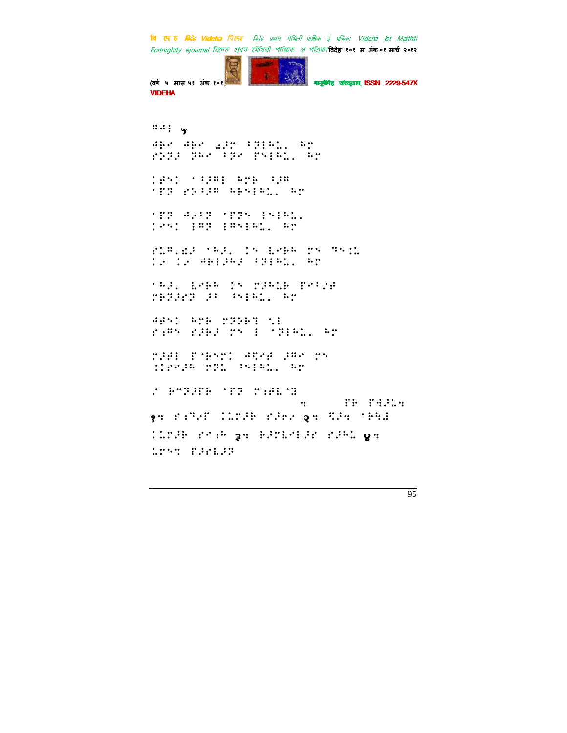⠿⠙⠇ ५

⠙⠗⠊ ⠙⠗⠊ ⠫⠜⠎ ⠃⠝⠇⠓⠡⠂ ⠓⠎
⠗⠵⠝⠜ ⠝⠓⠊ ⠃⠝⠊ ⠏⠑⠇⠓⠡⠂ ⠓⠎

⠅⠋⠑⠅ ⠁⠃⠜⠿⠇ ⠓⠎⠗ ⠃⠜⠿
⠁⠏⠝ ⠗⠵⠃⠜⠿ ⠓⠗⠑⠇⠓⠡⠂ ⠓⠎

⠁⠏⠝ ⠙⠂⠃⠝ ⠁⠏⠝⠑ ⠇⠑⠇⠓⠡⠂
⠅⠊⠑⠅ ⠇⠿⠝ ⠇⠿⠑⠇⠓⠡⠂ ⠓⠎

⠗⠡⠿⠂⠫⠜ ⠁⠓⠜⠂ ⠅⠑ ⠇⠊⠗⠓ ⠎⠑ ⠹⠑⠅⠡
⠅⠔ ⠅⠔ ⠙⠗⠇⠜⠓⠜ ⠃⠝⠇⠓⠡⠂ ⠓⠎

⠁⠓⠜⠂ ⠇⠊⠗⠓ ⠅⠑ ⠎⠜⠓⠡⠗ ⠏⠊⠃⠔⠋
⠎⠗⠝⠜⠋⠝ ⠜⠃ ⠱⠑⠇⠓⠡⠂ ⠓⠎

⠙⠋⠑⠅ ⠓⠎⠗ ⠎⠝⠵⠗⠹ ⠾⠇
⠗⠆⠿⠑ ⠗⠜⠗⠜ ⠎⠑ ⠇ ⠁⠝⠇⠓⠡⠂ ⠓⠎

⠎⠜⠋⠇ ⠏⠁⠗⠑⠎⠅ ⠙⠹⠊⠋ ⠜⠿⠊ ⠎⠑
⠅⠅⠗⠊⠜⠓ ⠎⠝⠡ ⠱⠑⠇⠓⠡⠂ ⠓⠎

⠔ ⠗⠉⠝⠜⠏⠗ ⠁⠏⠝ ⠎⠆⠋⠇⠁⠹ ⠒ ⠏⠗ ⠏⠙⠜⠡⠒

१⠒ ⠗⠆⠝⠔⠏ ⠅⠡⠎⠜⠗ ⠗⠜⠊⠔ २⠒ ⠹⠜⠒ ⠁⠗⠹⠇ ⠅⠡⠎⠜⠗ ⠗⠊⠆⠓ ३⠒ ⠓⠜⠎⠇⠊⠇⠜⠊ ⠗⠜⠓⠡ ४⠒ ⠡⠎⠑⠒ ⠏⠜⠗⠇⠜⠝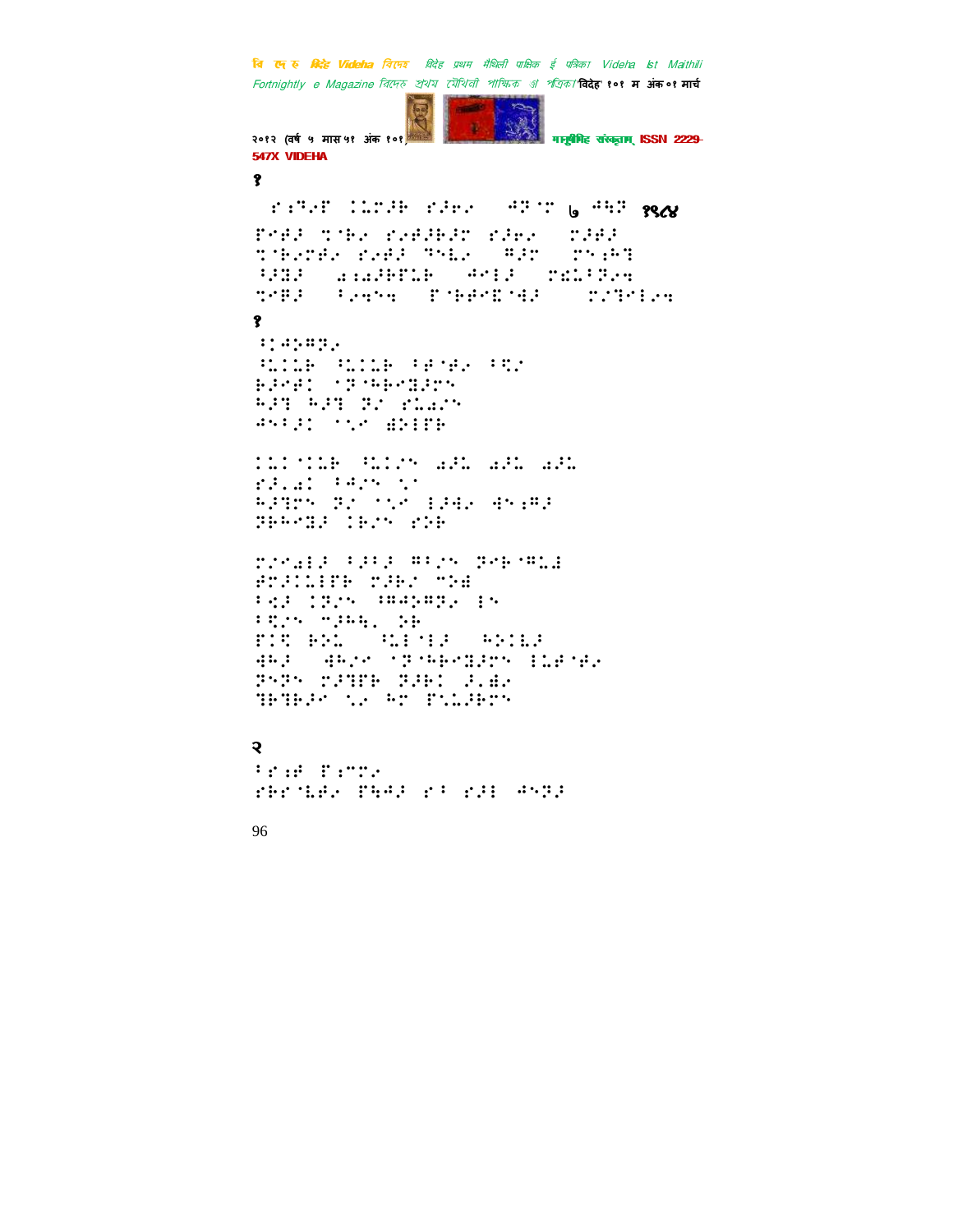१

⠀⠎�étété...

१

७ १९८४

१

२

96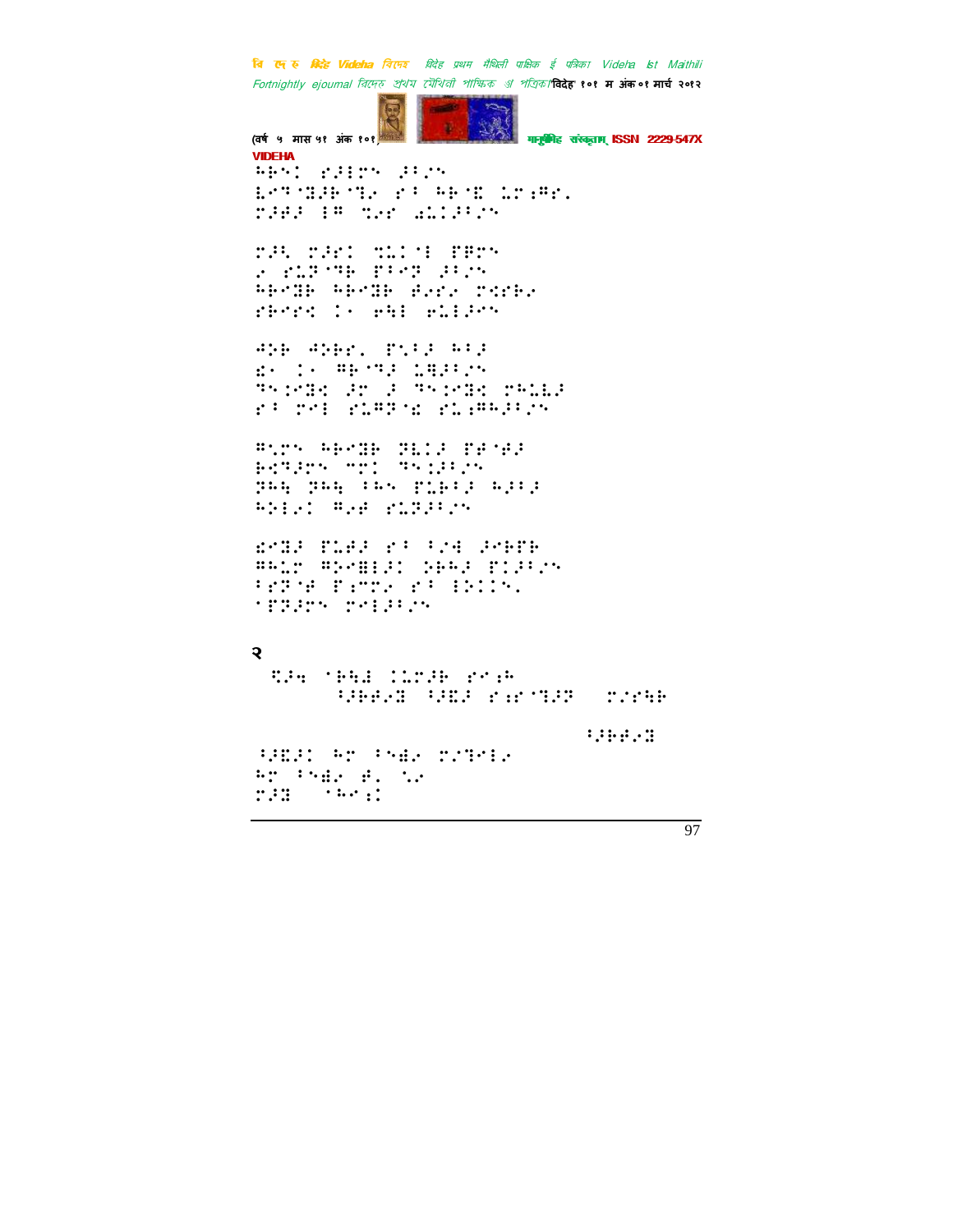⠓⠗⠝⠅ ⠗⠼⠇⠗⠝ ⠼⠖⠎⠝
⠇⠐⠹⠈⠻⠼⠗⠈⠹⠎ ⠗⠖ ⠓⠗⠈⠫ ⠄⠗⠆⠻⠗⠄
⠗⠼⠋⠼ ⠇⠻ ⠹⠎⠗ ⠁⠄⠅⠼⠖⠎⠝

⠗⠼⠣ ⠗⠼⠗⠅ ⠹⠄⠅⠈⠇ ⠏⠻⠗⠝
⠎ ⠗⠄⠽⠈⠹⠗ ⠏⠖⠐⠽ ⠼⠖⠎⠝
⠓⠗⠐⠻⠗ ⠓⠗⠐⠻⠗ ⠋⠎⠗⠎ ⠗⠱⠗⠓⠎
⠗⠗⠐⠗⠅ ⠅⠂ ⠑⠳⠇ ⠑⠄⠇⠼⠐⠝

⠙⠕⠗ ⠙⠕⠗⠗⠄ ⠏⠣⠖⠼ ⠓⠖⠼
⠫⠂ ⠅⠂ ⠻⠗⠈⠹⠼ ⠄⠻⠼⠖⠎⠝
⠹⠣⠅⠐⠻⠱ ⠼⠗ ⠼ ⠹⠣⠅⠐⠻⠱ ⠗⠓⠄⠧⠼
⠗⠖ ⠗⠂⠇ ⠗⠄⠻⠽⠈⠫ ⠗⠄⠆⠻⠓⠼⠖⠎⠝

⠻⠣⠗⠝ ⠓⠗⠐⠻⠗ ⠻⠧⠅⠼ ⠏⠋⠈⠋⠼
⠗⠱⠹⠼⠗⠝ ⠍⠗⠅ ⠹⠝⠅⠼⠖⠎⠝
⠽⠓⠳ ⠽⠓⠳ ⠖⠓⠝ ⠏⠄⠗⠖⠼ ⠓⠼⠖⠼
⠓⠕⠇⠎⠅ ⠻⠎⠋ ⠗⠄⠽⠼⠖⠎⠝

⠫⠐⠻⠼ ⠏⠄⠋⠼ ⠗⠖ ⠖⠎⠳ ⠼⠐⠗⠏⠗
⠻⠓⠄⠗ ⠻⠕⠐⠱⠇⠼⠅ ⠕⠗⠓⠼ ⠏⠅⠼⠖⠎⠝
⠖⠗⠽⠈⠋ ⠏⠆⠍⠗⠎ ⠗⠖ ⠇⠕⠅⠅⠝⠄
⠈⠏⠽⠼⠗⠝ ⠗⠂⠇⠼⠖⠎⠝

२

⠹⠼⠳ ⠈⠗⠳⠇ ⠅⠄⠗⠼⠗ ⠗⠐⠆⠓
⠖⠼⠗⠋⠎⠻ ⠖⠼⠫⠼ ⠗⠆⠗⠈⠹⠼⠽ ⠗⠎⠗⠳⠗

⠖⠼⠗⠋⠎⠻

⠖⠼⠫⠼⠅ ⠓⠗ ⠖⠝⠱⠎ ⠗⠎⠹⠂⠇⠎
⠓⠗ ⠖⠝⠱⠎ ⠋⠄ ⠣⠎
⠗⠼⠻ ⠈⠓⠐⠆⠅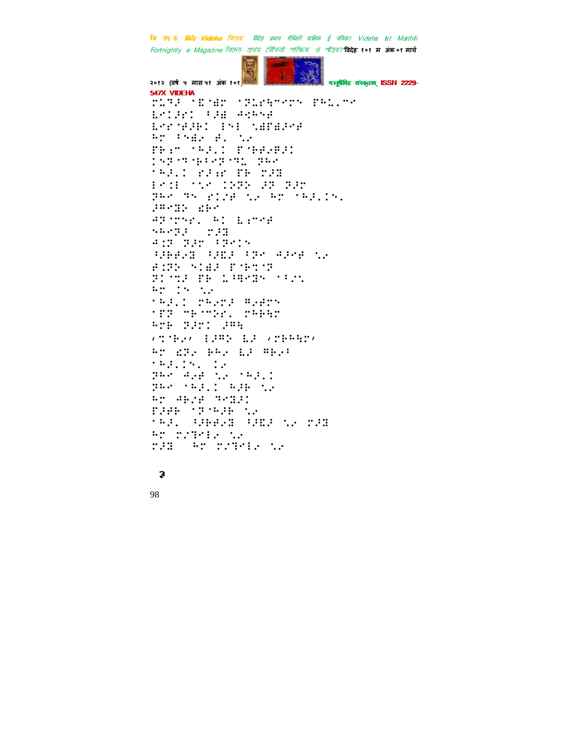⠗⠥⠝�djs ⠁⠪⠈⠻ ⠁⠝⠥⠗⠓⠉⠗⠝ ⠏⠓⠥⠂⠉⠊

३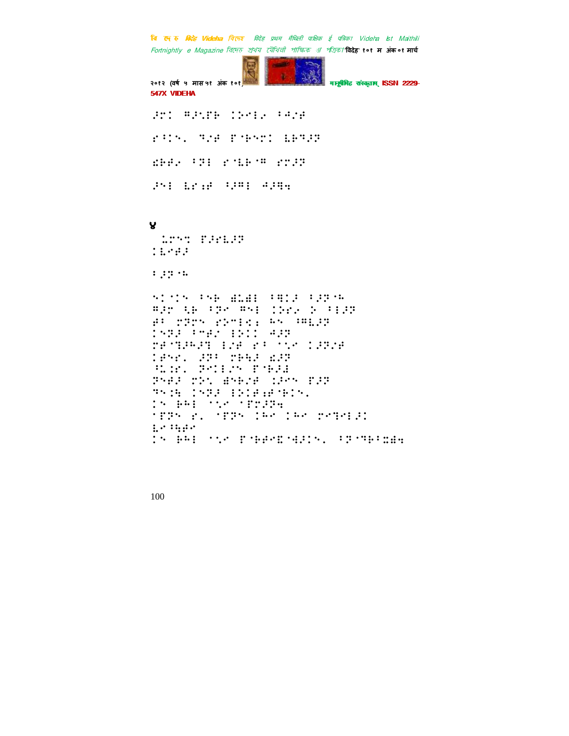४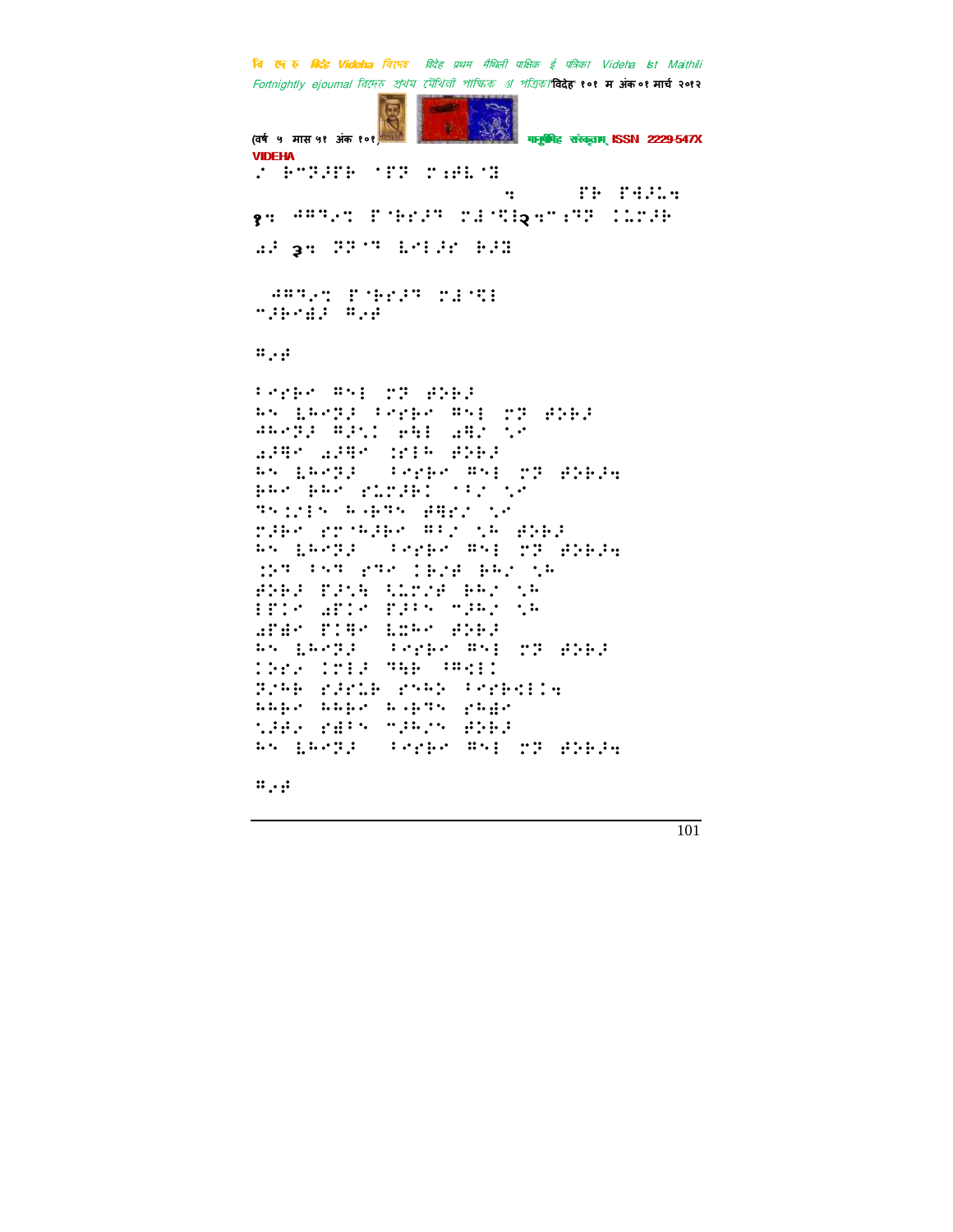/ हल्लुक सल्लुक् हल्लुक्

१. अश्कश क्रोधश सहिस२२.२३ करुणा
सर ३. अश्क दयाल हउ

अश्कश क्रोधश सहिसा
मानव्यः कथा

कथा

⠁⠗⠑⠃⠑ ⠛⠓⠇ ⠉⠝ ⠋⠕⠃⠚
⠓⠎ ⠇⠓⠑⠝⠚ ⠁⠗⠑⠃⠑ ⠛⠓⠇ ⠉⠝ ⠋⠕⠃⠚
⠚⠓⠑⠝⠚ ⠛⠚⠎⠅ ⠑⠓⠇ ⠁⠛⠌ ⠣⠑
⠁⠚⠛⠑ ⠁⠚⠛⠑ ⠅⠗⠇⠓ ⠋⠕⠃⠚
⠓⠎ ⠇⠓⠑⠝⠚ ⠁⠗⠑⠃⠑ ⠛⠓⠇ ⠉⠝ ⠋⠕⠃⠚⠲
⠃⠓⠑ ⠃⠓⠑ ⠗⠥⠉⠚⠃⠅ ⠈⠁⠌ ⠣⠑
⠝⠎⠅⠌⠇⠎ ⠓⠂⠃⠝⠎ ⠋⠛⠗⠌ ⠣⠑
⠉⠚⠃⠑ ⠗⠉⠈⠓⠚⠃⠑ ⠛⠁⠌ ⠣⠓ ⠋⠕⠃⠚
⠓⠎ ⠇⠓⠑⠝⠚ ⠁⠗⠑⠃⠑ ⠛⠓⠇ ⠉⠝ ⠋⠕⠃⠚⠲
⠅⠕⠝ ⠁⠎⠝ ⠗⠝⠑ ⠅⠃⠌⠋ ⠃⠓⠌ ⠣⠓
⠋⠕⠃⠚ ⠏⠚⠣⠓ ⠹⠥⠉⠌⠋ ⠃⠓⠌ ⠣⠓
⠇⠏⠅⠑ ⠁⠋⠅⠑ ⠏⠚⠁⠎ ⠉⠚⠓⠌ ⠣⠓
⠁⠋⠙⠑ ⠏⠅⠛⠑ ⠇⠕⠓⠑ ⠋⠕⠃⠚
⠓⠎ ⠇⠓⠑⠝⠚ ⠁⠗⠑⠃⠑ ⠛⠓⠇ ⠉⠝ ⠋⠕⠃⠚
⠅⠃⠗⠌ ⠅⠗⠇⠚ ⠝⠓⠃ ⠈⠛⠹⠇⠅
⠝⠌⠓⠃ ⠗⠚⠗⠥⠃ ⠗⠎⠓⠕ ⠁⠗⠑⠃⠹⠇⠅⠲
⠓⠓⠃⠑ ⠓⠓⠃⠑ ⠓⠂⠃⠝⠎ ⠗⠓⠙⠑
⠣⠚⠋⠌ ⠗⠙⠁⠎ ⠉⠚⠓⠌⠎ ⠋⠕⠃⠚
⠓⠎ ⠇⠓⠑⠝⠚ ⠁⠗⠑⠃⠑ ⠛⠓⠇ ⠉⠝ ⠋⠕⠃⠚⠲

कथा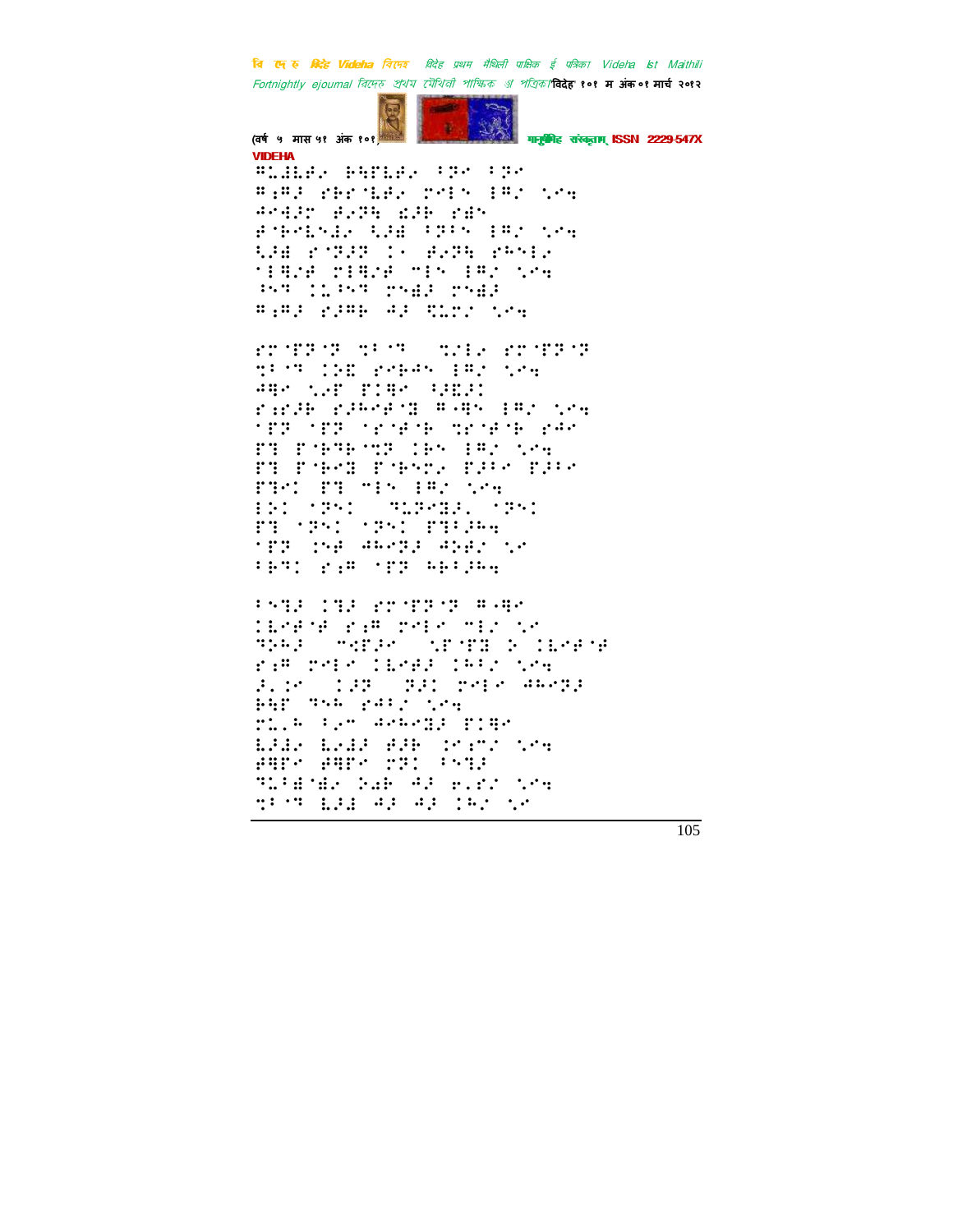VIDEHA

⠭⠥⠚⠇⠫⠊ ⠓⠹⠏⠇⠫⠊ ⠅⠝⠑ ⠅⠝⠑
⠭⠪⠍⠚ ⠗⠓⠗⠈⠇⠫⠊ ⠉⠑⠇⠎ ⠇⠍⠊ ⠡⠑⠹
⠙⠑⠹⠚⠉ ⠋⠊⠝⠹ ⠌⠚⠓ ⠗⠌⠎
⠋⠈⠓⠑⠇⠎⠜⠊ ⠱⠚⠌ ⠅⠝⠅⠎ ⠇⠍⠊ ⠡⠑⠹
⠱⠚⠌ ⠗⠈⠝⠚⠝ ⠒⠂ ⠋⠊⠝⠹ ⠗⠓⠎⠇⠊
⠈⠇⠹⠊⠋ ⠉⠇⠹⠊⠋ ⠍⠇⠎ ⠇⠍⠊ ⠡⠑⠹
⠨⠎⠙ ⠒⠥⠨⠎⠙ ⠉⠎⠌⠚ ⠉⠎⠌⠚
⠭⠪⠍⠚ ⠗⠚⠍⠓ ⠙⠚ ⠹⠥⠉⠊ ⠡⠑⠹

⠗⠉⠈⠏⠝⠈⠝ ⠹⠅⠈⠙ ⠀⠹⠊⠇⠊ ⠗⠉⠈⠏⠝⠈⠝
⠹⠅⠈⠙ ⠒⠜⠮ ⠗⠑⠓⠙⠎ ⠇⠍⠊ ⠡⠑⠹
⠙⠹⠑ ⠡⠊⠋ ⠏⠒⠹⠑ ⠱⠮⠚⠒
⠗⠪⠊⠚⠓ ⠗⠚⠓⠑⠋⠈⠝ ⠭⠤⠹⠎ ⠇⠍⠊ ⠡⠑⠹
⠈⠏⠝ ⠈⠏⠝ ⠈⠗⠈⠋⠈⠓ ⠹⠗⠈⠋⠈⠓ ⠗⠙⠑
⠏⠹ ⠏⠈⠓⠙⠓⠈⠹⠝ ⠒⠓⠎ ⠇⠍⠊ ⠡⠑⠹
⠏⠹ ⠏⠈⠓⠑⠝ ⠏⠈⠓⠎⠉⠊ ⠏⠚⠅⠑ ⠏⠚⠅⠑
⠏⠹⠑⠒ ⠏⠹ ⠍⠇⠎ ⠇⠍⠊ ⠡⠑⠹
⠇⠜⠒ ⠈⠝⠎⠒ ⠀⠙⠥⠝⠑⠝⠚⠂ ⠈⠝⠎⠒
⠏⠹ ⠈⠝⠎⠒ ⠈⠝⠎⠒ ⠏⠹⠅⠚⠓⠹
⠈⠏⠝ ⠒⠎⠋ ⠙⠓⠑⠝⠚ ⠙⠜⠋⠊ ⠡⠑
⠅⠓⠙⠒ ⠗⠪⠍ ⠈⠏⠝ ⠓⠃⠅⠚⠓⠹

⠅⠎⠹⠚ ⠒⠹⠚ ⠗⠉⠈⠏⠝⠈⠝ ⠭⠤⠹⠑
⠒⠇⠑⠋⠈⠋ ⠗⠪⠍ ⠉⠑⠇⠑ ⠍⠇⠊ ⠡⠑
⠙⠜⠓⠚ ⠀⠍⠫⠏⠚⠑ ⠀⠡⠈⠏⠹ ⠕ ⠒⠇⠑⠋⠈⠋
⠗⠪⠍ ⠉⠑⠇⠑ ⠒⠇⠑⠋⠚ ⠒⠓⠅⠊ ⠡⠑⠹
⠚⠂⠒⠑ ⠀⠒⠚⠝ ⠀⠝⠚⠒ ⠉⠑⠇⠑ ⠙⠓⠑⠝⠚
⠓⠹⠏ ⠙⠎⠓ ⠗⠙⠅⠊ ⠡⠑⠹
⠉⠥⠂⠓ ⠅⠊⠍ ⠙⠑⠓⠑⠝⠚ ⠏⠒⠹⠑
⠇⠚⠚⠊ ⠇⠊⠚⠚ ⠋⠚⠓ ⠒⠑⠪⠉⠊ ⠡⠑⠹
⠋⠹⠏⠑ ⠋⠹⠏⠑ ⠉⠝⠒ ⠅⠎⠹⠚
⠙⠥⠅⠌⠈⠌⠊ ⠕⠊⠓ ⠙⠚ ⠑⠂⠗⠊ ⠡⠑⠹
⠹⠅⠈⠙ ⠇⠚⠚ ⠙⠚ ⠙⠚ ⠒⠓⠊ ⠡⠑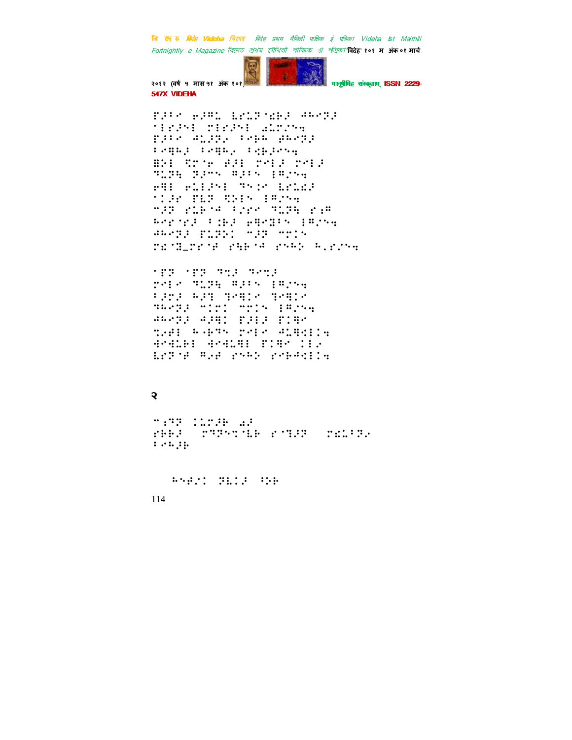⠏⠼⠖⠗ ⠗⠼⠍⠤ ⠇⠗⠥⠝⠈⠫⠗⠼ ⠲⠓⠢⠝⠼
⠁⠇⠗⠼⠑⠇ ⠍⠇⠗⠼⠑⠇ ⠔⠥⠍⠎⠹
⠏⠼⠖⠗ ⠲⠥⠼⠝⠄ ⠖⠢⠗⠓ ⠜⠓⠢⠝⠼
⠖⠢⠻⠓⠼ ⠖⠢⠻⠓⠄ ⠖⠪⠗⠼⠑⠹
⠻⠕⠇ ⠩⠗⠈⠗ ⠜⠼⠇ ⠍⠢⠇⠼ ⠍⠢⠇⠼
⠹⠥⠝⠹ ⠝⠼⠉⠑ ⠻⠼⠖⠑ ⠇⠻⠎⠹
⠗⠻⠇ ⠗⠥⠇⠼⠑⠇ ⠹⠑⠒⠗ ⠇⠗⠥⠫⠼
⠁⠒⠼⠗ ⠏⠇⠝ ⠩⠕⠇⠑ ⠇⠻⠎⠹
⠉⠼⠝ ⠗⠥⠗⠈⠲ ⠖⠎⠗⠗ ⠹⠥⠝⠹ ⠗⠪⠻
⠓⠢⠗⠈⠗⠼ ⠖⠒⠗⠼ ⠗⠻⠢⠽⠖⠑ ⠇⠻⠎⠹
⠲⠓⠢⠝⠼ ⠏⠥⠝⠕⠒ ⠉⠼⠝ ⠉⠗⠒⠑
⠍⠫⠈⠽⠤⠍⠗⠈⠜ ⠗⠹⠗⠈⠲ ⠗⠑⠓⠕ ⠓⠄⠗⠎⠹

⠁⠏⠝ ⠁⠏⠝ ⠹⠪⠼ ⠹⠢⠪⠼
⠍⠢⠇⠗ ⠹⠥⠝⠹ ⠻⠼⠖⠑ ⠇⠻⠎⠹
⠖⠼⠍⠼ ⠓⠼⠹ ⠹⠢⠻⠒⠗ ⠹⠢⠻⠒⠗
⠹⠓⠢⠝⠼ ⠉⠒⠍⠒ ⠉⠗⠒⠑ ⠇⠻⠎⠹
⠲⠓⠢⠝⠼ ⠲⠼⠻⠒ ⠏⠼⠇⠼ ⠏⠒⠻⠗
⠹⠄⠜⠇ ⠓⠢⠗⠹⠑ ⠍⠢⠇⠗ ⠲⠥⠻⠪⠇⠇⠹
⠙⠢⠙⠥⠗⠇ ⠙⠢⠙⠥⠻⠇ ⠏⠒⠻⠗ ⠒⠇⠄
⠇⠗⠝⠈⠜ ⠻⠄⠜ ⠗⠑⠓⠕ ⠗⠢⠗⠲⠪⠇⠇⠹

२

⠉⠪⠹⠝ ⠒⠥⠍⠼⠗ ⠔⠼
⠗⠗⠗⠼ ⠍⠹⠝⠢⠹⠈⠇⠗ ⠗⠈⠽⠼⠝ ⠍⠫⠥⠖⠝⠄
⠖⠢⠓⠼⠗

⠓⠑⠜⠄⠒ ⠝⠇⠒⠼ ⠪⠕⠗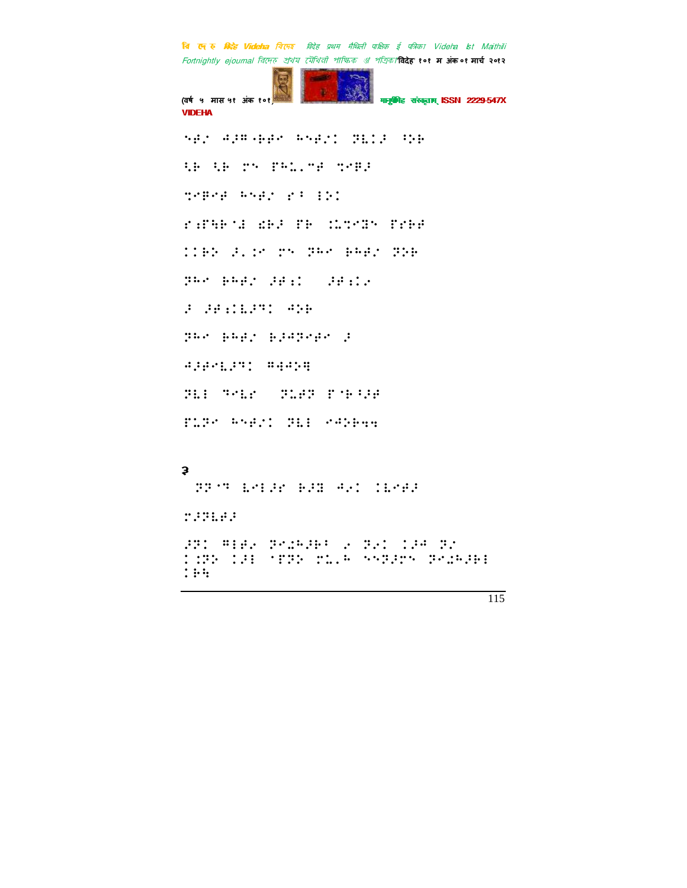३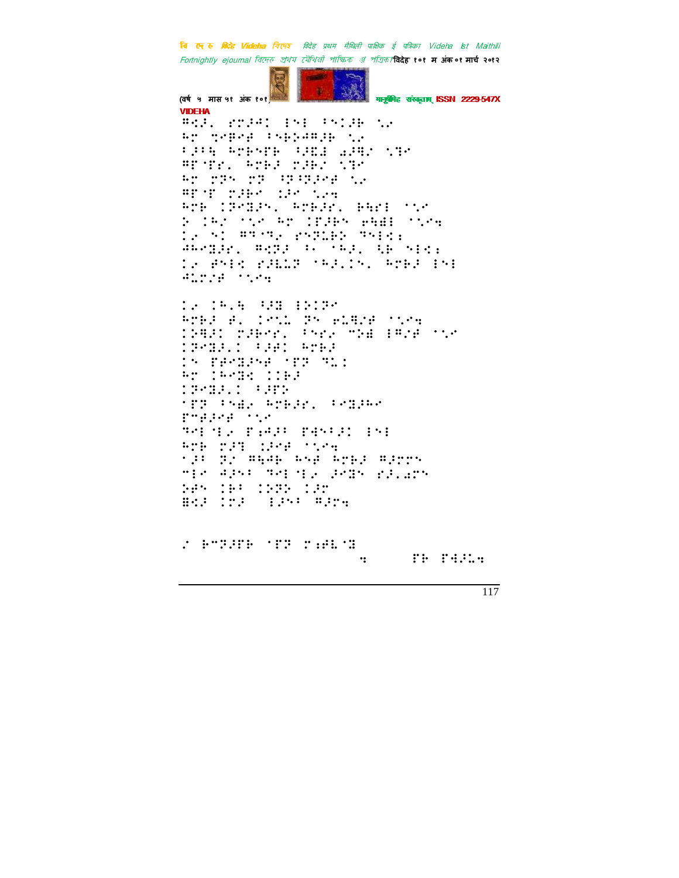VIDEHA

⠻⠩⠜⠂⠀⠗⠍⠚⠡⠅⠀⠔⠝⠑⠀⠦⠝⠅⠜⠓⠀⠡⠆

⠓⠍⠀⠹⠑⠻⠑⠋⠀⠦⠝⠃⠕⠡⠻⠜⠓⠀⠡⠆

⠦⠜⠦⠓⠀⠓⠍⠃⠝⠍⠃⠀⠦⠜⠫⠮⠀⠴⠜⠻⠂⠀⠡⠒⠊

⠻⠏⠈⠏⠗⠂⠀⠓⠍⠃⠜⠀⠗⠜⠃⠂⠀⠡⠒⠊

⠓⠍⠀⠗⠗⠝⠀⠗⠏⠀⠳⠏⠳⠏⠜⠊⠋⠀⠡⠆

⠻⠏⠈⠏⠀⠗⠜⠃⠊⠀⠨⠜⠊⠀⠡⠢⠲

⠓⠍⠃⠀⠅⠏⠊⠒⠜⠝⠂⠀⠓⠍⠃⠜⠗⠂⠀⠃⠹⠗⠑⠀⠈⠡⠊

⠕⠀⠅⠓⠂⠀⠈⠡⠊⠀⠓⠍⠀⠅⠏⠜⠃⠝⠀⠢⠹⠿⠀⠈⠡⠊⠲

⠅⠆⠀⠝⠅⠀⠻⠒⠊⠒⠆⠀⠗⠝⠏⠥⠃⠕⠀⠒⠝⠑⠩⠆

⠚⠓⠊⠒⠜⠗⠂⠀⠻⠩⠏⠜⠀⠦⠂⠀⠈⠓⠜⠂⠀⠹⠃⠀⠝⠑⠩⠆

⠅⠆⠀⠋⠝⠑⠩⠀⠗⠜⠃⠥⠏⠀⠈⠓⠜⠂⠅⠝⠂⠀⠓⠍⠃⠜⠀⠔⠝⠑

⠚⠥⠍⠜⠋⠀⠈⠡⠊⠲

⠅⠆⠀⠅⠓⠂⠹⠀⠳⠜⠒⠀⠑⠕⠅⠏⠊

⠓⠍⠃⠜⠀⠋⠂⠀⠅⠊⠡⠥⠀⠏⠝⠀⠢⠥⠒⠜⠋⠀⠈⠡⠊⠲

⠅⠒⠻⠜⠅⠀⠗⠜⠃⠊⠗⠂⠀⠦⠝⠗⠆⠀⠐⠕⠿⠀⠔⠻⠜⠋⠀⠈⠡⠊

⠅⠏⠊⠒⠜⠂⠅⠀⠦⠜⠋⠅⠀⠓⠍⠃⠜

⠅⠝⠀⠏⠋⠊⠒⠜⠊⠋⠀⠈⠏⠏⠀⠒⠥⠅

⠓⠍⠀⠅⠓⠊⠒⠩⠀⠅⠅⠃⠜

⠅⠏⠊⠒⠜⠂⠅⠀⠦⠜⠏⠕

⠈⠏⠏⠀⠦⠝⠿⠆⠀⠓⠍⠃⠜⠗⠂⠀⠦⠊⠒⠜⠓⠊

⠏⠍⠋⠜⠊⠋⠀⠈⠡⠊

⠒⠊⠑⠈⠑⠆⠀⠏⠆⠡⠜⠦⠀⠏⠹⠝⠦⠜⠅⠀⠔⠝⠑

⠓⠍⠃⠀⠗⠜⠒⠀⠨⠜⠊⠋⠀⠈⠡⠊⠲

⠈⠜⠦⠀⠏⠜⠀⠻⠹⠡⠃⠀⠓⠝⠋⠀⠓⠍⠃⠜⠀⠻⠜⠗⠗⠝

⠐⠑⠊⠀⠡⠜⠝⠦⠀⠒⠊⠑⠈⠑⠆⠀⠜⠊⠒⠝⠀⠗⠜⠂⠴⠗⠝

⠕⠋⠝⠀⠅⠃⠦⠀⠅⠅⠏⠕⠀⠅⠜⠍

⠿⠩⠜⠀⠅⠍⠜⠀⠀⠑⠜⠝⠦⠀⠻⠜⠗⠲

⠌⠀⠃⠐⠏⠜⠏⠃⠀⠈⠏⠏⠀⠗⠆⠋⠥⠈⠒

⠲⠀⠀⠀⠀⠀⠀⠏⠃⠀⠏⠹⠜⠥⠲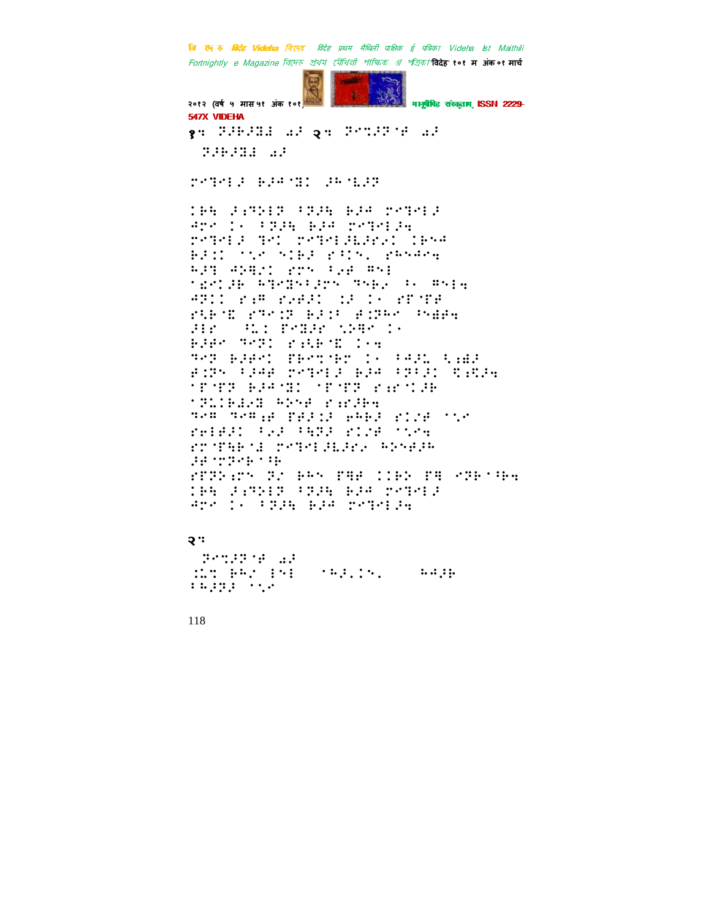१: ⠝⠼⠗⠼⠝⠻ ⠂⠼ २: ⠝⠑⠍⠼⠝⠈⠋ ⠂⠼

⠝⠼⠗⠼⠝⠻ ⠂⠼

⠗⠑⠙⠑⠇⠼ ⠗⠼⠺⠈⠝⠅ ⠼⠓⠈⠇⠼⠝

⠅⠗⠹ ⠼⠡⠙⠕⠇⠝ ⠃⠝⠼⠹ ⠗⠼⠺ ⠗⠑⠙⠑⠇⠼
⠺⠏⠑ ⠅⠂ ⠃⠝⠼⠹ ⠗⠼⠺ ⠗⠑⠙⠑⠇⠼⠲
⠗⠑⠙⠑⠇⠼ ⠙⠑⠅ ⠗⠑⠙⠑⠇⠼⠇⠼⠗⠢⠅ ⠅⠗⠔⠺
⠗⠼⠅⠅ ⠈⠡⠑ ⠎⠅⠗⠼ ⠗⠃⠅⠎⠄ ⠗⠓⠎⠺⠑⠲
⠓⠼⠙ ⠺⠕⠻⠅ ⠗⠝⠎ ⠃⠢⠋ ⠻⠎⠇
⠈⠩⠑⠅⠼⠓ ⠓⠙⠑⠝⠎⠃⠼⠝⠎ ⠙⠎⠗⠢ ⠃⠂ ⠻⠎⠇⠲
⠺⠝⠅⠅ ⠗⠡⠻ ⠗⠢⠋⠼⠅ ⠅⠼ ⠅⠂ ⠗⠏⠈⠏⠋
⠗⠩⠗⠈⠿ ⠗⠙⠑⠅⠝ ⠗⠼⠅⠃ ⠋⠅⠝⠓⠑ ⠃⠎⠫⠋⠲
⠼⠇⠗ ⠘⠇⠅ ⠏⠑⠝⠼⠗ ⠡⠕⠹⠑ ⠅⠂
⠗⠼⠋⠑ ⠙⠑⠝⠅ ⠗⠩⠗⠈⠿ ⠅⠂⠲
⠙⠑⠝ ⠗⠼⠋⠑⠅ ⠏⠗⠑⠍⠈⠗⠑ ⠅⠂ ⠃⠺⠼⠇ ⠹⠡⠫⠼
⠋⠅⠝⠎ ⠃⠼⠺⠋ ⠗⠑⠙⠑⠇⠼ ⠗⠼⠺ ⠃⠝⠃⠼⠅ ⠯⠡⠯⠼⠲
⠈⠏⠈⠏⠝ ⠗⠼⠺⠈⠝⠅ ⠈⠏⠈⠏⠝ ⠗⠡⠗⠈⠅⠼⠓
⠈⠝⠇⠅⠗⠫⠢⠝ ⠓⠕⠑⠋ ⠗⠡⠗⠼⠓⠲
⠙⠑⠻ ⠙⠑⠻⠡⠋ ⠏⠋⠼⠅⠼ ⠑⠓⠗⠼ ⠗⠅⠌⠋ ⠈⠡⠑
⠗⠑⠇⠋⠼⠅ ⠃⠢⠼ ⠃⠹⠝⠼ ⠗⠅⠌⠋ ⠈⠡⠑⠲
⠗⠏⠈⠏⠹⠗⠈⠩ ⠗⠑⠙⠑⠇⠼⠇⠼⠗⠢ ⠓⠕⠑⠋⠼⠓
⠼⠋⠈⠍⠝⠑⠗⠈⠃⠗
⠗⠏⠝⠕⠡⠝⠎ ⠝⠌ ⠗⠓⠎ ⠏⠹⠋ ⠅⠅⠗⠕ ⠏⠹ ⠑⠝⠗⠈⠃⠗⠲
⠅⠗⠹ ⠼⠡⠙⠕⠇⠝ ⠃⠝⠼⠹ ⠗⠼⠺ ⠗⠑⠙⠑⠇⠼
⠺⠏⠑ ⠅⠂ ⠃⠝⠼⠹ ⠗⠼⠺ ⠗⠑⠙⠑⠇⠼⠲

२:

⠝⠑⠍⠼⠝⠈⠋ ⠂⠼
⠒⠇⠍ ⠗⠓⠌ ⠇⠎⠇ ⠈⠓⠼⠄⠅⠎⠄ ⠓⠺⠼⠓
⠃⠓⠼⠝⠼ ⠈⠡⠑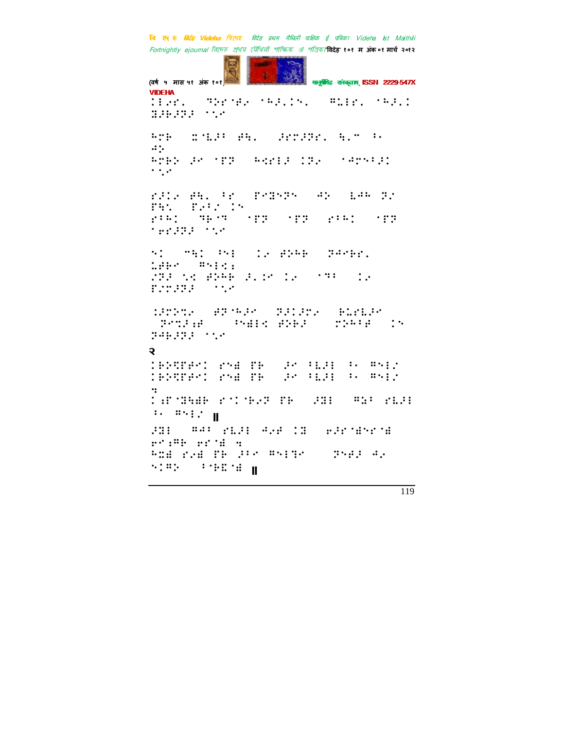⠇⠇⠊⠗⠄⠀⠀⠹⠕⠗⠈⠊⠢⠀⠈⠓⠜⠄⠇⠝⠄⠀⠀⠻⠥⠇⠗⠄⠀⠈⠓⠜⠄⠇ ⠽⠜⠗⠜⠻⠜⠀⠈⠌⠊

⠓⠉⠗⠀⠀⠭⠈⠣⠜⠁⠀⠋⠹⠄⠀⠀⠜⠗⠉⠜⠻⠗⠄⠀⠹⠄⠉⠀⠁⠂ ⠙⠕

⠓⠉⠗⠕⠀⠜⠊⠀⠈⠋⠻⠀⠀⠓⠹⠗⠇⠜⠀⠇⠻⠢⠀⠀⠈⠙⠉⠝⠁⠜⠇ ⠈⠌⠊

⠗⠜⠇⠢⠀⠋⠹⠄⠀⠁⠗⠀⠀⠏⠊⠽⠝⠻⠝⠀⠀⠙⠕⠀⠀⠣⠙⠓⠀⠻⠌ ⠏⠹⠌⠀⠀⠏⠢⠁⠌⠀⠇⠝ ⠗⠁⠓⠇⠀⠀⠹⠗⠈⠹⠀⠀⠈⠋⠻⠀⠀⠈⠋⠻⠀⠀⠗⠁⠓⠇⠀⠀⠈⠋⠻ ⠈⠗⠗⠜⠻⠜⠀⠈⠌⠊

⠝⠇⠀⠀⠉⠹⠇⠀⠁⠝⠇⠀⠀⠇⠢⠀⠋⠕⠓⠗⠀⠀⠻⠙⠊⠗⠄ ⠥⠋⠗⠊⠀⠀⠻⠝⠇⠹⠆ ⠌⠻⠜⠀⠌⠹⠀⠋⠕⠓⠗⠀⠜⠄⠇⠊⠀⠇⠢⠀⠀⠈⠹⠁⠀⠀⠇⠢ ⠏⠌⠉⠜⠻⠜⠀⠀⠈⠌⠊

⠭⠜⠉⠕⠹⠢⠀⠀⠋⠻⠈⠓⠜⠊⠀⠀⠻⠜⠇⠜⠉⠢⠀⠀⠗⠥⠗⠣⠜⠊ ⠀⠻⠊⠉⠹⠜⠆⠋⠀⠀⠀⠁⠝⠿⠇⠹⠀⠋⠕⠗⠜⠀⠀⠀⠉⠕⠓⠁⠋⠀⠀⠇⠝ ⠻⠙⠗⠜⠻⠜⠀⠈⠌⠊

२

⠇⠗⠕⠹⠋⠋⠊⠇⠀⠗⠝⠿⠀⠋⠗⠀⠀⠜⠊⠀⠁⠣⠜⠇⠀⠁⠂⠀⠻⠝⠇⠌ ⠇⠗⠕⠹⠋⠋⠊⠇⠀⠗⠝⠿⠀⠋⠗⠀⠀⠜⠊⠀⠁⠣⠜⠇⠀⠁⠂⠀⠻⠝⠇⠌ ⠒

⠇⠆⠋⠈⠽⠹⠿⠗⠀⠗⠊⠇⠈⠗⠢⠻⠀⠋⠗⠀⠀⠜⠽⠇⠀⠀⠻⠳⠁⠀⠗⠣⠜⠇ ⠁⠂⠀⠻⠝⠇⠌ ॥

⠜⠽⠇⠀⠀⠻⠙⠁⠀⠗⠣⠜⠇⠀⠙⠢⠋⠀⠇⠽⠀⠀⠢⠜⠗⠈⠿⠝⠗⠈⠿ ⠗⠊⠆⠻⠗⠀⠗⠗⠈⠿⠀⠒ ⠓⠭⠿⠀⠗⠢⠿⠀⠋⠗⠀⠜⠁⠊⠀⠻⠝⠇⠹⠊⠀⠀⠀⠻⠝⠋⠜⠀⠙⠢ ⠝⠇⠻⠕⠀⠀⠁⠈⠗⠭⠈⠿ ॥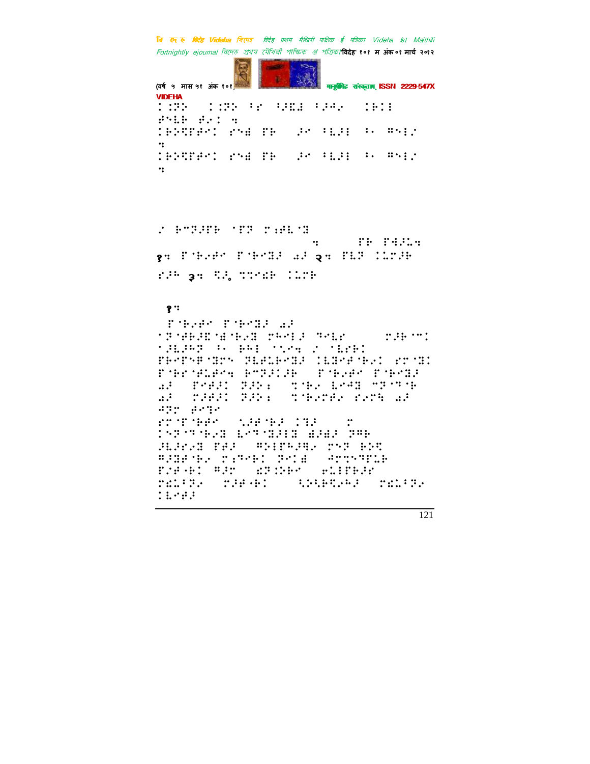⠅⠨⠝⠵⠀⠀⠅⠨⠝⠵⠀⠆⠗⠀⠣⠚⠩⠺⠀⠣⠚⠣⠴⠀⠀⠅⠗⠅⠇
⠋⠑⠇⠗⠀⠋⠴⠅⠀⠲
⠅⠗⠵⠻⠏⠋⠑⠅⠀⠗⠑⠭⠀⠏⠗⠀⠀⠚⠑⠀⠣⠇⠚⠇⠀⠆⠴⠀⠛⠑⠇⠌
⠲
⠅⠗⠵⠻⠏⠋⠑⠅⠀⠗⠑⠭⠀⠏⠗⠀⠀⠚⠑⠀⠣⠇⠚⠇⠀⠆⠴⠀⠛⠑⠇⠌
⠲

⠌⠀⠗⠉⠝⠚⠋⠗⠀⠈⠏⠝⠀⠗⠱⠋⠇⠈⠝

⠲⠀⠀⠀⠀⠏⠗⠀⠏⠹⠚⠇⠲

१⠲⠀⠏⠈⠗⠴⠋⠑⠀⠏⠈⠗⠑⠝⠚⠀⠡⠚⠀२⠲⠀⠏⠇⠝⠀⠅⠇⠗⠚⠗

⠗⠚⠓⠀३⠲⠀⠻⠚⠂⠀⠹⠹⠑⠣⠗⠀⠅⠇⠗⠗

१⠒

⠏⠈⠗⠴⠋⠑⠀⠏⠈⠗⠑⠝⠚⠀⠡⠚
⠁⠝⠈⠋⠗⠚⠩⠈⠭⠈⠗⠴⠝⠀⠗⠓⠑⠇⠚⠀⠙⠑⠇⠗⠀⠀⠀⠀⠗⠚⠗⠉⠅
⠁⠚⠇⠚⠓⠝⠀⠆⠴⠀⠗⠓⠇⠀⠁⠡⠑⠲⠀⠌⠀⠈⠇⠗⠗⠅
⠏⠗⠑⠏⠑⠋⠈⠝⠗⠑⠀⠝⠇⠋⠇⠗⠑⠝⠚⠀⠅⠇⠝⠑⠋⠈⠗⠴⠅⠀⠗⠗⠈⠝⠅
⠏⠈⠗⠗⠈⠋⠇⠋⠑⠲⠀⠗⠉⠝⠚⠅⠚⠗⠀⠀⠏⠈⠗⠴⠋⠑⠀⠏⠈⠗⠑⠝⠚
⠡⠚⠀⠀⠏⠑⠋⠚⠅⠀⠝⠚⠕⠆⠀⠀⠹⠈⠗⠴⠀⠇⠑⠙⠝⠀⠉⠝⠈⠙⠈⠗
⠡⠚⠀⠀⠗⠚⠋⠚⠅⠀⠝⠚⠕⠆⠀⠀⠹⠈⠗⠴⠗⠋⠴⠀⠗⠴⠗⠻⠀⠡⠚
⠙⠝⠗⠀⠋⠑⠙⠑
⠗⠗⠈⠏⠈⠗⠋⠑⠀⠀⠡⠚⠋⠈⠗⠚⠀⠅⠹⠚⠀⠀⠀⠗
⠅⠕⠝⠈⠙⠈⠗⠴⠝⠀⠇⠑⠙⠈⠝⠚⠇⠝⠀⠱⠚⠱⠚⠀⠝⠛⠗
⠚⠇⠚⠗⠴⠝⠀⠏⠋⠚⠀⠀⠛⠕⠇⠏⠓⠚⠛⠴⠀⠗⠕⠝⠀⠗⠕⠻
⠛⠚⠝⠋⠈⠗⠴⠀⠗⠆⠙⠑⠗⠅⠀⠝⠑⠅⠭⠀⠀⠙⠉⠹⠕⠙⠏⠇⠗
⠏⠌⠋⠈⠗⠅⠀⠛⠚⠗⠀⠀⠣⠝⠅⠕⠗⠑⠀⠀⠗⠇⠇⠏⠗⠚⠗
⠗⠣⠇⠆⠝⠴⠀⠀⠗⠚⠋⠈⠗⠅⠀⠀⠀⠻⠕⠻⠗⠻⠴⠓⠚⠀⠀⠗⠣⠇⠆⠝⠴
⠅⠇⠑⠋⠚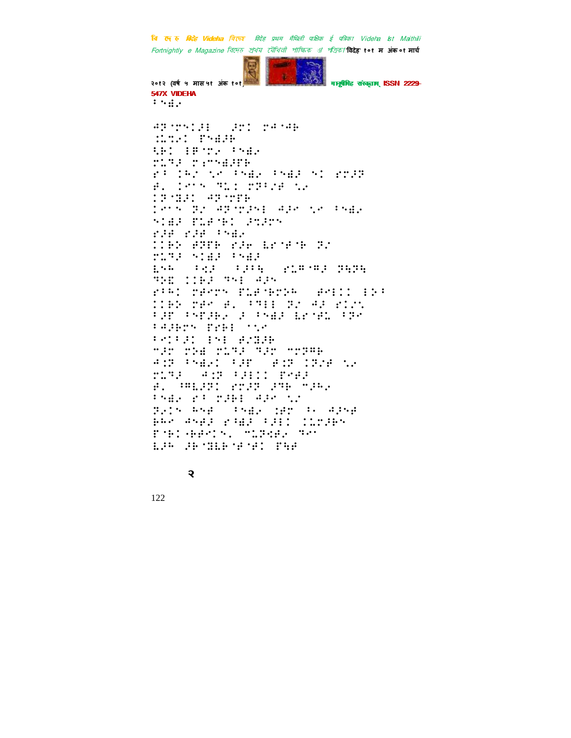⠃⠒⠺⠄

⠲⠝⠊⠗⠒⠅⠔⠇⠀⠀⠔⠗⠅⠀⠍⠲⠊⠲⠓
⠨⠥⠝⠔⠅⠀⠏⠒⠺⠔⠗
⠩⠗⠅⠀⠇⠋⠊⠍⠄⠀⠃⠒⠺⠄
⠍⠥⠝⠔⠀⠍⠆⠉⠒⠺⠔⠏⠗
⠗⠃⠀⠅⠓⠎⠀⠣⠉⠀⠃⠒⠺⠄⠀⠃⠒⠺⠔⠀⠒⠅⠀⠗⠍⠔⠝
⠋⠂⠀⠅⠉⠉⠀⠝⠥⠅⠀⠍⠝⠃⠎⠋⠀⠣⠄
⠅⠝⠊⠺⠔⠅⠀⠲⠝⠊⠍⠏⠗
⠅⠉⠉⠀⠝⠎⠀⠲⠝⠊⠍⠔⠒⠇⠀⠲⠔⠉⠀⠣⠉⠀⠃⠒⠺⠄
⠒⠅⠺⠔⠀⠏⠥⠋⠊⠗⠅⠀⠔⠝⠔⠍⠉
⠗⠔⠋⠀⠗⠔⠋⠀⠃⠒⠺⠄
⠅⠅⠗⠕⠀⠋⠝⠏⠗⠀⠗⠔⠓⠀⠧⠗⠊⠋⠊⠗⠀⠝⠎
⠍⠥⠝⠔⠀⠒⠅⠺⠔⠀⠃⠒⠺⠔
⠧⠒⠓⠀⠀⠃⠩⠔⠀⠀⠃⠔⠃⠹⠀⠀⠗⠥⠣⠊⠣⠔⠀⠝⠹⠝⠹
⠝⠕⠿⠀⠅⠅⠗⠔⠀⠝⠒⠇⠀⠲⠔⠉
⠗⠃⠓⠅⠀⠍⠋⠉⠍⠉⠀⠏⠥⠋⠊⠗⠍⠕⠓⠀⠀⠋⠉⠇⠅⠅⠀⠇⠕⠃
⠅⠅⠗⠕⠀⠍⠋⠉⠀⠋⠂⠀⠃⠝⠇⠇⠀⠝⠎⠀⠲⠔⠀⠗⠅⠎⠝
⠃⠔⠏⠀⠃⠒⠏⠔⠗⠄⠀⠔⠀⠃⠒⠺⠔⠀⠧⠗⠊⠋⠥⠀⠃⠝⠉
⠃⠲⠔⠗⠍⠉⠀⠏⠗⠗⠇⠀⠁⠣⠉
⠃⠉⠅⠃⠔⠅⠀⠇⠒⠇⠀⠋⠎⠹⠔⠗
⠊⠔⠍⠀⠍⠕⠺⠀⠍⠥⠝⠔⠀⠝⠔⠍⠀⠊⠍⠝⠣⠗
⠲⠅⠝⠀⠃⠒⠺⠄⠅⠀⠃⠔⠏⠀⠀⠋⠅⠝⠀⠅⠝⠎⠋⠀⠣⠄
⠍⠥⠝⠔⠀⠀⠲⠅⠝⠀⠃⠔⠇⠅⠅⠀⠏⠉⠋⠔
⠋⠂⠀⠘⠣⠧⠔⠝⠅⠀⠗⠍⠔⠝⠀⠔⠝⠗⠀⠊⠔⠓⠄
⠃⠒⠺⠄⠀⠗⠃⠀⠍⠔⠗⠇⠀⠲⠔⠉⠀⠣⠎
⠝⠄⠅⠒⠀⠓⠒⠋⠀⠀⠃⠒⠺⠄⠀⠅⠋⠍⠀⠃⠂⠀⠲⠔⠒⠋
⠗⠓⠉⠀⠲⠒⠋⠔⠀⠗⠃⠺⠔⠀⠃⠔⠇⠅⠀⠅⠥⠍⠔⠗⠒
⠏⠊⠗⠅⠤⠗⠋⠉⠅⠒⠂⠀⠊⠥⠝⠩⠋⠄⠀⠝⠉
⠧⠔⠓⠀⠔⠗⠊⠺⠧⠗⠊⠋⠊⠋⠅⠀⠏⠹⠋

२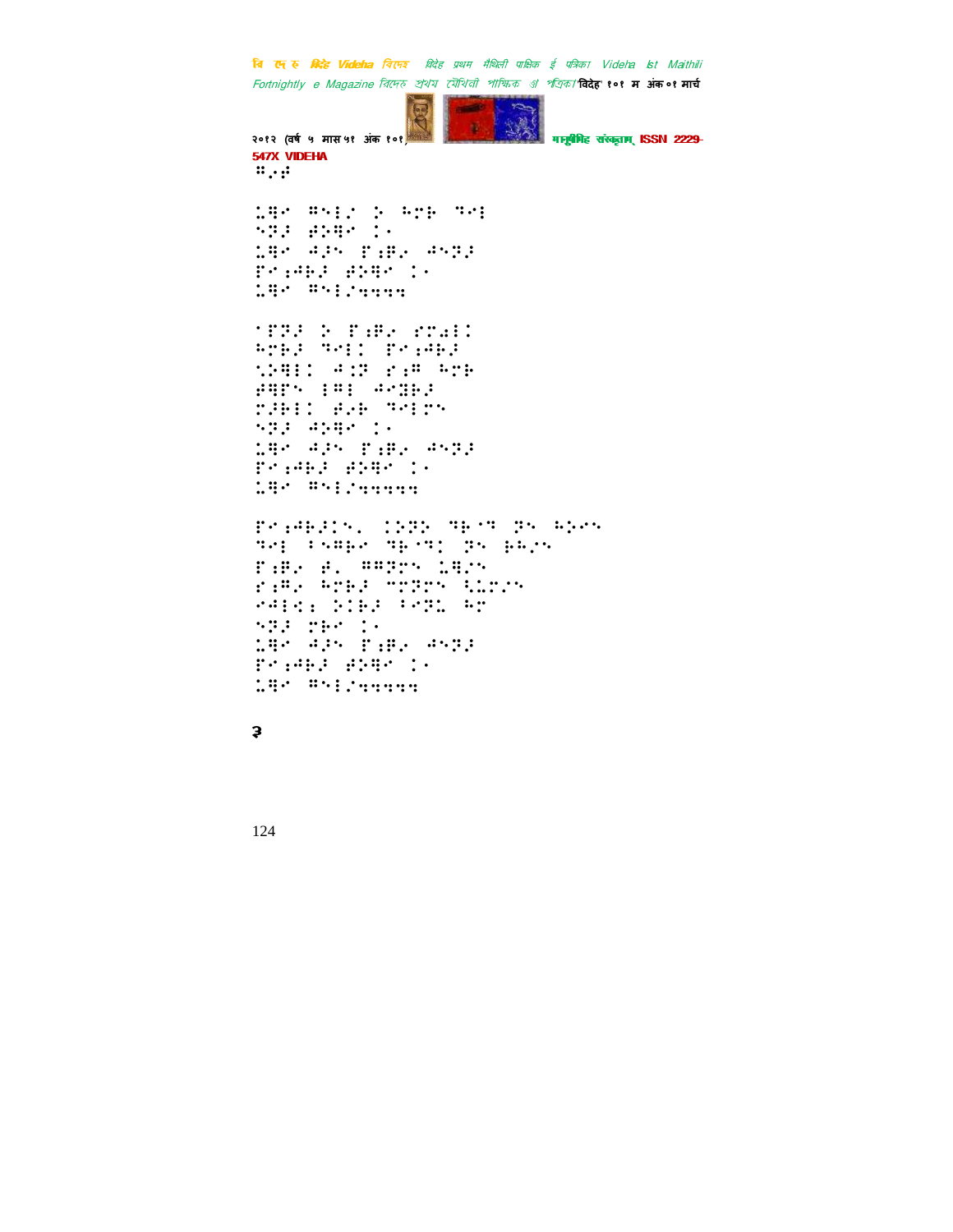⠛⠂⠎

⠥⠹⠊ ⠛⠑⠇⠌ ⠕ ⠓⠙⠗ ⠙⠊⠇
⠑⠝⠜ ⠞⠕⠹⠊ ⠨⠄
⠥⠹⠊ ⠚⠜⠑ ⠏⠳⠏⠂ ⠚⠑⠝⠜
⠏⠊⠳⠚⠗⠜ ⠞⠕⠹⠊ ⠨⠄
⠥⠹⠊ ⠛⠑⠇⠌⠲⠲⠲⠲

⠁⠏⠝⠜ ⠕ ⠏⠳⠏⠂ ⠎⠙⠔⠇⠉
⠓⠙⠗⠜ ⠙⠊⠇⠉ ⠏⠊⠳⠚⠗⠜
⠡⠕⠹⠇⠉ ⠚⠨⠝ ⠎⠳⠛ ⠓⠙⠗
⠞⠹⠏⠑ ⠇⠛⠇ ⠚⠊⠻⠗⠜
⠙⠜⠗⠇⠉ ⠞⠂⠗ ⠙⠊⠇⠙⠑
⠑⠝⠜ ⠚⠕⠹⠊ ⠨⠄
⠥⠹⠊ ⠚⠜⠑ ⠏⠳⠏⠂ ⠚⠑⠝⠜
⠏⠊⠳⠚⠗⠜ ⠞⠕⠹⠊ ⠨⠄
⠥⠹⠊ ⠛⠑⠇⠌⠲⠲⠲⠲⠲

⠏⠊⠳⠚⠗⠜⠨⠑⠂ ⠨⠕⠝⠕ ⠙⠗⠁⠙ ⠝⠑ ⠓⠕⠊⠑
⠙⠊⠇ ⠈⠑⠛⠗⠊ ⠙⠗⠁⠙⠉ ⠝⠑ ⠗⠓⠌⠑
⠏⠳⠏⠂ ⠞⠂ ⠛⠛⠝⠙⠑ ⠥⠹⠌⠑
⠎⠳⠛⠂ ⠓⠙⠗⠜ ⠉⠙⠝⠙⠑ ⠱⠥⠙⠌⠑
⠊⠚⠇⠪⠆ ⠕⠨⠗⠜ ⠈⠊⠝⠥ ⠓⠙
⠑⠝⠜ ⠙⠗⠊ ⠨⠄
⠥⠹⠊ ⠚⠜⠑ ⠏⠳⠏⠂ ⠚⠑⠝⠜
⠏⠊⠳⠚⠗⠜ ⠞⠕⠹⠊ ⠨⠄
⠥⠹⠊ ⠛⠑⠇⠌⠲⠲⠲⠲⠲

३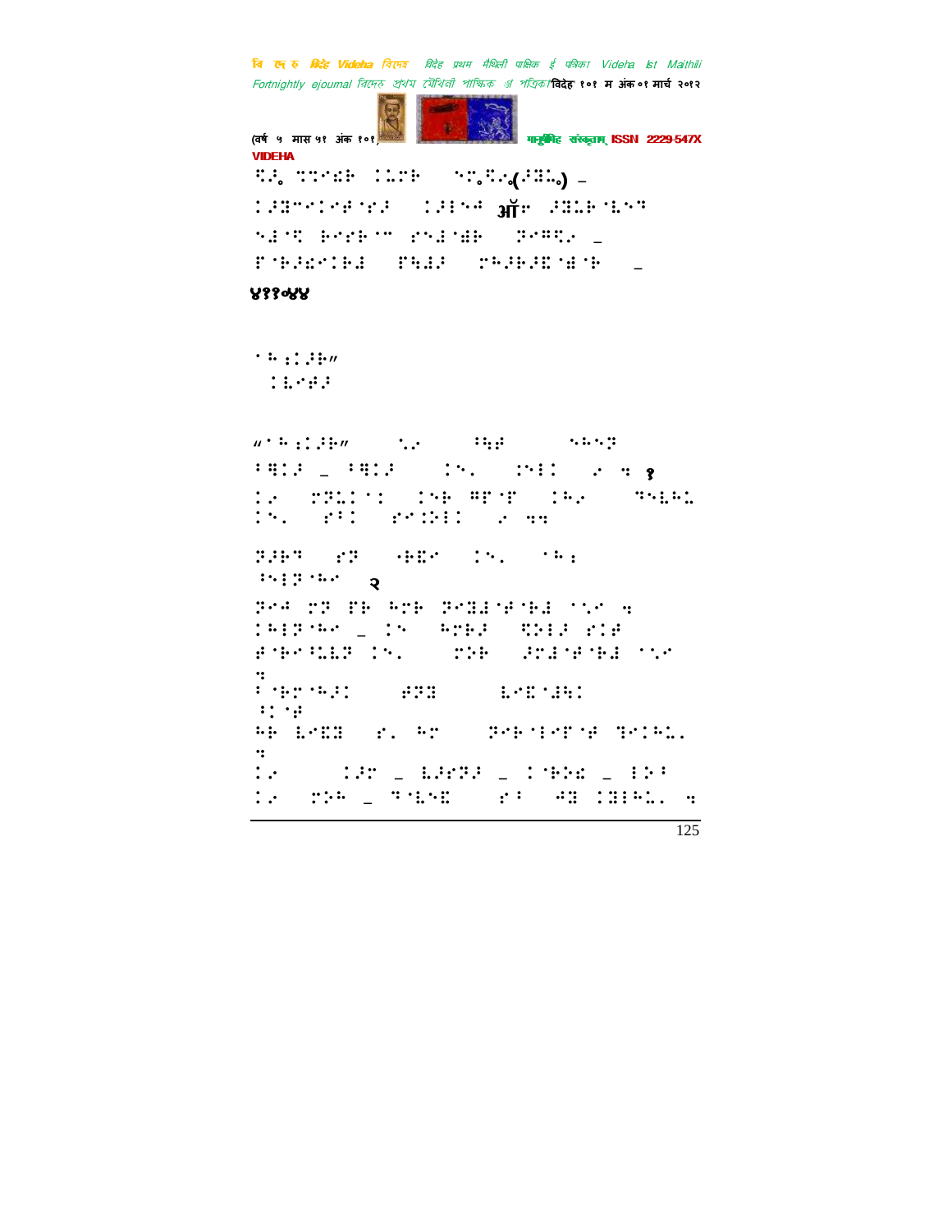⣋⢸⢀ ⠙⠙⠊⠷⠗ ⠨⠥⠗⠗ ⠀⠑⠉⢀⣋⢸⢀(⠚⠿⠢⢀) –
⠨⠚⠿⠉⠊⠨⠊⠋⠊⠗⠚ ⠀⠨⠚⠖⠑⠲ ऑ⠗ ⠚⠿⠥⠗⠈⠇⠑⠙
⠑⠼⠈⠹ ⠗⠊⠗⠗⠈⠉ ⠗⠑⠼⠈⠻⠗ ⠀⠝⠊⠛⣋⢸ –
⠋⠈⠗⠚⠷⠊⠨⠗⠼ ⠀⠋⠻⠼⠚ ⠀⠉⠓⠚⠗⠚⠮⠈⠻⠈⠗ ⠀–

४११०४४

⠁⠓⠆⠨⠚⠗⠶
⠀⠨⠇⠊⠋⠚

⠦⠁⠓⠆⠨⠚⠗⠶ ⠀⠀⠀⠣⠢ ⠀⠀⠀⠓⠻⠋ ⠀⠀⠀⠑⠓⠑⠝
⠓⠻⠨⠚ – ⠓⠻⠨⠚ ⠀⠀⠨⠑⠂ ⠀⠨⠑⠖⠨ ⠀⠢⠀⠹ १
⠨⠢ ⠀⠉⠝⠥⠨⠁⠨ ⠀⠨⠑⠗ ⠛⠋⠈⠋ ⠀⠨⠓⠢ ⠀⠀⠹⠑⠇⠓⠥
⠨⠑⠂ ⠀⠗⠓⠨ ⠀⠗⠊⠨⠕⠖⠨ ⠀⠢⠀⠹⠹

⠝⠚⠗⠹ ⠀⠗⠝ ⠀⠐⠗⠮⠢ ⠀⠨⠑⠂ ⠀⠁⠓⠆
⠓⠑⠖⠝⠈⠓⠊ ⠀२
⠝⠊⠲ ⠉⠝ ⠋⠗ ⠓⠉⠗ ⠝⠊⠿⠼⠈⠋⠈⠗⠼ ⠈⠣⠊ ⠹
⠨⠓⠖⠝⠈⠓⠊ – ⠨⠑ ⠀⠓⠉⠗⠚ ⠀⠹⠕⠖⠚ ⠗⠨⠋
⠋⠈⠗⠊⠓⠥⠇⠝ ⠨⠑⠂ ⠀⠀⠉⠕⠗ ⠀⠚⠉⠼⠈⠋⠈⠗⠼ ⠈⠣⠊
⠹
⠁⠈⠗⠉⠈⠓⠚⠨ ⠀⠀⠀⠋⠝⠿ ⠀⠀⠀⠇⠊⠮⠈⠻⠓⠨
⠓⠨⠈⠋
⠓⠗ ⠇⠊⠮⠿ ⠀⠗⠂ ⠓⠉ ⠀⠀⠀⠝⠊⠗⠈⠖⠊⠋⠈⠋ ⠹⠊⠨⠓⠥⠂
⠹
⠨⠢ ⠀⠀⠀⠀⠨⠚⠉ – ⠇⠚⠗⠝⠚ – ⠨⠈⠗⠕⠷ – ⠖⠕⠁
⠨⠢ ⠀⠉⠕⠓ – ⠹⠈⠇⠑⠮ ⠀⠀⠀⠗⠁ ⠀⠲⠿ ⠨⠿⠖⠓⠥⠂ ⠹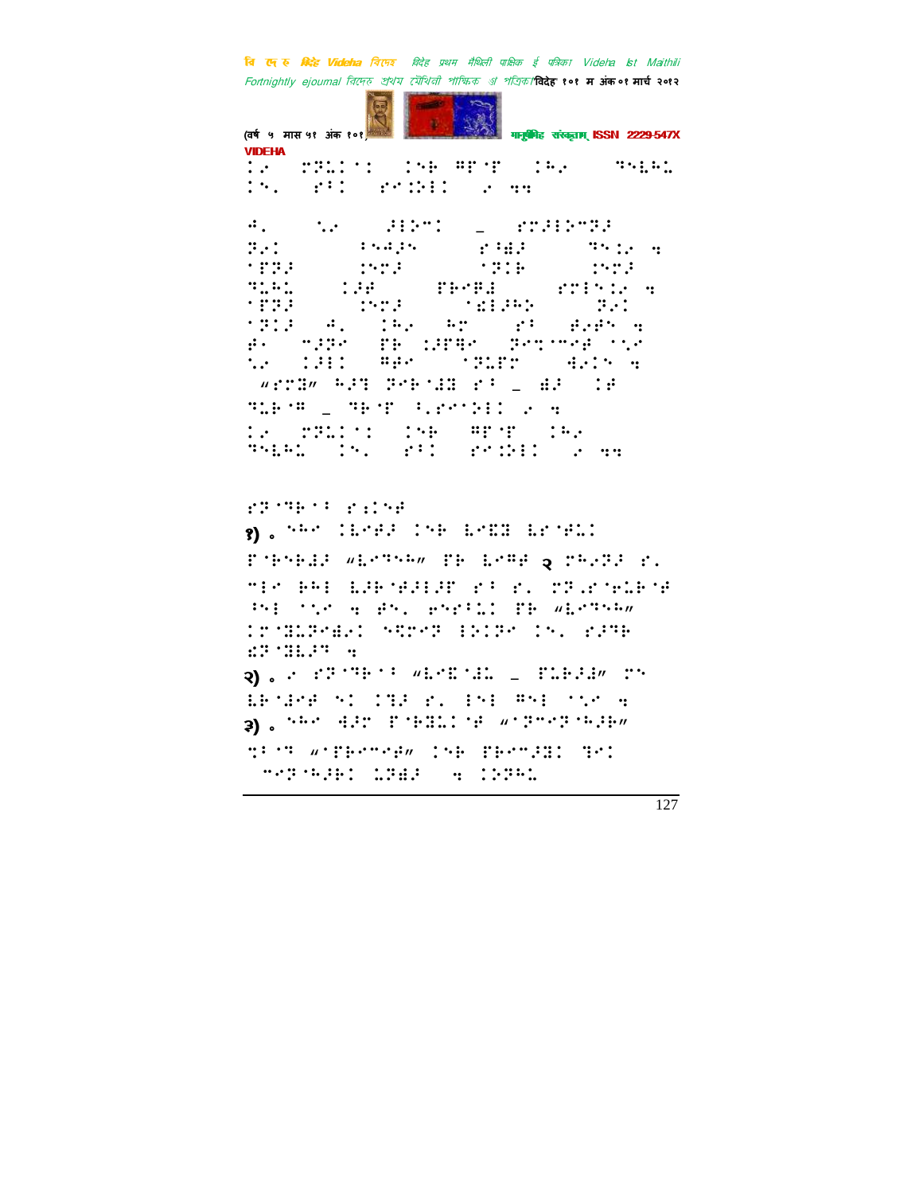⠇⠴⠀⠗⠽⠥⠇⠁⠇⠀⠇⠪⠗⠀⠻⠋⠈⠋⠀⠇⠓⠴⠀⠝⠪⠇⠓⠥⠀⠇⠪⠄⠀⠋⠃⠇⠀⠋⠉⠕⠗⠇⠀⠴⠀⠒⠒

⠙⠄⠀⠣⠴⠀⠚⠇⠕⠉⠇⠀⠤⠀⠋⠗⠚⠇⠕⠉⠽⠚⠀⠽⠴⠇⠀⠃⠪⠙⠚⠪⠀⠋⠓⠩⠚⠀⠝⠪⠇⠴⠀⠒⠈⠏⠽⠚⠀⠇⠪⠗⠚⠀⠈⠽⠇⠗⠀⠇⠪⠗⠚⠀⠝⠥⠓⠥⠀⠇⠚⠋⠀⠏⠗⠉⠗⠩⠀⠋⠗⠇⠪⠇⠴⠀⠒⠈⠏⠽⠚⠀⠇⠪⠗⠚⠀⠈⠫⠇⠚⠓⠕⠀⠽⠴⠇⠀⠈⠽⠇⠚⠀⠙⠄⠀⠇⠓⠴⠀⠓⠗⠀⠋⠃⠀⠙⠴⠋⠪⠀⠒⠀⠋⠴⠀⠉⠚⠽⠉⠀⠏⠗⠀⠇⠚⠏⠻⠉⠀⠽⠉⠞⠉⠉⠋⠀⠈⠣⠴⠀⠣⠴⠀⠇⠚⠃⠇⠀⠻⠋⠉⠀⠈⠽⠥⠋⠗⠀⠙⠴⠇⠪⠀⠒⠀⠦⠋⠗⠽⠴⠀⠓⠚⠹⠀⠽⠉⠗⠈⠩⠹⠀⠋⠃⠀⠤⠀⠩⠚⠀⠇⠋⠀⠹⠥⠗⠈⠻⠀⠤⠀⠹⠗⠈⠋⠀⠂⠇⠋⠉⠈⠕⠃⠇⠀⠴⠀⠒⠀⠇⠴⠀⠗⠽⠥⠇⠁⠇⠀⠇⠪⠗⠀⠻⠋⠈⠋⠀⠇⠓⠴⠀⠹⠪⠇⠓⠥⠀⠇⠪⠄⠀⠋⠃⠇⠀⠋⠉⠕⠗⠇⠀⠴⠀⠒⠒

⠋⠽⠈⠹⠗⠈⠃⠀⠋⠆⠇⠪⠋

१) ⠄⠪⠓⠉⠀⠇⠇⠋⠚⠚⠀⠇⠪⠗⠀⠇⠋⠮⠩⠀⠇⠋⠈⠋⠥⠇

⠏⠈⠗⠪⠗⠩⠚⠀⠦⠇⠋⠹⠪⠓⠴⠀⠏⠗⠀⠇⠋⠻⠋⠀२⠀⠗⠓⠴⠽⠚⠀⠋⠄⠀⠉⠇⠉⠀⠗⠓⠇⠀⠇⠚⠗⠈⠋⠚⠇⠚⠋⠀⠋⠃⠀⠋⠄⠀⠗⠽⠄⠋⠈⠋⠥⠗⠈⠋⠀⠓⠪⠇⠀⠈⠣⠉⠀⠒⠀⠋⠪⠄⠀⠋⠪⠋⠃⠥⠇⠀⠏⠗⠀⠦⠇⠋⠹⠪⠓⠴⠀⠇⠋⠈⠹⠥⠽⠉⠋⠩⠴⠇⠀⠪⠹⠕⠉⠽⠀⠇⠕⠇⠽⠉⠀⠇⠪⠄⠀⠋⠚⠹⠗⠀⠫⠽⠈⠹⠇⠚⠹⠀⠒

२) ⠄⠴⠀⠋⠽⠈⠹⠗⠈⠃⠀⠦⠇⠋⠮⠈⠩⠥⠀⠤⠀⠏⠥⠗⠚⠩⠴⠀⠗⠪⠀⠇⠗⠈⠩⠉⠋⠀⠪⠇⠀⠇⠹⠚⠀⠋⠄⠀⠇⠪⠇⠀⠻⠪⠇⠀⠈⠣⠉⠀⠒

३) ⠄⠪⠓⠉⠀⠙⠚⠗⠀⠏⠈⠗⠹⠥⠇⠈⠋⠀⠦⠈⠽⠉⠉⠽⠈⠓⠚⠗⠴⠀⠹⠃⠈⠹⠀⠦⠈⠏⠗⠉⠉⠋⠴⠀⠇⠪⠗⠀⠏⠗⠉⠉⠚⠹⠇⠀⠹⠉⠇⠀⠉⠉⠽⠈⠓⠚⠗⠇⠀⠥⠽⠩⠚⠀⠒⠀⠇⠕⠽⠓⠥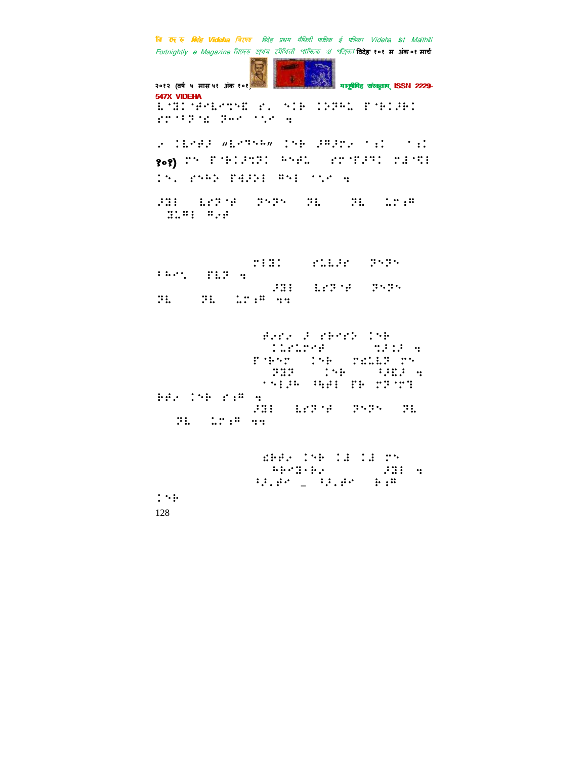⠇⠈⠻⠅⠈⠾⠑⠇⠑⠹⠝⠫⠀⠗⠄⠀⠪⠅⠗⠀⠅⠕⠏⠓⠄⠀⠋⠈⠗⠅⠼⠗⠅⠀⠗⠍⠈⠆⠏⠈⠜⠀⠏⠤⠊⠀⠁⠡⠊⠀⠲

⠖⠀⠅⠇⠑⠿⠼⠀⠦⠇⠑⠹⠓⠓⠴⠀⠅⠪⠗⠀⠼⠛⠼⠍⠖⠀⠁⠆⠅⠀⠀⠁⠆⠅⠀**१०१)** ⠍⠪⠀⠋⠈⠗⠅⠼⠹⠝⠅⠀⠓⠪⠿⠄⠀⠀⠗⠍⠈⠋⠼⠙⠅⠀⠍⠻⠈⠹⠇⠀⠅⠪⠄⠀⠗⠪⠓⠕⠀⠋⠻⠼⠕⠇⠀⠛⠑⠇⠀⠁⠡⠊⠀⠲

⠼⠻⠇⠀⠀⠇⠗⠏⠈⠿⠀⠀⠏⠪⠏⠪⠀⠀⠏⠇⠀⠀⠀⠀⠏⠇⠀⠀⠄⠍⠆⠛⠀⠀⠻⠄⠛⠇⠀⠛⠖⠿

⠍⠇⠻⠅⠀⠀⠀⠀⠗⠄⠇⠼⠊⠀⠀⠏⠪⠏⠪⠀⠃⠓⠊⠄⠀⠀⠋⠇⠏⠀⠲

⠼⠻⠇⠀⠀⠇⠗⠏⠈⠿⠀⠀⠏⠪⠏⠪⠀⠏⠇⠀⠀⠀⠀⠏⠇⠀⠀⠄⠍⠆⠛⠀⠲⠲

⠿⠖⠗⠖⠀⠼⠀⠗⠗⠊⠗⠕⠀⠅⠪⠗⠀⠅⠄⠗⠄⠍⠊⠿⠀⠀⠀⠀⠀⠹⠼⠅⠼⠀⠲⠀⠋⠈⠗⠪⠍⠀⠀⠅⠪⠗⠀⠀⠍⠫⠄⠇⠏⠀⠍⠪⠀⠏⠻⠏⠀⠀⠀⠀⠅⠪⠗⠀⠀⠀⠀⠃⠼⠫⠼⠀⠲⠀⠁⠪⠇⠼⠓⠀⠓⠻⠿⠇⠀⠋⠗⠀⠍⠏⠈⠍⠹⠀⠗⠗⠖⠀⠅⠪⠗⠀⠗⠆⠛⠀⠲

⠼⠻⠇⠀⠀⠇⠗⠏⠈⠿⠀⠀⠏⠪⠏⠪⠀⠀⠏⠇⠀⠀⠀⠏⠇⠀⠀⠄⠍⠆⠛⠀⠲⠲

⠫⠗⠗⠖⠀⠅⠪⠗⠀⠅⠻⠀⠅⠻⠀⠍⠪⠀⠀⠓⠗⠊⠻⠐⠗⠖⠀⠀⠀⠀⠀⠀⠼⠻⠇⠀⠲⠀⠃⠼⠄⠿⠊⠀_⠀⠃⠼⠄⠿⠊⠀⠀⠗⠆⠛⠀⠀⠅⠪⠗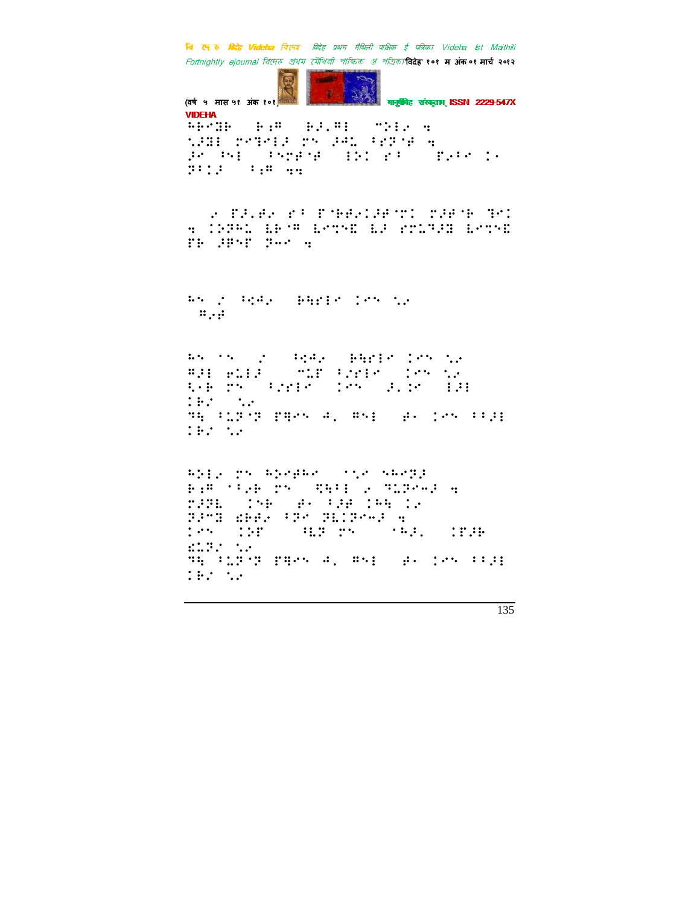VIDEHA

⠓⠗⠊⠝⠙⠗⠀⠗� ⠍⠀⠗⠚⠄⠍⠇⠀⠀⠉⠕⠇⠑⠀⠒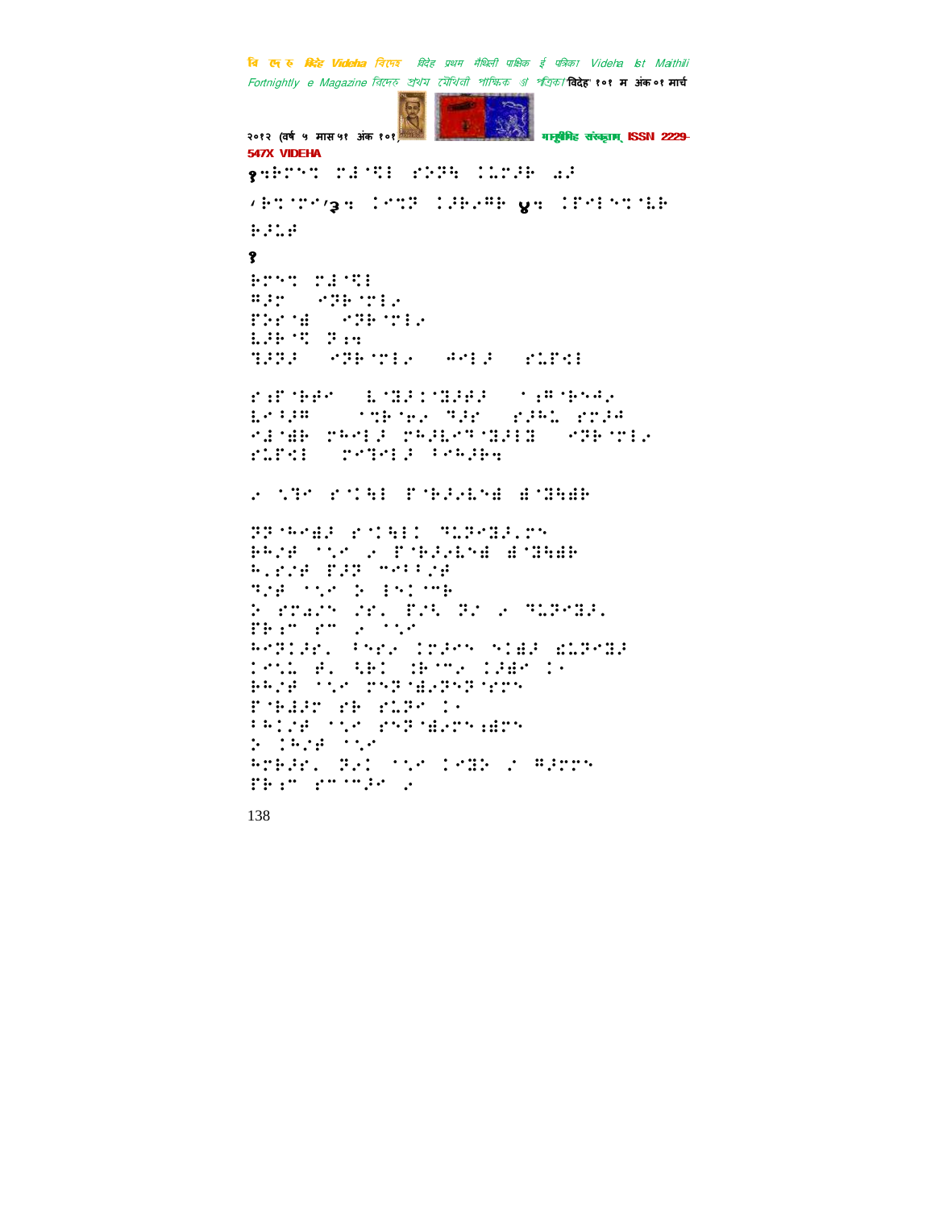१⠑⠽⠗⠉⠝⠀⠗⠜⠈⠩⠇⠀⠋⠵⠝⠓⠀⠅⠥⠗�안⠀⠲⠜

⠴⠽⠉⠈⠗⠊⠴३⠒⠀⠅⠊⠉⠝⠀⠅⠚⠗⠴⠛⠗⠀४⠒⠀⠅⠋⠊⠇⠑⠉⠈⠇⠗

⠗⠚⠥⠋

१

⠗⠗⠑⠉⠀⠗⠜⠈⠩⠇
⠛⠚⠗⠀⠀⠊⠝⠗⠈⠗⠇⠴
⠋⠕⠗⠈⠹⠀⠀⠊⠝⠗⠈⠗⠇⠴
⠇⠚⠗⠈⠩⠀⠝⠱⠒
⠹⠚⠝⠚⠀⠀⠊⠝⠗⠈⠗⠇⠴⠀⠀⠙⠊⠇⠚⠀⠀⠋⠥⠋⠩⠇

⠋⠱⠋⠈⠗⠗⠊⠀⠀⠇⠈⠹⠚⠅⠈⠹⠚⠋⠚⠀⠀⠁⠱⠛⠈⠗⠑⠙⠴
⠇⠊⠖⠚⠛⠀⠀⠀⠀⠁⠉⠗⠈⠗⠴⠀⠹⠚⠗⠀⠀⠋⠚⠓⠥⠀⠋⠗⠚⠙
⠊⠇⠈⠹⠗⠀⠗⠓⠊⠇⠚⠀⠗⠓⠚⠇⠊⠝⠈⠹⠚⠇⠹⠀⠀⠊⠝⠗⠈⠗⠇⠴
⠋⠥⠋⠩⠇⠀⠀⠗⠊⠹⠊⠇⠚⠀⠖⠊⠓⠚⠗⠒

⠴⠀⠥⠹⠊⠀⠋⠈⠅⠓⠇⠀⠋⠈⠗⠚⠴⠇⠑⠹⠀⠹⠈⠹⠓⠹⠗

⠝⠝⠈⠗⠊⠹⠚⠀⠋⠈⠅⠓⠇⠅⠀⠹⠥⠝⠊⠹⠚⠂⠗⠑
⠗⠓⠌⠋⠀⠁⠥⠊⠀⠴⠀⠋⠈⠗⠚⠴⠇⠑⠹⠀⠹⠈⠹⠓⠹⠗
⠓⠂⠋⠌⠋⠀⠋⠚⠝⠀⠉⠊⠖⠖⠌⠋
⠹⠌⠋⠀⠁⠥⠊⠀⠕⠀⠇⠑⠅⠈⠉⠗
⠕⠀⠋⠗⠜⠌⠑⠀⠌⠗⠂⠀⠋⠌⠓⠀⠝⠌⠀⠴⠀⠹⠥⠝⠊⠹⠚⠂
⠋⠗⠱⠉⠀⠋⠉⠀⠴⠀⠁⠥⠊
⠓⠊⠝⠅⠚⠗⠂⠀⠖⠑⠗⠴⠀⠅⠗⠚⠑⠀⠑⠅⠹⠚⠀⠿⠥⠝⠊⠹⠚
⠅⠊⠥⠥⠀⠋⠂⠀⠓⠗⠅⠀⠱⠗⠈⠉⠴⠀⠅⠚⠹⠊⠀⠅⠂
⠗⠓⠌⠋⠀⠁⠥⠊⠀⠗⠑⠝⠈⠹⠴⠝⠑⠝⠈⠗⠑
⠋⠈⠗⠹⠚⠗⠀⠋⠗⠀⠋⠥⠝⠊⠀⠅⠂
⠖⠓⠅⠌⠋⠀⠁⠥⠊⠀⠋⠑⠝⠈⠹⠴⠗⠑⠱⠹⠗⠑
⠕⠀⠅⠓⠌⠋⠀⠁⠥⠊
⠓⠗⠗⠚⠗⠂⠀⠝⠴⠅⠀⠁⠥⠊⠀⠅⠊⠹⠕⠀⠌⠀⠛⠚⠗⠗⠑
⠋⠗⠱⠉⠀⠋⠉⠈⠉⠚⠊⠀⠴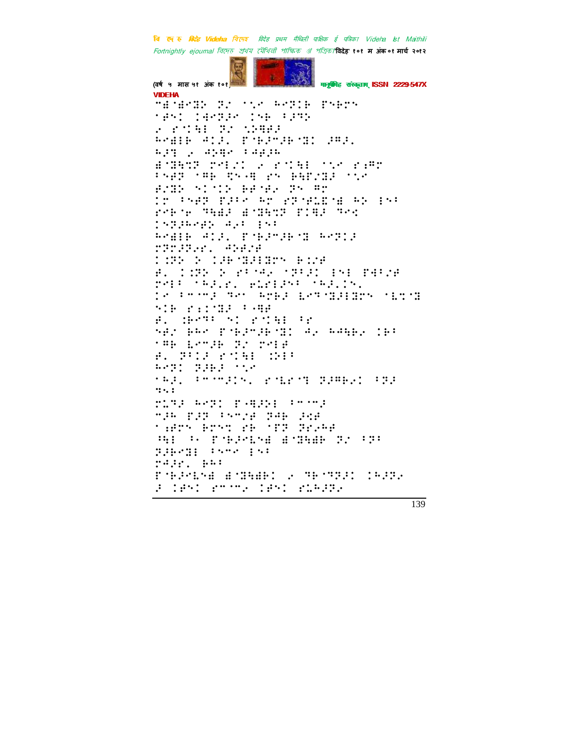"ॅ'ॅ"ऽ ऽ/ ''" ॅ"ऽ। ऽ"ॅ"
'ॅ"। ।ॅ"ऽ" ।"ॅ 'ऽऽ
" ऽ'।ॅ। ऽ/ '।ॅॅऽ
ॅ"ॅ।ॅ ॅ।ऽ. ऽ'ॅऽ"ऽॅ'ऽ। ऽॅऽ.
ॅऽऽ " ॅ।ॅ" 'ॅॅऽॅ
ॅ'ऽॅऽऽ ऽ"।/। " ऽ'।ॅ। ''" ऽ"ॅ"
'"ॅऽ 'ॅॅ ऽ"ॅ ऽ" ॅॅऽ/ऽऽ ''"
ॅ/ऽऽ "।'।ऽ ॅॅ'ॅ" ऽ" ॅ"
।" '"ॅऽ ऽऽ'" ॅ" ऽऽ'ॅ।ॅ'ॅ ॅऽ ।"'
ऽ"ॅ'" ऽॅॅऽ ॅ'ऽॅऽऽ ऽ।ॅऽ ऽ"।
।"ऽऽॅ"ॅऽ ॅ"' ।"'
ॅ"ॅ।ॅ ॅ।ऽ. ऽ'ॅऽ"ऽॅ'ऽ ॅ"ऽ।ऽ
ऽऽ"ऽऽ"ऽ. ॅऽॅ/ॅ
।।ऽऽ ऽ ।ऽॅ'ऽऽ।ऽ" ॅ।/ॅ
ॅ. ।।ऽऽ ऽ ऽ''ॅ" 'ऽ'ऽ। ।"। ऽॅ'/ॅ
ऽ"।' 'ॅऽ.ऽ. ॅ।ऽ।ऽ"' 'ॅऽ.।".
।" '""ऽ ऽ"' ॅऽॅऽ ।"ऽ'ऽऽ।ऽ" '।ऽ'ऽ
"।ॅ ऽ"।'ऽऽ '"ॅॅ
ॅ. ।ॅ"ऽ' "। ऽ'।ॅ। 'ऽ
"ॅ/ ॅॅ" ऽ'ॅऽ"ऽॅ'ऽ। ॅ" ॅ"ॅॅ" ।ॅ'
'ॅॅ ।"ऽॅ ऽ/ ऽ"।ॅ
ॅ. ऽ'।ऽ ऽ'।ॅ। ।ऽ।'
ॅ"ऽ। ऽऽॅऽ '"
'ॅऽ. '""ऽ।". ऽ'।ऽ'ऽ ऽऽॅॅ". 'ऽऽ
ऽ".'
ऽ।ऽऽ ॅ"ऽ। ऽ"ॅऽऽ। '""ऽ
"ऽॅ ऽऽऽ '""ॅ ऽॅॅ ऽ"ॅ
'"ॅ"" ॅ"ऽ। ऽॅ 'ऽऽ ऽऽ"ॅॅ
'ॅ। '" ऽ'ॅऽ"।"ॅ ॅ'ऽॅॅॅ ऽ/ 'ऽ'
ऽऽॅ"ऽ। '""" ।"'
ऽॅऽऽ. ॅॅ'
ऽ'ॅऽ"।"ॅ ॅ'ऽॅॅॅ। " ऽॅ'ऽऽऽ। ।ॅऽऽ"
ऽ ।ॅ"। ऽ"'"" ।ॅ"। ऽ।ॅऽऽ"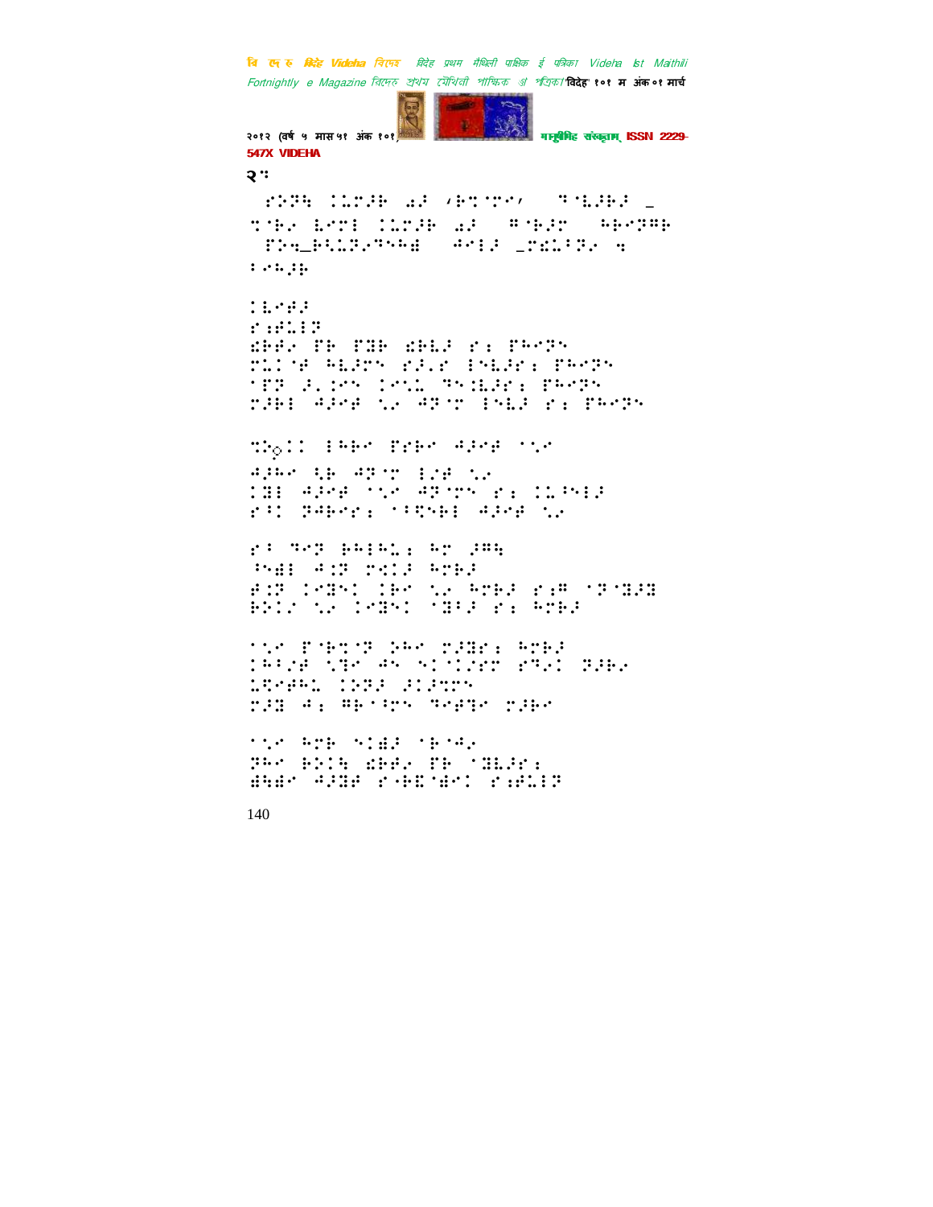२ः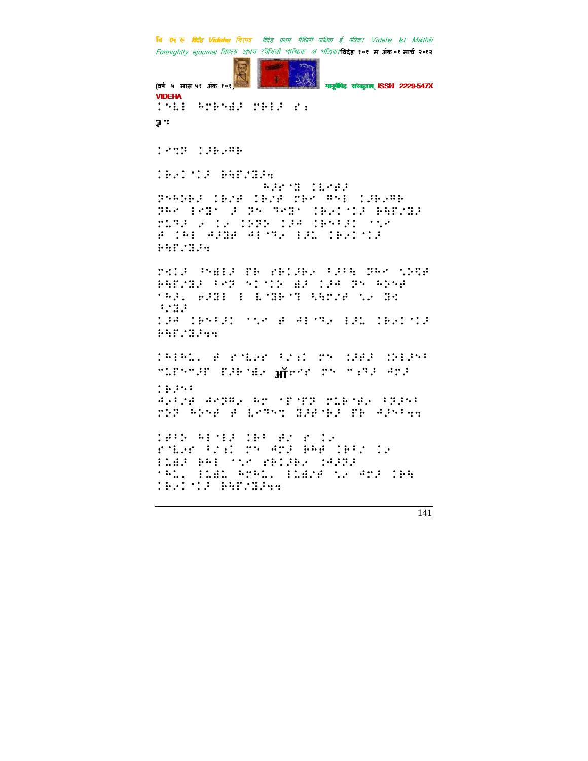३ः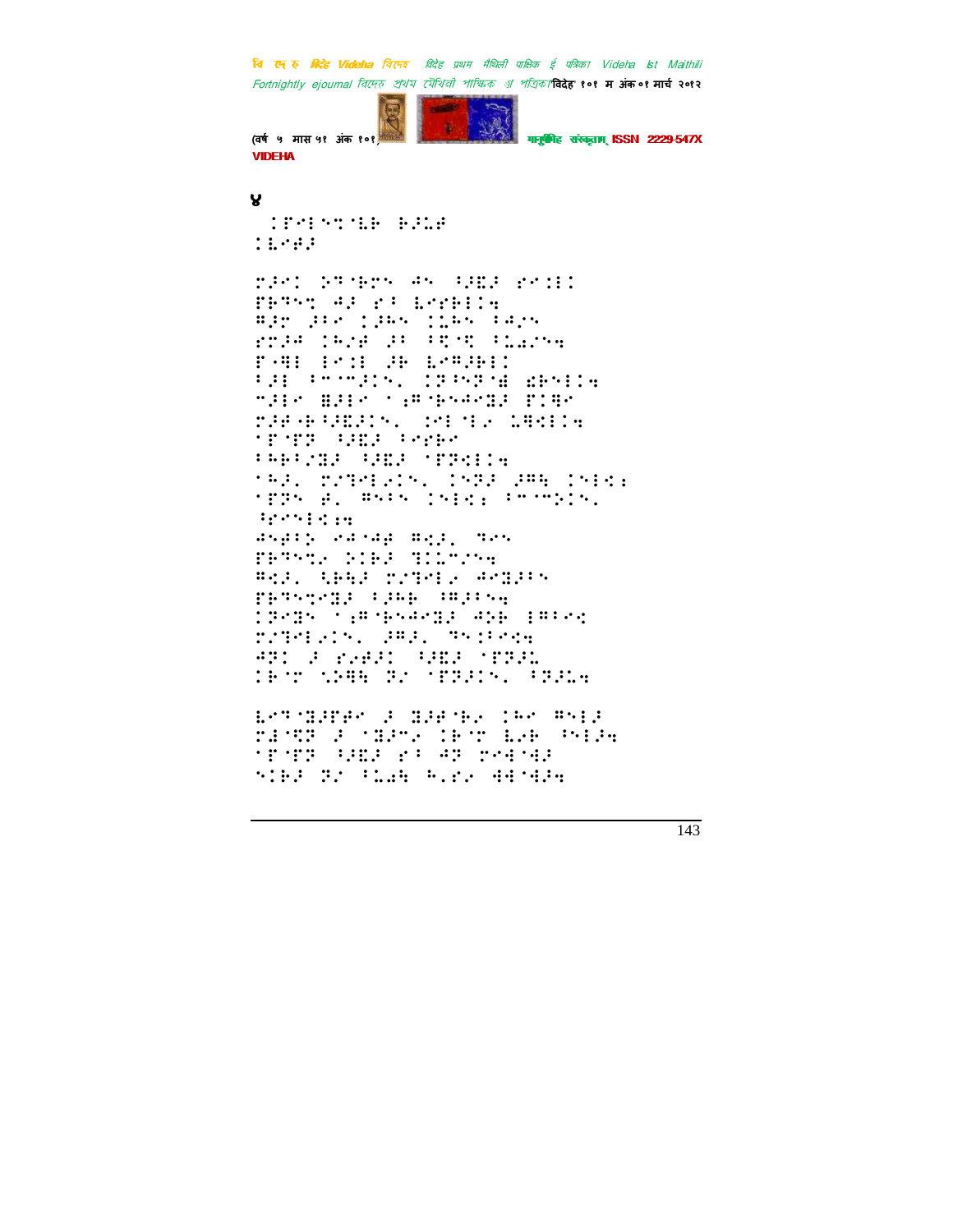४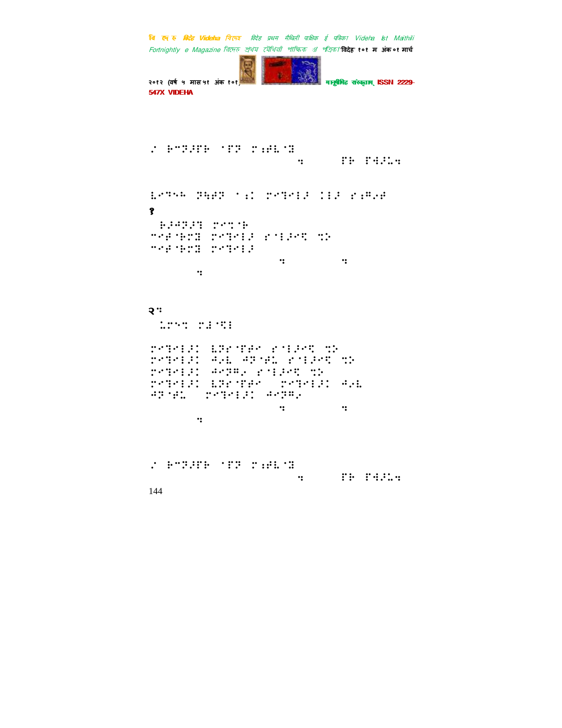⠐ ⠗⠉⠝⠼⠋⠗ ⠈⠋⠝ ⠅⠆⠋⠇⠈⠻
⠒ ⠋⠗ ⠋⠹⠼⠩⠒

⠇⠉⠝⠑⠓ ⠝⠱⠋⠝ ⠁⠆⠅ ⠅⠉⠝⠊⠇⠼ ⠅⠇⠼ ⠎⠆⠛⠔⠋

१

⠗⠼⠙⠝⠼⠝ ⠅⠉⠅⠈⠗
⠉⠔⠋⠈⠗⠉⠻ ⠅⠉⠝⠊⠇⠼ ⠎⠈⠇⠼⠉⠩ ⠹⠕
⠉⠔⠋⠈⠗⠉⠻ ⠅⠉⠝⠊⠇⠼
⠒ ⠒
⠒

२⠒

⠩⠅⠑⠅ ⠅⠙⠈⠩⠇

⠅⠉⠝⠊⠇⠼⠅ ⠇⠝⠎⠈⠋⠋⠉ ⠎⠈⠇⠼⠉⠩ ⠹⠕
⠅⠉⠝⠊⠇⠼⠅ ⠙⠔⠇ ⠙⠝⠈⠋⠩ ⠎⠈⠇⠼⠉⠩ ⠹⠕
⠅⠉⠝⠊⠇⠼⠅ ⠙⠉⠝⠛⠔ ⠎⠈⠇⠼⠉⠩ ⠹⠕
⠅⠉⠝⠊⠇⠼⠅ ⠇⠝⠎⠈⠋⠋⠉ ⠅⠉⠝⠊⠇⠼⠅ ⠙⠔⠇
⠙⠝⠈⠋⠩ ⠅⠉⠝⠊⠇⠼⠅ ⠙⠉⠝⠛⠔
⠒ ⠒
⠒

⠐ ⠗⠉⠝⠼⠋⠗ ⠈⠋⠝ ⠅⠆⠋⠇⠈⠻
⠒ ⠋⠗ ⠋⠹⠼⠩⠒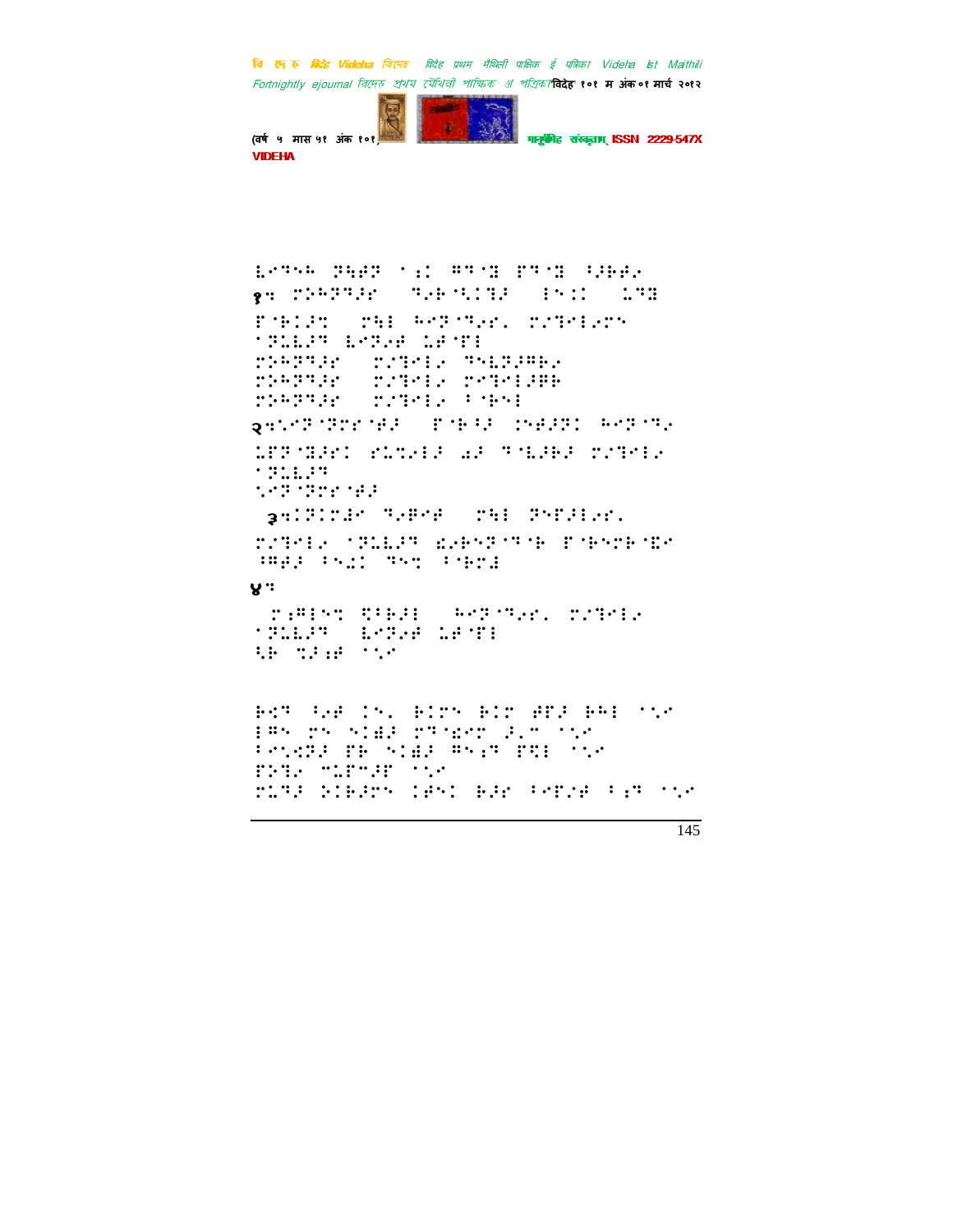⠇⠑⠙⠓⠓ ⠝⠻⠗⠝ ⠁⠆⠅ ⠛⠙⠈⠹ ⠏⠙⠈⠹ ⠷⠗⠃⠗⠎

१⠒ ⠍⠕⠓⠝⠙⠗⠎ ⠙⠎⠃⠈⠪⠅⠙⠗ ⠇⠑⠅⠅ ⠅⠙⠹

⠏⠈⠃⠅⠗⠒ ⠍⠻⠇ ⠓⠑⠝⠈⠙⠎⠗⠂ ⠍⠎⠙⠑⠇⠎⠍⠝

⠁⠝⠥⠇⠗⠙ ⠇⠑⠝⠎⠿ ⠅⠋⠈⠋⠇

⠍⠕⠓⠝⠙⠗⠎ ⠍⠎⠙⠑⠇⠎ ⠙⠑⠇⠝⠗⠛⠃⠎

⠍⠕⠓⠝⠙⠗⠎ ⠍⠎⠙⠑⠇⠎ ⠍⠑⠙⠑⠇⠗⠛⠃

⠍⠕⠓⠝⠙⠗⠎ ⠍⠎⠙⠑⠇⠎ ⠁⠈⠃⠑⠇

२⠒⠪⠑⠝⠈⠝⠗⠎⠈⠋⠗ ⠏⠈⠃⠷⠗ ⠍⠎⠋⠗⠝⠅ ⠓⠑⠝⠈⠙⠎

⠅⠋⠝⠈⠹⠗⠎⠅ ⠎⠥⠪⠎⠇⠗ ⠔⠗ ⠙⠈⠇⠗⠃⠗ ⠍⠎⠙⠑⠇⠎

⠁⠝⠥⠇⠗⠙

⠪⠑⠝⠈⠝⠗⠎⠈⠋⠗

३⠒⠅⠝⠅⠍⠗⠑ ⠙⠎⠛⠑⠋ ⠍⠻⠇ ⠝⠑⠋⠗⠇⠎⠗⠂

⠍⠎⠙⠑⠇⠎ ⠁⠝⠥⠇⠗⠙ ⠩⠎⠃⠑⠝⠈⠙⠈⠃ ⠏⠈⠃⠑⠍⠃⠈⠩⠑

⠘⠛⠋⠗ ⠁⠑⠔⠅ ⠙⠑⠪ ⠁⠈⠃⠍⠇

४⠒

⠍⠆⠛⠇⠑⠪ ⠻⠁⠃⠗⠇ ⠓⠑⠝⠈⠙⠎⠗⠂ ⠍⠎⠙⠑⠇⠎

⠁⠝⠥⠇⠗⠙ ⠇⠑⠝⠎⠿ ⠅⠋⠈⠋⠇

⠳⠃ ⠪⠗⠆⠿ ⠁⠪⠑

⠃⠑⠙ ⠷⠎⠿ ⠅⠑⠂ ⠃⠅⠍⠝ ⠃⠅⠍ ⠿⠋⠗ ⠃⠓⠇ ⠁⠪⠑

⠇⠛⠑ ⠍⠑ ⠎⠅⠩⠗ ⠍⠙⠈⠩⠑⠍ ⠗⠂⠉ ⠁⠪⠑

⠁⠑⠪⠝⠗ ⠏⠃ ⠎⠅⠩⠗ ⠛⠑⠆⠙ ⠏⠻⠇ ⠁⠪⠑

⠏⠕⠙⠎ ⠉⠥⠋⠉⠗⠋ ⠁⠪⠑

⠍⠥⠙⠗ ⠕⠅⠃⠗⠍ ⠅⠋⠑⠅ ⠃⠗⠎ ⠁⠑⠋⠎⠿ ⠁⠆⠙ ⠁⠪⠑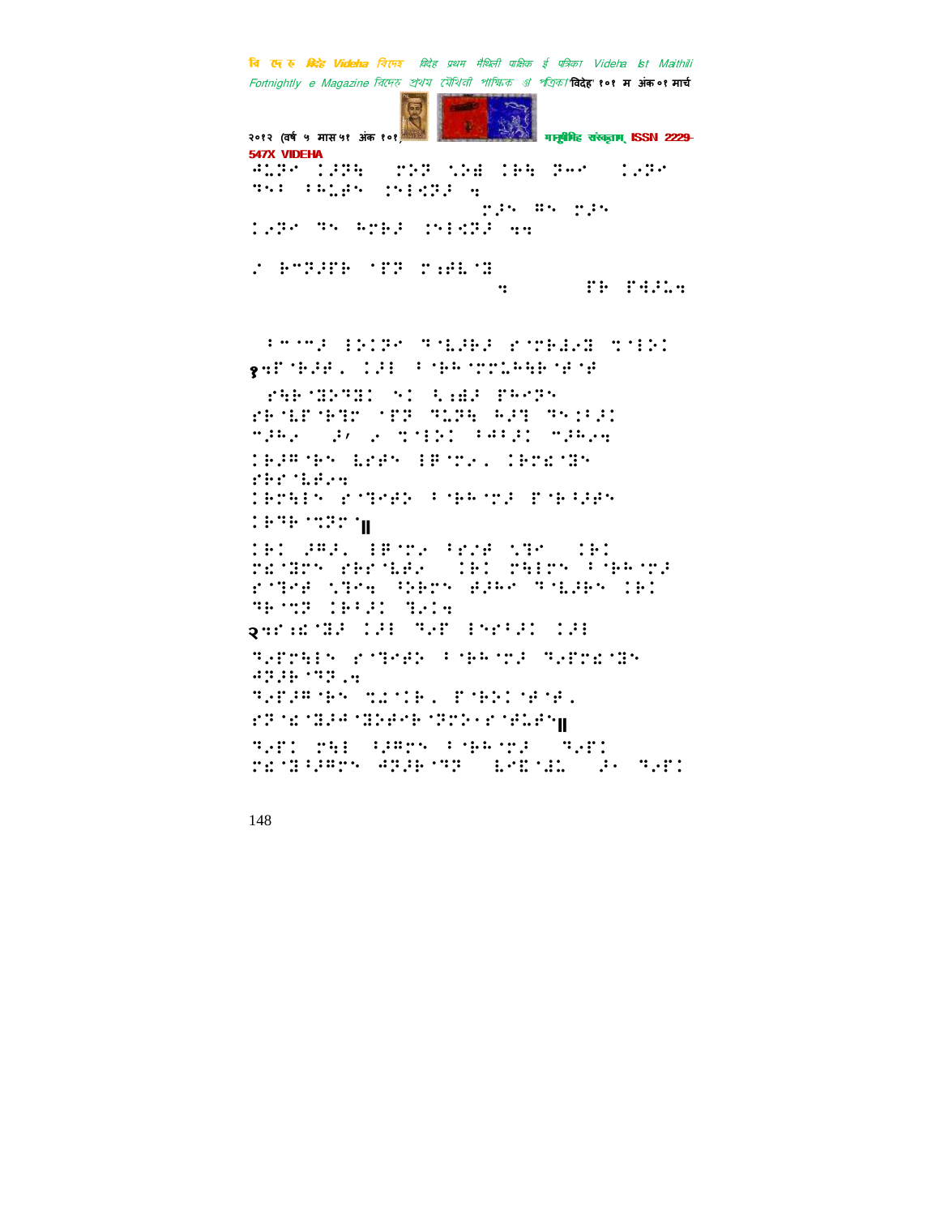⠙⠥⠝⠁ ⠇⠝⠝⠓ ⠀⠍⠝⠝ ⠎⠝⠓ ⠇⠓⠓ ⠝⠊⠊ ⠀⠇⠢⠝⠊
⠹⠎⠁ ⠁⠓⠥⠋⠎ ⠰⠎⠂⠣⠝⠚ ⠆

⠍⠚⠎ ⠻⠎ ⠍⠚⠎

⠇⠢⠝⠊ ⠹⠎ ⠓⠍⠃⠚ ⠰⠎⠂⠣⠝⠚ ⠆⠆

⠰ ⠃⠊⠝⠚⠋⠃ ⠈⠋⠝ ⠍⠆⠋⠇⠈⠝

⠆ ⠋⠃ ⠋⠲⠚⠥⠆

⠁⠊⠈⠍⠚ ⠂⠕⠇⠝⠊ ⠹⠈⠇⠚⠃⠚ ⠗⠈⠍⠃⠖⠢⠝ ⠹⠈⠂⠕⠇

१⠆⠋⠈⠃⠚⠋⠂ ⠇⠚⠂ ⠁⠈⠃⠓⠈⠍⠍⠥⠓⠹⠃⠈⠋⠈⠋

⠗⠹⠃⠈⠝⠕⠹⠝⠇ ⠎⠇ ⠳⠆⠻⠚ ⠋⠓⠊⠝⠎
⠗⠃⠈⠇⠋⠈⠃⠹⠍ ⠈⠋⠝ ⠹⠥⠝⠹ ⠓⠚⠹ ⠹⠎⠇⠁⠚⠇
⠊⠚⠓⠢ ⠀⠚⠄ ⠢ ⠹⠈⠂⠕⠇ ⠁⠲⠁⠚⠇ ⠊⠚⠓⠢⠆
⠇⠃⠚⠻⠈⠃⠎ ⠇⠗⠋⠎ ⠂⠃⠈⠍⠢⠂ ⠇⠃⠍⠫⠈⠝⠎
⠗⠃⠋⠈⠇⠋⠢⠆
⠇⠃⠍⠹⠂⠎ ⠗⠈⠹⠊⠋⠕ ⠁⠈⠃⠓⠈⠍⠚ ⠋⠈⠃⠳⠚⠋⠎
⠇⠃⠹⠃⠈⠹⠝⠍⠈॥

⠇⠃⠇ ⠚⠻⠚⠂ ⠂⠃⠈⠍⠢ ⠳⠗⠢⠋ ⠎⠹⠊ ⠀⠇⠃⠇
⠍⠫⠈⠝⠍⠎ ⠗⠃⠋⠈⠇⠋⠢ ⠀⠇⠃⠇ ⠍⠹⠂⠍⠎ ⠁⠈⠃⠓⠈⠍⠚
⠗⠈⠹⠊⠋ ⠎⠹⠊⠆ ⠳⠕⠃⠍⠎ ⠖⠚⠓⠊ ⠹⠈⠇⠚⠃⠎ ⠇⠃⠇
⠹⠃⠈⠹⠝ ⠇⠃⠁⠚⠇ ⠹⠢⠇⠆

२⠆⠗⠆⠫⠈⠝⠚ ⠇⠚⠂ ⠹⠢⠋ ⠂⠎⠗⠁⠚⠇ ⠇⠚⠂

⠹⠢⠋⠍⠹⠂⠎ ⠗⠈⠹⠊⠋⠕ ⠁⠈⠃⠓⠈⠍⠚ ⠹⠢⠋⠍⠫⠈⠝⠎
⠙⠝⠚⠃⠈⠹⠝⠂⠆
⠹⠢⠋⠚⠻⠈⠃⠎ ⠹⠖⠈⠇⠃⠂ ⠋⠈⠃⠕⠇⠈⠋⠈⠋⠂
⠗⠝⠈⠫⠈⠝⠚⠙⠈⠝⠕⠋⠊⠃⠈⠝⠝⠕⠁⠗⠈⠋⠥⠋⠎॥

⠹⠢⠋⠇ ⠍⠹⠂ ⠳⠚⠻⠍⠎ ⠁⠈⠃⠓⠈⠍⠚ ⠀⠹⠢⠋⠇
⠍⠫⠈⠝⠳⠚⠻⠍⠎ ⠙⠝⠚⠃⠈⠹⠝ ⠀⠇⠢⠫⠈⠖⠥ ⠀⠚⠁ ⠹⠢⠋⠇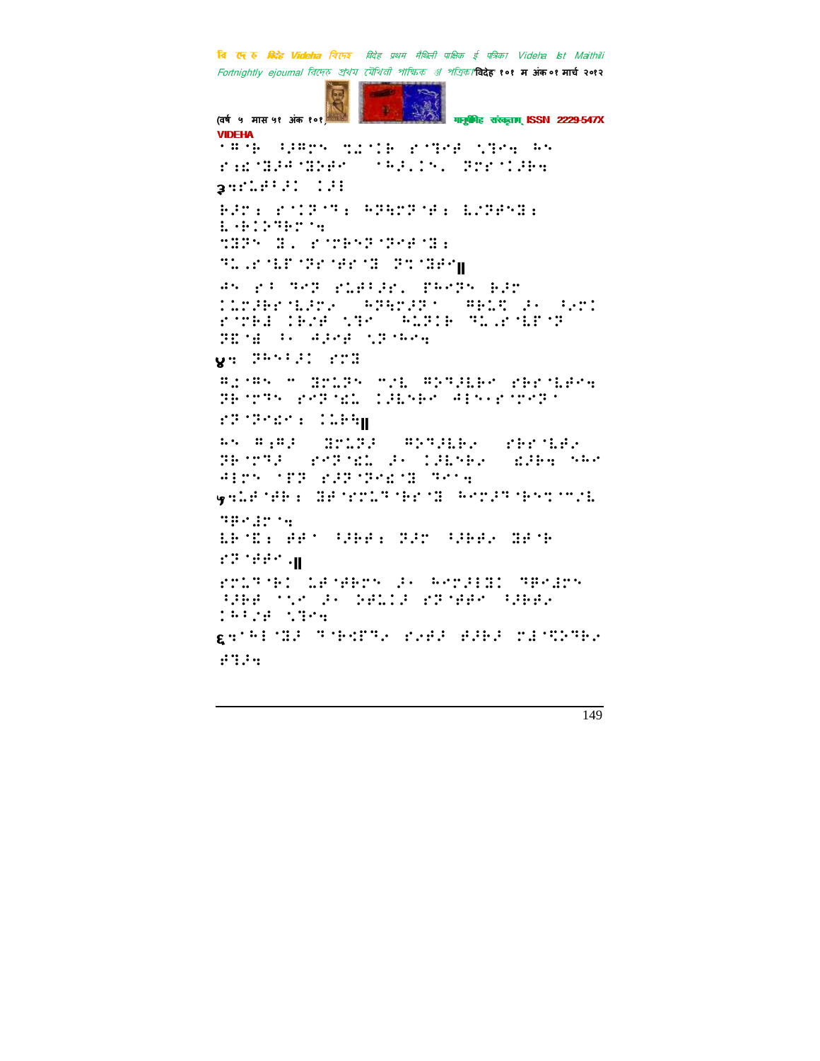⠊⠻⠊⠃ ⠩⠚⠻⠉⠝ ⠍⠆⠊⠇⠃ ⠗⠊⠹⠋ ⠑⠹⠊⠹ ⠓⠝
⠗⠆⠫⠊⠙⠚⠙⠊⠙⠕⠋⠊ ⠊⠓⠚⠂⠅⠝⠂ ⠏⠗⠗⠊⠅⠚⠓⠹

३⠹⠗⠥⠋⠁⠚⠅ ⠅⠚⠇

⠓⠚⠗⠆ ⠗⠊⠅⠏⠊⠙⠆ ⠓⠏⠹⠍⠏⠊⠋⠆ ⠇⠌⠏⠋⠝⠙⠆
⠇⠊⠓⠅⠕⠙⠓⠗⠊⠹
⠍⠙⠏⠝ ⠙⠂ ⠗⠊⠍⠓⠝⠏⠊⠏⠋⠊⠙⠆
⠙⠥⠂⠗⠊⠇⠋⠊⠏⠗⠊⠋⠗⠊⠙ ⠏⠍⠊⠙⠋⠊॥

⠙⠝ ⠗⠁ ⠙⠊⠏ ⠗⠥⠋⠁⠚⠗⠂ ⠋⠓⠊⠏⠝ ⠓⠚⠗
⠅⠥⠗⠚⠓⠗⠊⠇⠚⠗⠌ ⠓⠏⠹⠍⠚⠏⠁ ⠻⠓⠥⠍ ⠚⠂ ⠁⠌⠗⠅
⠗⠊⠍⠓⠙ ⠅⠓⠌⠋ ⠑⠹⠊ ⠓⠥⠏⠅⠓ ⠙⠥⠂⠗⠊⠇⠋⠊⠏
⠏⠫⠊⠙ ⠁⠂ ⠙⠚⠗⠋ ⠑⠏⠊⠓⠊⠹

४⠹ ⠏⠓⠝⠁⠚⠅ ⠗⠍⠙

⠻⠆⠊⠻⠝ ⠉ ⠙⠗⠥⠏⠝ ⠉⠌⠇ ⠻⠕⠙⠚⠇⠓⠊ ⠗⠓⠗⠊⠇⠋⠊⠹
⠏⠓⠊⠍⠙⠝ ⠗⠊⠏⠊⠫⠥ ⠅⠚⠇⠝⠓⠊ ⠙⠇⠝⠂⠗⠊⠍⠊⠏⠁
⠗⠏⠊⠏⠊⠫⠊⠆ ⠅⠥⠓⠹॥

⠓⠝ ⠻⠆⠻⠚ ⠙⠗⠥⠏⠚ ⠻⠕⠙⠚⠇⠓⠌ ⠗⠓⠗⠊⠇⠋⠌
⠏⠓⠊⠍⠙⠚ ⠗⠊⠏⠊⠫⠥ ⠚⠂ ⠅⠚⠇⠝⠓⠌ ⠫⠚⠓⠹ ⠝⠓⠊
⠙⠇⠗⠝ ⠊⠏⠏ ⠗⠚⠏⠊⠏⠊⠫⠊⠙ ⠙⠊⠊⠹

५⠹⠇⠋⠊⠋⠓⠆ ⠙⠋⠊⠗⠍⠥⠙⠊⠓⠗⠊⠙ ⠓⠊⠗⠚⠙⠊⠓⠝⠍⠊⠉⠌⠇
⠙⠓⠊⠙⠗⠊⠹
⠇⠓⠊⠫⠆ ⠋⠋⠁ ⠩⠚⠓⠋⠆ ⠏⠚⠗ ⠩⠚⠓⠋⠌ ⠙⠋⠊⠓
⠗⠏⠊⠋⠋⠊⠂॥

⠗⠍⠥⠙⠊⠓⠅ ⠇⠋⠊⠋⠓⠗⠝ ⠚⠂ ⠓⠊⠗⠚⠇⠙⠅ ⠙⠓⠊⠙⠗⠝
⠩⠚⠓⠋ ⠊⠌⠊ ⠚⠂ ⠝⠚⠥⠅⠚ ⠗⠏⠊⠋⠋⠊ ⠩⠚⠓⠋⠌
⠅⠓⠁⠌⠋ ⠑⠹⠊⠹

६⠹⠊⠓⠇⠊⠙⠚ ⠙⠊⠓⠫⠏⠙⠌ ⠗⠌⠋⠚ ⠋⠚⠓⠚ ⠍⠙⠊⠹⠕⠙⠓⠌
⠋⠹⠚⠹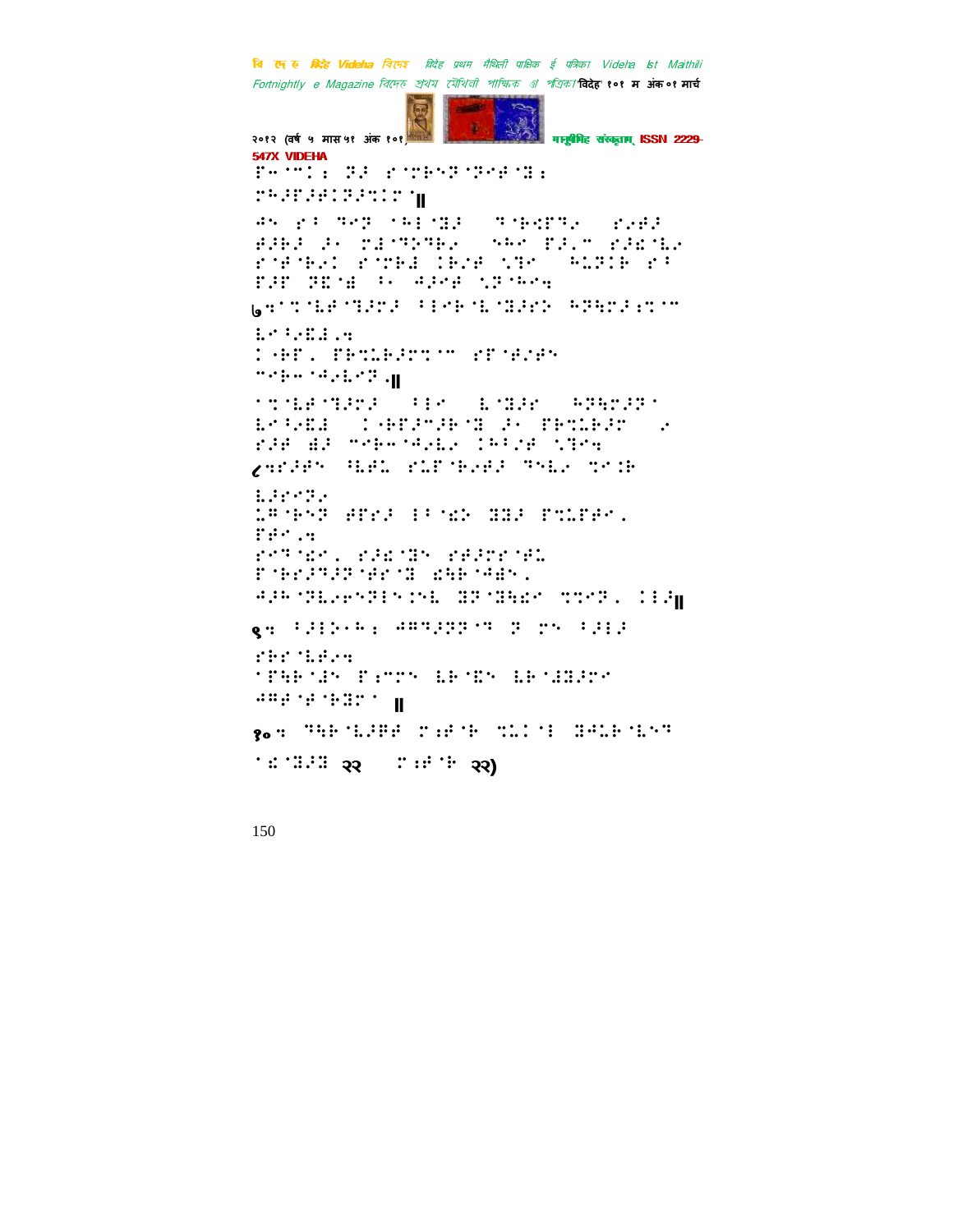७

८

९

१०

२२ २२)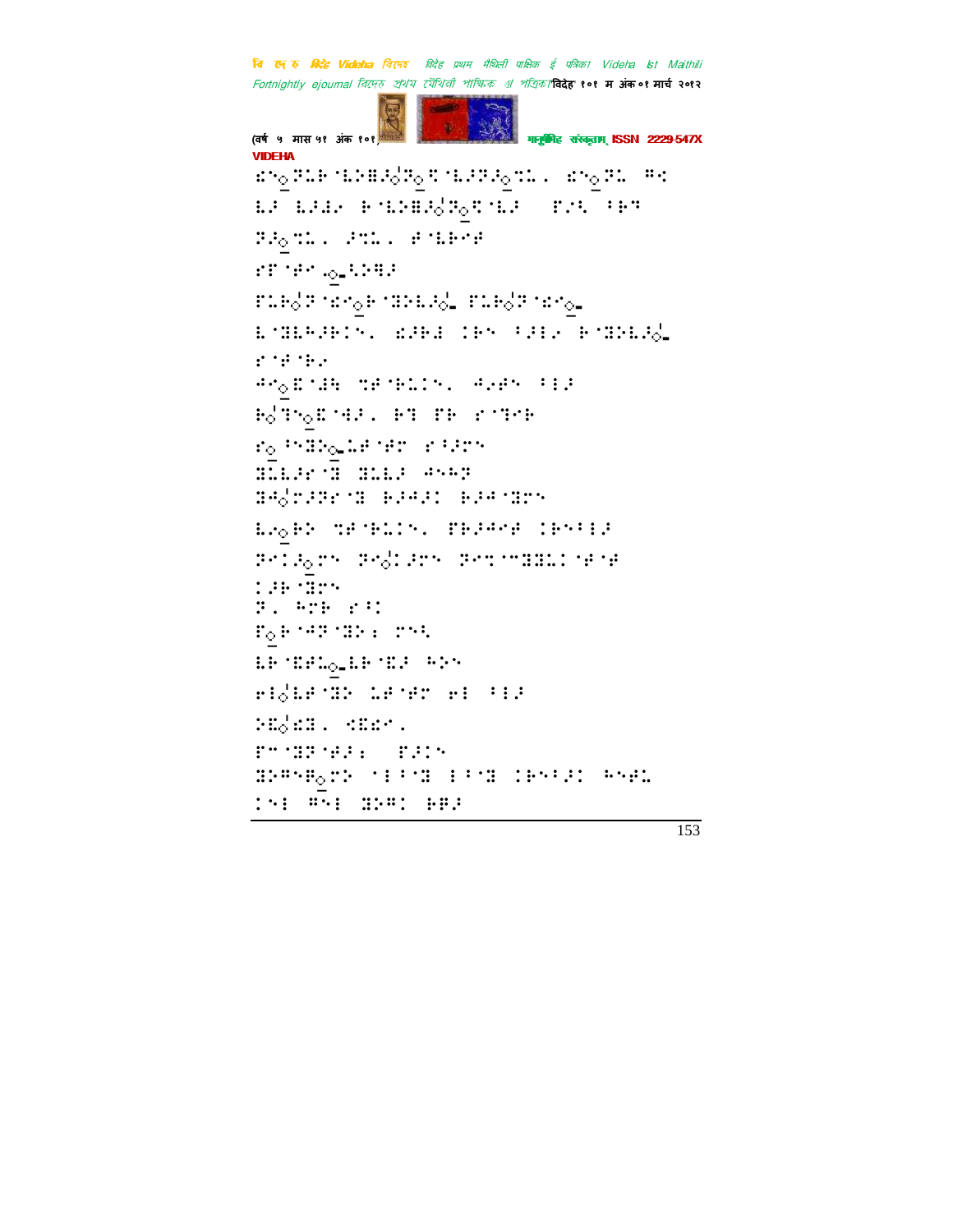(वर्ष ५ मास ५१ अंक १०१)

VIDEHA

⠫⠝⠄⠽⠥⠗⠈⠇⠕⠻⠚⠄⠽⠄⠡⠈⠇⠚⠽⠚⠄⠹⠥⠄ ⠫⠝⠄⠽⠥ ⠛⠩
⠇⠚ ⠇⠚⠫⠄ ⠗⠈⠇⠕⠻⠚⠄⠽⠄⠡⠈⠇⠚ ⠀⠋⠴⠱ ⠈⠗⠞
⠽⠚⠄⠹⠥⠄ ⠚⠹⠥⠄ ⠚⠈⠇⠗⠊⠚
⠎⠋⠈⠚⠊⠠⠄⠤⠱⠕⠻⠚
⠋⠥⠗⠄⠽⠈⠫⠊⠄⠗⠈⠝⠕⠇⠚⠄⠤ ⠋⠥⠗⠄⠽⠈⠫⠊⠄⠤
⠇⠈⠝⠇⠓⠚⠗⠔⠝⠄ ⠫⠚⠗⠿ ⠔⠗⠝ ⠈⠚⠔⠫ ⠗⠈⠝⠕⠇⠚⠄⠤
⠎⠈⠚⠈⠗⠫
⠚⠊⠄⠮⠈⠚⠱ ⠹⠚⠈⠗⠥⠔⠝⠄ ⠚⠫⠚⠝ ⠈⠔⠚
⠗⠄⠞⠝⠄⠮⠈⠚⠚⠄ ⠗⠞ ⠋⠗ ⠎⠈⠞⠊⠗
⠎⠄⠈⠝⠝⠕⠄⠤⠥⠚⠈⠚⠗ ⠎⠈⠚⠗⠝
⠝⠥⠇⠚⠎⠈⠝ ⠝⠥⠇⠚ ⠚⠝⠓⠞
⠝⠚⠄⠎⠚⠽⠎⠈⠝ ⠗⠚⠚⠔ ⠗⠚⠚⠈⠝⠗⠝
⠇⠫⠄⠗⠕ ⠹⠚⠈⠗⠥⠔⠝⠄ ⠋⠗⠚⠚⠊⠚ ⠔⠗⠝⠈⠔⠚
⠽⠊⠔⠚⠄⠗⠝ ⠽⠊⠄⠔⠚⠗⠝ ⠽⠊⠹⠈⠝⠝⠥⠔⠈⠚⠈⠚
⠔⠚⠗⠈⠝⠗⠝
⠽⠄ ⠓⠗⠗ ⠎⠈⠔
⠋⠄⠗⠈⠚⠞⠈⠝⠕⠆ ⠗⠝⠱
⠇⠗⠈⠮⠚⠥⠄⠤⠇⠗⠈⠮⠚ ⠓⠕⠝
⠑⠔⠄⠇⠚⠈⠝⠕ ⠥⠚⠈⠚⠗ ⠑⠔ ⠈⠔⠚
⠕⠮⠄⠫⠝⠄ ⠩⠮⠫⠄
⠋⠉⠈⠝⠞⠈⠚⠚⠆ ⠀⠋⠚⠔⠝
⠝⠕⠛⠝⠿⠄⠗⠕ ⠈⠔⠈⠝ ⠔⠈⠝ ⠔⠗⠝⠈⠚⠔ ⠓⠝⠚⠥
⠔⠝⠔ ⠛⠝⠔ ⠝⠕⠛⠔ ⠗⠿⠚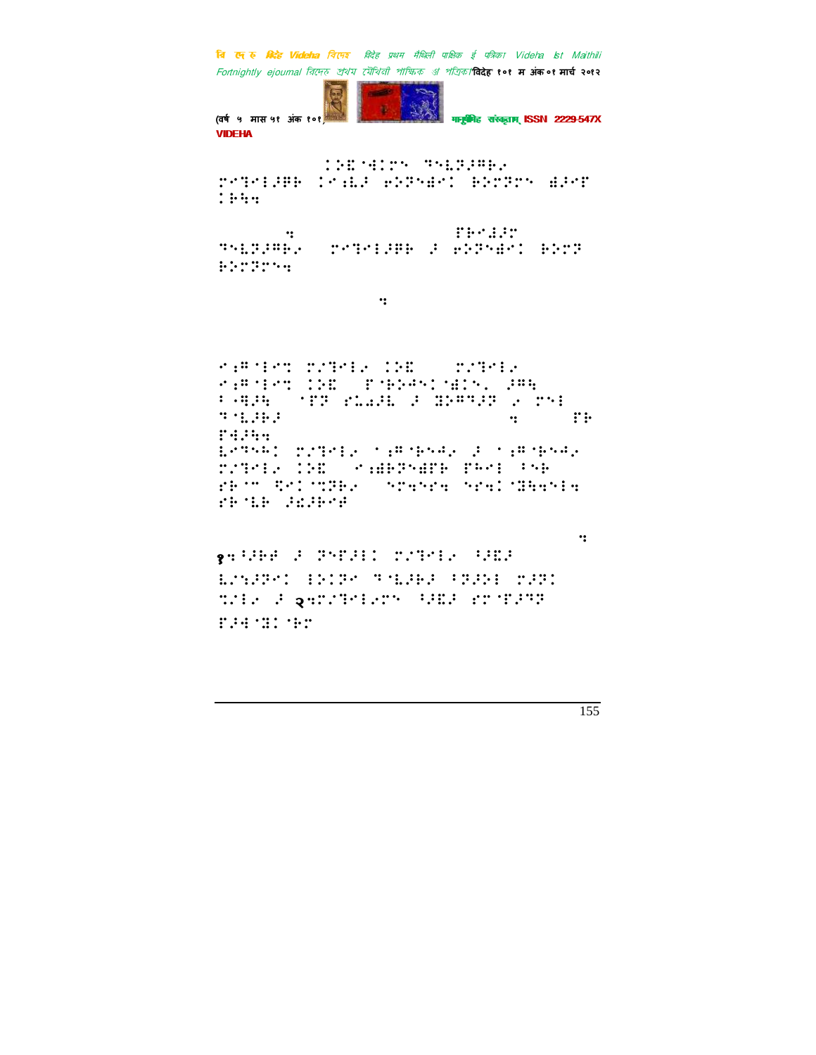⠄⠝⠊⠑⠒⠇⠉⠝⠀⠙⠐⠥⠗⠚⠛⠃⠢
⠉⠊⠙⠊⠇⠚⠛⠃⠀⠇⠊⠡⠥⠚⠀⠖⠕⠗⠐⠱⠊⠇⠀⠃⠕⠉⠗⠉⠝⠀⠱⠚⠊⠋
⠇⠃⠓⠲

⠲ ⠋⠃⠊⠱⠚⠉
⠙⠐⠥⠗⠚⠛⠃⠢⠀⠉⠊⠙⠊⠇⠚⠛⠃⠀⠚⠀⠖⠕⠗⠐⠱⠊⠇⠀⠃⠕⠉⠗
⠃⠕⠉⠗⠉⠝⠲

⠲

⠊⠡⠛⠈⠇⠊⠉⠀⠉⠊⠙⠊⠇⠢⠀⠇⠕⠑⠀⠉⠊⠙⠊⠇⠢
⠊⠡⠛⠈⠇⠊⠉⠀⠇⠕⠑⠀⠋⠈⠃⠕⠒⠝⠇⠈⠱⠇⠝⠂⠀⠚⠛⠓
⠃⠈⠻⠚⠓⠀⠈⠋⠗⠀⠋⠥⠩⠚⠥⠀⠚⠀⠙⠕⠛⠙⠚⠗⠀⠢⠀⠉⠝⠇
⠙⠈⠥⠚⠃⠚ ⠲ ⠋⠃
⠋⠒⠚⠓⠲
⠥⠊⠙⠝⠅⠇⠀⠉⠊⠙⠊⠇⠢⠀⠈⠡⠛⠈⠃⠝⠒⠢⠀⠚⠀⠈⠡⠛⠈⠃⠝⠒⠢
⠉⠊⠙⠊⠇⠢⠀⠇⠕⠑⠀⠊⠡⠱⠃⠗⠝⠱⠋⠃⠀⠋⠓⠊⠇⠀⠃⠝⠃
⠋⠃⠈⠉⠀⠐⠊⠇⠈⠙⠗⠃⠢⠀⠝⠉⠓⠝⠋⠓⠀⠝⠋⠓⠇⠈⠙⠓⠓⠝⠇⠓
⠋⠃⠈⠥⠃⠀⠚⠩⠚⠃⠊⠋

⠲

१⠲⠃⠚⠃⠋⠀⠚⠀⠗⠝⠋⠚⠇⠇⠀⠉⠊⠙⠊⠇⠢⠀⠃⠚⠑⠚
⠥⠊⠎⠚⠗⠊⠇⠀⠇⠕⠇⠗⠊⠀⠙⠈⠥⠚⠃⠚⠀⠃⠗⠚⠕⠇⠀⠉⠚⠗⠇
⠙⠊⠇⠢⠀⠚⠀२⠲⠉⠊⠙⠊⠇⠢⠉⠝⠀⠃⠚⠑⠚⠀⠋⠉⠈⠋⠚⠙⠗
⠋⠚⠒⠈⠙⠇⠈⠃⠉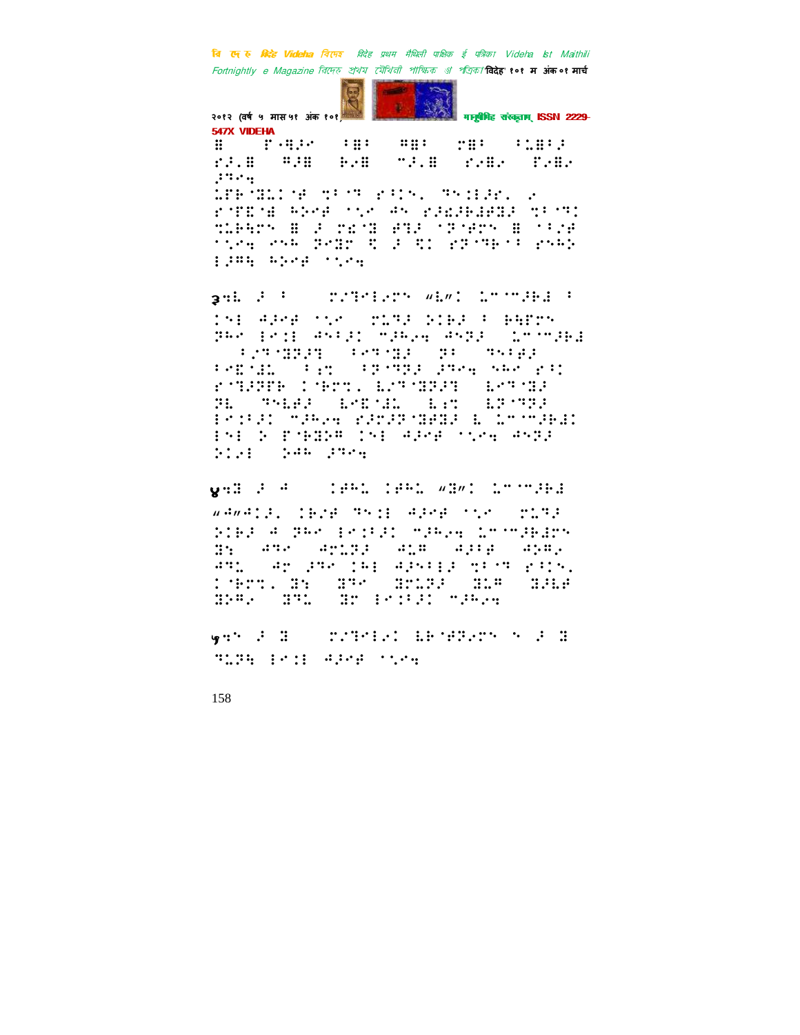⠿⠀⠀⠋⠐⠻⠜⠊⠀⠀⠂⠻⠂⠀⠀⠛⠻⠂⠀⠀⠗⠻⠂⠀⠀⠂⠉⠻⠂⠜
⠗⠜⠄⠻⠀⠀⠛⠜⠻⠀⠀⠗⠢⠻⠀⠀⠉⠜⠄⠻⠀⠀⠗⠢⠻⠊⠀⠀⠋⠢⠻⠊
⠜⠹⠊⠲

⠇⠋⠗⠈⠻⠇⠉⠈⠫⠀⠹⠂⠈⠹⠀⠗⠂⠅⠱⠄⠀⠹⠱⠅⠇⠜⠗⠄⠀⠊
⠗⠈⠋⠑⠈⠫⠀⠓⠕⠊⠫⠀⠁⠎⠊⠀⠁⠱⠀⠗⠜⠩⠜⠗⠜⠫⠻⠜⠀⠹⠂⠈⠹⠅
⠹⠇⠗⠓⠗⠱⠀⠿⠀⠜⠀⠗⠑⠈⠻⠀⠫⠹⠜⠀⠈⠞⠈⠫⠗⠱⠀⠿⠀⠁⠂⠎⠫
⠁⠎⠊⠲⠀⠑⠎⠁⠀⠞⠑⠻⠗⠀⠩⠀⠜⠀⠩⠅⠀⠗⠞⠈⠹⠗⠁⠂⠀⠗⠎⠓⠕
⠇⠜⠛⠲⠀⠓⠕⠊⠫⠀⠁⠎⠊⠲

३⠲⠇⠀⠜⠀⠂⠀⠀⠀⠗⠎⠹⠑⠇⠊⠗⠱⠀⠐⠇⠐⠅⠀⠇⠉⠈⠉⠜⠗⠇⠀⠂
⠅⠱⠇⠀⠁⠜⠊⠫⠀⠁⠎⠊⠀⠀⠗⠇⠹⠜⠀⠕⠅⠗⠜⠀⠂⠀⠗⠓⠋⠗⠱
⠞⠓⠊⠀⠇⠑⠅⠇⠀⠁⠱⠂⠜⠅⠀⠉⠜⠓⠢⠲⠀⠁⠱⠞⠜⠀⠀⠇⠉⠈⠉⠜⠗⠇
⠀⠀⠂⠎⠹⠈⠻⠞⠜⠹⠀⠀⠂⠑⠹⠈⠻⠜⠀⠀⠞⠂⠀⠀⠹⠱⠂⠗⠜
⠂⠑⠩⠈⠇⠅⠀⠀⠂⠌⠉⠀⠀⠂⠞⠈⠹⠞⠜⠀⠜⠹⠊⠲⠀⠎⠓⠊⠀⠗⠂⠅
⠗⠈⠹⠜⠞⠋⠗⠀⠅⠈⠗⠉⠄⠀⠇⠎⠹⠈⠻⠞⠜⠹⠀⠀⠇⠑⠹⠈⠻⠜
⠞⠇⠀⠀⠹⠱⠇⠗⠜⠀⠀⠇⠑⠩⠈⠇⠅⠀⠀⠇⠌⠉⠀⠀⠇⠞⠈⠹⠞⠜
⠇⠑⠅⠂⠜⠅⠀⠉⠜⠓⠢⠲⠀⠗⠜⠉⠜⠞⠈⠻⠫⠻⠜⠀⠇⠀⠇⠉⠈⠉⠜⠗⠇⠅
⠇⠱⠇⠀⠕⠀⠋⠈⠗⠻⠕⠛⠀⠅⠱⠇⠀⠁⠜⠊⠫⠀⠁⠎⠊⠲⠀⠁⠱⠞⠜
⠕⠅⠢⠇⠀⠀⠕⠁⠓⠀⠜⠹⠊⠲

४⠲⠻⠀⠜⠀⠁⠀⠀⠀⠅⠫⠓⠇⠀⠅⠫⠓⠇⠀⠐⠻⠐⠅⠀⠇⠉⠈⠉⠜⠗⠇
⠐⠁⠐⠁⠅⠜⠄⠀⠅⠗⠎⠫⠀⠹⠱⠅⠇⠀⠁⠜⠊⠫⠀⠁⠎⠊⠀⠀⠗⠇⠹⠜
⠕⠅⠗⠜⠀⠁⠀⠞⠓⠊⠀⠇⠑⠅⠂⠜⠅⠀⠉⠜⠓⠢⠲⠀⠇⠉⠈⠉⠜⠗⠇⠗⠱
⠻⠆⠀⠀⠁⠹⠊⠀⠀⠁⠗⠇⠞⠜⠀⠀⠁⠇⠛⠀⠀⠁⠜⠂⠫⠀⠀⠁⠕⠛⠄
⠁⠹⠇⠀⠀⠁⠗⠀⠜⠹⠊⠀⠅⠓⠇⠀⠁⠜⠎⠂⠇⠜⠀⠹⠂⠈⠹⠀⠗⠂⠅⠱⠄
⠅⠈⠗⠉⠄⠀⠻⠆⠀⠀⠻⠹⠊⠀⠀⠻⠗⠇⠞⠜⠀⠀⠻⠇⠛⠀⠀⠻⠜⠇⠫
⠻⠕⠛⠄⠀⠀⠻⠹⠇⠀⠀⠻⠗⠀⠇⠑⠅⠂⠜⠅⠀⠉⠜⠓⠢⠲

५⠲⠱⠀⠜⠀⠻⠀⠀⠀⠗⠎⠹⠑⠇⠊⠅⠀⠇⠗⠈⠫⠞⠊⠗⠱⠀⠱⠀⠜⠀⠻
⠹⠇⠞⠆⠀⠇⠑⠅⠇⠀⠁⠜⠊⠫⠀⠁⠎⠊⠲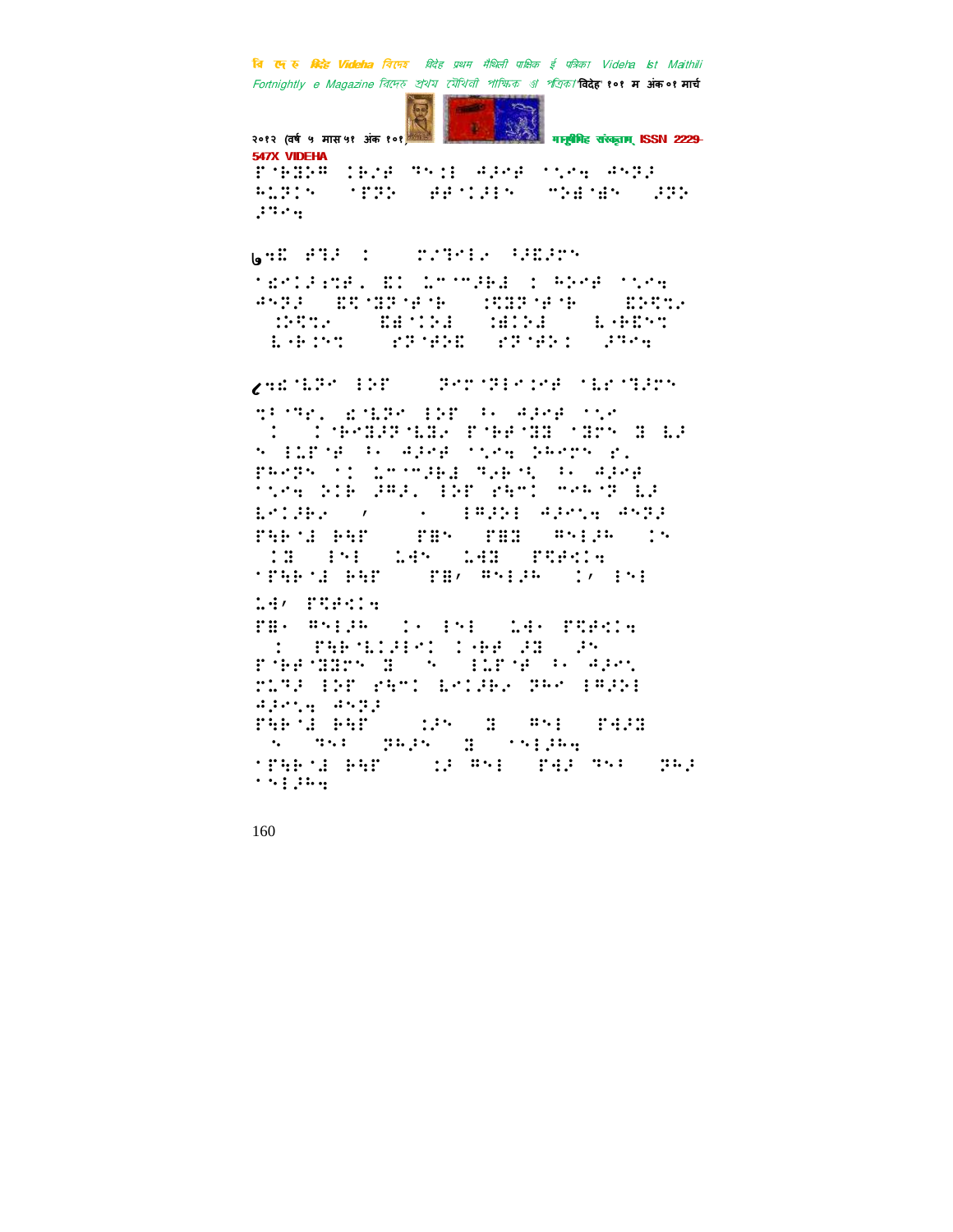P⠏⠗⠓⠋⠝⠓⠻ ⠊⠗⠼⠋ ⠹⠑⠎⠕⠟ ⠙⠚⠑⠋ ⠁⠑⠢⠲ ⠙⠑⠝⠚ ⠓⠥⠝⠊⠑ ⠈⠏⠝⠕ ⠋⠋⠁⠊⠚⠊⠑ ⠉⠕⠟⠈⠟⠑ ⠚⠝⠕ ⠚⠹⠢⠲

७⠲⠿ ⠋⠹⠚ ⠃ ⠍⠌⠹⠢⠃⠪ ⠓⠚⠿⠚⠝⠑

⠁⠿⠢⠃⠚⠲⠹⠋⠂ ⠿⠃ ⠇⠉⠉⠚⠗⠙ ⠃ ⠓⠕⠢⠋ ⠁⠑⠢⠲ ⠙⠑⠝⠚ ⠿⠻⠈⠟⠝⠈⠋⠈⠗ ⠃⠻⠟⠝⠈⠋⠈⠗ ⠿⠕⠻⠞⠪ ⠃⠕⠻⠞⠪ ⠿⠙⠈⠃⠕⠙ ⠘⠙⠃⠕⠙ ⠇⠈⠗⠿⠑⠞ ⠇⠈⠗⠃⠑⠞ ⠋⠝⠈⠋⠕⠿ ⠋⠝⠈⠋⠕⠃ ⠚⠹⠢⠲

८⠲⠿⠈⠇⠝⠢ ⠃⠕⠏ ⠝⠑⠉⠈⠝⠃⠢⠃⠢⠋ ⠈⠇⠗⠈⠹⠚⠝⠑

⠹⠓⠈⠹⠗⠂ ⠿⠈⠇⠝⠢ ⠃⠕⠏ ⠓⠂ ⠙⠚⠢⠋ ⠁⠑⠢ ⠃ ⠃⠈⠗⠑⠹⠚⠝⠈⠇⠹⠪ ⠏⠈⠗⠋⠈⠹⠹ ⠈⠹⠝⠑ ⠹ ⠇⠚ ⠑ ⠃⠥⠏⠈⠋ ⠓⠂ ⠙⠚⠢⠋ ⠁⠑⠢⠲ ⠝⠗⠢⠝⠑ ⠗⠂ ⠏⠗⠢⠝⠑ ⠁⠃ ⠇⠉⠉⠚⠗⠙ ⠹⠪⠗⠈⠑ ⠓⠂ ⠙⠚⠢⠋ ⠁⠑⠢⠲ ⠕⠃⠗ ⠚⠻⠚⠂ ⠃⠕⠏ ⠋⠓⠉⠃ ⠉⠢⠗⠈⠝ ⠇⠚ ⠇⠢⠃⠚⠗⠪ ⠠ ⠂ ⠃⠻⠚⠕⠃ ⠙⠚⠢⠑⠲ ⠙⠑⠝⠚ ⠏⠓⠗⠈⠙ ⠗⠓⠏ ⠏⠿⠑ ⠏⠿⠹ ⠻⠑⠃⠚⠗ ⠃⠑ ⠃⠹ ⠃⠑⠃ ⠥⠙⠑ ⠥⠙⠹ ⠏⠻⠋⠉⠃⠲ ⠁⠏⠓⠗⠈⠙ ⠗⠓⠏ ⠏⠿⠠ ⠻⠑⠃⠚⠗ ⠃⠠ ⠃⠑⠃ ⠥⠙⠠ ⠏⠻⠋⠉⠃⠲

⠏⠿⠂ ⠻⠑⠃⠚⠗ ⠃⠂ ⠃⠑⠃ ⠥⠙⠂ ⠏⠻⠋⠉⠃⠲ ⠃ ⠏⠓⠗⠈⠇⠃⠚⠃⠉ ⠃⠗⠋ ⠚⠹ ⠚⠑ ⠏⠈⠗⠋⠈⠹⠹⠝⠑ ⠹ ⠑ ⠃⠥⠏⠈⠋ ⠓⠂ ⠙⠚⠢⠑ ⠍⠥⠹⠚ ⠃⠕⠏ ⠋⠓⠉ ⠇⠢⠃⠚⠗⠪ ⠝⠓⠢ ⠃⠻⠚⠕⠃ ⠙⠚⠢⠑⠲ ⠙⠑⠝⠚ ⠏⠓⠗⠈⠙ ⠗⠓⠏ ⠥⠚⠑ ⠹ ⠻⠑⠃ ⠏⠙⠚⠹ ⠑ ⠹⠑⠃ ⠝⠗⠚⠑ ⠹ ⠁⠑⠃⠚⠗⠲ ⠁⠏⠓⠗⠈⠙ ⠗⠓⠏ ⠥⠚ ⠻⠑⠃ ⠏⠙⠚ ⠹⠑⠃ ⠝⠗⠚ ⠁⠑⠃⠚⠗⠲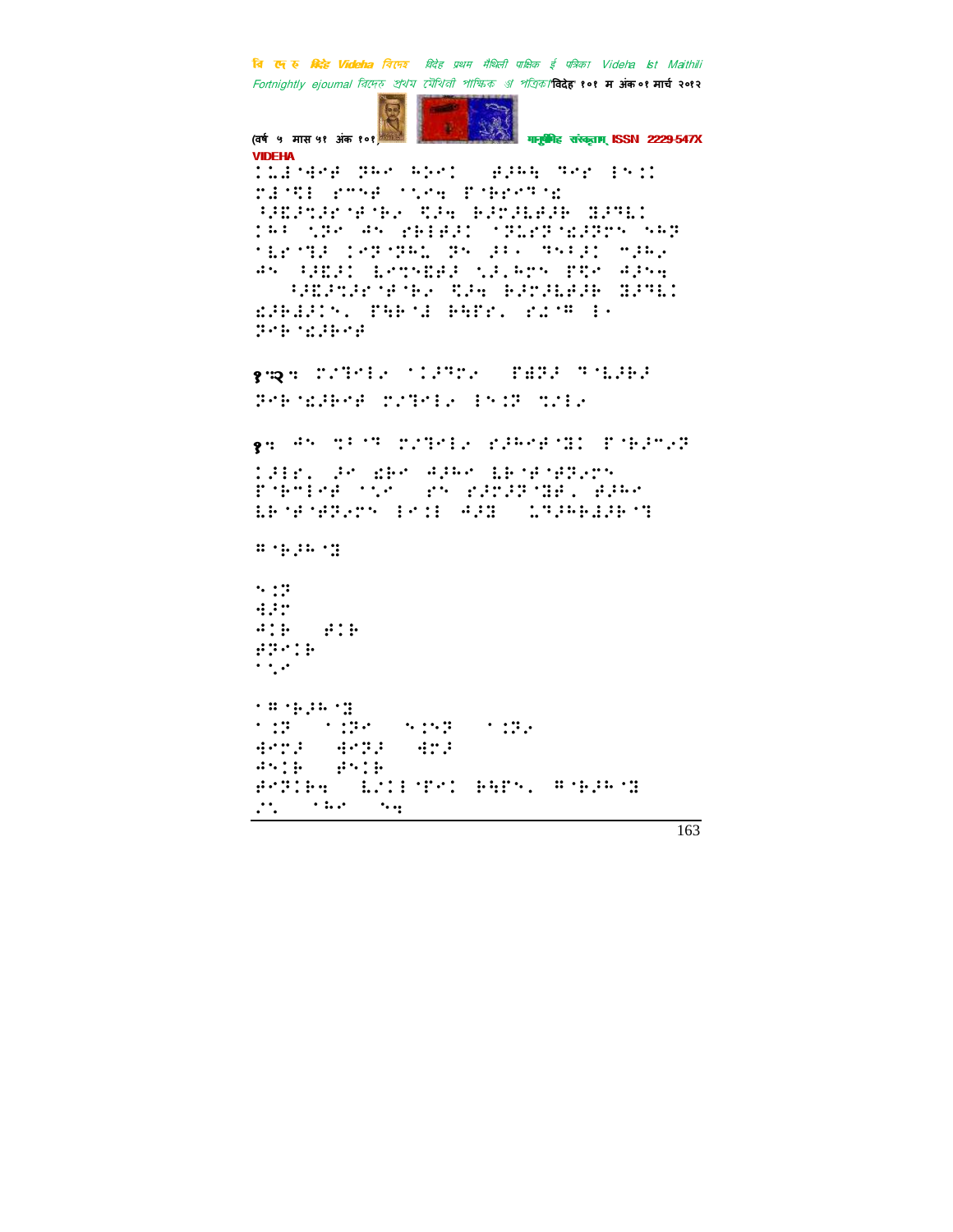VIDEHA

⠀⠀⠀⠀

१.२. ⠀⠀⠀⠀

१. ⠀⠀⠀⠀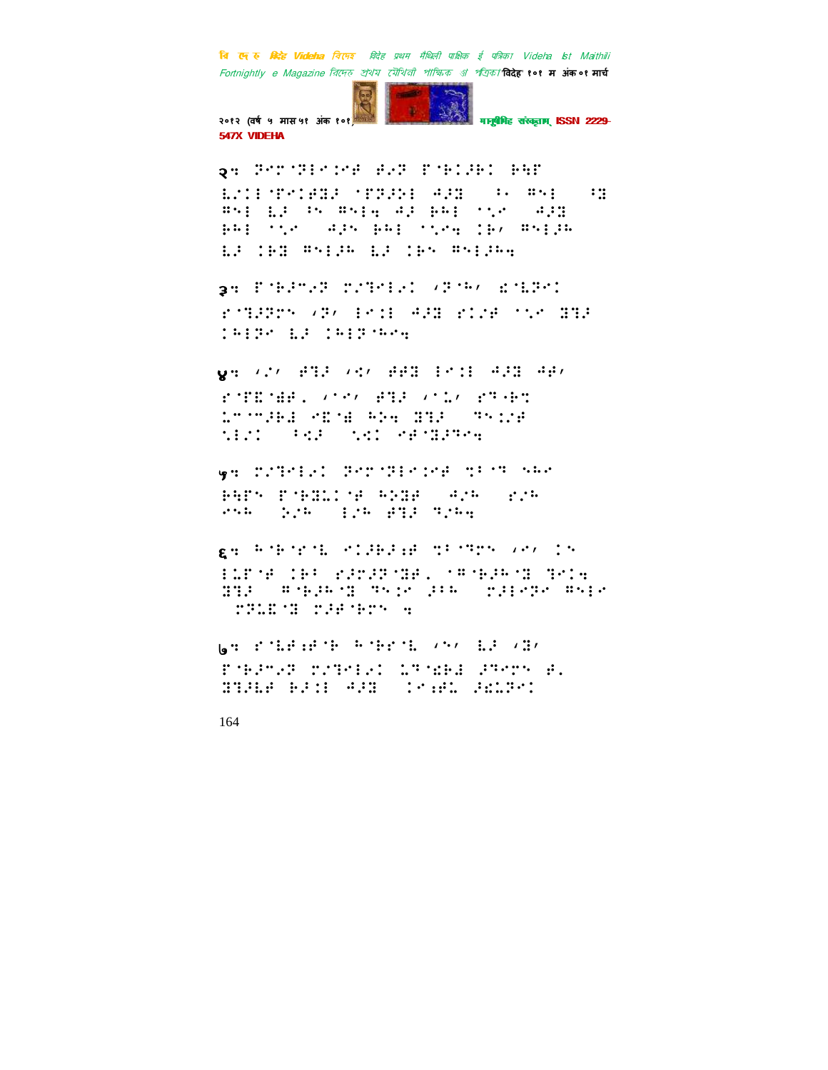२:

३:

४:

५:

६:

७: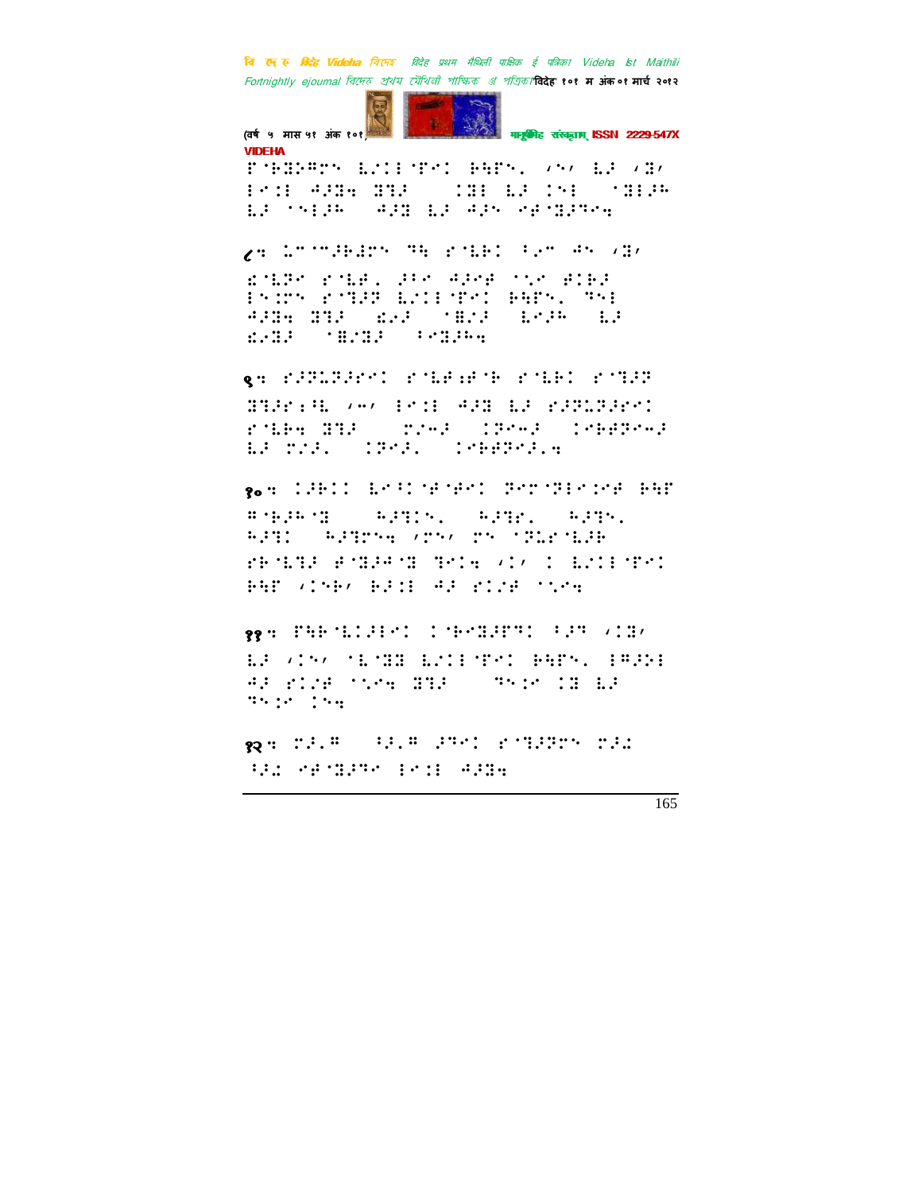८:

९:

१०:

११:

१२: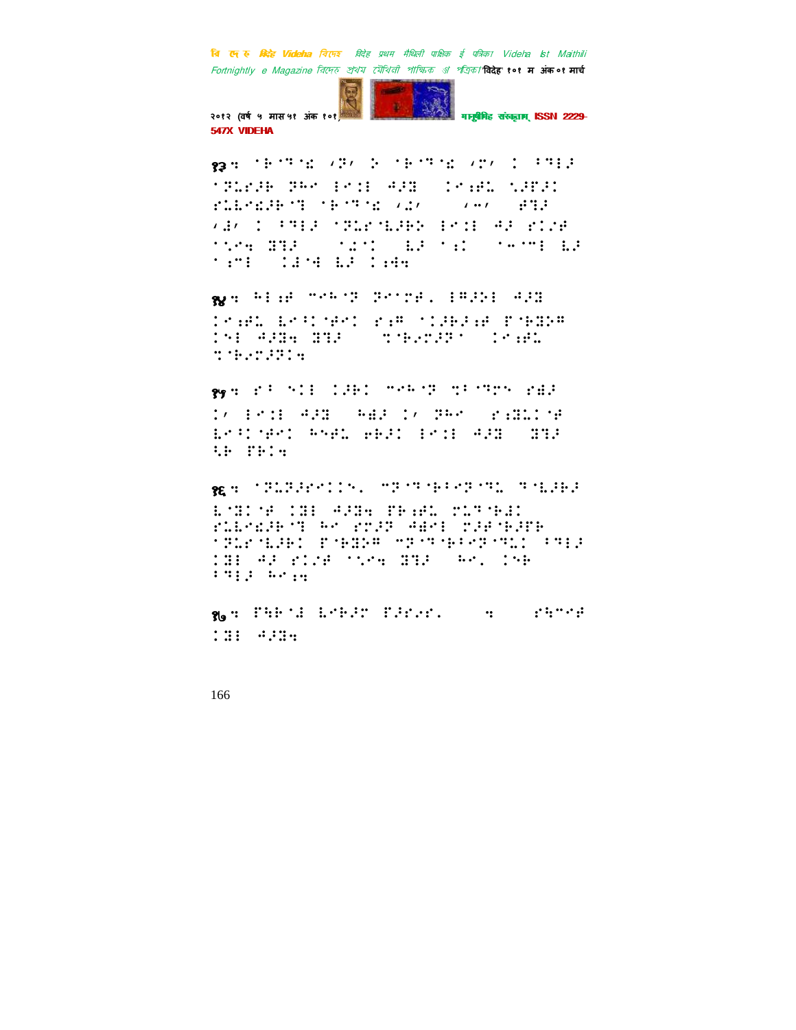१३ :

१४ :

१५ :

१६ :

१७ :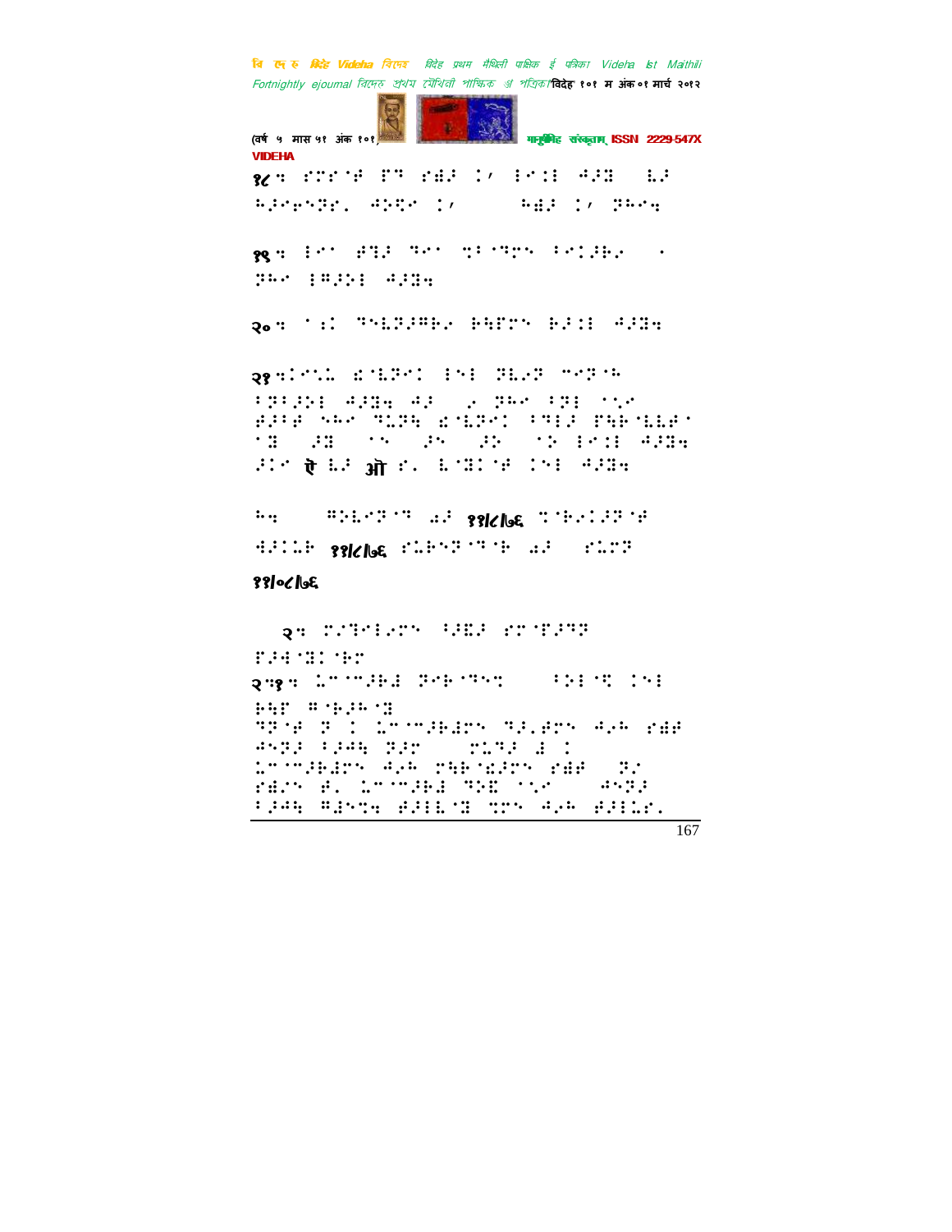१८ ⠒⠀⠎⠍⠗⠀⠋⠀⠋⠝⠀⠎⠙⠁⠀⠄⠀⠁⠀⠃⠉⠇⠀⠙⠁⠃⠀⠀⠇⠁⠀⠓⠁⠉⠑⠉⠝⠗⠂⠀⠙⠕⠟⠉⠀⠄⠀⠀⠀⠀⠀⠓⠙⠁⠀⠄⠀⠝⠓⠉⠒

१९ ⠒⠀⠁⠉⠀⠋⠟⠁⠀⠟⠉⠀⠍⠃⠟⠍⠝⠀⠃⠉⠄⠁⠃⠂⠀⠀⠄⠀⠝⠓⠉⠀⠁⠛⠁⠕⠁⠀⠙⠁⠛⠒

२० ⠒⠀⠄⠱⠄⠀⠟⠕⠇⠝⠁⠛⠃⠂⠀⠃⠓⠋⠍⠝⠀⠃⠁⠉⠁⠀⠙⠁⠛⠒

२१ ⠒⠄⠉⠄⠂⠀⠜⠄⠇⠝⠉⠄⠀⠁⠕⠁⠀⠝⠇⠂⠝⠀⠍⠉⠝⠄⠓⠀⠃⠝⠃⠁⠕⠁⠀⠙⠁⠛⠒⠀⠙⠁⠀⠀⠂⠀⠝⠓⠉⠀⠃⠝⠁⠀⠄⠄⠉⠀⠋⠁⠃⠋⠀⠎⠓⠉⠀⠟⠥⠝⠓⠀⠜⠄⠇⠝⠉⠄⠀⠃⠟⠁⠁⠀⠏⠓⠃⠄⠇⠇⠋⠁⠄⠛⠀⠀⠁⠛⠀⠀⠄⠎⠀⠀⠁⠎⠀⠀⠁⠕⠀⠀⠄⠕⠀⠁⠉⠁⠀⠙⠁⠛⠒⠀⠁⠉⠀ऐ ⠇⠁⠀ऑ ⠎⠂⠀⠇⠄⠛⠉⠄⠋⠀⠉⠕⠁⠀⠙⠁⠛⠒

⠓⠒⠀⠀⠀⠀⠀⠓⠕⠇⠉⠝⠄⠟⠀⠡⠁⠀११/८/७६ ⠉⠄⠃⠂⠉⠁⠝⠄⠋⠀⠙⠁⠉⠥⠃⠀११/८/७६ ⠎⠥⠃⠕⠝⠄⠟⠄⠃⠀⠡⠁⠀⠀⠀⠎⠥⠍⠝

११/०८/७६

२ ⠒⠀⠍⠂⠟⠉⠁⠂⠍⠝⠀⠃⠁⠜⠁⠀⠎⠍⠄⠋⠁⠟⠝⠀⠋⠁⠙⠄⠛⠉⠄⠃⠍

२.१ ⠒⠀⠥⠉⠄⠉⠁⠃⠱⠀⠝⠑⠃⠄⠟⠕⠉⠀⠀⠀⠀⠀⠃⠕⠁⠄⠟⠀⠉⠕⠁⠀⠃⠓⠋⠀⠓⠄⠃⠁⠓⠄⠛⠀⠟⠝⠄⠋⠀⠝⠀⠉⠀⠥⠉⠄⠉⠁⠃⠱⠍⠝⠀⠟⠁⠂⠋⠍⠝⠀⠙⠂⠓⠀⠎⠱⠋⠀⠙⠕⠝⠁⠀⠃⠁⠙⠓⠀⠝⠁⠍⠀⠀⠀⠀⠀⠍⠥⠟⠁⠀⠱⠀⠉⠀⠥⠉⠄⠉⠁⠃⠱⠍⠝⠀⠙⠂⠓⠀⠍⠓⠃⠄⠜⠁⠍⠝⠀⠎⠱⠋⠀⠀⠀⠝⠂⠀⠎⠱⠂⠝⠀⠋⠂⠀⠥⠉⠄⠉⠁⠃⠱⠀⠟⠕⠜⠀⠄⠄⠉⠀⠀⠀⠀⠀⠙⠕⠝⠁⠀⠃⠁⠙⠓⠀⠓⠱⠕⠉⠒⠀⠋⠁⠃⠇⠄⠛⠀⠍⠍⠝⠀⠙⠂⠓⠀⠋⠁⠃⠥⠎⠂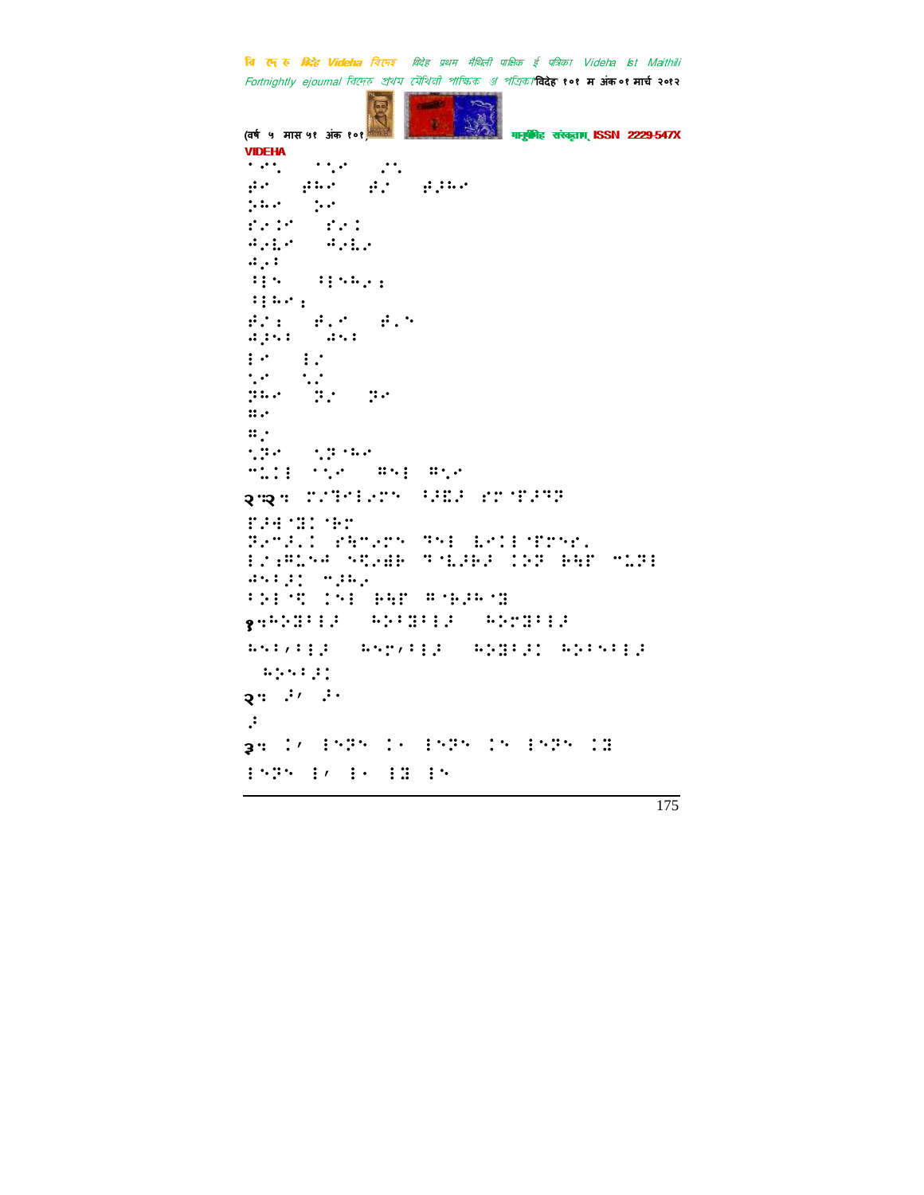२.२ 

१. 

२. 

३.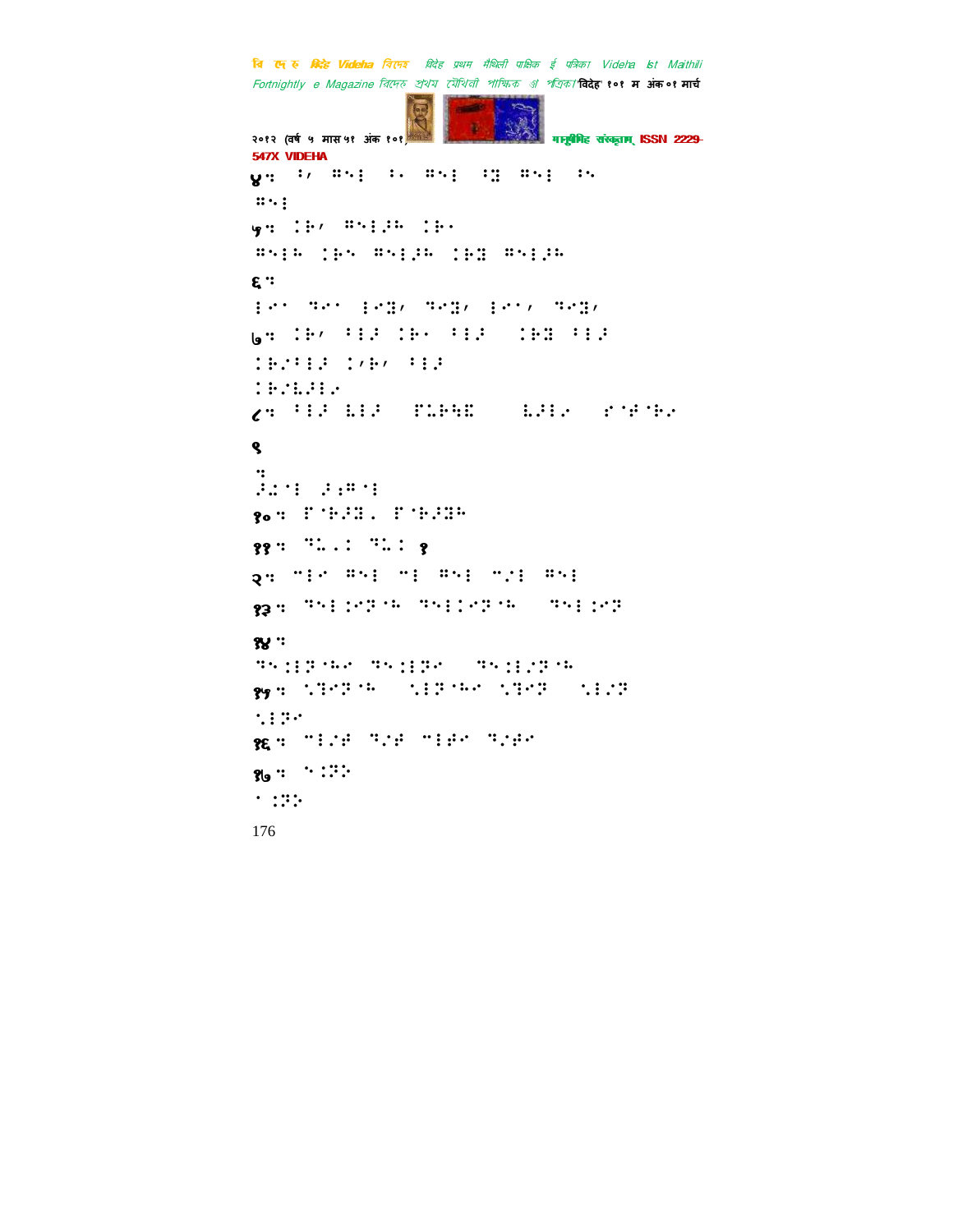४: ⠆⠂ ⠿⠢⠇ ⠆⠄ ⠿⠢⠇ ⠆⠛ ⠿⠢⠇ ⠆⠢

⠿⠢⠇

५: ⠅⠗⠂ ⠿⠢⠇⠗⠓ ⠅⠗⠄

⠿⠢⠇⠓ ⠅⠗⠢ ⠿⠢⠇⠗⠓ ⠅⠗⠛ ⠿⠢⠇⠗⠓

६:

⠇⠊⠁ ⠙⠊⠁ ⠇⠊⠛⠂ ⠙⠊⠛⠂ ⠇⠊⠁⠂ ⠙⠊⠛⠂

७: ⠅⠗⠂ ⠁⠇⠗ ⠅⠗⠄ ⠁⠇⠗ ⠅⠗⠛ ⠁⠇⠗

⠅⠗⠌⠁⠇⠗ ⠅⠂⠗⠂ ⠁⠇⠗

⠅⠗⠌⠧⠗⠇⠔

८: ⠁⠇⠗ ⠧⠇⠗ ⠋⠥⠗⠓⠛ ⠧⠗⠇⠔ ⠎⠈⠋⠈⠗⠔

९

:

⠗⠥⠈⠇ ⠗⠪⠍⠈⠇

१०: ⠋⠈⠗⠗⠛⠄ ⠋⠈⠗⠗⠛⠓

११: ⠙⠥⠄⠅ ⠙⠥⠅ १

१२: ⠉⠇⠊ ⠿⠢⠇ ⠉⠇ ⠿⠢⠇ ⠉⠌⠇ ⠿⠢⠇

१३: ⠙⠢⠇⠅⠊⠝⠈⠓ ⠙⠢⠇⠅⠊⠝⠈⠓ ⠙⠢⠇⠅⠊⠝

१४:

⠙⠢⠅⠇⠝⠈⠓⠊ ⠙⠢⠅⠇⠝⠊ ⠙⠢⠅⠇⠌⠝⠈⠓

१५: ⠑⠟⠊⠝⠈⠓ ⠑⠇⠝⠈⠓⠊ ⠑⠟⠊⠝ ⠑⠇⠌⠝

⠑⠇⠝⠊

१६: ⠉⠇⠌⠋ ⠙⠌⠋ ⠉⠇⠋⠊ ⠙⠌⠋⠊

१७: ⠢⠅⠝⠕

⠁⠅⠝⠕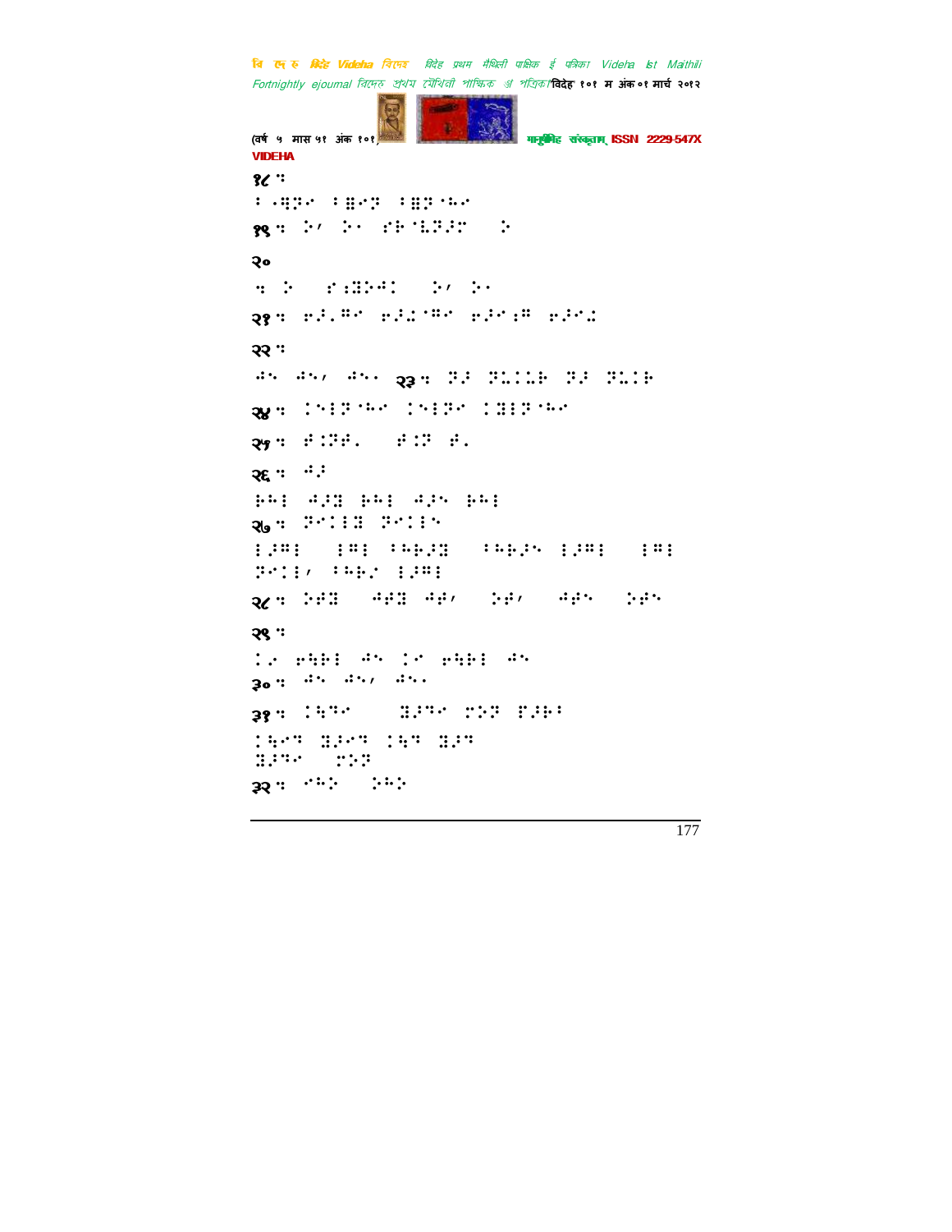१८ ःं

१९ ः

२०

२१ ः

२२ ः

२३ ः

२४ ः

२५ ः

२६ ः

२७ ः

२८ ः

२९ ः

३० ः

३१ ः

३२ ः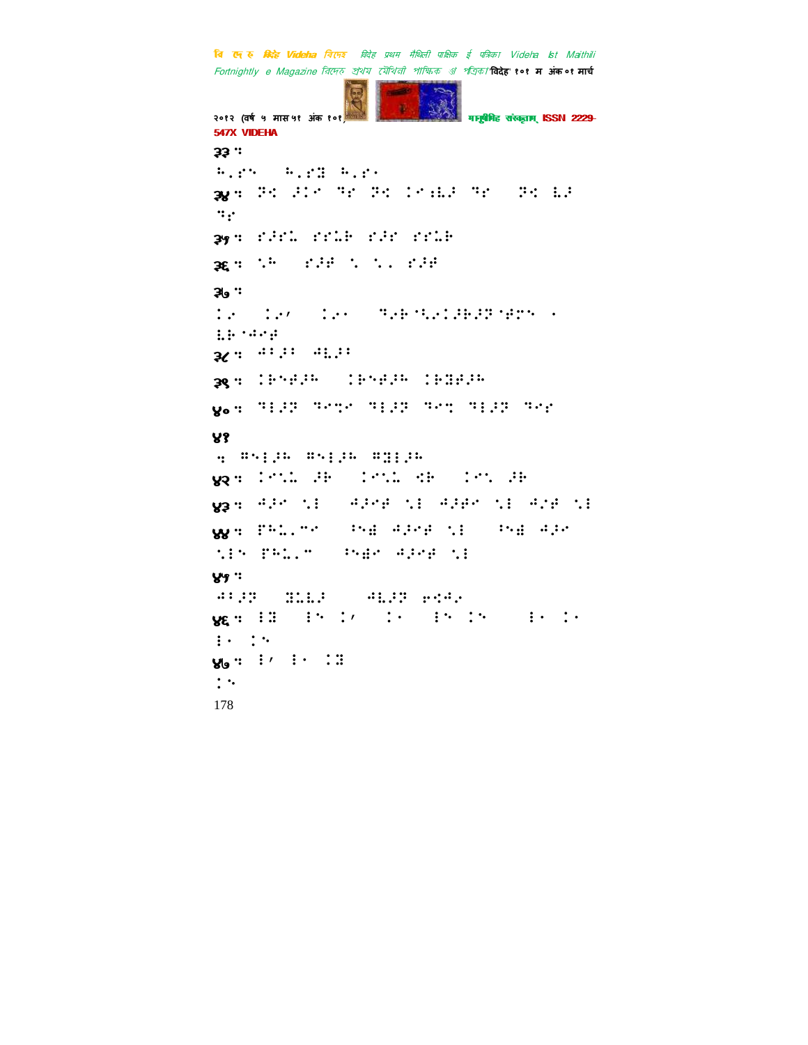३३ :

३४ :

३५ :

३६ :

३७ :

३८ :

३९ :

४० :

४१

४२ :

४३ :

४४ :

४५ :

४६ :

४७ :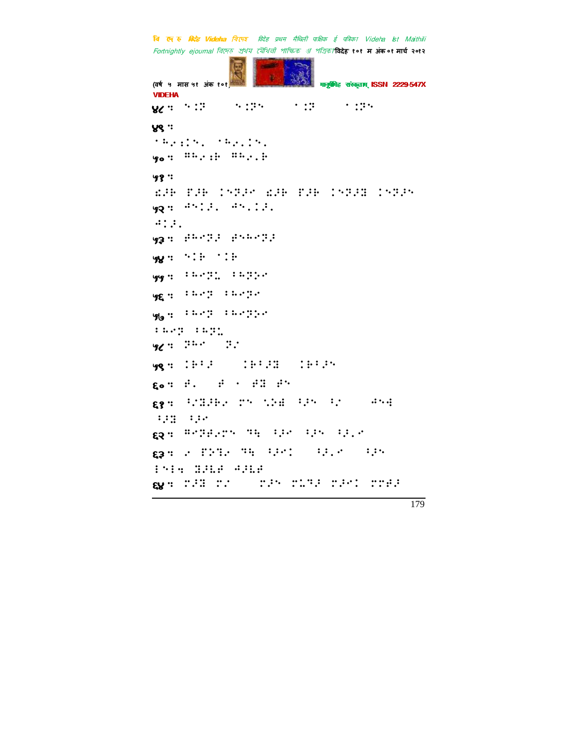४८ eb!⢸⣈⢽!!!!!⢸⣈⢽⢳!!!!!!⢈⣈⢽!!!!!!⢈⣈⢽⢳!!

४९ eb!!

⠁⠓⠢⠜⠇⠱⠂!⠁⠓⠢⠄⠇⠱⠂!!

५० eb!⠿⠓⠢⠜⠗!⠿⠓⠢⠄⠗!!

५१ eb!!

⠫⠜⠗!⠟⠜⠗!⠇⠱⠝⠜⠢!⠫⠜⠗!⠟⠜⠗!⠇⠱⠝⠜⠿!⠇⠱⠝⠜⠱!!

५२ eb!⠙⠱⠇⠜⠂!⠙⠱⠄⠇⠜⠂!!

⠙⠇⠜⠂!!

५३ eb!⠗⠓⠢⠝⠜!⠗⠱⠓⠢⠝⠜!!

५४ eb!⠱⠇⠗!⠁⠇⠗!!

५५ eb!⠅⠓⠢⠝⠨!⠅⠓⠝⠕⠢!!

५६ eb!⠅⠓⠢⠝!⠅⠓⠢⠝⠢!!

५७ eb!⠅⠓⠢⠝!⠅⠓⠢⠝⠕⠢!!

⠅⠓⠢⠝!⠅⠓⠝⠨!!

५८ eb!⠝⠓⠢!!!⠝⠔!!

५९ eb!⠇⠗⠁⠜!!!!!⠇⠗⠁⠜⠿!!!⠇⠗⠁⠜⠱!!

६० eb!⠗⠂!!!⠗!⠁!⠗⠿!⠗⠱!!

६१ eb!⠅⠔⠿⠜⠗⠢!⠍⠱!⠱⠕⠫!⠅⠜⠱!⠅⠔!!!!!⠙⠱⠫!!

⠅⠜⠿!⠅⠜⠢!!

६२ eb!⠿⠢⠝⠗⠢⠍⠱!⠹⠓!⠅⠜⠢!⠅⠜⠱!⠅⠜⠄⠢!!

६३ eb!⠢!⠟⠕⠹⠢!⠹⠓!⠅⠜⠢⠇!!!⠅⠜⠄⠢!!!⠅⠜⠱!!

⠅⠱⠅⠓!⠿⠜⠨⠗!⠙⠜⠨⠗!!

६४ eb!⠍⠜⠿!⠍⠔!!!!!⠍⠜⠱!⠍⠨⠹⠜!⠍⠜⠢⠇!⠍⠍⠗⠜!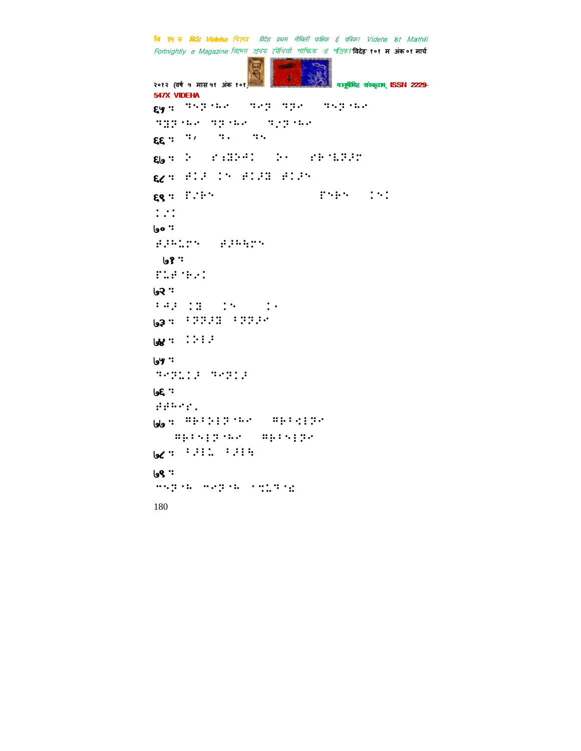६५ : ⠹⠢⠝⠈⠓⠣ ⠹⠢⠝ ⠹⠝⠣ ⠹⠢⠝⠈⠓⠣

⠹⠻⠝⠈⠓⠣ ⠹⠝⠈⠓⠣ ⠹⠌⠝⠈⠓⠣

६६ : ⠹⠌ ⠹⠂ ⠹⠢

६७ : ⠕ ⠎⠱⠻⠕⠩⠅ ⠕⠂ ⠎⠗⠈⠇⠝⠱⠏

६८ : ⠜⠅⠱ ⠅⠢ ⠜⠅⠱⠻ ⠜⠅⠱⠢

६९ : ⠏⠌⠗⠢ ⠏⠢⠗⠢ ⠅⠢⠅

⠅⠌⠅

७० :

⠜⠱⠓⠥⠏⠢ ⠜⠱⠓⠳⠏⠢

७१ :

⠏⠥⠜⠈⠗⠎⠅

७२ :

⠃⠩⠱ ⠅⠻ ⠅⠢ ⠅⠂

७३ : ⠃⠝⠝⠱⠻ ⠃⠝⠝⠱⠣

७४ : ⠅⠕⠇⠱

७५ :

⠹⠣⠝⠥⠅⠱ ⠹⠣⠝⠅⠱

७६ :

⠜⠜⠓⠣⠎⠄

७७ : ⠻⠗⠃⠕⠇⠝⠈⠓⠣ ⠻⠗⠃⠪⠇⠝⠣

⠻⠗⠃⠢⠇⠝⠈⠓⠣ ⠻⠗⠃⠢⠇⠝⠣

७८ : ⠃⠱⠇⠥ ⠃⠱⠇⠳

७९ :

⠉⠢⠝⠈⠥ ⠉⠣⠝⠈⠥ ⠈⠹⠥⠹⠈⠣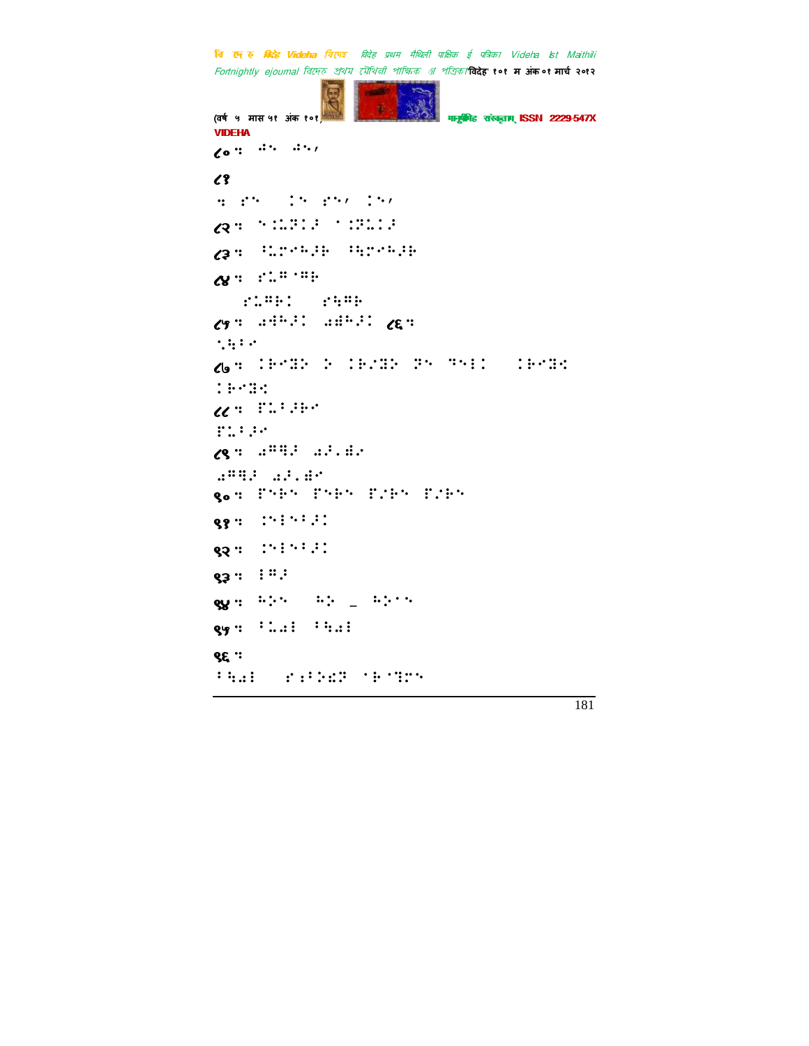VIDEHA

८०ः ⠙⠢ ⠙⠢⠠

८१

ः ⠋⠢ ⠅⠢ ⠋⠢⠠ ⠅⠢⠠

८२ः ⠢⠅⠳⠏⠅⠖ ⠁⠅⠏⠳⠅⠖

८३ः ⠈⠳⠗⠊⠓⠖⠗ ⠈⠳⠗⠊⠓⠖⠗

८४ः ⠋⠳⠝⠁⠝⠗

⠋⠳⠝⠗⠅ ⠋⠳⠝⠗

८५ः ⠙⠱⠓⠖⠅ ⠙⠱⠓⠖⠅ ८६ः

⠁⠳⠈⠊

८७ः ⠅⠗⠊⠝⠕ ⠕ ⠅⠗⠌⠝⠕ ⠏⠢ ⠝⠢⠇⠅ ⠅⠗⠊⠝⠅

⠅⠗⠊⠝⠅

८८ः ⠏⠳⠈⠖⠗⠊

⠏⠳⠈⠖⠊

८९ः ⠙⠝⠳⠖ ⠙⠖⠄⠱⠊

⠙⠝⠳⠖ ⠙⠖⠄⠱⠊

९०ः ⠏⠢⠗⠢ ⠏⠢⠗⠢ ⠏⠌⠗⠢ ⠏⠌⠗⠢

९१ः ⠅⠢⠇⠢⠈⠖⠅

९२ः ⠅⠢⠇⠢⠈⠖⠅

९३ः ⠇⠝⠖

९४ः ⠓⠕⠢ ⠓⠕ _ ⠓⠕⠢⠢

९५ः ⠈⠳⠙⠇ ⠈⠳⠙⠇

९६ः

⠈⠳⠙⠇ ⠋⠱⠈⠕⠹⠏ ⠁⠗⠁⠝⠗⠢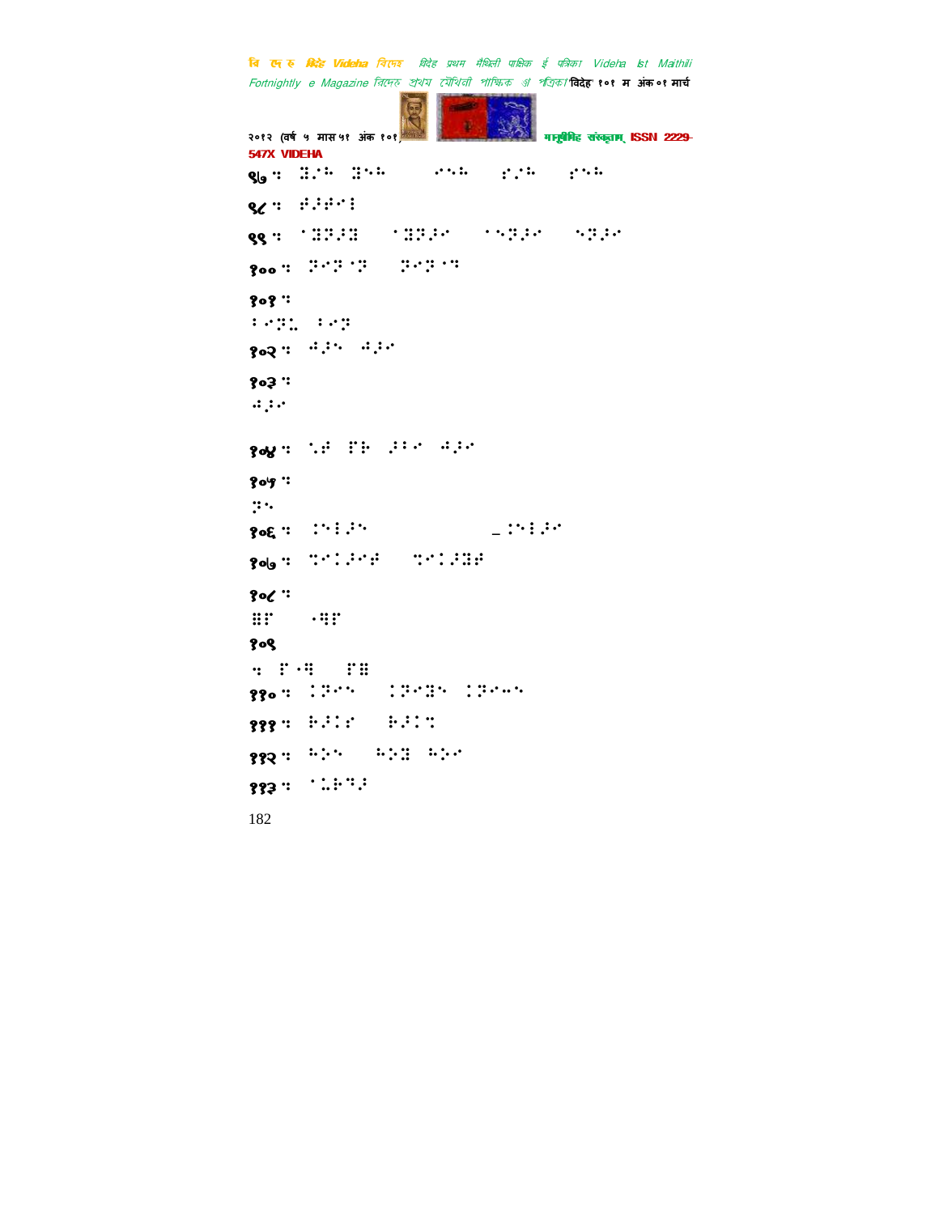९७ ः ⠿⠁⠓ ⠿⠑⠓ ⠊⠑⠓ ⠎⠁⠓ ⠎⠑⠓

९८ ः ⠗⠅⠗⠊⠇

९९ ः ⠁⠿⠟⠅⠿ ⠁⠿⠟⠅⠊ ⠁⠑⠟⠅⠊ ⠑⠟⠅⠊

१०० ः ⠟⠊⠟⠁⠟ ⠟⠊⠟⠁⠓

१०१ ः
⠃⠊⠟⠠ ⠃⠊⠟

१०२ ः ⠲⠅⠑ ⠲⠅⠊

१०३ ः
⠲⠅⠊

१०४ ः ⠑⠗ ⠏⠗ ⠅⠃⠊ ⠲⠅⠊

१०५ ः
⠟⠑

१०६ ः ⠨⠑⠇⠅⠑ _⠨⠑⠇⠅⠊

१०७ ः ⠙⠊⠨⠅⠊⠗ ⠙⠊⠨⠅⠿⠗

१०८ ः
⠿⠏ ⠲⠻⠏

१०९
ः ⠏⠲⠻ ⠏⠿
११० ः ⠨⠟⠊⠑ ⠨⠟⠊⠿⠑ ⠨⠟⠊⠤⠑

१११ ः ⠗⠅⠨⠊ ⠗⠅⠨⠓

११२ ः ⠓⠕⠑ ⠓⠕⠿ ⠓⠕⠊

११३ ः ⠁⠨⠗⠻⠅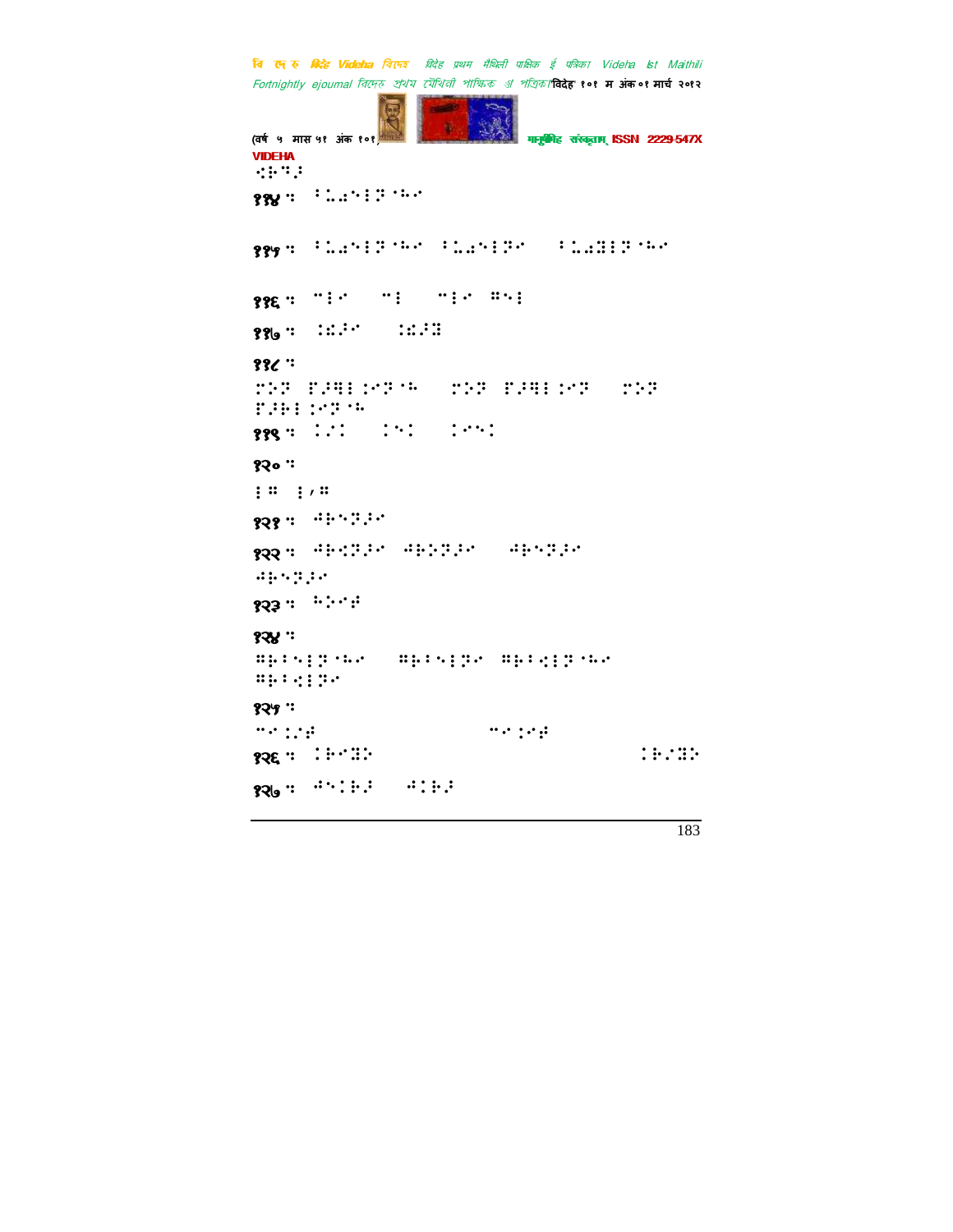⠱⠗⠙⠎

११४ ⠅⠣⠁⠢⠇⠝⠊⠓⠊

११५ ⠅⠣⠁⠢⠇⠝⠊⠓⠊ ⠅⠣⠁⠢⠇⠝⠊ ⠅⠣⠁⠻⠇⠝⠊⠓⠊

११६ ⠉⠇⠊ ⠉⠇ ⠉⠇⠊ ⠻⠢⠇

११७ ⠨⠫⠎⠊ ⠨⠫⠎⠻

११८

⠿⠕⠝ ⠏⠎⠻⠇⠨⠊⠝⠊⠓ ⠿⠕⠝ ⠏⠎⠻⠇⠨⠊⠝ ⠿⠕⠝ ⠏⠎⠗⠇⠨⠊⠝⠊⠓

११९ ⠨⠌⠨ ⠨⠢⠨ ⠨⠊⠢⠨

१२०

⠇⠛ ⠇⠂⠛

१२१ ⠚⠗⠢⠝⠎⠊

१२२ ⠚⠗⠱⠝⠎⠊ ⠚⠗⠕⠝⠎⠊ ⠚⠗⠢⠝⠎⠊ ⠚⠗⠢⠝⠎⠊

१२३ ⠓⠕⠊⠻

१२४

⠻⠗⠅⠢⠇⠝⠊⠓⠊ ⠻⠗⠅⠢⠇⠝⠊ ⠻⠗⠅⠱⠇⠝⠊⠓⠊ ⠻⠗⠅⠱⠇⠝⠊

१२५

⠉⠊⠨⠌⠻ ⠉⠊⠨⠊⠻

१२६ ⠨⠗⠊⠻⠕ ⠨⠗⠌⠻⠕

१२७ ⠚⠢⠨⠗⠎ ⠚⠨⠗⠎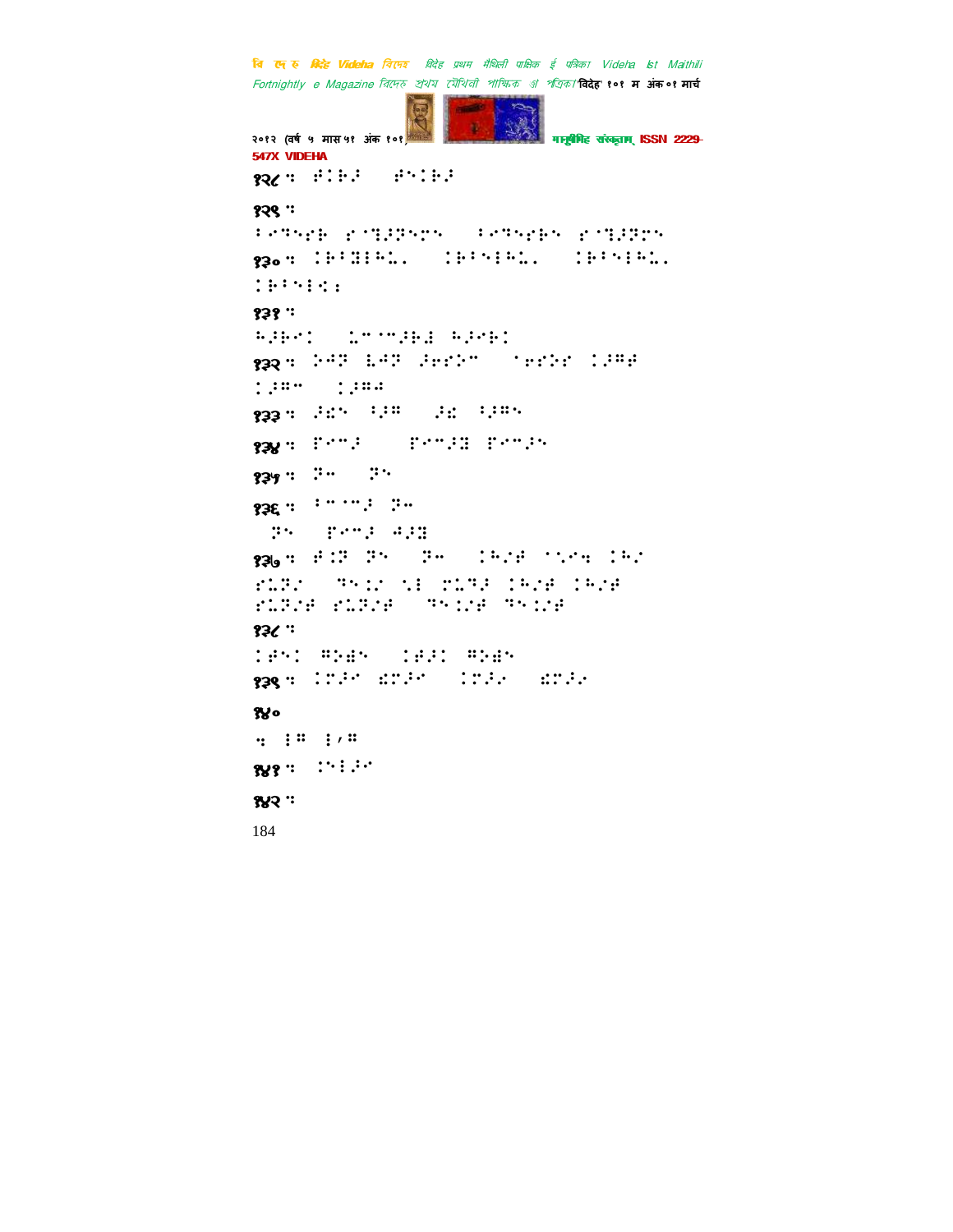१२८ : 

१२९ :

१३० : 

१३१ :

१३२ : 

१३३ : 

१३४ : 

१३५ : 

१३६ : 

१३७ : 

१३८ :

१३९ : 

१४०

१४१ : 

१४२ :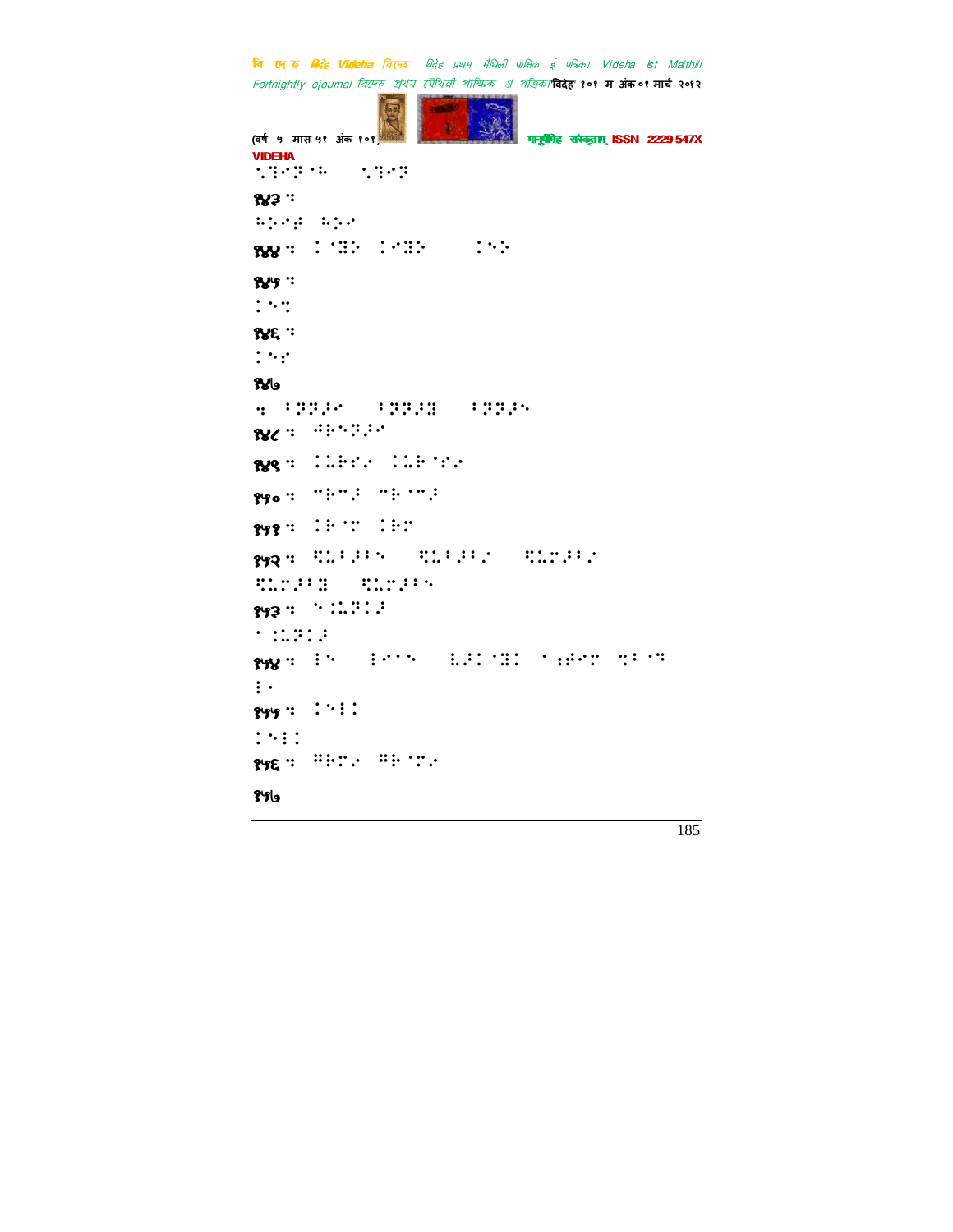⠑⠝⠊⠝⠃⠑⠓ ⠑⠝⠊⠝⠃

१४३ ⠅

⠓⠕⠊⠾ ⠓⠕⠊

१४४ ⠅ ⠨⠻⠕ ⠨⠊⠻⠕ ⠨⠑⠕

१४५ ⠅

⠨⠑⠅

१४६ ⠅

⠨⠑⠎

१४७

⠦ ⠃⠗⠗⠕⠊ ⠃⠗⠗⠕⠿ ⠃⠗⠗⠕⠑

१४८ ⠅ ⠚⠗⠑⠝⠕⠊

१४९ ⠅ ⠨⠥⠗⠎⠔ ⠨⠥⠗⠈⠎⠔

१५० ⠅ ⠉⠗⠉⠕ ⠉⠗⠈⠉⠕

१५१ ⠅ ⠨⠗⠈⠉ ⠨⠗⠉

१५२ ⠅ ⠫⠥⠃⠕⠃⠑ ⠫⠥⠃⠕⠃⠔ ⠫⠥⠉⠕⠃⠔

⠫⠥⠉⠕⠃⠿ ⠫⠥⠉⠕⠃⠑

१५३ ⠅ ⠑⠨⠥⠗⠨⠕

⠁⠨⠥⠗⠨⠕

१५४ ⠅ ⠇⠑ ⠇⠊⠁⠑ ⠧⠕⠨⠈⠻⠨ ⠁⠵⠊⠉ ⠹⠃⠈⠝

⠇⠂

१५५ ⠅ ⠨⠑⠇⠨

⠨⠑⠇⠨

१५६ ⠅ ⠛⠗⠉⠔ ⠛⠗⠈⠉⠔

१५७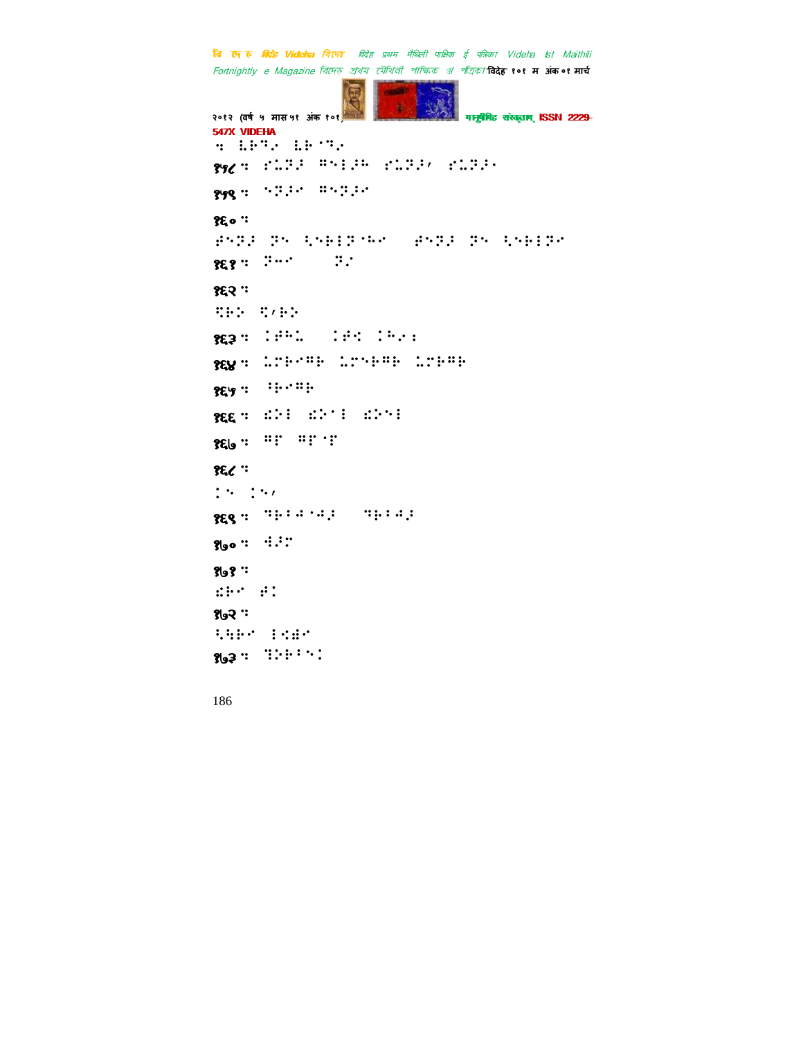:: ⠇⠗⠝�

१५८ ::

१५९ ::

१६० ::

१६१ ::

१६२ ::

१६३ ::

१६४ ::

१६५ ::

१६६ ::

१६७ ::

१६८ ::

१६९ ::

१७० ::

१७१ ::

१७२ ::

१७३ ::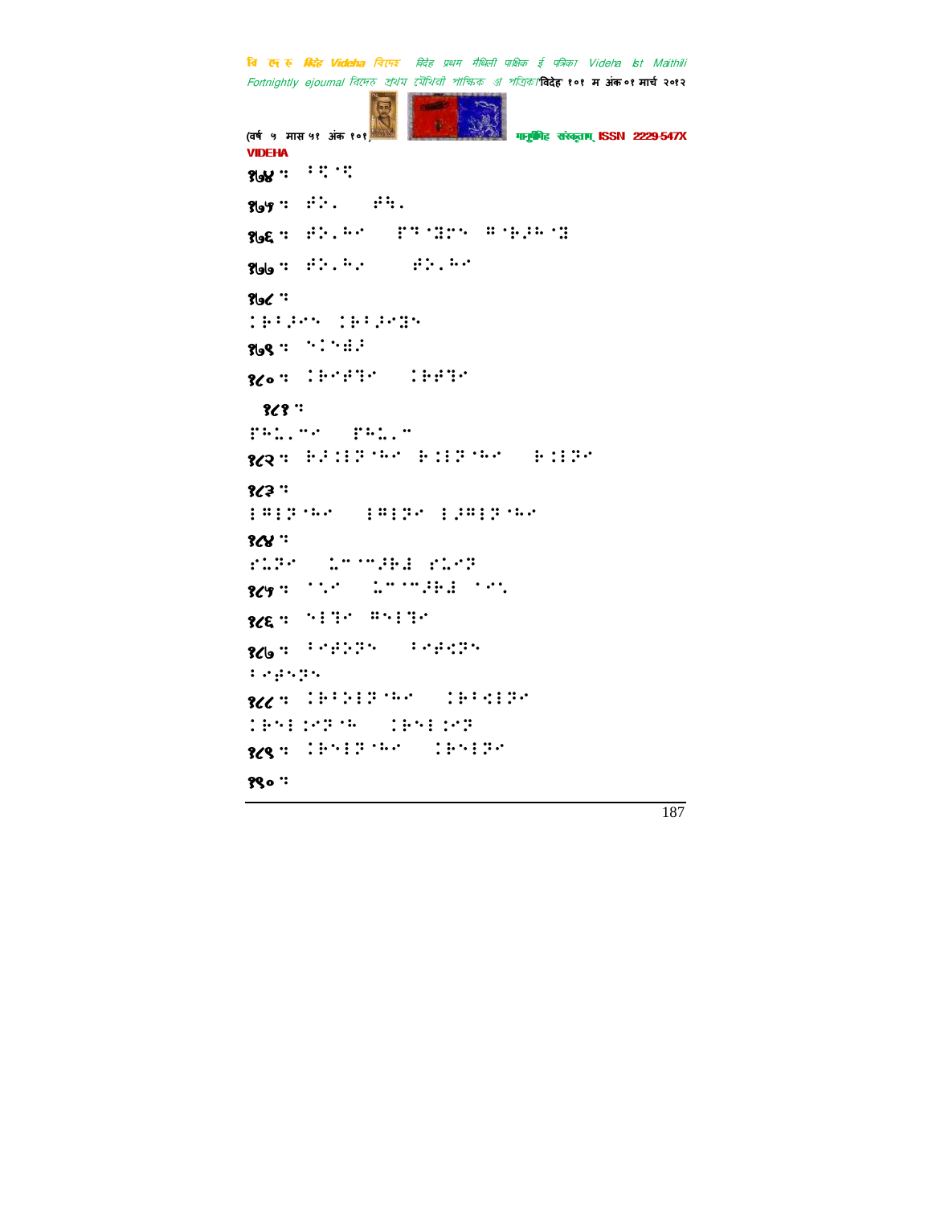१७४ : ⠃⠹⠁⠹

१७५ : ⠗⠕⠄ ⠗⠣⠄

१७६ : ⠗⠕⠄⠓⠊ ⠏⠟⠁⠻⠝ ⠍⠁⠗⠎⠓⠁⠻

१७७ : ⠗⠕⠄⠓⠂ ⠗⠕⠄⠓⠊

१७८ :

⠅⠗⠃⠚⠊⠝ ⠅⠗⠃⠚⠊⠻⠝

१७९ : ⠝⠅⠝⠿⠚

१८० : ⠅⠗⠊⠗⠟⠊ ⠅⠗⠗⠟⠊

१८१ :

⠏⠓⠹⠄⠉⠊ ⠏⠓⠹⠄⠉

१८२ : ⠗⠚⠅⠇⠏⠁⠓⠊ ⠗⠅⠇⠏⠁⠓⠊ ⠗⠅⠇⠏⠊

१८३ :

⠇⠍⠇⠏⠁⠓⠊ ⠇⠍⠇⠏⠊ ⠇⠚⠍⠇⠏⠁⠓⠊

१८४ :

⠎⠹⠏⠊ ⠹⠉⠁⠉⠚⠗⠿ ⠎⠹⠊⠏

१८५ : ⠁⠣⠊ ⠹⠉⠁⠉⠚⠗⠿ ⠁⠊⠣

१८६ : ⠝⠇⠟⠊ ⠍⠝⠇⠟⠊

१८७ : ⠃⠊⠗⠕⠏⠝ ⠃⠊⠗⠅⠏⠝

⠃⠊⠗⠝⠏⠝

१८८ : ⠅⠗⠃⠕⠇⠏⠁⠓⠊ ⠅⠗⠃⠅⠇⠏⠊

⠅⠗⠝⠇⠅⠊⠏⠁⠓ ⠅⠗⠝⠇⠅⠊⠏

१८९ : ⠅⠗⠝⠇⠏⠁⠓⠊ ⠅⠗⠝⠇⠏⠊

१९० :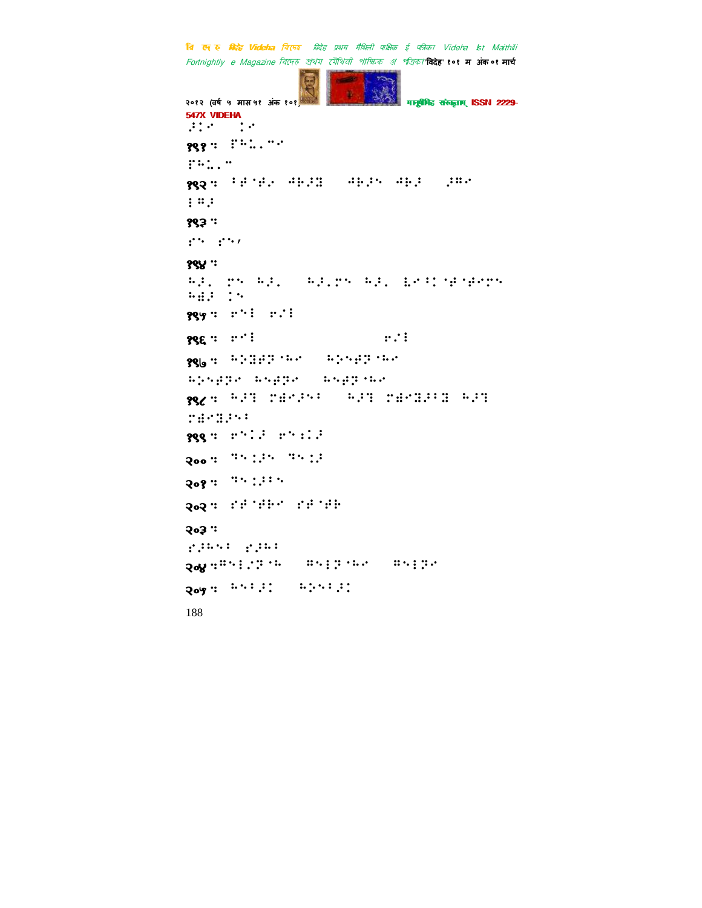⠨⠇⠊⠀⠀⠇⠊

१९१ ⠶ ⠏⠓⠥⠄⠉⠊

⠏⠓⠥⠄⠉

१९२ ⠶ ⠁⠋⠈⠋⠄ ⠙⠗⠜⠻ ⠙⠗⠜⠝ ⠙⠗⠜ ⠜⠛⠊

⠇⠛⠜

१९३ ⠶

⠎⠝ ⠎⠝,

१९४ ⠶

⠓⠜⠄ ⠏⠝ ⠓⠜⠄ ⠓⠜⠄⠏⠝ ⠓⠜⠄ ⠇⠊⠃⠅⠈⠋⠈⠋⠊⠏⠝ ⠓⠫⠜ ⠅⠝

१९५ ⠶ ⠗⠝⠇ ⠗⠌⠇

१९६ ⠶ ⠗⠊⠇ ⠗⠌⠇

१९७ ⠶ ⠓⠕⠻⠋⠞⠈⠓⠊ ⠓⠕⠝⠋⠞⠈⠓⠊

⠓⠕⠝⠋⠞⠊ ⠓⠝⠋⠞⠊ ⠓⠝⠋⠞⠈⠓⠊

१९८ ⠶ ⠓⠜⠹ ⠏⠫⠊⠜⠝⠁ ⠓⠜⠹ ⠏⠫⠊⠻⠜⠁⠻ ⠓⠜⠹ ⠏⠫⠊⠻⠜⠝⠁

१९९ ⠶ ⠗⠝⠅⠜ ⠗⠝⠅⠜

२०० ⠶ ⠹⠝⠅⠜⠝ ⠹⠝⠅⠜

२०१ ⠶ ⠹⠝⠅⠜⠃⠝

२०२ ⠶ ⠎⠋⠈⠋⠗⠊ ⠎⠋⠈⠋⠗

२०३ ⠶

⠎⠜⠓⠝⠁ ⠎⠜⠓⠁

२०४ ⠶⠛⠝⠇⠌⠞⠈⠓ ⠛⠝⠇⠞⠈⠓⠊ ⠛⠝⠇⠞⠊

२०५ ⠶ ⠓⠝⠃⠜⠅ ⠓⠕⠝⠃⠜⠅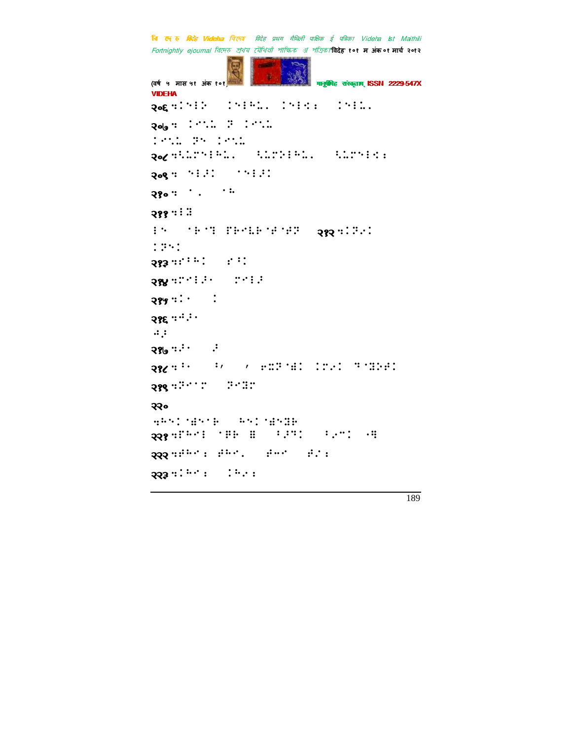२०६ ⠒�
२०७ ⠒
२०८ ⠒
२०९ ⠒
२१० ⠒
२११ ⠒
२१२ ⠒
२१३ ⠒
२१४ ⠒
२१५ ⠒
२१६ ⠒
२१७ ⠒
२१८ ⠒
२१९ ⠒
२२०
२२१ ⠒
२२२ ⠒
२२३ ⠒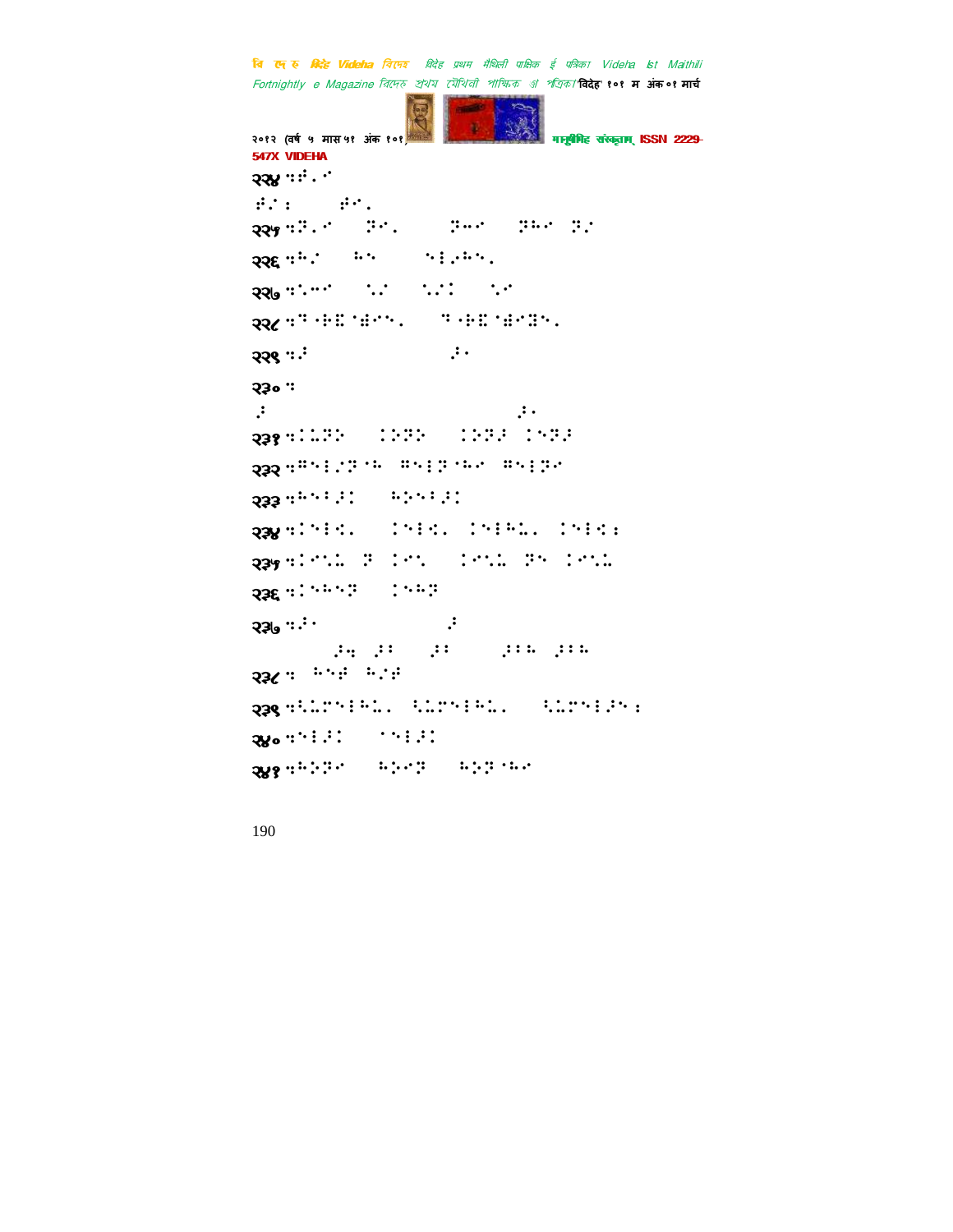२२४ ःं.ॅ

ं.ः  ं.

२२५ ः.ॅ  .  ॅ  ॅ .

२२६ ः.  .  ॅ.

२२७ ःॅ  .  .  .

२२८ ःॅ.  ॅ.

२२९ ः.  .

२३० ः

.  .

२३१ ः.  .  .  .

२३२ ःॅ.  ॅ  ॅ

२३३ ः.  .

२३४ ः.  .  ..  .ः

२३५ ःॅ.  ॅ  ॅ.  ॅ  ॅ.

२३६ ः  

२३७ ः.  .

.  .  .  .  .

२३८ ः  .

२३९ ः..  ..  ..ः

२४० ः.  .

२४१ ःॅ  .ॅ  .ॅ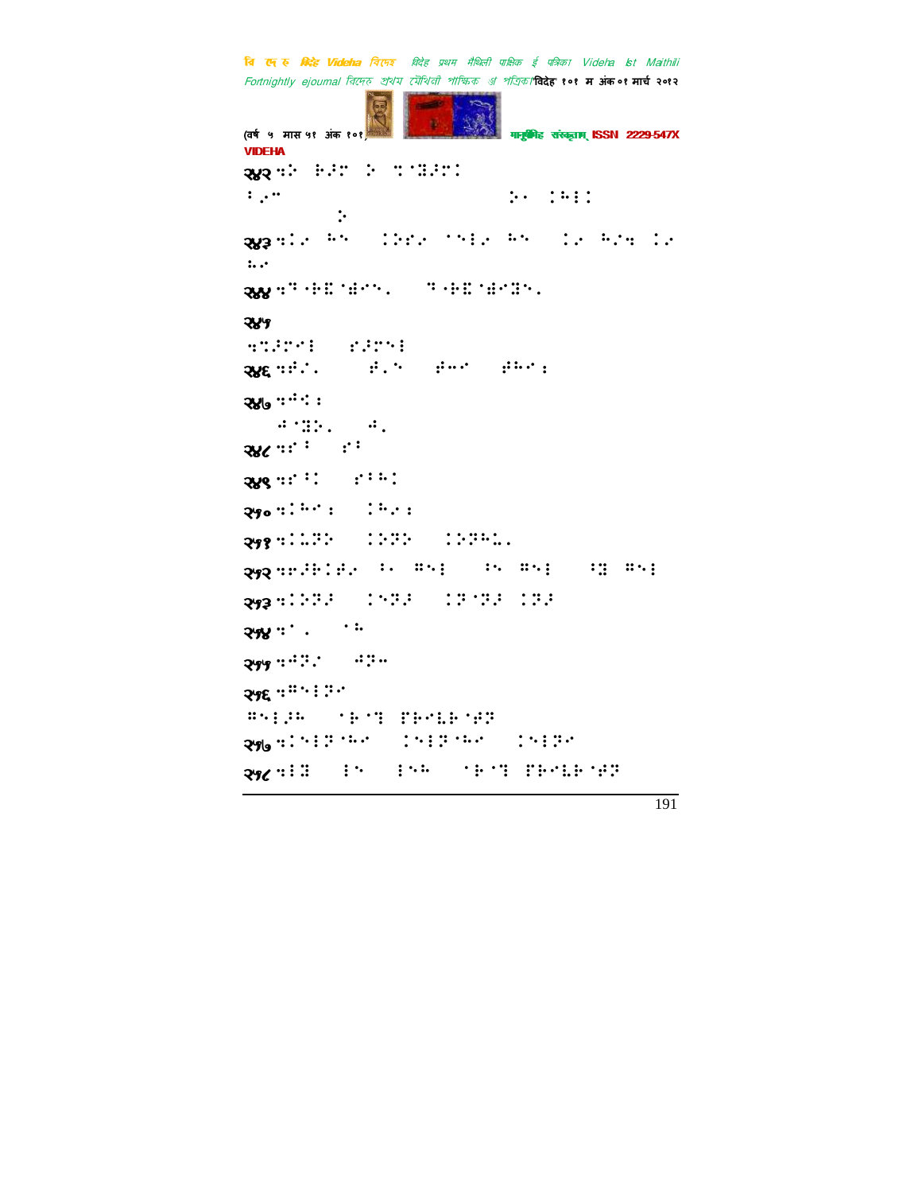२४२ ⠣⠮ ⠗⠼⠞ ⠮ ⠹⠈⠻⠼⠞

⠃⠂⠉ ⠵⠁ ⠅⠓⠇⠇

⠵

२४३ ⠣⠇⠐ ⠓⠑ ⠅⠵⠎⠐ ⠈⠑⠇⠐ ⠓⠑ ⠇⠐ ⠓⠐⠣ ⠇⠐

⠦⠐

२४४ ⠣⠙⠐⠗⠻⠈⠱⠉⠑⠄ ⠙⠐⠗⠻⠈⠱⠉⠻⠑⠄

२४५

⠣⠹⠼⠉⠊⠇ ⠎⠼⠉⠑⠇

२४६ ⠣⠋⠌⠄ ⠋⠂⠑ ⠋⠤⠉ ⠋⠓⠉⠆

२४७ ⠣⠲⠅⠆

⠲⠈⠻⠵⠄ ⠲⠄

२४८ ⠣⠎⠃ ⠎⠃

२४९ ⠣⠎⠃⠅ ⠎⠃⠓⠅

२५० ⠣⠅⠓⠉⠆ ⠅⠓⠐⠆

२५१ ⠣⠅⠦⠻⠵ ⠅⠵⠻⠵ ⠅⠵⠻⠓⠦⠄

२५२ ⠣⠗⠼⠗⠅⠋⠐ ⠃⠂ ⠿⠑⠇ ⠃⠑ ⠿⠑⠇ ⠃⠻ ⠿⠑⠇

२५३ ⠣⠅⠵⠻⠼ ⠅⠑⠻⠼ ⠅⠻⠈⠻⠼ ⠅⠻⠼

२५४ ⠣⠁⠄ ⠈⠓

२५५ ⠣⠲⠻⠌ ⠲⠻⠤

२५६ ⠣⠿⠑⠇⠻⠉

⠿⠑⠇⠼⠓ ⠈⠗⠈⠹ ⠏⠗⠉⠦⠗⠈⠋⠻

२५७ ⠣⠅⠑⠇⠻⠈⠓⠉ ⠅⠑⠇⠻⠈⠓⠉ ⠅⠑⠇⠻⠉

२५८ ⠣⠇⠻ ⠇⠑ ⠇⠑⠓ ⠈⠗⠈⠹ ⠏⠗⠉⠦⠗⠈⠋⠻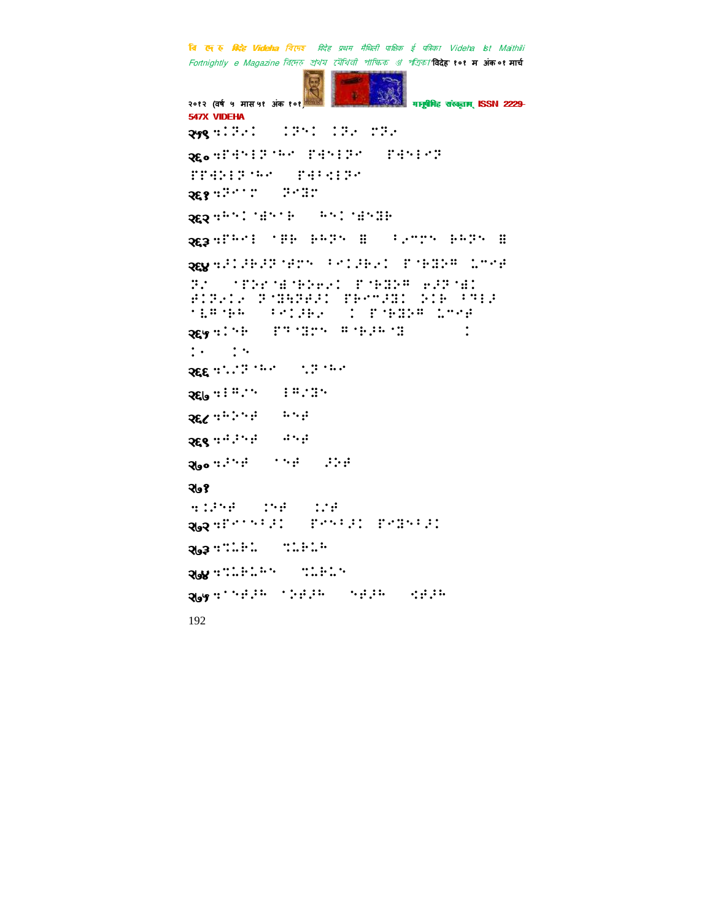२५९ ::⠅⠝⠊

२६० ::

२६१ ::

२६२ ::

२६३ ::

२६४ ::

२६५ ::

२६६ ::

२६७ ::

२६८ ::

२६९ ::

२७० ::

२७१ ::

२७२ ::

२७३ ::

२७४ ::

२७५ ::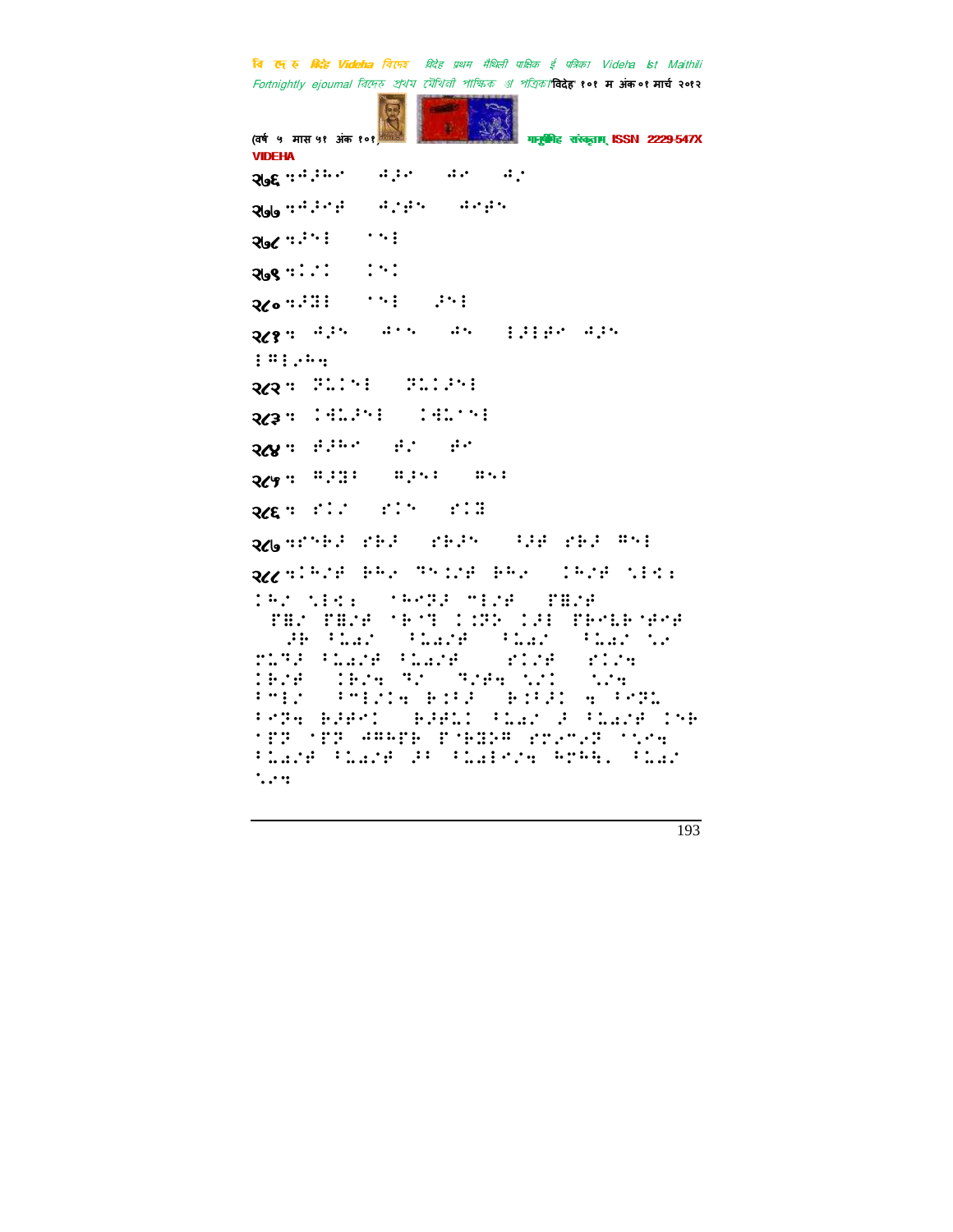२७६ ::⠁⠂⠃⠄ ⠁⠂⠃ ⠁⠂ ⠁⠂

२७७ ::⠁⠂⠃⠄ ⠁⠂⠃⠄ ⠁⠂⠃⠄

२७८ ::⠁⠂⠃ ⠁⠂⠃

२७९ ::⠁⠂ ⠁⠂

२८० ::⠁⠂⠃ ⠁⠂⠃ ⠁⠂⠃

२८१ : ⠁⠂⠃ ⠁⠂⠃ ⠁⠂ ⠁⠂⠃⠄⠅ ⠁⠂⠃ ⠁⠂⠃⠄⠅

२८२ : ⠁⠂⠃⠄ ⠁⠂⠃⠄⠅

२८३ : ⠁⠂⠃⠄⠅ ⠁⠂⠃⠄⠅

२८४ : ⠁⠂⠃ ⠁⠂ ⠁⠂

२८५ : ⠁⠂⠃ ⠁⠂⠃ ⠁⠂

२८६ : ⠁⠂⠃ ⠁⠂⠃ ⠁⠂⠃

२८७ ::⠁⠂⠃ ⠁⠂⠃ ⠁⠂⠃ ⠁⠂⠃ ⠁⠂⠃ ⠁⠂⠃

२८८ ::⠁⠂⠃ ⠁⠂ ⠁⠂⠃⠄ ⠁⠂ ⠁⠂⠃ ⠁⠂⠃ ⠁⠂ ⠁⠂⠃ ⠁⠂⠃⠄ ⠁⠂⠃ ⠁⠂⠃ ⠁⠂ ⠁⠂⠃ ⠁⠂⠃ ⠁⠂⠃ ⠁⠂⠃ ⠁⠂⠃⠄⠅ ⠁⠂ ⠁⠂⠃ ⠁⠂⠃⠄ ⠁⠂⠃ ⠁⠂⠃ ⠁⠂ ⠁⠂⠃ ⠁⠂⠃⠄ ⠁⠂⠃⠄ ⠁⠂⠃ ⠁⠂⠃ ⠁⠂⠃ ⠁⠂⠃ ⠁⠂ ⠁⠂⠃ ⠁⠂ ⠁⠂⠃ ⠁⠂ ⠁⠂ ⠁⠂⠃ ⠁⠂⠃⠄ ⠁⠂⠃ ⠁⠂⠃ ⠁ ⠁⠂⠃ ⠁⠂⠃ ⠁⠂⠃⠄ ⠁⠂⠃ ⠁ ⠁⠂⠃ ⠁⠂⠃ ⠁⠂⠃⠄ ⠁⠂⠃⠄ ⠁⠂⠃⠄ ⠁⠂ ⠁⠂⠃ ⠁⠂⠃⠄ ⠁⠂ ⠁⠂⠃ ⠁⠂⠃⠄⠅ ⠁⠂⠃ ⠁⠂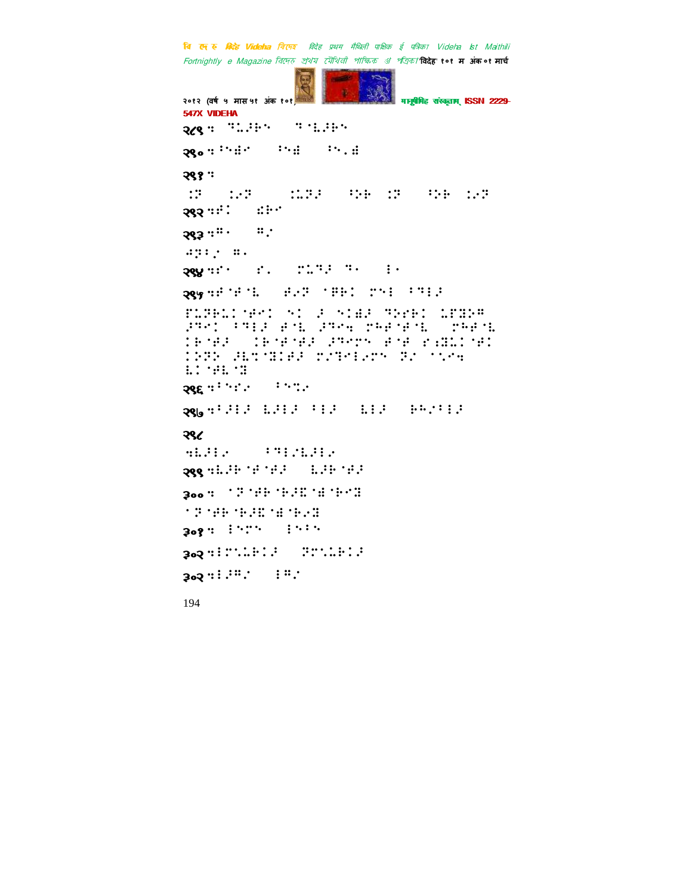२८९ ॰ ⠙⠥⠗⠃⠢ ⠙⠈⠇⠗⠃⠢

२९० ॰ ⠆⠢⠾⠉ ⠆⠢⠾ ⠆⠢⠨⠾

२९१ ॰

⠨⠝ ⠨⠜⠝ ⠨⠥⠝⠗ ⠋⠕⠗ ⠨⠝ ⠋⠕⠗ ⠨⠜⠝

२९२ ॰⠋⠅ ⠪⠗⠉

२९३ ॰⠛⠄ ⠛⠌

⠲⠝⠆⠌ ⠛⠄

२९४ ॰⠎⠄ ⠎⠨ ⠍⠥⠙⠗ ⠙⠄ ⠇⠄

२९५ ॰⠋⠈⠋⠈⠇ ⠋⠜⠝ ⠈⠛⠗⠅ ⠍⠢⠇ ⠆⠙⠇⠗

⠏⠥⠝⠗⠥⠅⠈⠋⠉⠅ ⠢⠅ ⠗ ⠢⠅⠾⠗ ⠙⠕⠎⠗⠅ ⠥⠏⠛⠕⠛ ⠗⠙⠉⠅ ⠆⠙⠇⠗ ⠋⠈⠇ ⠗⠙⠉⠪ ⠍⠓⠋⠈⠋⠈⠇ ⠍⠓⠋⠈⠇ ⠅⠗⠈⠋⠗ ⠅⠗⠈⠋⠈⠋⠗ ⠗⠙⠉⠍⠢ ⠋⠈⠋ ⠎⠱⠛⠥⠅⠈⠋⠅ ⠅⠝⠝⠢ ⠗⠇⠹⠈⠛⠅⠋⠗ ⠍⠌⠙⠉⠇⠜⠍⠢ ⠝⠌ ⠈⠡⠜⠪ ⠇⠅⠈⠋⠇⠈⠛

२९६ ॰⠆⠢⠎⠜ ⠆⠢⠹⠜

२९७ ॰⠆⠗⠇⠗ ⠇⠗⠇⠗ ⠆⠇⠗ ⠇⠇⠗ ⠗⠓⠌⠆⠇⠗

२९८

⠪⠇⠗⠇⠜ ⠆⠙⠇⠌⠇⠗⠇⠜

२९९ ॰⠇⠗⠗⠈⠋⠈⠋⠗ ⠇⠗⠗⠈⠋⠗

३०० ॰ ⠈⠝⠈⠋⠗⠈⠗⠗⠭⠈⠾⠈⠗⠉⠛

⠈⠝⠈⠋⠗⠈⠗⠗⠭⠈⠾⠈⠗⠜⠛

३०१ ॰ ⠇⠢⠍⠢ ⠇⠢⠆⠢

३०२ ॰⠇⠍⠡⠥⠗⠅⠗ ⠝⠍⠡⠥⠗⠅⠗

३०२ ॰⠇⠗⠛⠌ ⠇⠛⠌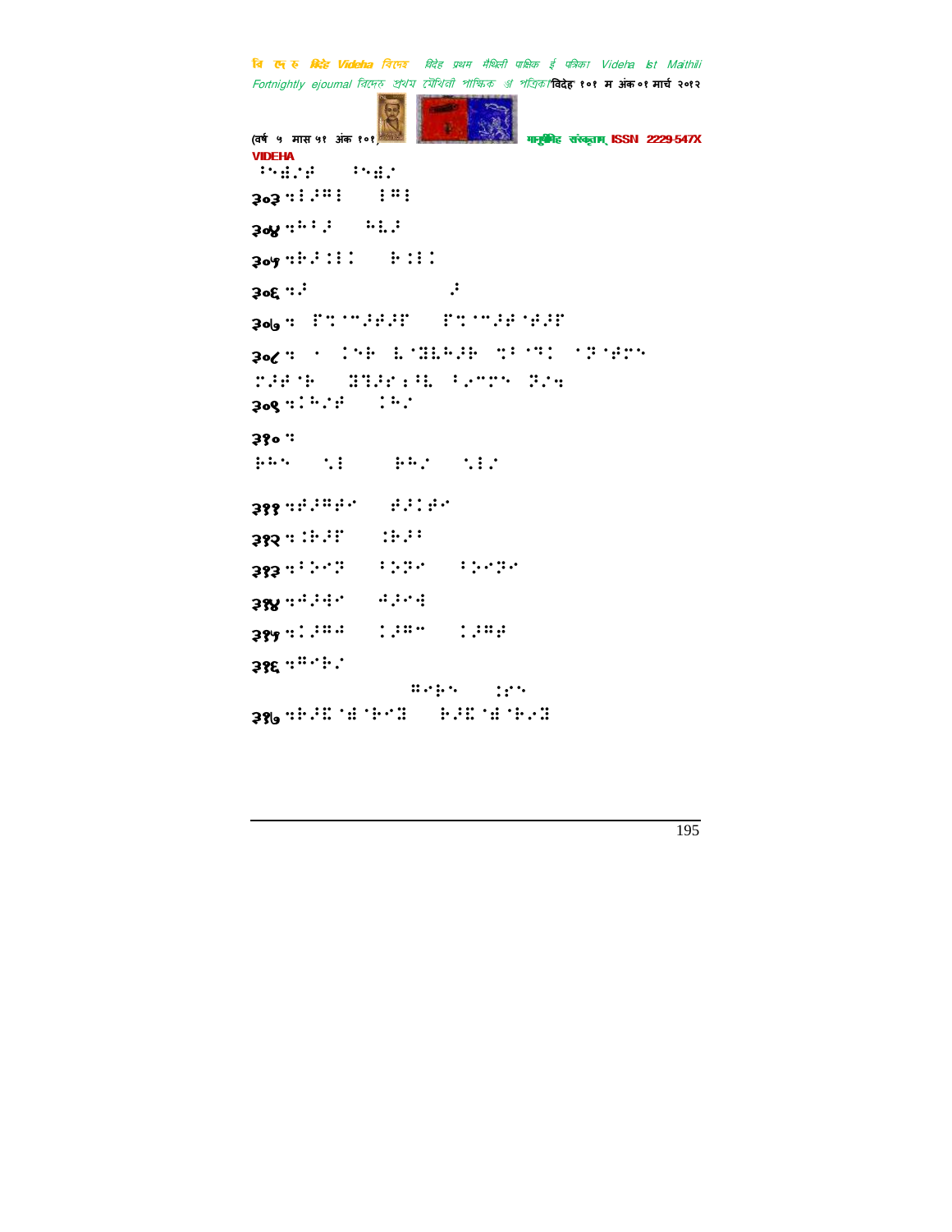⠑⠪⠫⠎⠯ ⠑⠪⠫⠎

३०३ ⠒⠇⠌⠛⠇ ⠇⠛⠇

३०४ ⠒⠓⠃⠌ ⠓⠣⠌

३०५ ⠒⠗⠌⠅⠇⠅ ⠗⠅⠇⠅

३०६ ⠒⠌ ⠌

३०७ ⠒ ⠏⠒⠈⠉⠌⠋⠌⠏ ⠏⠒⠈⠉⠌⠋⠈⠋⠌⠏

३०८ ⠒ ⠁ ⠅⠑⠗ ⠣⠈⠹⠣⠓⠌⠗ ⠒⠃⠈⠉⠅ ⠈⠝⠈⠋⠍⠑ ⠍⠌⠋⠈⠗ ⠹⠙⠌⠱⠃⠣ ⠃⠢⠉⠍⠑ ⠝⠎⠒

३०९ ⠒⠅⠓⠎⠋ ⠅⠓⠎

३१० ⠒

⠗⠓⠑ ⠑⠇ ⠗⠓⠎ ⠑⠇⠎

३११ ⠒⠋⠌⠛⠋⠊ ⠋⠌⠅⠋⠊

३१२ ⠒⠅⠗⠌⠏ ⠅⠗⠌⠃

३१३ ⠒⠃⠕⠊⠝ ⠃⠕⠝⠊ ⠃⠕⠊⠝⠊

३१४ ⠒⠩⠌⠫⠊ ⠩⠌⠊⠫

३१५ ⠒⠅⠌⠛⠩ ⠅⠌⠛⠉ ⠅⠌⠛⠋

३१६ ⠒⠛⠊⠗⠎

⠛⠊⠗⠑ ⠅⠏⠑

३१७ ⠒⠗⠌⠯⠈⠫⠈⠗⠊⠯ ⠗⠌⠯⠈⠫⠈⠗⠎⠯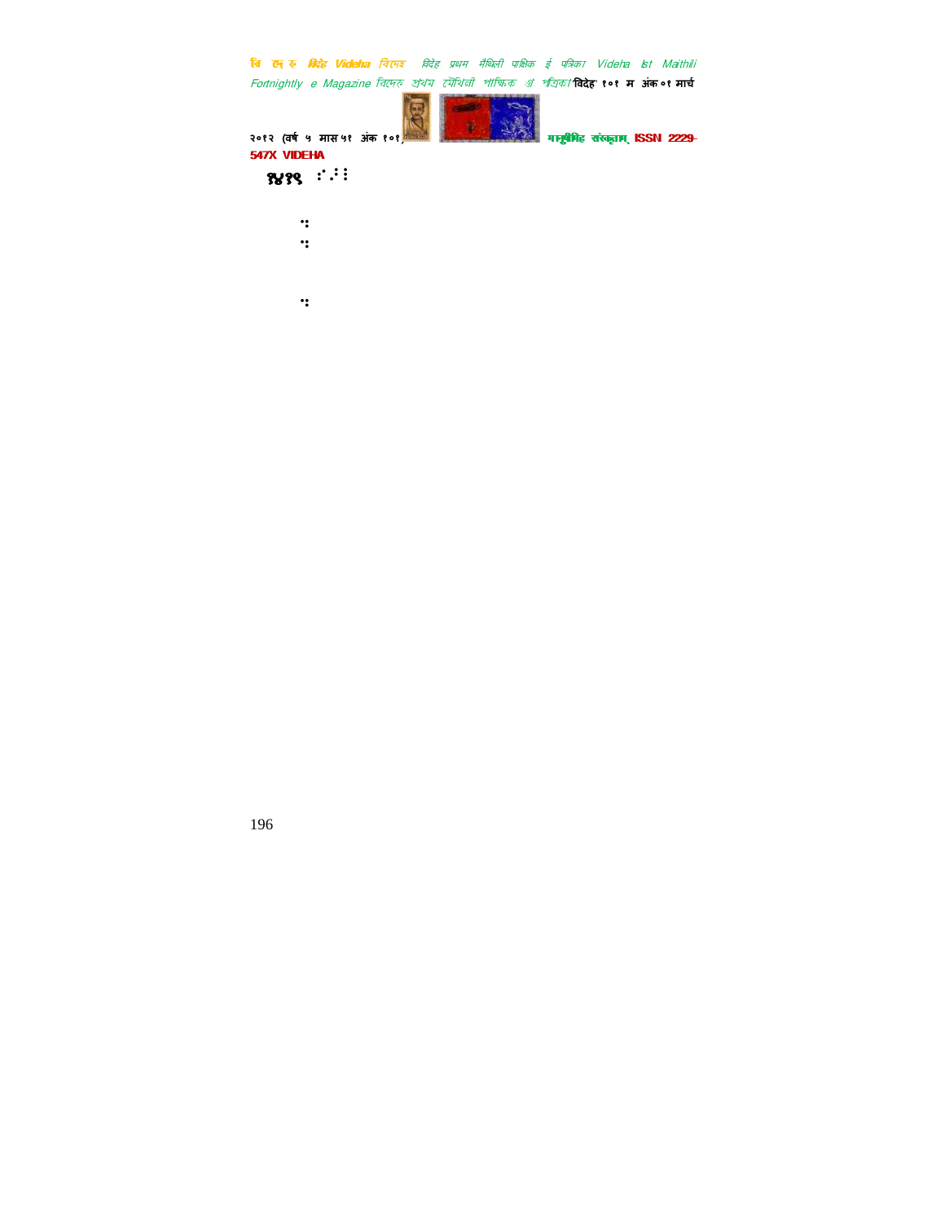१४१९ ःॊः

ः

ः

ः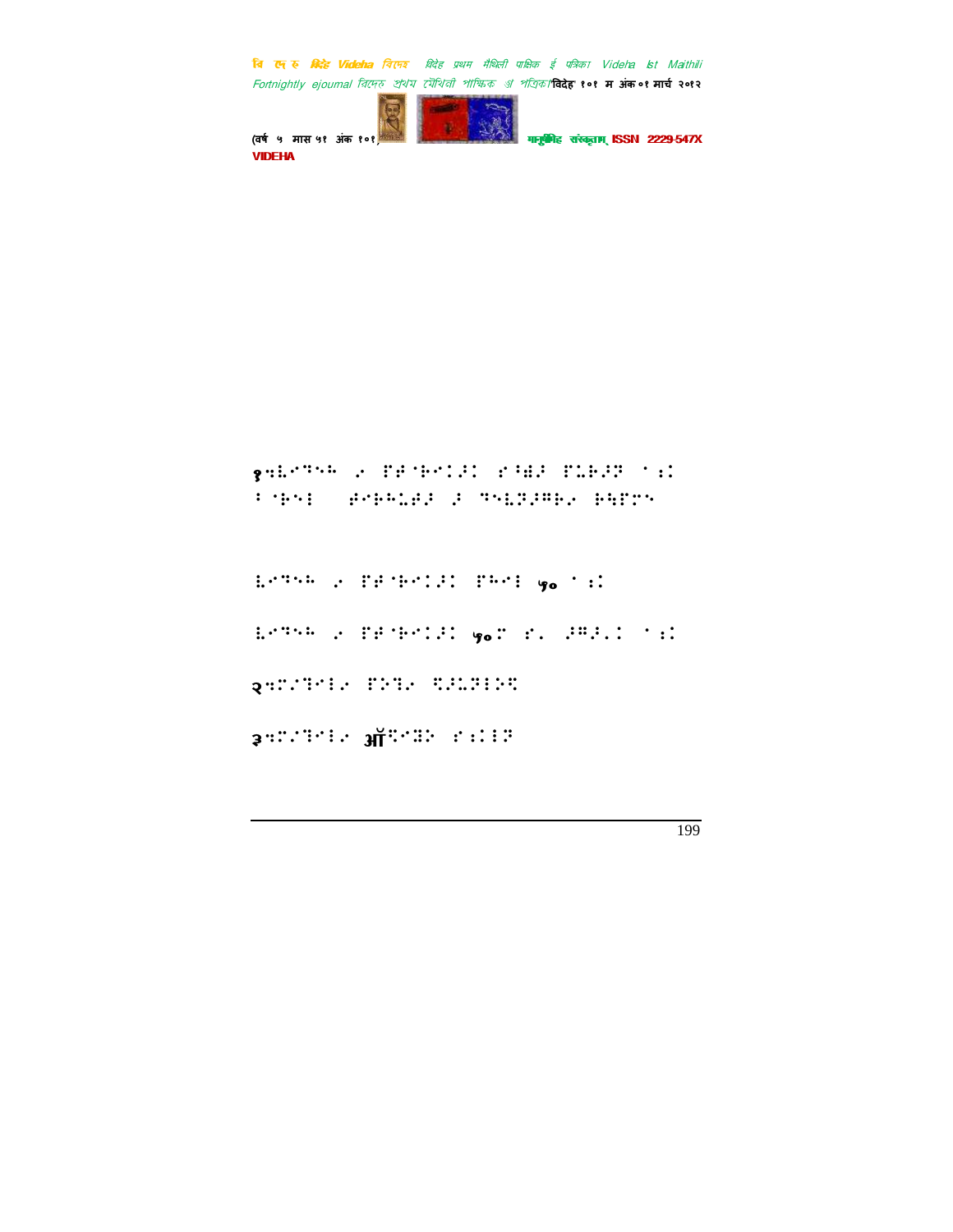१⠻⠇⠊⠙⠑⠓ �František ⠏⠗⠁⠓⠁⠇⠁⠙ ⠎⠈⠻⠜ ⠏⠥⠗⠜⠟ ⠁�via ⠫⠐⠗⠑⠇ ⠀⠰⠗⠗⠓⠥⠗⠜ ⠜ ⠙⠑⠇⠟⠜⠷⠗⠊ ⠗⠻⠏⠉⠑

⠇⠊⠙⠑⠓ ⠊ ⠏⠗⠁⠓⠁⠇⠁⠙ ⠏⠓⠁⠇ ५० ⠁⠵⠅

⠇⠊⠙⠑⠓ ⠊ ⠏⠗⠁⠓⠁⠇⠁⠙ ५०⠉ ⠎⠄ ⠜⠷⠜⠄⠅ ⠁⠵⠅

२⠻⠉⠌⠙⠁⠇⠊ ⠏⠕⠙⠊ ⠫⠜⠥⠗⠇⠕⠫

३⠻⠉⠌⠙⠁⠇⠊ ऑ⠫⠁⠿⠕ ⠎⠵⠇⠟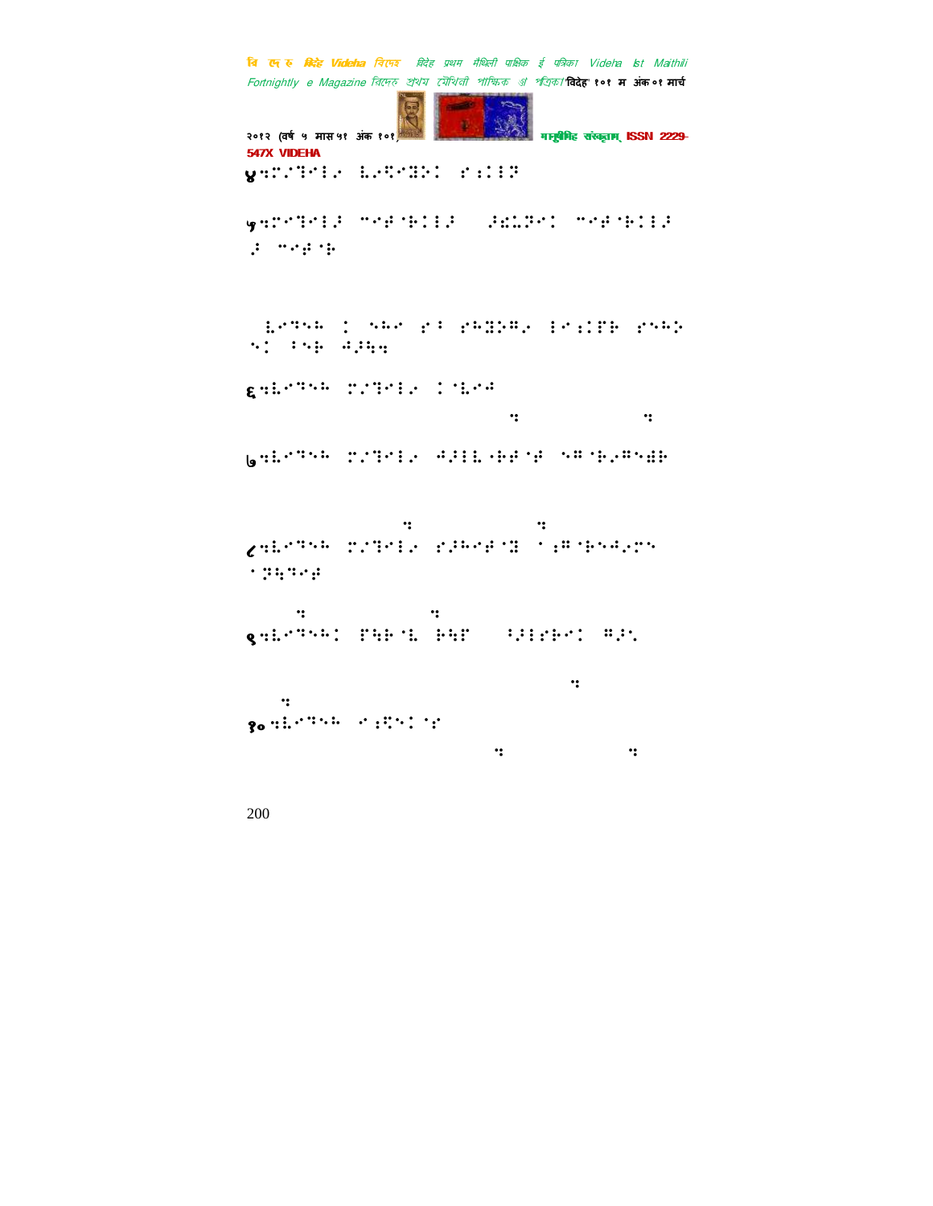४⠒⠝⠊⠙⠊⠇�fi ⠇⠴⠖⠊⠟⠕⠅ ⠎⠆⠅⠇⠽

५⠒⠍⠊⠙⠊⠇⠻ ⠉⠊⠞⠈⠗⠅⠇⠻ ⠻⠎⠥⠽⠊⠅ ⠉⠊⠞⠈⠗⠅⠇⠻ ⠻ ⠉⠊⠞⠈⠗

⠇⠊⠙⠑⠓ ⠅ ⠑⠓⠊ ⠎⠃ ⠎⠓⠟⠕⠛⠴ ⠃⠊⠆⠅⠏⠗ ⠎⠑⠓⠕ ⠑⠅ ⠃⠑⠗ ⠚⠻⠹⠒

६⠒⠇⠊⠙⠑⠓ ⠍⠴⠙⠊⠇⠴ ⠅⠈⠇⠊⠚

⠒ ⠒

७⠒⠇⠊⠙⠑⠓ ⠍⠴⠙⠊⠇⠴ ⠚⠻⠇⠇⠐⠗⠞⠈⠞ ⠑⠛⠈⠗⠴⠛⠑⠟⠗

⠒ ⠒

८⠒⠇⠊⠙⠑⠓ ⠍⠴⠙⠊⠇⠴ ⠎⠻⠓⠊⠞⠈⠟ ⠁⠆⠛⠈⠗⠑⠚⠴⠍⠑ ⠁⠽⠹⠙⠊⠞

⠒ ⠒

९⠒⠇⠊⠙⠑⠓⠅ ⠏⠹⠗⠈⠇ ⠗⠹⠏ ⠃⠻⠇⠎⠗⠊⠅ ⠛⠻⠡

⠒

⠒

१०⠒⠇⠊⠙⠑⠓ ⠊⠆⠖⠑⠅⠈⠎

⠒ ⠒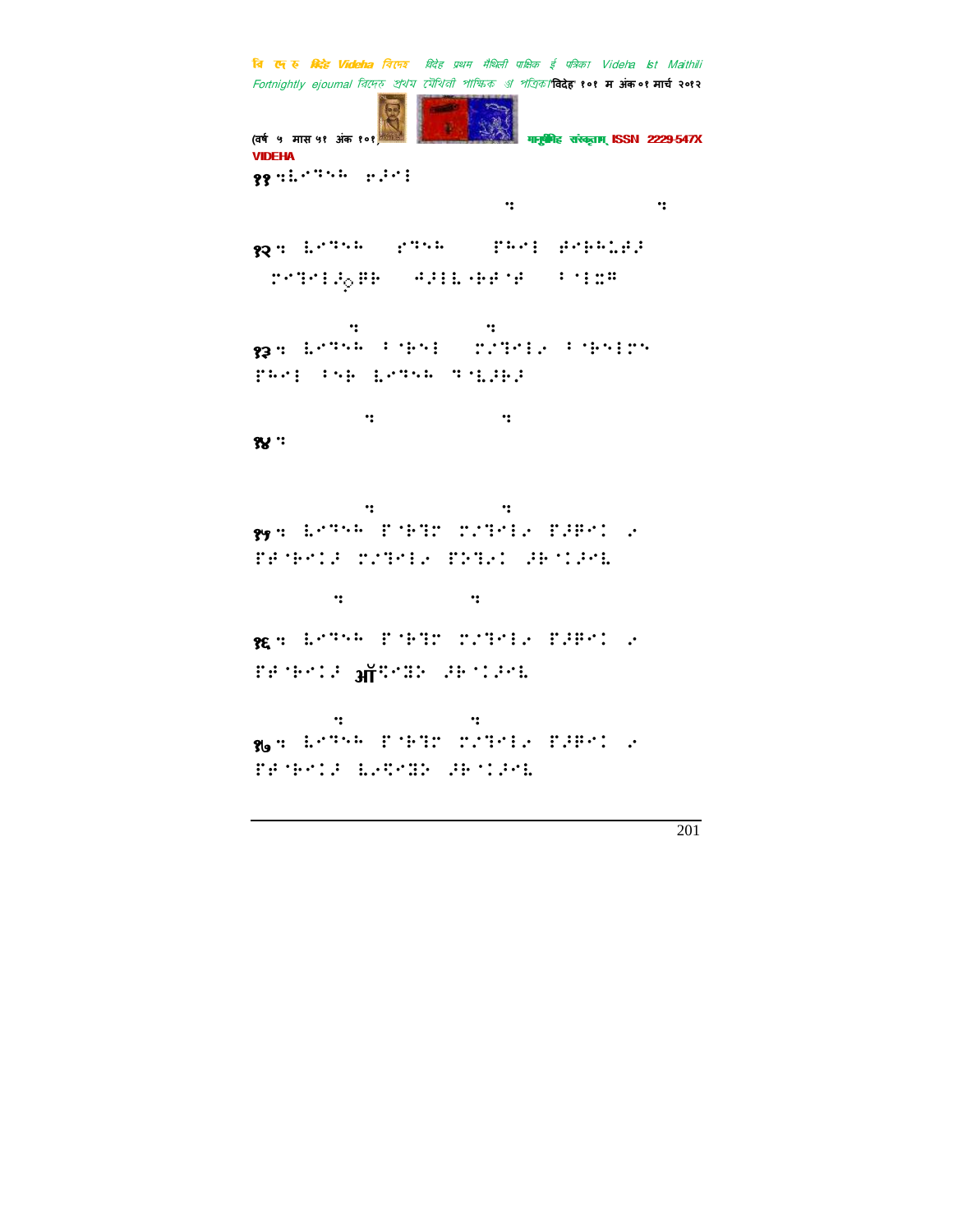११ः

१२ः

१३ः

१४ः

१५ः

१६ः ऑ

१७ः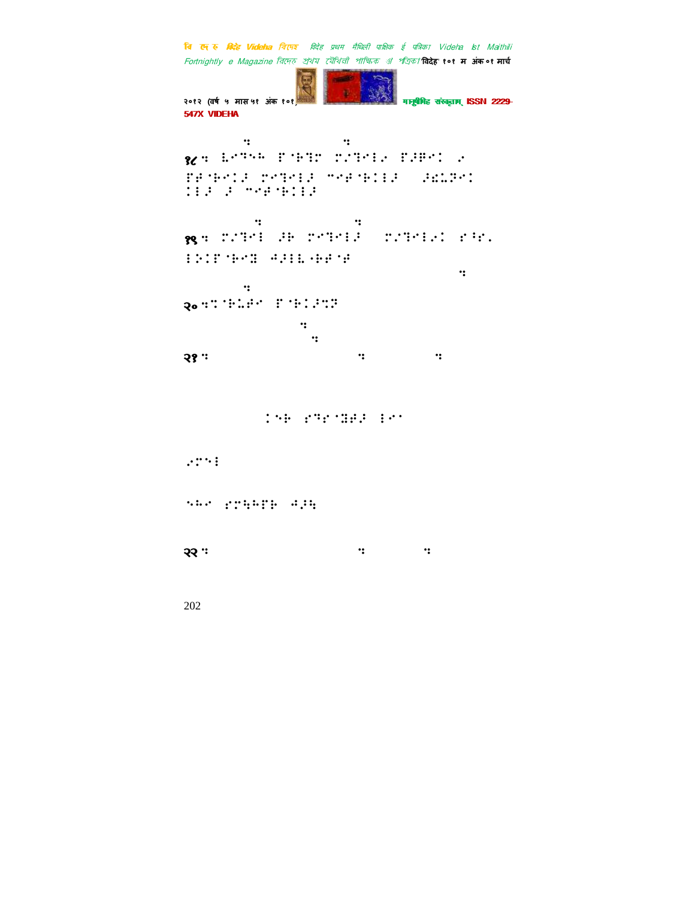१८ ⠒ ⠇⠢⠹⠉⠓ ⠏⠈⠗⠙⠍ ⠍⠜⠙⠢⠇⠔ ⠏⠖⠛⠢⠅ ⠔
⠏⠞⠈⠗⠢⠅⠇⠖ ⠍⠢⠙⠢⠇⠖ ⠉⠢⠞⠈⠗⠅⠇⠖ ⠖⠫⠥⠝⠢⠅
⠅⠇⠖ ⠖ ⠉⠢⠞⠈⠗⠅⠇⠖

१९ ⠒ ⠍⠜⠙⠢⠇ ⠖⠗ ⠍⠢⠙⠢⠇⠖ ⠍⠜⠙⠢⠇⠔⠅ ⠎⠘⠎⠄
⠇⠕⠅⠏⠈⠗⠢⠿ ⠲⠖⠇⠇⠣⠗⠞⠈⠞

२० ⠒⠍⠈⠗⠥⠞⠢ ⠏⠈⠗⠅⠖⠍⠝

२१ ⠒

⠅⠑⠗ ⠎⠙⠎⠈⠻⠞⠖ ⠇⠢⠁

⠔⠍⠑⠇

⠑⠓⠢ ⠎⠍⠹⠓⠏⠗ ⠲⠖⠹

२२ ⠒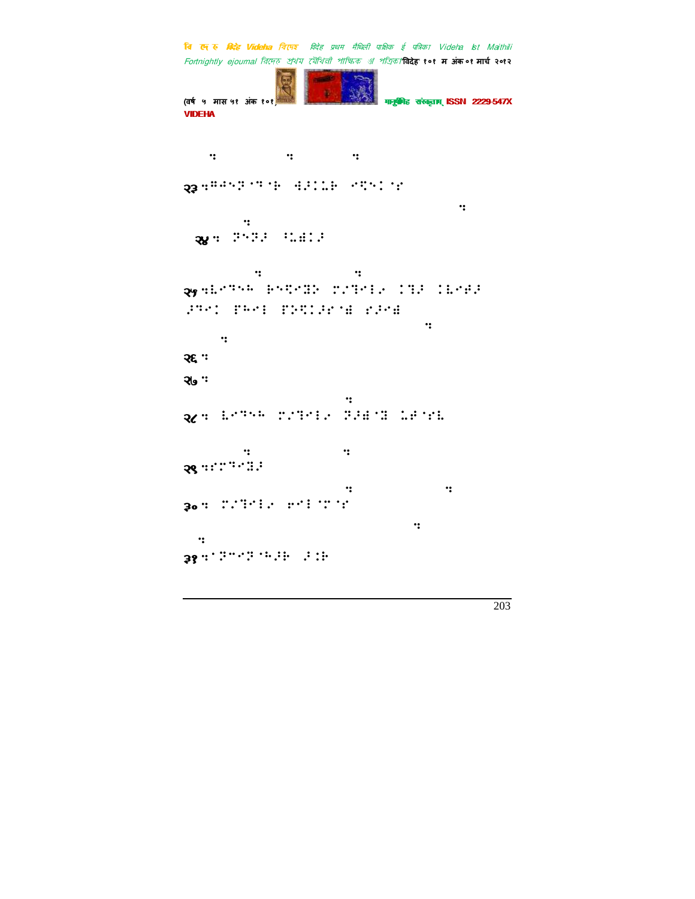२३ 

२४ 

२५ 

२६ 

२७ 

२८ 

२९ 

३० 

३१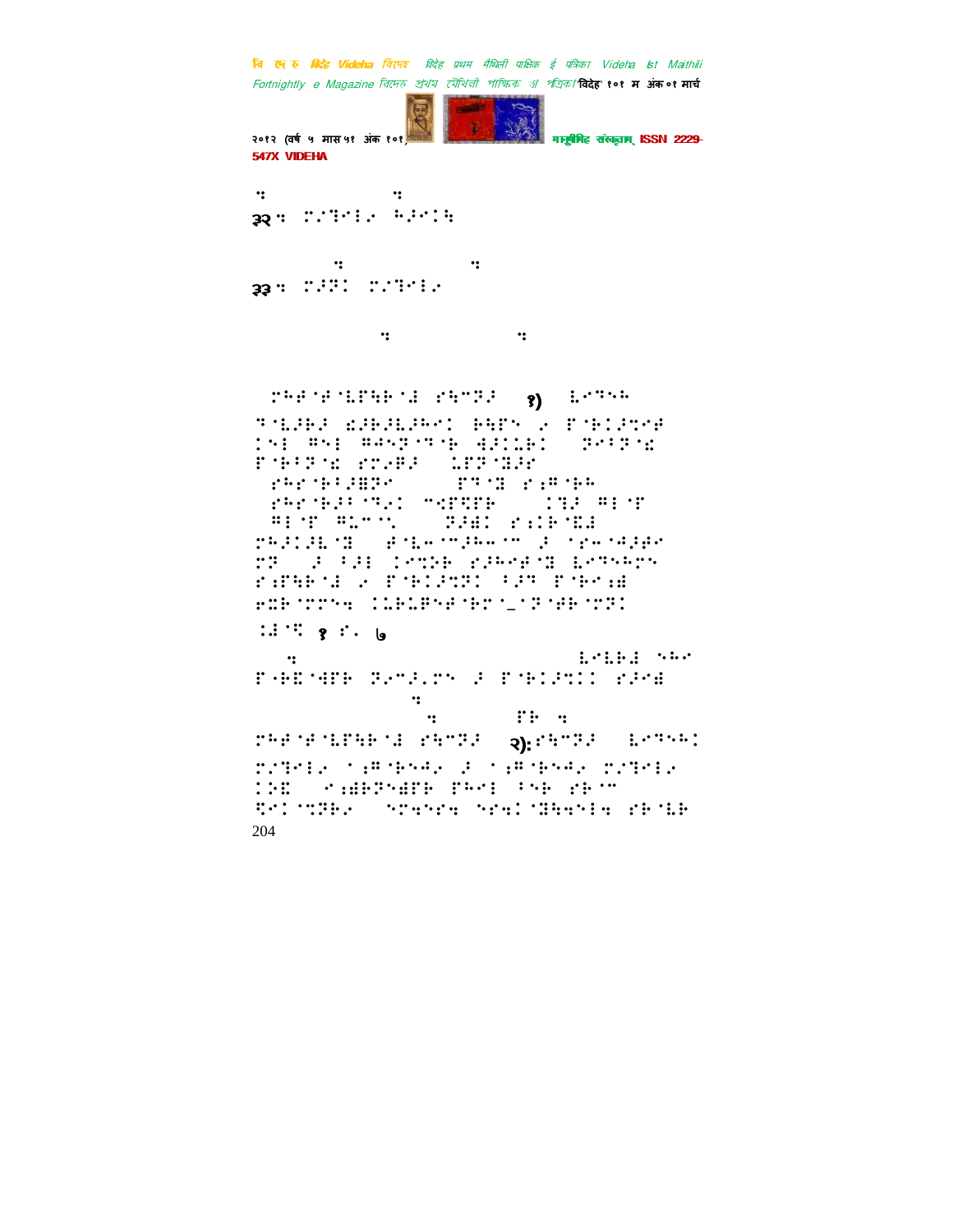३२ ः

३३ ः

१)

१ ः ७

ः

ः

२)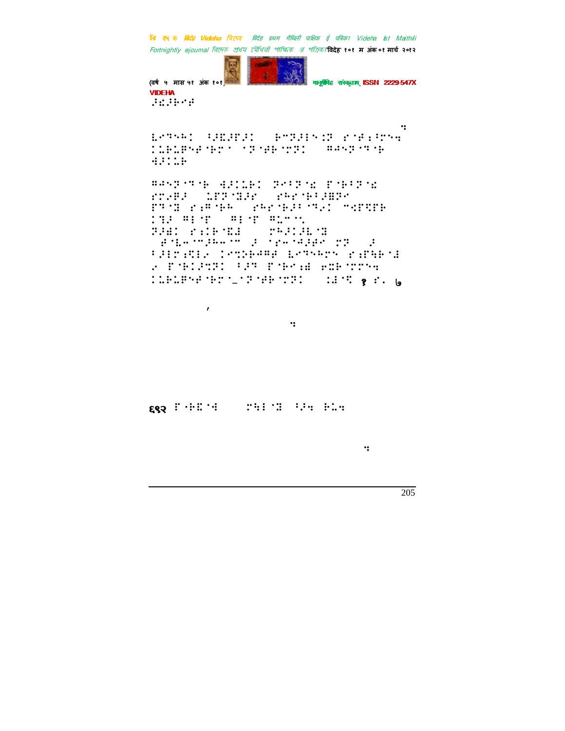⠼⠙⠼⠃⠊⠑⠁⠫

⠇⠑⠹⠅⠁ ⠎⠼⠙⠏⠼⠁ ⠗⠑⠝⠼⠂⠢⠉⠝ ⠗⠈⠫⠆⠹⠑⠔
⠁⠇⠗⠇⠏⠢⠫⠈⠗⠍⠁ ⠈⠝⠈⠫⠗⠈⠍⠝⠁ ⠛⠜⠢⠝⠈⠹⠈⠗
⠙⠼⠁⠇⠗

⠛⠜⠢⠝⠈⠹⠈⠗ ⠙⠼⠁⠇⠗⠁ ⠝⠑⠎⠝⠈⠙ ⠏⠈⠗⠎⠝⠈⠙
⠗⠍⠤⠛⠼ ⠇⠏⠝⠈⠒⠼⠗ ⠗⠓⠗⠈⠗⠼⠛⠝⠑
⠏⠹⠈⠒ ⠗⠆⠛⠈⠗⠓ ⠗⠓⠗⠈⠗⠼⠎⠹⠢⠁ ⠉⠪⠏⠟⠏⠗
⠁⠒⠼ ⠛⠆⠈⠏ ⠛⠆⠈⠏ ⠛⠇⠉⠡
⠝⠼⠱⠁ ⠗⠆⠁⠗⠈⠙⠚ ⠍⠓⠼⠁⠼⠇⠈⠒
⠈⠫⠈⠇⠤⠈⠉⠼⠓⠤⠈⠉ ⠼ ⠈⠗⠤⠈⠜⠼⠫⠑ ⠍⠝ ⠼
⠎⠼⠆⠍⠆⠟⠆⠢ ⠁⠑⠹⠕⠗⠜⠛⠫ ⠇⠑⠹⠅⠍⠑ ⠗⠆⠏⠻⠗⠈⠚
⠢ ⠏⠈⠗⠁⠼⠹⠝⠁ ⠎⠼⠹ ⠏⠈⠗⠑⠆⠯ ⠫⠙⠗⠈⠍⠍⠔
⠁⠇⠗⠇⠏⠢⠫⠈⠗⠍⠈_⠈⠝⠈⠫⠗⠈⠍⠝⠁ ⠆⠚⠈⠟ १ ⠗⠂ ७

,

६९२ ⠏⠐⠗⠙⠈⠙ ⠍⠻⠆⠈⠒ ⠎⠼⠔ ⠗⠇⠔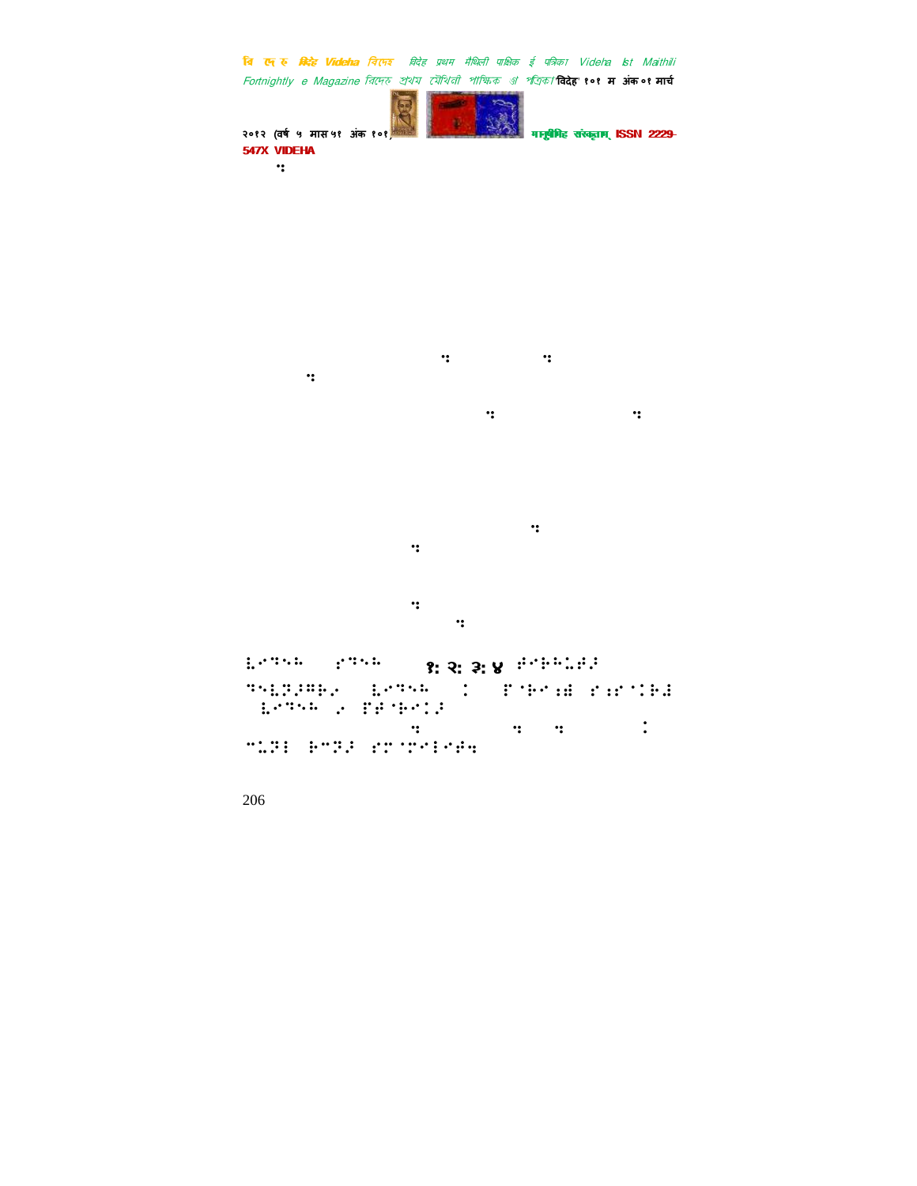⠒

⠒ ⠒
⠒

⠒ ⠒

⠒
⠒

⠒
⠒

⠨⠊⠉⠑⠓ ⠊⠉⠑⠓ **१: २: ३: ४** ⠊⠊⠓⠓⠨⠊⠊
⠉⠑⠨⠝⠊⠋⠓⠊ ⠨⠊⠉⠑⠓ ⠅ ⠋⠈⠓⠊⠐⠇ ⠊⠐⠊⠐⠓⠇ ⠨⠊⠉⠑⠓ ⠊ ⠋⠇⠈⠓⠊⠅⠊
⠒ ⠒ ⠒ ⠅
⠉⠨⠝⠃ ⠓⠉⠝⠊ ⠊⠊⠈⠊⠊⠃⠊⠋⠒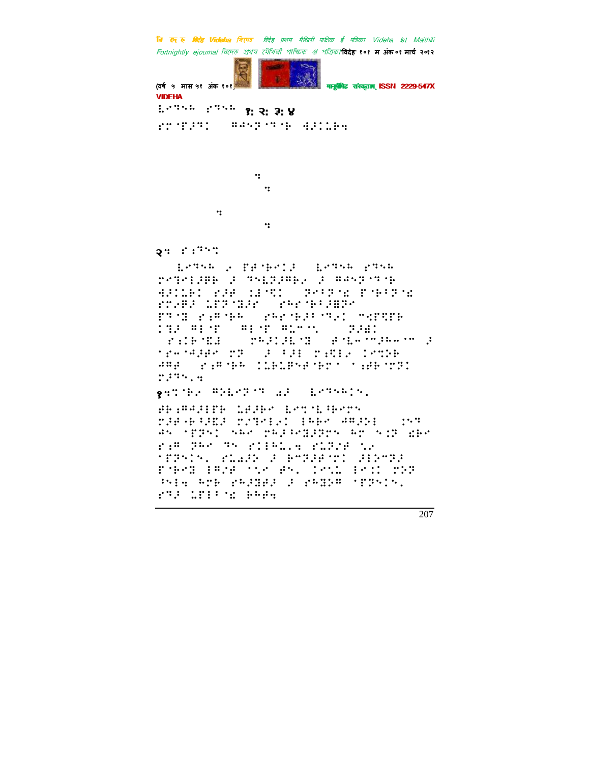१: २: ३: ४

२:

१: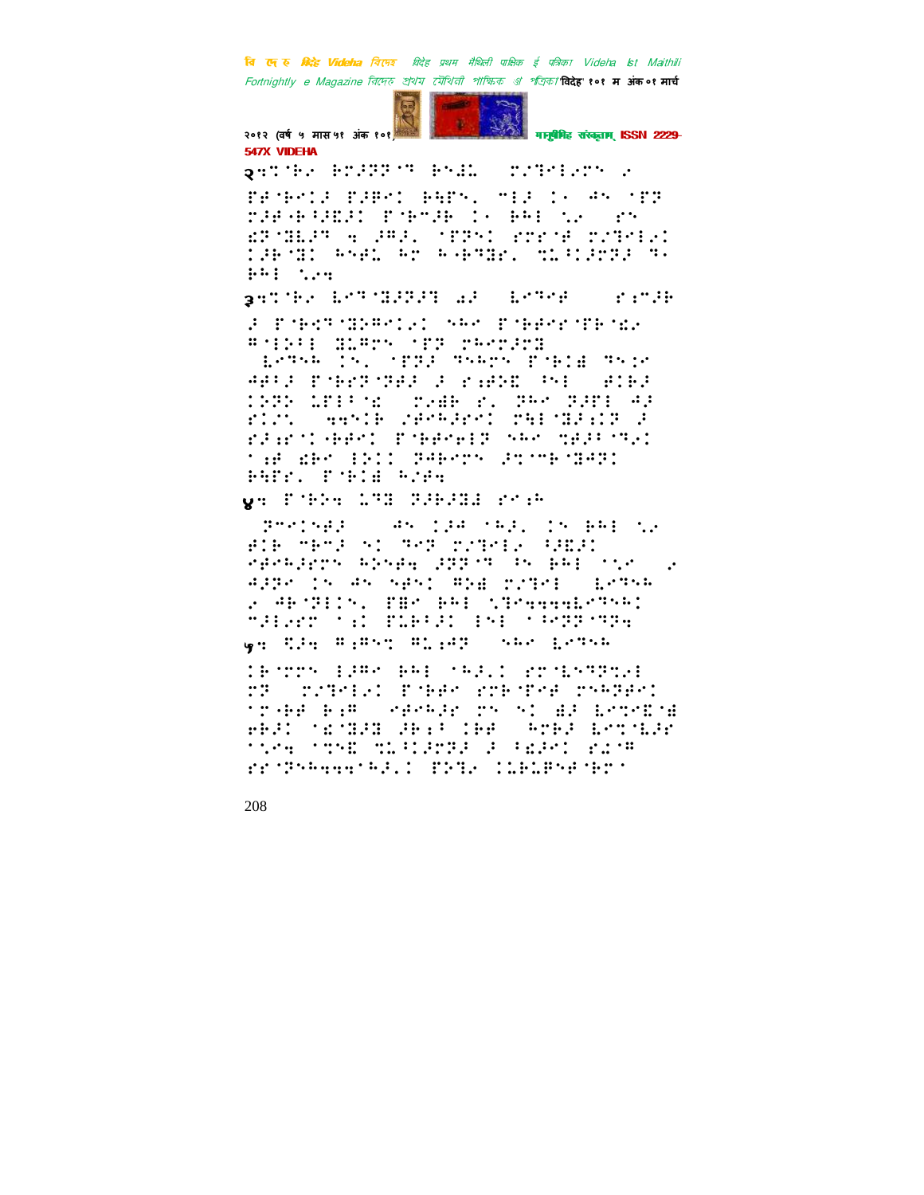२.दोसर प्रयासमे फेरल "व्यंग्य"

३.दोसर विदेहक आँकी - विचार

४. व्यक्ति ओहन पहिचान

५. बातक बिहारी बहुत - ओहो विदेह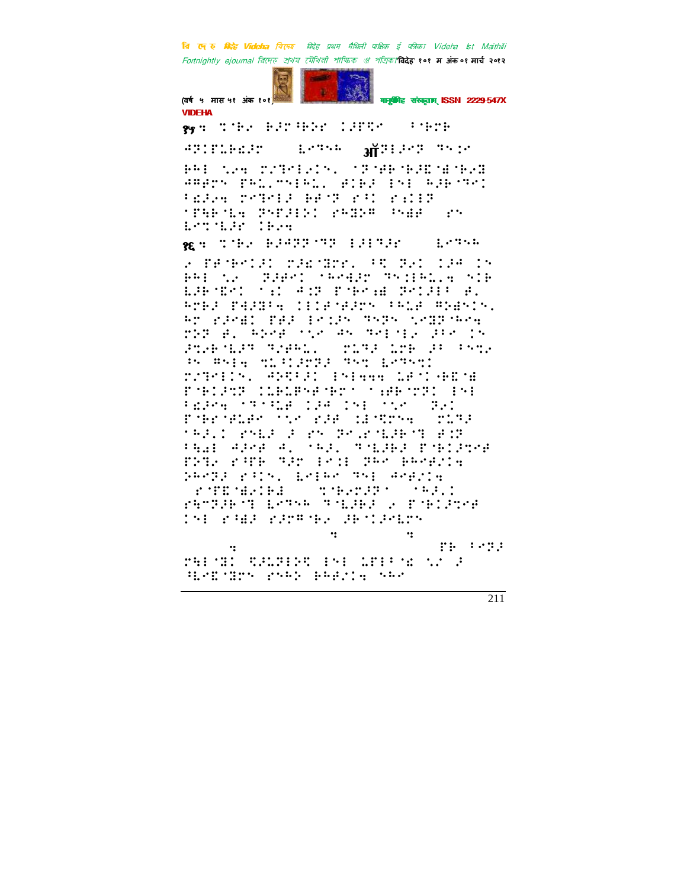१५ ः ⠉⠿⠃⠊ ⠃⠚⠗⠃⠕⠗ ⠌⠚⠏⠩⠉ ⠁⠃⠗⠃

⠛⠝⠌⠏⠇⠃⠎⠚⠗ ⠇⠉⠹⠓ ऑ⠝⠇⠚⠉⠝ ⠹⠎⠌

१६ ः ⠉⠿⠃⠊ ⠃⠚⠛⠝⠝⠹⠝ ⠇⠚⠇⠹⠚⠗ ⠇⠉⠹⠓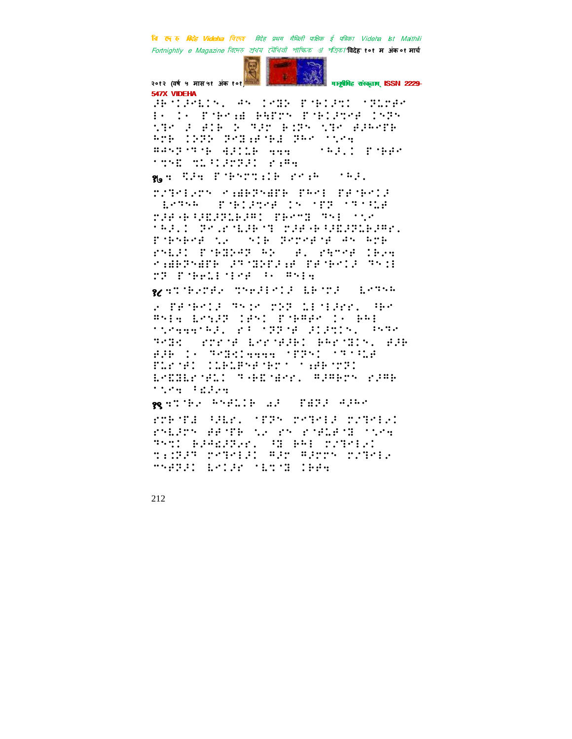१७ ...

१८ ...

१९ ...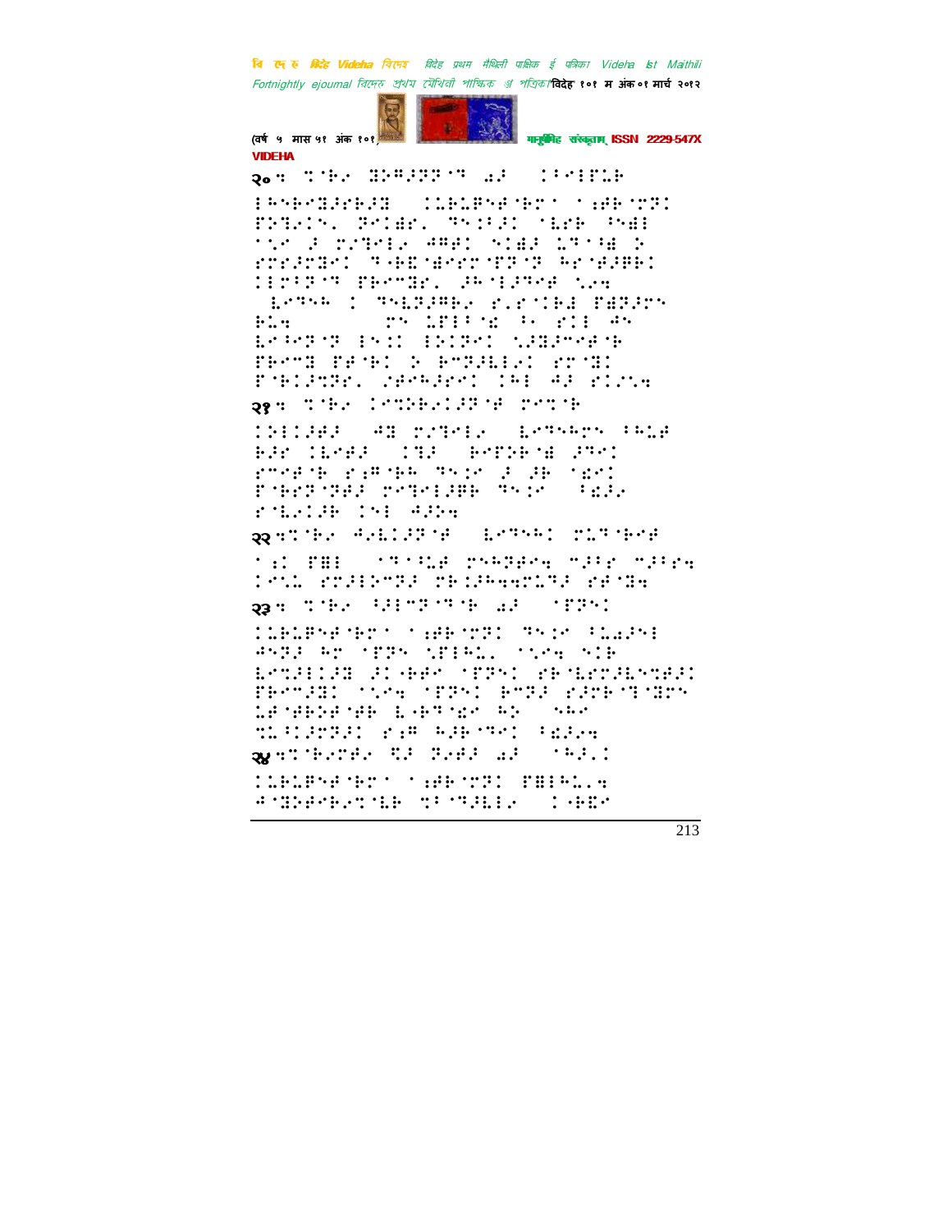२०. 

२१. 

२२. 

२३. 

२४.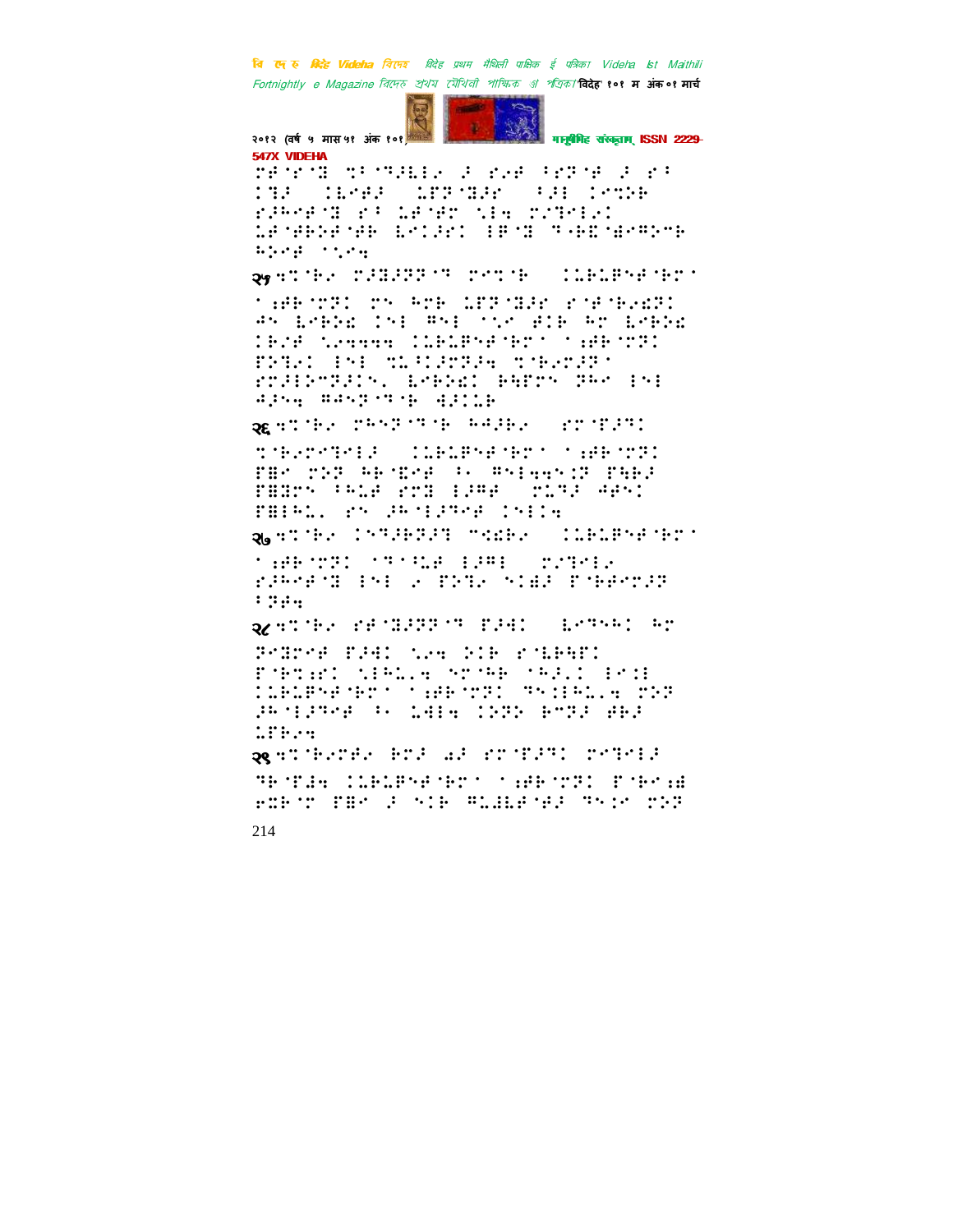२५

२६

२७

२८

२९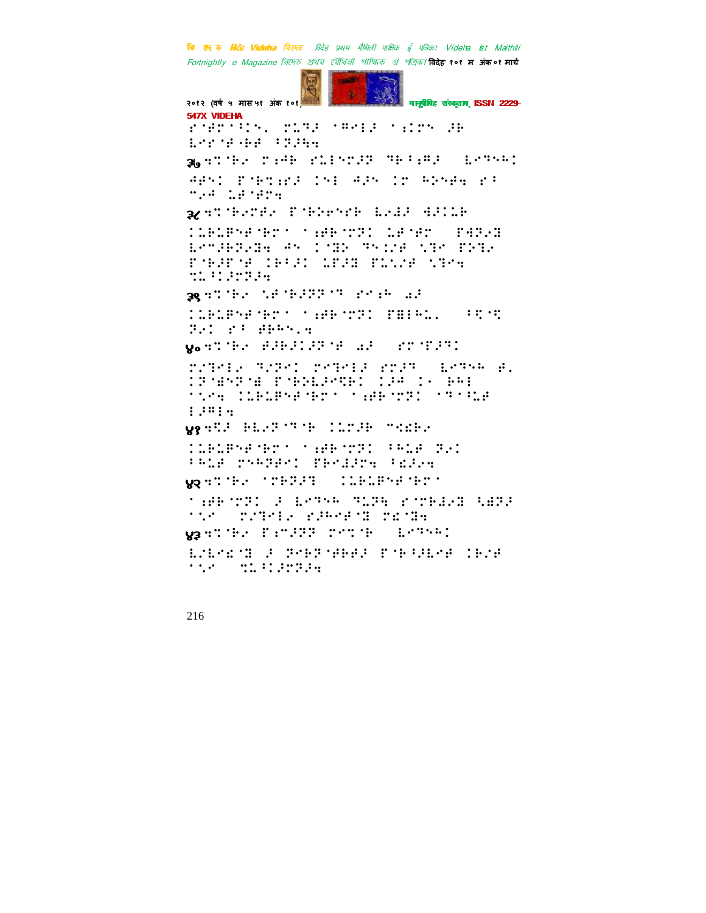⠗⠁⠏⠗⠁⠁⠊⠑⠂ ⠍⠥⠙⠁ ⠁⠓⠊⠇⠁ ⠁⠊⠍⠑ ⠚⠗
⠇⠑⠗⠁⠋⠗⠋ ⠃⠝⠚⠓⠂

३७ ⠛⠝⠁⠗⠄ ⠍⠔⠚⠗ ⠗⠥⠇⠑⠍⠚⠝ ⠙⠗⠃⠔⠛⠚ ⠇⠑⠙⠑⠓⠉

⠚⠋⠑⠉ ⠏⠁⠗⠝⠔⠗⠚ ⠉⠑⠇ ⠚⠚⠑ ⠉⠍ ⠓⠕⠑⠋⠂ ⠗⠃
⠉⠄⠚ ⠥⠋⠁⠋⠍⠂

३८ ⠛⠝⠁⠗⠄⠍⠋⠄ ⠏⠁⠗⠕⠑⠗⠑⠗ ⠇⠄⠙⠚ ⠙⠚⠉⠥⠗

⠉⠥⠗⠥⠏⠑⠋⠁⠗⠍⠁ ⠁⠔⠋⠗⠁⠍⠝⠉ ⠥⠋⠁⠋⠍ ⠏⠙⠝⠄�InSt
⠇⠑⠍⠚⠗⠝⠄⠌⠂ ⠚⠑ ⠉⠁⠌⠕ ⠙⠑⠨⠎⠋ ⠎⠙⠁ ⠏⠕⠙⠄
⠏⠁⠗⠚⠏⠁⠋ ⠉⠗⠃⠚⠉ ⠥⠏⠚⠌ ⠏⠥⠎⠎⠋ ⠎⠙⠑⠂
⠝⠥⠃⠉⠚⠍⠝⠚⠂

३९ ⠛⠝⠁⠗⠄ ⠎⠋⠁⠗⠚⠝⠝⠁⠙ ⠗⠑⠔⠓ ⠡⠚

⠉⠥⠗⠥⠏⠑⠋⠁⠗⠍⠁ ⠁⠔⠋⠗⠁⠍⠝⠉ ⠏⠿⠃⠓⠥⠂ ⠃⠝⠁⠝
⠝⠄⠉ ⠗⠃ ⠋⠗⠓⠑⠂⠂

४० ⠛⠝⠁⠗⠄ ⠋⠚⠗⠚⠉⠚⠝⠁⠋ ⠡⠚ ⠗⠍⠁⠏⠚⠙⠉

⠍⠎⠙⠑⠇⠄ ⠙⠎⠝⠑⠉ ⠍⠑⠙⠑⠇⠚ ⠗⠍⠚⠙ ⠇⠑⠙⠑⠓ ⠋⠂
⠉⠝⠁⠻⠑⠝⠁⠻ ⠏⠁⠗⠕⠇⠚⠑⠝⠗⠉ ⠉⠚⠚ ⠉⠄ ⠗⠓⠇
⠁⠎⠑⠂ ⠉⠥⠗⠥⠏⠑⠋⠁⠗⠍⠁ ⠁⠔⠋⠗⠁⠍⠝⠉ ⠁⠙⠃⠥⠋
⠇⠚⠛⠇⠂

४१ ⠛⠝⠚ ⠗⠇⠄⠝⠁⠙⠁⠗ ⠉⠥⠍⠚⠗ ⠉⠫⠗⠄

⠉⠥⠗⠥⠏⠑⠋⠁⠗⠍⠁ ⠁⠔⠋⠗⠁⠍⠝⠉ ⠃⠓⠥⠋ ⠝⠄⠉
⠃⠓⠥⠋ ⠍⠑⠓⠝⠋⠑⠉ ⠏⠗⠑⠙⠚⠍⠂ ⠃⠫⠚⠄⠂

४२ ⠛⠝⠁⠗⠄ ⠁⠍⠗⠝⠚⠙ ⠉⠥⠗⠥⠏⠑⠋⠁⠗⠍⠁

⠁⠔⠋⠗⠁⠍⠝⠉ ⠚ ⠇⠑⠙⠑⠓ ⠙⠥⠏⠓ ⠗⠍⠗⠙⠄⠌ ⠳⠻⠝⠚
⠁⠎⠑ ⠍⠎⠙⠑⠇⠄ ⠗⠚⠓⠑⠋⠁⠌ ⠍⠫⠁⠌⠂

४३ ⠛⠝⠁⠗⠄ ⠏⠔⠍⠚⠝⠝ ⠍⠑⠝⠁⠗ ⠇⠑⠙⠑⠓⠉

⠇⠎⠇⠑⠫⠁⠌ ⠚ ⠝⠑⠗⠝⠁⠋⠗⠗⠚ ⠏⠁⠗⠃⠚⠇⠑⠋ ⠉⠗⠎⠋
⠁⠎⠑ ⠝⠥⠃⠉⠚⠍⠝⠚⠂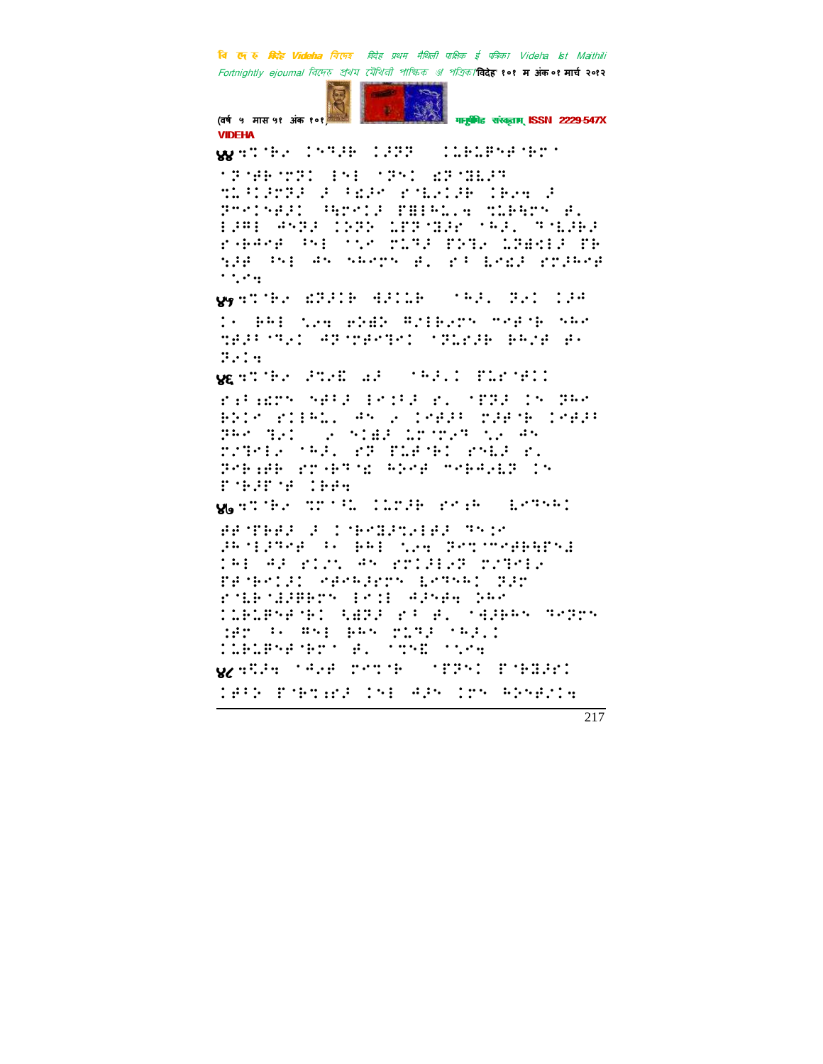४४ ⠻⠉⠓⠑ ⠊⠝⠙⠗⠁ ⠊⠗⠗ ⠊⠇⠃⠇⠋⠝⠚⠓⠗

४५ ⠻⠉⠓⠑ ⠫⠗⠁⠊⠃ ⠙⠗⠊⠇⠃ ⠁⠓⠃⠂ ⠗⠑⠊ ⠊⠚⠁

४६ ⠻⠉⠓⠑ ⠚⠉⠑⠉ ⠔⠚ ⠁⠓⠃⠂⠊ ⠋⠥⠗⠚⠊

४७ ⠻⠉⠓⠑ ⠉⠗⠁⠥ ⠊⠥⠗⠚⠃ ⠗⠑⠪⠓ ⠇⠑⠙⠝⠓⠊

४८ ⠻⠕⠚⠲ ⠁⠙⠑⠚ ⠗⠑⠉⠚⠃ ⠁⠋⠗⠝⠊ ⠋⠚⠃⠃⠚⠊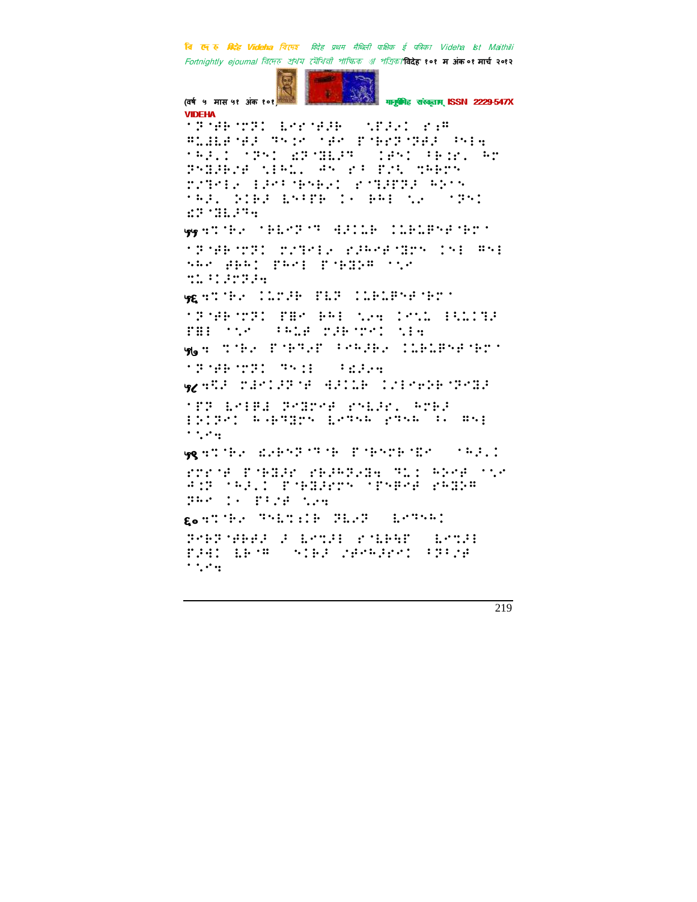VIDEHA

⠁⠠⠏⠊⠗⠘⠝⠐⠠⠃⠀⠇⠗⠗⠊⠚⠐⠗⠀⠀⠁⠃⠏⠚⠢⠀⠗⠦⠣

५५ ⠹⠐⠑⠆⠀⠁⠃⠇⠗⠠⠏⠊⠐⠝⠀⠹⠚⠀⠇⠗⠀⠀⠀⠇⠗⠀⠃⠀⠝⠑⠗⠊⠃⠗⠁

५६ ⠹⠐⠑⠆⠀⠀⠇⠗⠚⠃⠀⠏⠇⠏⠀⠀⠇⠗⠀⠃⠀⠝⠑⠗⠊⠃⠗⠁

५७ ⠹⠀⠐⠑⠆⠀⠏⠊⠃⠐⠊⠋⠀⠁⠗⠚⠃⠆⠀⠀⠇⠗⠀⠃⠀⠝⠑⠗⠊⠃⠗⠁

५८ ⠹⠨⠚⠀⠐⠙⠗⠀⠚⠏⠊⠋⠀⠹⠚⠀⠇⠗⠀⠀⠇⠗⠀⠃⠀⠝⠑⠗⠊⠃⠗⠁

५९ ⠹⠐⠑⠆⠀⠩⠆⠃⠝⠏⠊⠐⠃⠀⠏⠊⠃⠝⠗⠃⠊⠑⠆⠀⠀⠀⠁⠃⠚⠇⠀

६० ⠹⠐⠑⠆⠀⠐⠝⠇⠐⠥⠃⠀⠏⠇⠗⠏⠀⠀⠇⠗⠐⠝⠁⠀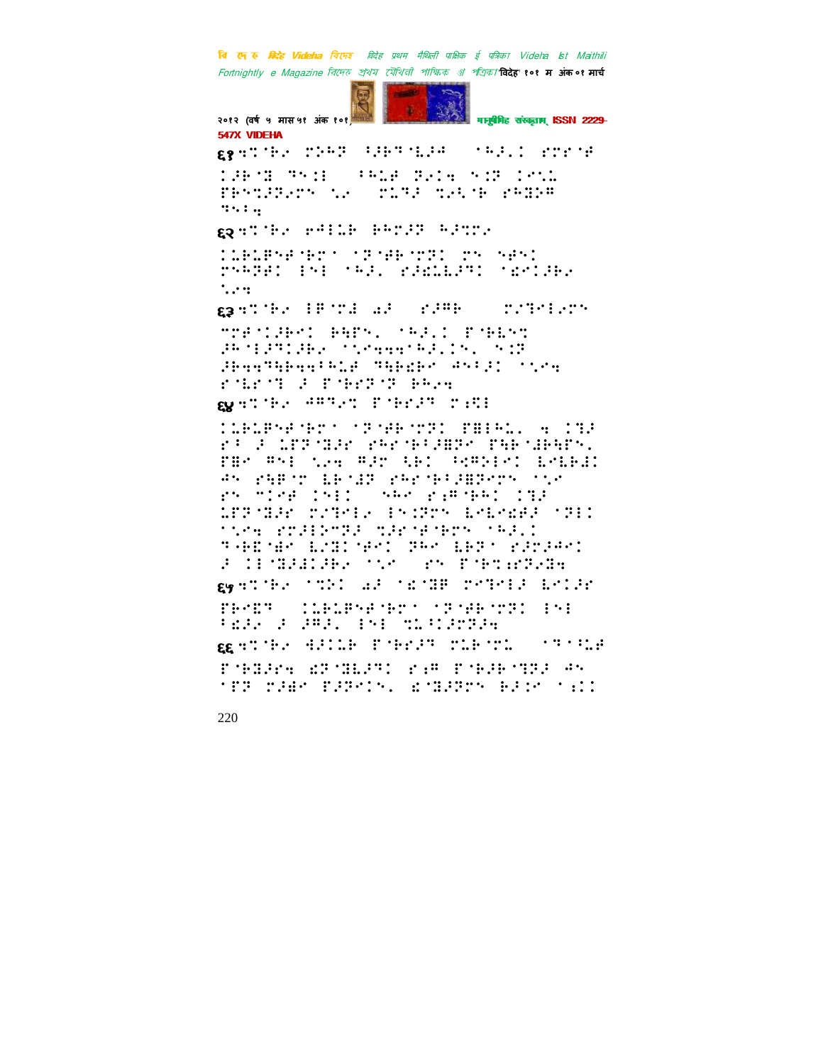६१ [braille text]

६२ [braille text]

६३ [braille text]

६४ [braille text]

६५ [braille text]

६६ [braille text]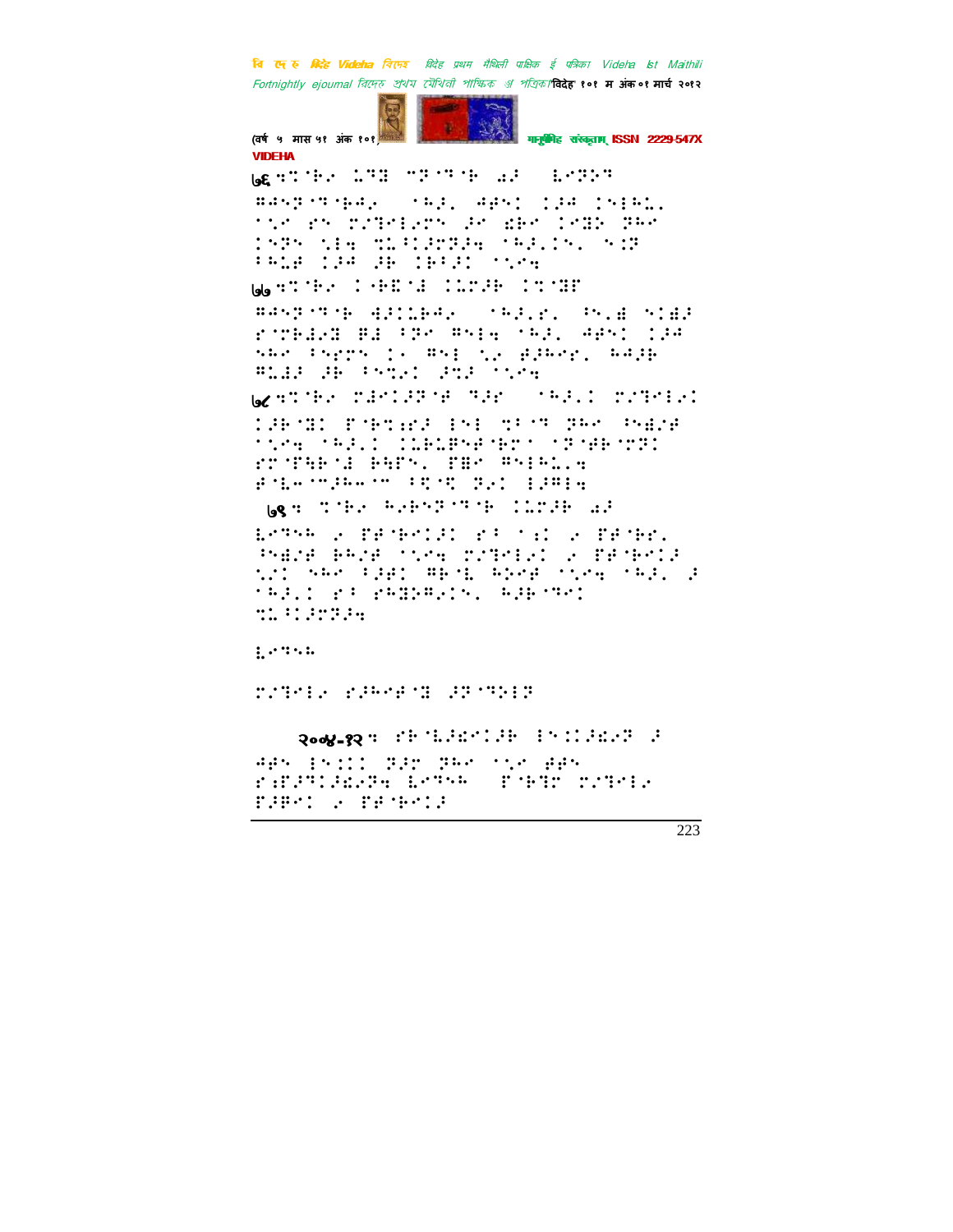७६

७७

७८

७९

२००४-१२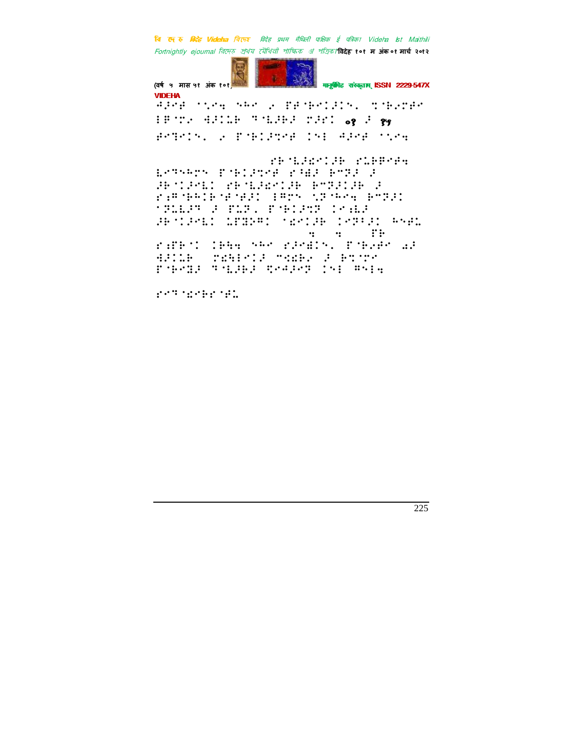VIDEHA

⠙⠜⠑⠛⠀⠁⠌⠑⠪⠀⠝⠓⠑⠀⠐⠀⠋⠛⠈⠃⠑⠊⠜⠊⠝⠂⠀⠹⠈⠃⠐⠗⠛⠑
⠖⠛⠈⠗⠐⠀⠻⠜⠊⠥⠃⠀⠓⠈⠇⠜⠃⠜⠀⠗⠜⠗⠊⠀०१ ⠜ १५
⠛⠑⠓⠑⠊⠝⠂⠀⠐⠀⠋⠈⠃⠊⠜⠹⠑⠛⠀⠊⠝⠖⠀⠙⠜⠑⠛⠀⠁⠌⠑⠪

⠎⠃⠈⠇⠜⠩⠑⠊⠜⠃⠀⠎⠥⠃⠛⠑⠛⠪
⠇⠑⠓⠝⠓⠗⠝⠀⠋⠈⠃⠊⠜⠹⠑⠛⠀⠎⠈⠻⠜⠀⠃⠑⠝⠜⠀⠜
⠜⠃⠈⠊⠜⠑⠇⠊⠀⠎⠃⠈⠇⠜⠩⠑⠊⠜⠃⠀⠃⠑⠝⠜⠊⠜⠃⠀⠜
⠎⠪⠛⠈⠃⠓⠊⠃⠈⠛⠈⠛⠜⠊⠀⠖⠛⠗⠝⠀⠌⠝⠈⠓⠑⠪⠀⠃⠑⠝⠜⠊
⠈⠝⠥⠇⠜⠓⠀⠜⠀⠋⠥⠝⠂⠀⠋⠈⠃⠊⠜⠹⠝⠀⠊⠑⠪⠇⠜
⠜⠃⠈⠊⠜⠑⠇⠊⠀⠥⠋⠻⠜⠛⠊⠀⠈⠩⠑⠊⠜⠃⠀⠊⠑⠝⠖⠜⠊⠀⠓⠝⠛⠥
⠪⠀⠪⠀⠋⠃
⠎⠪⠋⠃⠈⠊⠀⠊⠃⠓⠪⠀⠝⠓⠑⠀⠎⠜⠑⠻⠊⠝⠂⠀⠋⠈⠃⠐⠛⠑⠀⠱⠜
⠻⠜⠊⠥⠃⠀⠀⠗⠩⠓⠖⠑⠊⠜⠀⠉⠩⠩⠃⠐⠀⠜⠀⠃⠹⠈⠗⠑
⠋⠈⠃⠑⠻⠜⠀⠓⠈⠇⠜⠃⠜⠀⠱⠑⠙⠜⠑⠝⠀⠊⠝⠖⠀⠛⠝⠊⠪

⠎⠑⠓⠈⠩⠑⠃⠎⠈⠛⠥